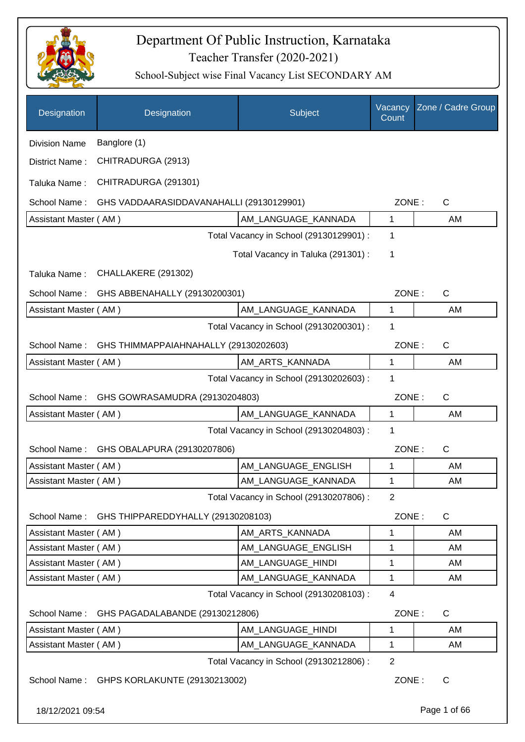# Department Of Public Instruction, Karnataka

## Teacher Transfer (2020-2021)

### School-Subject wise Final Vacancy List SECONDARY AM

| Designation | Designation | Subject | Vacancy Count | Zone / Cadre Group |
|---|---|---|---|---|

Division Name Banglore (1)

District Name : CHITRADURGA (2913)

Taluka Name : CHITRADURGA (291301)

School Name : GHS VADDAARASIDDAVANAHALLI (29130129901) ZONE : C

| Designation | Subject | Vacancy Count | Zone / Cadre Group |
|---|---|---|---|
| Assistant Master ( AM ) | AM_LANGUAGE_KANNADA | 1 | AM |

Total Vacancy in School (29130129901) : 1

Total Vacancy in Taluka (291301) : 1

Taluka Name : CHALLAKERE (291302)

School Name : GHS ABBENAHALLY (29130200301) ZONE : C

| Designation | Subject | Vacancy Count | Zone / Cadre Group |
|---|---|---|---|
| Assistant Master ( AM ) | AM_LANGUAGE_KANNADA | 1 | AM |

Total Vacancy in School (29130200301) : 1

School Name : GHS THIMMAPPAIAHNAHALLY (29130202603) ZONE : C

| Designation | Subject | Vacancy Count | Zone / Cadre Group |
|---|---|---|---|
| Assistant Master ( AM ) | AM_ARTS_KANNADA | 1 | AM |

Total Vacancy in School (29130202603) : 1

School Name : GHS GOWRASAMUDRA (29130204803) ZONE : C

| Designation | Subject | Vacancy Count | Zone / Cadre Group |
|---|---|---|---|
| Assistant Master ( AM ) | AM_LANGUAGE_KANNADA | 1 | AM |

Total Vacancy in School (29130204803) : 1

School Name : GHS OBALAPURA (29130207806) ZONE : C

| Designation | Subject | Vacancy Count | Zone / Cadre Group |
|---|---|---|---|
| Assistant Master ( AM ) | AM_LANGUAGE_ENGLISH | 1 | AM |
| Assistant Master ( AM ) | AM_LANGUAGE_KANNADA | 1 | AM |

Total Vacancy in School (29130207806) : 2

School Name : GHS THIPPAREDDYHALLY (29130208103) ZONE : C

| Designation | Subject | Vacancy Count | Zone / Cadre Group |
|---|---|---|---|
| Assistant Master ( AM ) | AM_ARTS_KANNADA | 1 | AM |
| Assistant Master ( AM ) | AM_LANGUAGE_ENGLISH | 1 | AM |
| Assistant Master ( AM ) | AM_LANGUAGE_HINDI | 1 | AM |
| Assistant Master ( AM ) | AM_LANGUAGE_KANNADA | 1 | AM |

Total Vacancy in School (29130208103) : 4

School Name : GHS PAGADALABANDE (29130212806) ZONE : C

| Designation | Subject | Vacancy Count | Zone / Cadre Group |
|---|---|---|---|
| Assistant Master ( AM ) | AM_LANGUAGE_HINDI | 1 | AM |
| Assistant Master ( AM ) | AM_LANGUAGE_KANNADA | 1 | AM |

Total Vacancy in School (29130212806) : 2

School Name : GHPS KORLAKUNTE (29130213002) ZONE : C

18/12/2021 09:54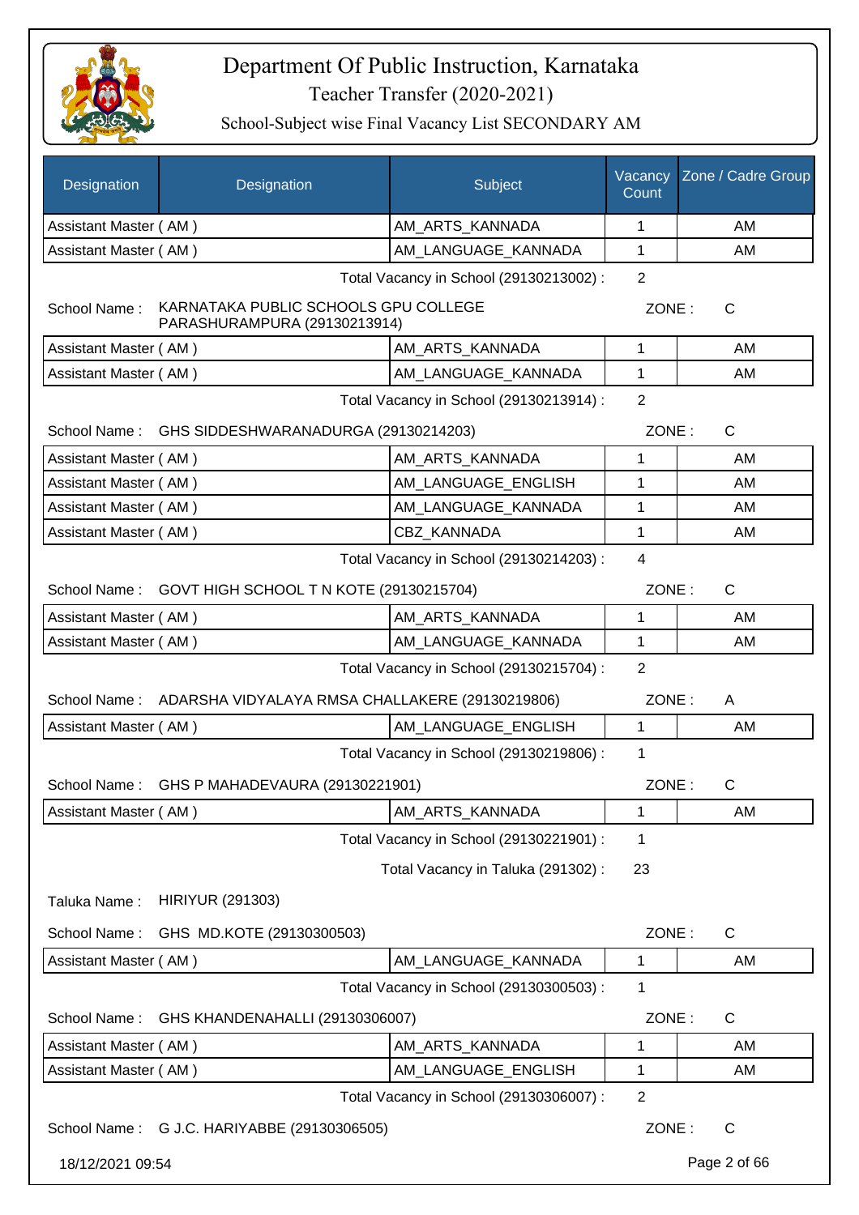# Department Of Public Instruction, Karnataka
## Teacher Transfer (2020-2021)
### School-Subject wise Final Vacancy List SECONDARY AM

| Designation | Designation | Subject | Vacancy Count | Zone / Cadre Group |
|---|---|---|---|---|
| Assistant Master ( AM ) | | AM_ARTS_KANNADA | 1 | AM |
| Assistant Master ( AM ) | | AM_LANGUAGE_KANNADA | 1 | AM |

Total Vacancy in School (29130213002) : 2

School Name : KARNATAKA PUBLIC SCHOOLS GPU COLLEGE PARASHURAMPURA (29130213914) ZONE : C

| Designation | Subject | Vacancy Count | Zone / Cadre Group |
|---|---|---|---|
| Assistant Master ( AM ) | AM_ARTS_KANNADA | 1 | AM |
| Assistant Master ( AM ) | AM_LANGUAGE_KANNADA | 1 | AM |

Total Vacancy in School (29130213914) : 2

School Name : GHS SIDDESHWARANADURGA (29130214203) ZONE : C

| Designation | Subject | Vacancy Count | Zone / Cadre Group |
|---|---|---|---|
| Assistant Master ( AM ) | AM_ARTS_KANNADA | 1 | AM |
| Assistant Master ( AM ) | AM_LANGUAGE_ENGLISH | 1 | AM |
| Assistant Master ( AM ) | AM_LANGUAGE_KANNADA | 1 | AM |
| Assistant Master ( AM ) | CBZ_KANNADA | 1 | AM |

Total Vacancy in School (29130214203) : 4

School Name : GOVT HIGH SCHOOL T N KOTE (29130215704) ZONE : C

| Designation | Subject | Vacancy Count | Zone / Cadre Group |
|---|---|---|---|
| Assistant Master ( AM ) | AM_ARTS_KANNADA | 1 | AM |
| Assistant Master ( AM ) | AM_LANGUAGE_KANNADA | 1 | AM |

Total Vacancy in School (29130215704) : 2

School Name : ADARSHA VIDYALAYA RMSA CHALLAKERE (29130219806) ZONE : A

| Designation | Subject | Vacancy Count | Zone / Cadre Group |
|---|---|---|---|
| Assistant Master ( AM ) | AM_LANGUAGE_ENGLISH | 1 | AM |

Total Vacancy in School (29130219806) : 1

School Name : GHS P MAHADEVAURA (29130221901) ZONE : C

| Designation | Subject | Vacancy Count | Zone / Cadre Group |
|---|---|---|---|
| Assistant Master ( AM ) | AM_ARTS_KANNADA | 1 | AM |

Total Vacancy in School (29130221901) : 1

Total Vacancy in Taluka (291302) : 23

Taluka Name : HIRIYUR (291303)

School Name : GHS MD.KOTE (29130300503) ZONE : C

| Designation | Subject | Vacancy Count | Zone / Cadre Group |
|---|---|---|---|
| Assistant Master ( AM ) | AM_LANGUAGE_KANNADA | 1 | AM |

Total Vacancy in School (29130300503) : 1

School Name : GHS KHANDENAHALLI (29130306007) ZONE : C

| Designation | Subject | Vacancy Count | Zone / Cadre Group |
|---|---|---|---|
| Assistant Master ( AM ) | AM_ARTS_KANNADA | 1 | AM |
| Assistant Master ( AM ) | AM_LANGUAGE_ENGLISH | 1 | AM |

Total Vacancy in School (29130306007) : 2

School Name : G J.C. HARIYABBE (29130306505) ZONE : C

18/12/2021 09:54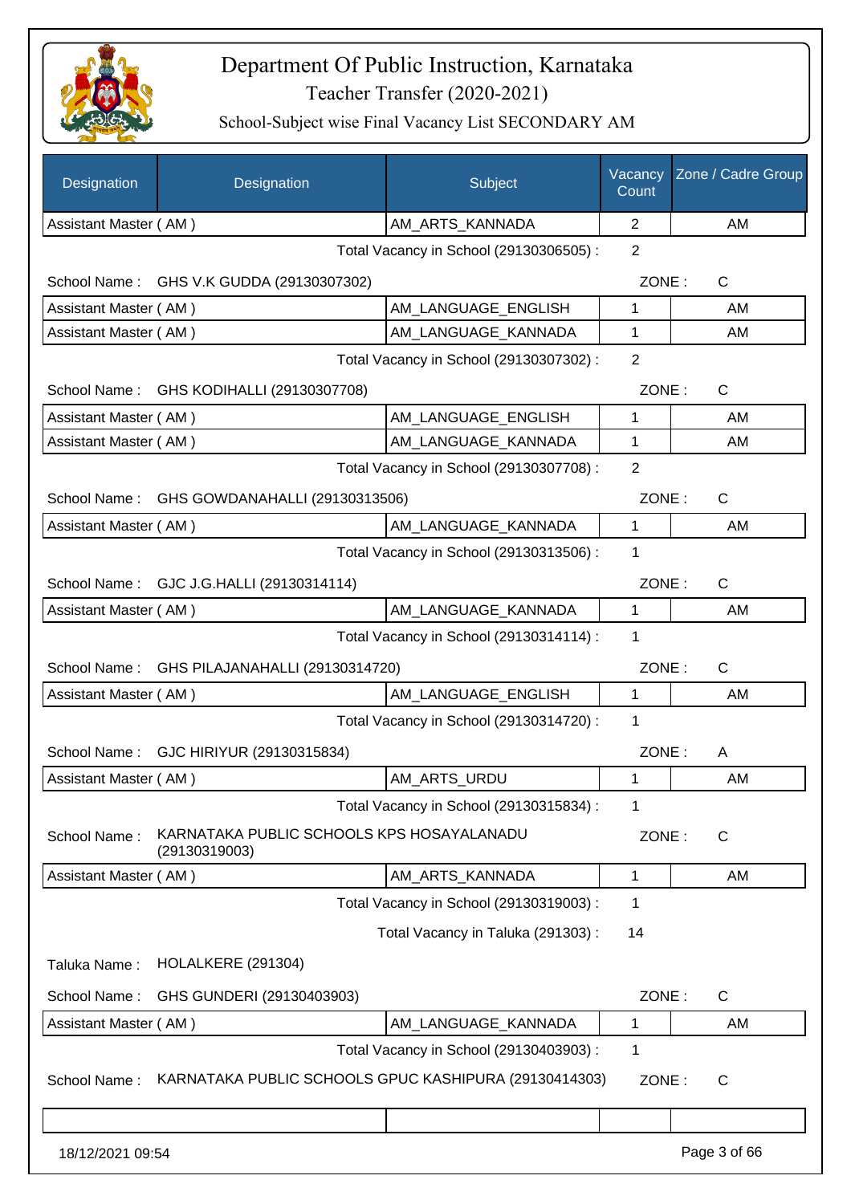# Department Of Public Instruction, Karnataka

## Teacher Transfer (2020-2021)

### School-Subject wise Final Vacancy List SECONDARY AM

| Designation | Designation | Subject | Vacancy Count | Zone / Cadre Group |
|---|---|---|---|---|
| Assistant Master ( AM ) | | AM_ARTS_KANNADA | 2 | AM |

Total Vacancy in School (29130306505) : 2

School Name : GHS V.K GUDDA (29130307302) ZONE : C

| Designation | Subject | Vacancy Count | Zone / Cadre Group |
|---|---|---|---|
| Assistant Master ( AM ) | AM_LANGUAGE_ENGLISH | 1 | AM |
| Assistant Master ( AM ) | AM_LANGUAGE_KANNADA | 1 | AM |

Total Vacancy in School (29130307302) : 2

School Name : GHS KODIHALLI (29130307708) ZONE : C

| Designation | Subject | Vacancy Count | Zone / Cadre Group |
|---|---|---|---|
| Assistant Master ( AM ) | AM_LANGUAGE_ENGLISH | 1 | AM |
| Assistant Master ( AM ) | AM_LANGUAGE_KANNADA | 1 | AM |

Total Vacancy in School (29130307708) : 2

School Name : GHS GOWDANAHALLI (29130313506) ZONE : C

| Designation | Subject | Vacancy Count | Zone / Cadre Group |
|---|---|---|---|
| Assistant Master ( AM ) | AM_LANGUAGE_KANNADA | 1 | AM |

Total Vacancy in School (29130313506) : 1

School Name : GJC J.G.HALLI (29130314114) ZONE : C

| Designation | Subject | Vacancy Count | Zone / Cadre Group |
|---|---|---|---|
| Assistant Master ( AM ) | AM_LANGUAGE_KANNADA | 1 | AM |

Total Vacancy in School (29130314114) : 1

School Name : GHS PILAJANAHALLI (29130314720) ZONE : C

| Designation | Subject | Vacancy Count | Zone / Cadre Group |
|---|---|---|---|
| Assistant Master ( AM ) | AM_LANGUAGE_ENGLISH | 1 | AM |

Total Vacancy in School (29130314720) : 1

School Name : GJC HIRIYUR (29130315834) ZONE : A

| Designation | Subject | Vacancy Count | Zone / Cadre Group |
|---|---|---|---|
| Assistant Master ( AM ) | AM_ARTS_URDU | 1 | AM |

Total Vacancy in School (29130315834) : 1

School Name : KARNATAKA PUBLIC SCHOOLS KPS HOSAYALANADU (29130319003) ZONE : C

| Designation | Subject | Vacancy Count | Zone / Cadre Group |
|---|---|---|---|
| Assistant Master ( AM ) | AM_ARTS_KANNADA | 1 | AM |

Total Vacancy in School (29130319003) : 1

Total Vacancy in Taluka (291303) : 14

Taluka Name : HOLALKERE (291304)

School Name : GHS GUNDERI (29130403903) ZONE : C

| Designation | Subject | Vacancy Count | Zone / Cadre Group |
|---|---|---|---|
| Assistant Master ( AM ) | AM_LANGUAGE_KANNADA | 1 | AM |

Total Vacancy in School (29130403903) : 1

School Name : KARNATAKA PUBLIC SCHOOLS GPUC KASHIPURA (29130414303) ZONE : C

18/12/2021 09:54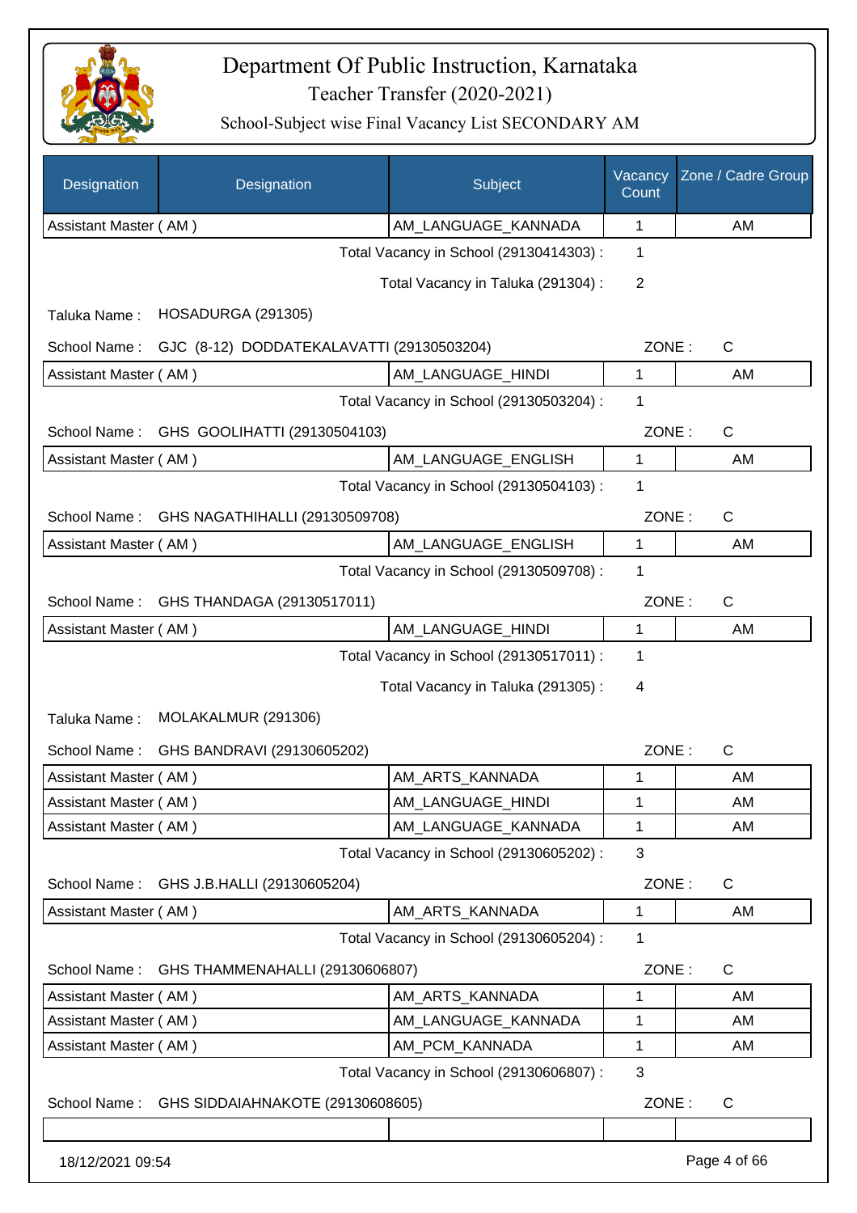# Department Of Public Instruction, Karnataka

## Teacher Transfer (2020-2021)

### School-Subject wise Final Vacancy List SECONDARY AM

| Designation | Designation | Subject | Vacancy Count | Zone / Cadre Group |
|---|---|---|---|---|
| Assistant Master ( AM ) | | AM_LANGUAGE_KANNADA | 1 | AM |

Total Vacancy in School (29130414303) : 1

Total Vacancy in Taluka (291304) : 2

Taluka Name : HOSADURGA (291305)

School Name : GJC (8-12) DODDATEKALAVATTI (29130503204) ZONE : C

| Designation | Designation | Subject | Vacancy Count | Zone / Cadre Group |
|---|---|---|---|---|
| Assistant Master ( AM ) | | AM_LANGUAGE_HINDI | 1 | AM |

Total Vacancy in School (29130503204) : 1

School Name : GHS GOOLIHATTI (29130504103) ZONE : C

| Designation | Designation | Subject | Vacancy Count | Zone / Cadre Group |
|---|---|---|---|---|
| Assistant Master ( AM ) | | AM_LANGUAGE_ENGLISH | 1 | AM |

Total Vacancy in School (29130504103) : 1

School Name : GHS NAGATHIHALLI (29130509708) ZONE : C

| Designation | Designation | Subject | Vacancy Count | Zone / Cadre Group |
|---|---|---|---|---|
| Assistant Master ( AM ) | | AM_LANGUAGE_ENGLISH | 1 | AM |

Total Vacancy in School (29130509708) : 1

School Name : GHS THANDAGA (29130517011) ZONE : C

| Designation | Designation | Subject | Vacancy Count | Zone / Cadre Group |
|---|---|---|---|---|
| Assistant Master ( AM ) | | AM_LANGUAGE_HINDI | 1 | AM |

Total Vacancy in School (29130517011) : 1

Total Vacancy in Taluka (291305) : 4

Taluka Name : MOLAKALMUR (291306)

School Name : GHS BANDRAVI (29130605202) ZONE : C

| Designation | Designation | Subject | Vacancy Count | Zone / Cadre Group |
|---|---|---|---|---|
| Assistant Master ( AM ) | | AM_ARTS_KANNADA | 1 | AM |
| Assistant Master ( AM ) | | AM_LANGUAGE_HINDI | 1 | AM |
| Assistant Master ( AM ) | | AM_LANGUAGE_KANNADA | 1 | AM |

Total Vacancy in School (29130605202) : 3

School Name : GHS J.B.HALLI (29130605204) ZONE : C

| Designation | Designation | Subject | Vacancy Count | Zone / Cadre Group |
|---|---|---|---|---|
| Assistant Master ( AM ) | | AM_ARTS_KANNADA | 1 | AM |

Total Vacancy in School (29130605204) : 1

School Name : GHS THAMMENAHALLI (29130606807) ZONE : C

| Designation | Designation | Subject | Vacancy Count | Zone / Cadre Group |
|---|---|---|---|---|
| Assistant Master ( AM ) | | AM_ARTS_KANNADA | 1 | AM |
| Assistant Master ( AM ) | | AM_LANGUAGE_KANNADA | 1 | AM |
| Assistant Master ( AM ) | | AM_PCM_KANNADA | 1 | AM |

Total Vacancy in School (29130606807) : 3

School Name : GHS SIDDAIAHNAKOTE (29130608605) ZONE : C

18/12/2021 09:54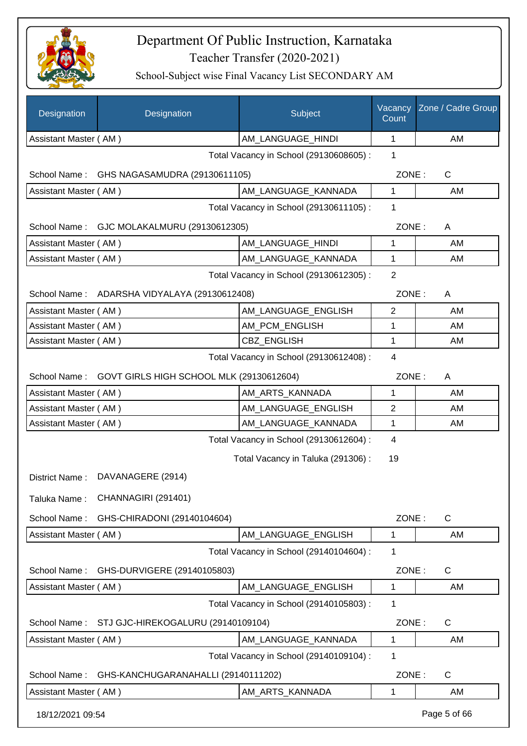# Department Of Public Instruction, Karnataka

## Teacher Transfer (2020-2021)

### School-Subject wise Final Vacancy List SECONDARY AM

| Designation | Designation | Subject | Vacancy Count | Zone / Cadre Group |
|---|---|---|---|---|
| Assistant Master ( AM ) | | AM_LANGUAGE_HINDI | 1 | AM |
| | | Total Vacancy in School (29130608605) : | 1 | |
| School Name : | GHS NAGASAMUDRA (29130611105) | | ZONE : | C |
| Assistant Master ( AM ) | | AM_LANGUAGE_KANNADA | 1 | AM |
| | | Total Vacancy in School (29130611105) : | 1 | |
| School Name : | GJC MOLAKALMURU (29130612305) | | ZONE : | A |
| Assistant Master ( AM ) | | AM_LANGUAGE_HINDI | 1 | AM |
| Assistant Master ( AM ) | | AM_LANGUAGE_KANNADA | 1 | AM |
| | | Total Vacancy in School (29130612305) : | 2 | |
| School Name : | ADARSHA VIDYALAYA (29130612408) | | ZONE : | A |
| Assistant Master ( AM ) | | AM_LANGUAGE_ENGLISH | 2 | AM |
| Assistant Master ( AM ) | | AM_PCM_ENGLISH | 1 | AM |
| Assistant Master ( AM ) | | CBZ_ENGLISH | 1 | AM |
| | | Total Vacancy in School (29130612408) : | 4 | |
| School Name : | GOVT GIRLS HIGH SCHOOL MLK (29130612604) | | ZONE : | A |
| Assistant Master ( AM ) | | AM_ARTS_KANNADA | 1 | AM |
| Assistant Master ( AM ) | | AM_LANGUAGE_ENGLISH | 2 | AM |
| Assistant Master ( AM ) | | AM_LANGUAGE_KANNADA | 1 | AM |
| | | Total Vacancy in School (29130612604) : | 4 | |
| | | Total Vacancy in Taluka (291306) : | 19 | |
| District Name : | DAVANAGERE (2914) | | | |
| Taluka Name : | CHANNAGIRI (291401) | | | |
| School Name : | GHS-CHIRADONI (29140104604) | | ZONE : | C |
| Assistant Master ( AM ) | | AM_LANGUAGE_ENGLISH | 1 | AM |
| | | Total Vacancy in School (29140104604) : | 1 | |
| School Name : | GHS-DURVIGERE (29140105803) | | ZONE : | C |
| Assistant Master ( AM ) | | AM_LANGUAGE_ENGLISH | 1 | AM |
| | | Total Vacancy in School (29140105803) : | 1 | |
| School Name : | STJ GJC-HIREKOGALURU (29140109104) | | ZONE : | C |
| Assistant Master ( AM ) | | AM_LANGUAGE_KANNADA | 1 | AM |
| | | Total Vacancy in School (29140109104) : | 1 | |
| School Name : | GHS-KANCHUGARANAHALLI (29140111202) | | ZONE : | C |
| Assistant Master ( AM ) | | AM_ARTS_KANNADA | 1 | AM |

18/12/2021 09:54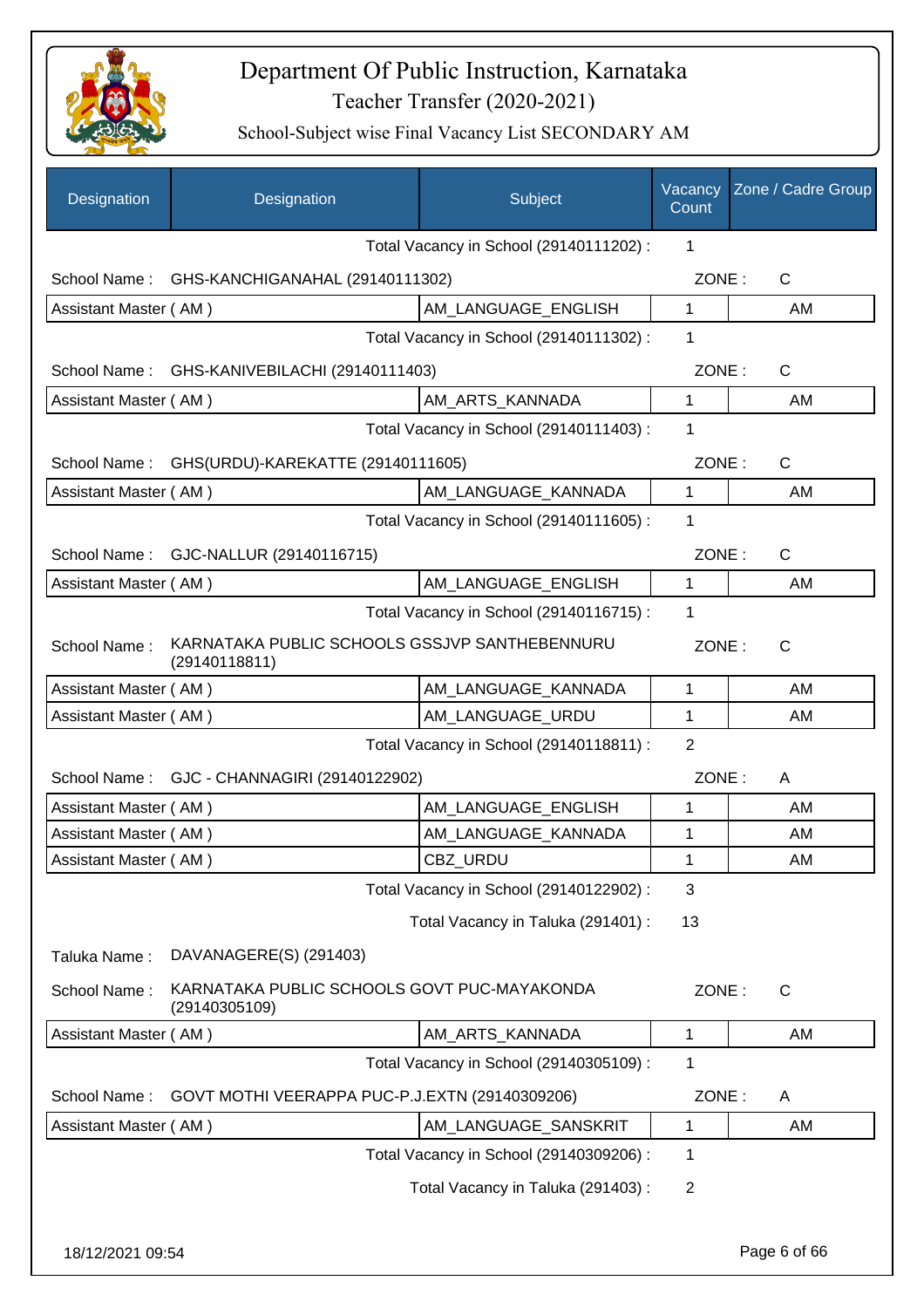# Department Of Public Instruction, Karnataka

## Teacher Transfer (2020-2021)

### School-Subject wise Final Vacancy List SECONDARY AM

| Designation | Designation | Subject | Vacancy Count | Zone / Cadre Group |
|---|---|---|---|---|
| | | Total Vacancy in School (29140111202) : | 1 | |
| School Name : | GHS-KANCHIGANAHAL (29140111302) | | ZONE : | C |
| Assistant Master ( AM ) | | AM_LANGUAGE_ENGLISH | 1 | AM |
| | | Total Vacancy in School (29140111302) : | 1 | |
| School Name : | GHS-KANIVEBILACHI (29140111403) | | ZONE : | C |
| Assistant Master ( AM ) | | AM_ARTS_KANNADA | 1 | AM |
| | | Total Vacancy in School (29140111403) : | 1 | |
| School Name : | GHS(URDU)-KAREKATTE (29140111605) | | ZONE : | C |
| Assistant Master ( AM ) | | AM_LANGUAGE_KANNADA | 1 | AM |
| | | Total Vacancy in School (29140111605) : | 1 | |
| School Name : | GJC-NALLUR (29140116715) | | ZONE : | C |
| Assistant Master ( AM ) | | AM_LANGUAGE_ENGLISH | 1 | AM |
| | | Total Vacancy in School (29140116715) : | 1 | |
| School Name : | KARNATAKA PUBLIC SCHOOLS GSSJVP SANTHEBENNURU (29140118811) | | ZONE : | C |
| Assistant Master ( AM ) | | AM_LANGUAGE_KANNADA | 1 | AM |
| Assistant Master ( AM ) | | AM_LANGUAGE_URDU | 1 | AM |
| | | Total Vacancy in School (29140118811) : | 2 | |
| School Name : | GJC - CHANNAGIRI (29140122902) | | ZONE : | A |
| Assistant Master ( AM ) | | AM_LANGUAGE_ENGLISH | 1 | AM |
| Assistant Master ( AM ) | | AM_LANGUAGE_KANNADA | 1 | AM |
| Assistant Master ( AM ) | | CBZ_URDU | 1 | AM |
| | | Total Vacancy in School (29140122902) : | 3 | |
| | | Total Vacancy in Taluka (291401) : | 13 | |
| Taluka Name : | DAVANAGERE(S) (291403) | | | |
| School Name : | KARNATAKA PUBLIC SCHOOLS GOVT PUC-MAYAKONDA (29140305109) | | ZONE : | C |
| Assistant Master ( AM ) | | AM_ARTS_KANNADA | 1 | AM |
| | | Total Vacancy in School (29140305109) : | 1 | |
| School Name : | GOVT MOTHI VEERAPPA PUC-P.J.EXTN (29140309206) | | ZONE : | A |
| Assistant Master ( AM ) | | AM_LANGUAGE_SANSKRIT | 1 | AM |
| | | Total Vacancy in School (29140309206) : | 1 | |
| | | Total Vacancy in Taluka (291403) : | 2 | |

18/12/2021 09:54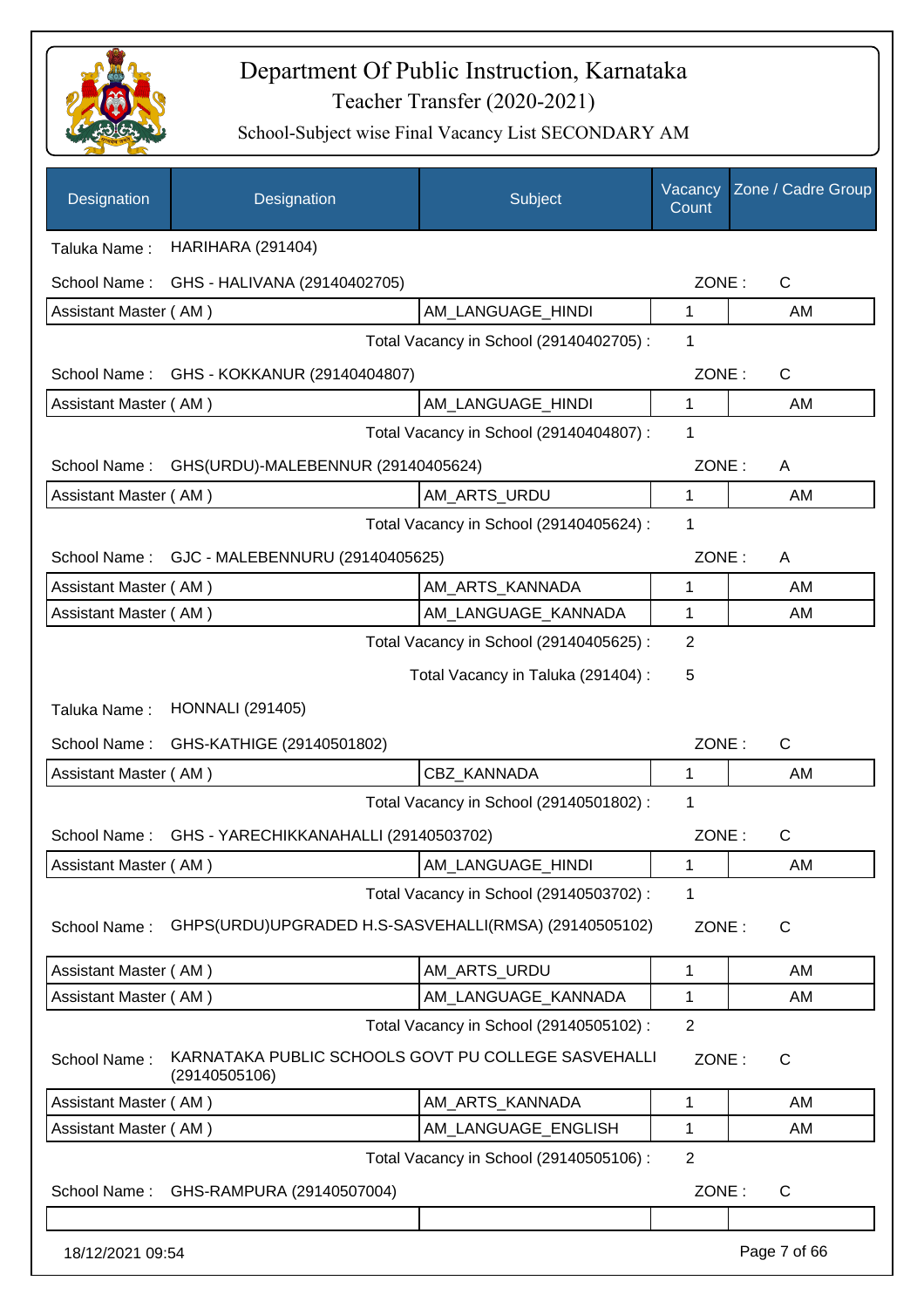# Department Of Public Instruction, Karnataka

## Teacher Transfer (2020-2021)

### School-Subject wise Final Vacancy List SECONDARY AM

| Designation | Designation | Subject | Vacancy Count | Zone / Cadre Group |
|---|---|---|---|---|
| Taluka Name : | HARIHARA (291404) | | | |
| School Name : | GHS - HALIVANA (29140402705) | | ZONE : | C |
| Assistant Master ( AM ) | | AM_LANGUAGE_HINDI | 1 | AM |
| | | Total Vacancy in School (29140402705) : | 1 | |
| School Name : | GHS - KOKKANUR (29140404807) | | ZONE : | C |
| Assistant Master ( AM ) | | AM_LANGUAGE_HINDI | 1 | AM |
| | | Total Vacancy in School (29140404807) : | 1 | |
| School Name : | GHS(URDU)-MALEBENNUR (29140405624) | | ZONE : | A |
| Assistant Master ( AM ) | | AM_ARTS_URDU | 1 | AM |
| | | Total Vacancy in School (29140405624) : | 1 | |
| School Name : | GJC - MALEBENNURU (29140405625) | | ZONE : | A |
| Assistant Master ( AM ) | | AM_ARTS_KANNADA | 1 | AM |
| Assistant Master ( AM ) | | AM_LANGUAGE_KANNADA | 1 | AM |
| | | Total Vacancy in School (29140405625) : | 2 | |
| | | Total Vacancy in Taluka (291404) : | 5 | |
| Taluka Name : | HONNALI (291405) | | | |
| School Name : | GHS-KATHIGE (29140501802) | | ZONE : | C |
| Assistant Master ( AM ) | | CBZ_KANNADA | 1 | AM |
| | | Total Vacancy in School (29140501802) : | 1 | |
| School Name : | GHS - YARECHIKKANAHALLI (29140503702) | | ZONE : | C |
| Assistant Master ( AM ) | | AM_LANGUAGE_HINDI | 1 | AM |
| | | Total Vacancy in School (29140503702) : | 1 | |
| School Name : | GHPS(URDU)UPGRADED H.S-SASVEHALLI(RMSA) (29140505102) | | ZONE : | C |
| Assistant Master ( AM ) | | AM_ARTS_URDU | 1 | AM |
| Assistant Master ( AM ) | | AM_LANGUAGE_KANNADA | 1 | AM |
| | | Total Vacancy in School (29140505102) : | 2 | |
| School Name : | KARNATAKA PUBLIC SCHOOLS GOVT PU COLLEGE SASVEHALLI (29140505106) | | ZONE : | C |
| Assistant Master ( AM ) | | AM_ARTS_KANNADA | 1 | AM |
| Assistant Master ( AM ) | | AM_LANGUAGE_ENGLISH | 1 | AM |
| | | Total Vacancy in School (29140505106) : | 2 | |
| School Name : | GHS-RAMPURA (29140507004) | | ZONE : | C |

18/12/2021 09:54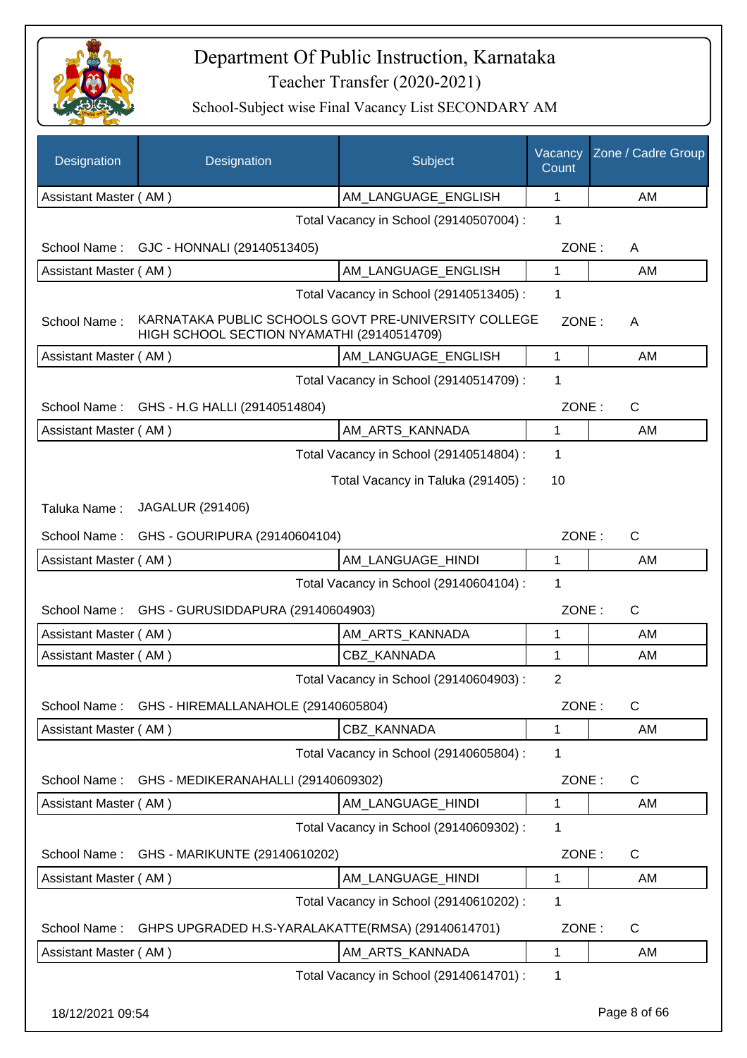# Department Of Public Instruction, Karnataka

Teacher Transfer (2020-2021)

School-Subject wise Final Vacancy List SECONDARY AM

| Designation | Designation | Subject | Vacancy Count | Zone / Cadre Group |
|---|---|---|---|---|
| Assistant Master ( AM ) | | AM_LANGUAGE_ENGLISH | 1 | AM |

Total Vacancy in School (29140507004) : 1

School Name : GJC - HONNALI (29140513405) ZONE : A

| Designation | Designation | Subject | Vacancy Count | Zone / Cadre Group |
|---|---|---|---|---|
| Assistant Master ( AM ) | | AM_LANGUAGE_ENGLISH | 1 | AM |

Total Vacancy in School (29140513405) : 1

School Name : KARNATAKA PUBLIC SCHOOLS GOVT PRE-UNIVERSITY COLLEGE HIGH SCHOOL SECTION NYAMATHI (29140514709) ZONE : A

| Designation | Designation | Subject | Vacancy Count | Zone / Cadre Group |
|---|---|---|---|---|
| Assistant Master ( AM ) | | AM_LANGUAGE_ENGLISH | 1 | AM |

Total Vacancy in School (29140514709) : 1

School Name : GHS - H.G HALLI (29140514804) ZONE : C

| Designation | Designation | Subject | Vacancy Count | Zone / Cadre Group |
|---|---|---|---|---|
| Assistant Master ( AM ) | | AM_ARTS_KANNADA | 1 | AM |

Total Vacancy in School (29140514804) : 1

Total Vacancy in Taluka (291405) : 10

Taluka Name : JAGALUR (291406)

School Name : GHS - GOURIPURA (29140604104) ZONE : C

| Designation | Designation | Subject | Vacancy Count | Zone / Cadre Group |
|---|---|---|---|---|
| Assistant Master ( AM ) | | AM_LANGUAGE_HINDI | 1 | AM |

Total Vacancy in School (29140604104) : 1

School Name : GHS - GURUSIDDAPURA (29140604903) ZONE : C

| Designation | Designation | Subject | Vacancy Count | Zone / Cadre Group |
|---|---|---|---|---|
| Assistant Master ( AM ) | | AM_ARTS_KANNADA | 1 | AM |
| Assistant Master ( AM ) | | CBZ_KANNADA | 1 | AM |

Total Vacancy in School (29140604903) : 2

School Name : GHS - HIREMALLANAHOLE (29140605804) ZONE : C

| Designation | Designation | Subject | Vacancy Count | Zone / Cadre Group |
|---|---|---|---|---|
| Assistant Master ( AM ) | | CBZ_KANNADA | 1 | AM |

Total Vacancy in School (29140605804) : 1

School Name : GHS - MEDIKERANAHALLI (29140609302) ZONE : C

| Designation | Designation | Subject | Vacancy Count | Zone / Cadre Group |
|---|---|---|---|---|
| Assistant Master ( AM ) | | AM_LANGUAGE_HINDI | 1 | AM |

Total Vacancy in School (29140609302) : 1

School Name : GHS - MARIKUNTE (29140610202) ZONE : C

| Designation | Designation | Subject | Vacancy Count | Zone / Cadre Group |
|---|---|---|---|---|
| Assistant Master ( AM ) | | AM_LANGUAGE_HINDI | 1 | AM |

Total Vacancy in School (29140610202) : 1

School Name : GHPS UPGRADED H.S-YARALAKATTE(RMSA) (29140614701) ZONE : C

| Designation | Designation | Subject | Vacancy Count | Zone / Cadre Group |
|---|---|---|---|---|
| Assistant Master ( AM ) | | AM_ARTS_KANNADA | 1 | AM |

Total Vacancy in School (29140614701) : 1

18/12/2021 09:54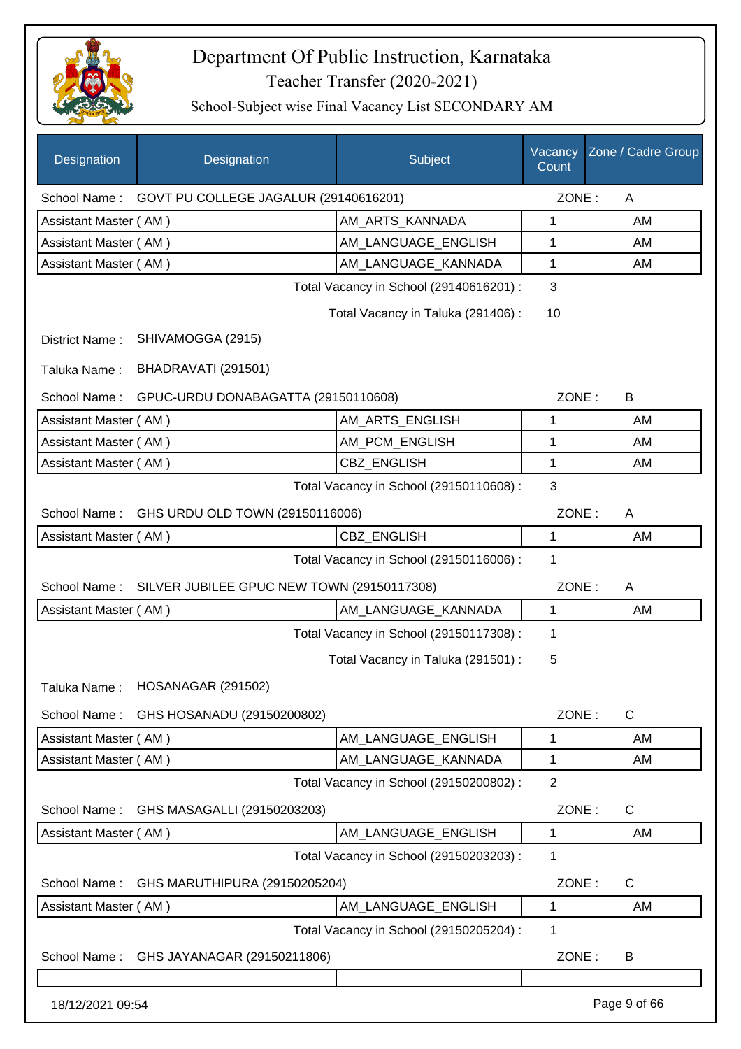# Department Of Public Instruction, Karnataka

## Teacher Transfer (2020-2021)

### School-Subject wise Final Vacancy List SECONDARY AM

| Designation | Designation | Subject | Vacancy Count | Zone / Cadre Group |
|---|---|---|---|---|
| School Name : | GOVT PU COLLEGE JAGALUR (29140616201) | | ZONE : | A |
| Assistant Master ( AM ) | | AM_ARTS_KANNADA | 1 | AM |
| Assistant Master ( AM ) | | AM_LANGUAGE_ENGLISH | 1 | AM |
| Assistant Master ( AM ) | | AM_LANGUAGE_KANNADA | 1 | AM |
| | | Total Vacancy in School (29140616201) : | 3 | |
| | | Total Vacancy in Taluka (291406) : | 10 | |
| District Name : | SHIVAMOGGA (2915) | | | |
| Taluka Name : | BHADRAVATI (291501) | | | |
| School Name : | GPUC-URDU DONABAGATTA (29150110608) | | ZONE : | B |
| Assistant Master ( AM ) | | AM_ARTS_ENGLISH | 1 | AM |
| Assistant Master ( AM ) | | AM_PCM_ENGLISH | 1 | AM |
| Assistant Master ( AM ) | | CBZ_ENGLISH | 1 | AM |
| | | Total Vacancy in School (29150110608) : | 3 | |
| School Name : | GHS URDU OLD TOWN (29150116006) | | ZONE : | A |
| Assistant Master ( AM ) | | CBZ_ENGLISH | 1 | AM |
| | | Total Vacancy in School (29150116006) : | 1 | |
| School Name : | SILVER JUBILEE GPUC NEW TOWN (29150117308) | | ZONE : | A |
| Assistant Master ( AM ) | | AM_LANGUAGE_KANNADA | 1 | AM |
| | | Total Vacancy in School (29150117308) : | 1 | |
| | | Total Vacancy in Taluka (291501) : | 5 | |
| Taluka Name : | HOSANAGAR (291502) | | | |
| School Name : | GHS HOSANADU (29150200802) | | ZONE : | C |
| Assistant Master ( AM ) | | AM_LANGUAGE_ENGLISH | 1 | AM |
| Assistant Master ( AM ) | | AM_LANGUAGE_KANNADA | 1 | AM |
| | | Total Vacancy in School (29150200802) : | 2 | |
| School Name : | GHS MASAGALLI (29150203203) | | ZONE : | C |
| Assistant Master ( AM ) | | AM_LANGUAGE_ENGLISH | 1 | AM |
| | | Total Vacancy in School (29150203203) : | 1 | |
| School Name : | GHS MARUTHIPURA (29150205204) | | ZONE : | C |
| Assistant Master ( AM ) | | AM_LANGUAGE_ENGLISH | 1 | AM |
| | | Total Vacancy in School (29150205204) : | 1 | |
| School Name : | GHS JAYANAGAR (29150211806) | | ZONE : | B |

18/12/2021 09:54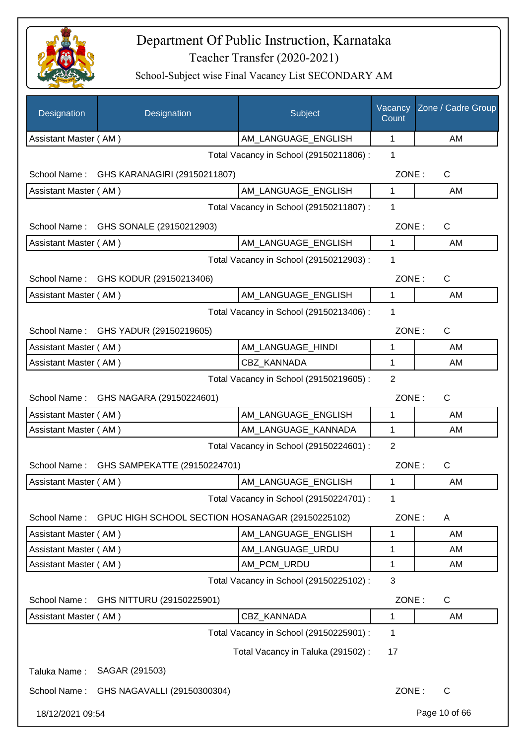# Department Of Public Instruction, Karnataka
## Teacher Transfer (2020-2021)
### School-Subject wise Final Vacancy List SECONDARY AM

| Designation | Designation | Subject | Vacancy Count | Zone / Cadre Group |
|---|---|---|---|---|
| Assistant Master ( AM ) | | AM_LANGUAGE_ENGLISH | 1 | AM |

Total Vacancy in School (29150211806) : 1

School Name : GHS KARANAGIRI (29150211807) ZONE : C

| Designation | Subject | Vacancy Count | Cadre Group |
|---|---|---|---|
| Assistant Master ( AM ) | AM_LANGUAGE_ENGLISH | 1 | AM |

Total Vacancy in School (29150211807) : 1

School Name : GHS SONALE (29150212903) ZONE : C

| Designation | Subject | Vacancy Count | Cadre Group |
|---|---|---|---|
| Assistant Master ( AM ) | AM_LANGUAGE_ENGLISH | 1 | AM |

Total Vacancy in School (29150212903) : 1

School Name : GHS KODUR (29150213406) ZONE : C

| Designation | Subject | Vacancy Count | Cadre Group |
|---|---|---|---|
| Assistant Master ( AM ) | AM_LANGUAGE_ENGLISH | 1 | AM |

Total Vacancy in School (29150213406) : 1

School Name : GHS YADUR (29150219605) ZONE : C

| Designation | Subject | Vacancy Count | Cadre Group |
|---|---|---|---|
| Assistant Master ( AM ) | AM_LANGUAGE_HINDI | 1 | AM |
| Assistant Master ( AM ) | CBZ_KANNADA | 1 | AM |

Total Vacancy in School (29150219605) : 2

School Name : GHS NAGARA (29150224601) ZONE : C

| Designation | Subject | Vacancy Count | Cadre Group |
|---|---|---|---|
| Assistant Master ( AM ) | AM_LANGUAGE_ENGLISH | 1 | AM |
| Assistant Master ( AM ) | AM_LANGUAGE_KANNADA | 1 | AM |

Total Vacancy in School (29150224601) : 2

School Name : GHS SAMPEKATTE (29150224701) ZONE : C

| Designation | Subject | Vacancy Count | Cadre Group |
|---|---|---|---|
| Assistant Master ( AM ) | AM_LANGUAGE_ENGLISH | 1 | AM |

Total Vacancy in School (29150224701) : 1

School Name : GPUC HIGH SCHOOL SECTION HOSANAGAR (29150225102) ZONE : A

| Designation | Subject | Vacancy Count | Cadre Group |
|---|---|---|---|
| Assistant Master ( AM ) | AM_LANGUAGE_ENGLISH | 1 | AM |
| Assistant Master ( AM ) | AM_LANGUAGE_URDU | 1 | AM |
| Assistant Master ( AM ) | AM_PCM_URDU | 1 | AM |

Total Vacancy in School (29150225102) : 3

School Name : GHS NITTURU (29150225901) ZONE : C

| Designation | Subject | Vacancy Count | Cadre Group |
|---|---|---|---|
| Assistant Master ( AM ) | CBZ_KANNADA | 1 | AM |

Total Vacancy in School (29150225901) : 1

Total Vacancy in Taluka (291502) : 17

Taluka Name : SAGAR (291503)

School Name : GHS NAGAVALLI (29150300304) ZONE : C

18/12/2021 09:54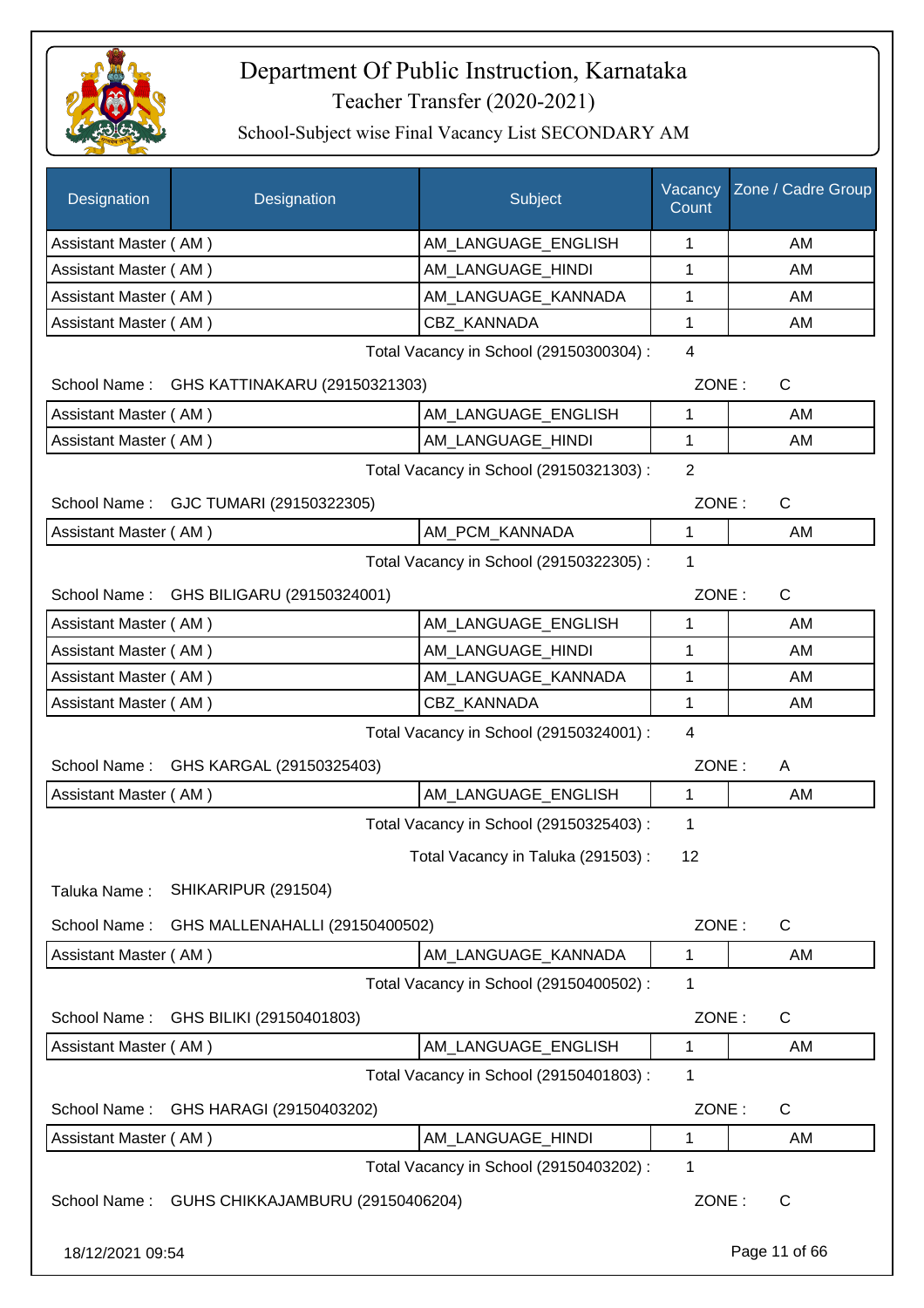# Department Of Public Instruction, Karnataka

Teacher Transfer (2020-2021)

School-Subject wise Final Vacancy List SECONDARY AM

| Designation | Designation | Subject | Vacancy Count | Zone / Cadre Group |
|---|---|---|---|---|
| Assistant Master ( AM ) | | AM_LANGUAGE_ENGLISH | 1 | AM |
| Assistant Master ( AM ) | | AM_LANGUAGE_HINDI | 1 | AM |
| Assistant Master ( AM ) | | AM_LANGUAGE_KANNADA | 1 | AM |
| Assistant Master ( AM ) | | CBZ_KANNADA | 1 | AM |

Total Vacancy in School (29150300304) : 4

School Name : GHS KATTINAKARU (29150321303) ZONE : C

| Designation | Subject | Vacancy Count | Zone / Cadre Group |
|---|---|---|---|
| Assistant Master ( AM ) | AM_LANGUAGE_ENGLISH | 1 | AM |
| Assistant Master ( AM ) | AM_LANGUAGE_HINDI | 1 | AM |

Total Vacancy in School (29150321303) : 2

School Name : GJC TUMARI (29150322305) ZONE : C

| Designation | Subject | Vacancy Count | Zone / Cadre Group |
|---|---|---|---|
| Assistant Master ( AM ) | AM_PCM_KANNADA | 1 | AM |

Total Vacancy in School (29150322305) : 1

School Name : GHS BILIGARU (29150324001) ZONE : C

| Designation | Subject | Vacancy Count | Zone / Cadre Group |
|---|---|---|---|
| Assistant Master ( AM ) | AM_LANGUAGE_ENGLISH | 1 | AM |
| Assistant Master ( AM ) | AM_LANGUAGE_HINDI | 1 | AM |
| Assistant Master ( AM ) | AM_LANGUAGE_KANNADA | 1 | AM |
| Assistant Master ( AM ) | CBZ_KANNADA | 1 | AM |

Total Vacancy in School (29150324001) : 4

School Name : GHS KARGAL (29150325403) ZONE : A

| Designation | Subject | Vacancy Count | Zone / Cadre Group |
|---|---|---|---|
| Assistant Master ( AM ) | AM_LANGUAGE_ENGLISH | 1 | AM |

Total Vacancy in School (29150325403) : 1

Total Vacancy in Taluka (291503) : 12

Taluka Name : SHIKARIPUR (291504)

School Name : GHS MALLENAHALLI (29150400502) ZONE : C

| Designation | Subject | Vacancy Count | Zone / Cadre Group |
|---|---|---|---|
| Assistant Master ( AM ) | AM_LANGUAGE_KANNADA | 1 | AM |

Total Vacancy in School (29150400502) : 1

School Name : GHS BILIKI (29150401803) ZONE : C

| Designation | Subject | Vacancy Count | Zone / Cadre Group |
|---|---|---|---|
| Assistant Master ( AM ) | AM_LANGUAGE_ENGLISH | 1 | AM |

Total Vacancy in School (29150401803) : 1

School Name : GHS HARAGI (29150403202) ZONE : C

| Designation | Subject | Vacancy Count | Zone / Cadre Group |
|---|---|---|---|
| Assistant Master ( AM ) | AM_LANGUAGE_HINDI | 1 | AM |

Total Vacancy in School (29150403202) : 1

School Name : GUHS CHIKKAJAMBURU (29150406204) ZONE : C

18/12/2021 09:54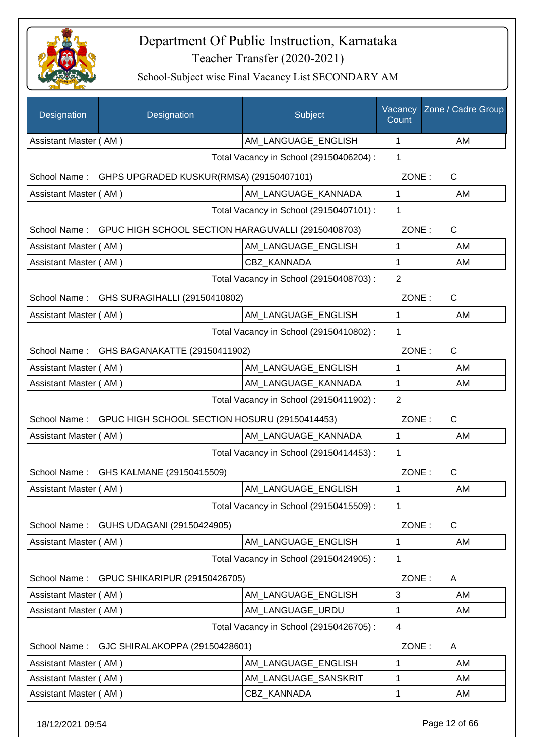# Department Of Public Instruction, Karnataka

Teacher Transfer (2020-2021)

School-Subject wise Final Vacancy List SECONDARY AM

| Designation | Designation | Subject | Vacancy Count | Zone / Cadre Group |
|---|---|---|---|---|
| Assistant Master ( AM ) | | AM_LANGUAGE_ENGLISH | 1 | AM |

Total Vacancy in School (29150406204) : 1

School Name : GHPS UPGRADED KUSKUR(RMSA) (29150407101) ZONE : C

| Designation | Designation | Subject | Vacancy Count | Zone / Cadre Group |
|---|---|---|---|---|
| Assistant Master ( AM ) | | AM_LANGUAGE_KANNADA | 1 | AM |

Total Vacancy in School (29150407101) : 1

School Name : GPUC HIGH SCHOOL SECTION HARAGUVALLI (29150408703) ZONE : C

| Designation | Designation | Subject | Vacancy Count | Zone / Cadre Group |
|---|---|---|---|---|
| Assistant Master ( AM ) | | AM_LANGUAGE_ENGLISH | 1 | AM |
| Assistant Master ( AM ) | | CBZ_KANNADA | 1 | AM |

Total Vacancy in School (29150408703) : 2

School Name : GHS SURAGIHALLI (29150410802) ZONE : C

| Designation | Designation | Subject | Vacancy Count | Zone / Cadre Group |
|---|---|---|---|---|
| Assistant Master ( AM ) | | AM_LANGUAGE_ENGLISH | 1 | AM |

Total Vacancy in School (29150410802) : 1

School Name : GHS BAGANAKATTE (29150411902) ZONE : C

| Designation | Designation | Subject | Vacancy Count | Zone / Cadre Group |
|---|---|---|---|---|
| Assistant Master ( AM ) | | AM_LANGUAGE_ENGLISH | 1 | AM |
| Assistant Master ( AM ) | | AM_LANGUAGE_KANNADA | 1 | AM |

Total Vacancy in School (29150411902) : 2

School Name : GPUC HIGH SCHOOL SECTION HOSURU (29150414453) ZONE : C

| Designation | Designation | Subject | Vacancy Count | Zone / Cadre Group |
|---|---|---|---|---|
| Assistant Master ( AM ) | | AM_LANGUAGE_KANNADA | 1 | AM |

Total Vacancy in School (29150414453) : 1

School Name : GHS KALMANE (29150415509) ZONE : C

| Designation | Designation | Subject | Vacancy Count | Zone / Cadre Group |
|---|---|---|---|---|
| Assistant Master ( AM ) | | AM_LANGUAGE_ENGLISH | 1 | AM |

Total Vacancy in School (29150415509) : 1

School Name : GUHS UDAGANI (29150424905) ZONE : C

| Designation | Designation | Subject | Vacancy Count | Zone / Cadre Group |
|---|---|---|---|---|
| Assistant Master ( AM ) | | AM_LANGUAGE_ENGLISH | 1 | AM |

Total Vacancy in School (29150424905) : 1

School Name : GPUC SHIKARIPUR (29150426705) ZONE : A

| Designation | Designation | Subject | Vacancy Count | Zone / Cadre Group |
|---|---|---|---|---|
| Assistant Master ( AM ) | | AM_LANGUAGE_ENGLISH | 3 | AM |
| Assistant Master ( AM ) | | AM_LANGUAGE_URDU | 1 | AM |

Total Vacancy in School (29150426705) : 4

School Name : GJC SHIRALAKOPPA (29150428601) ZONE : A

| Designation | Designation | Subject | Vacancy Count | Zone / Cadre Group |
|---|---|---|---|---|
| Assistant Master ( AM ) | | AM_LANGUAGE_ENGLISH | 1 | AM |
| Assistant Master ( AM ) | | AM_LANGUAGE_SANSKRIT | 1 | AM |
| Assistant Master ( AM ) | | CBZ_KANNADA | 1 | AM |

18/12/2021 09:54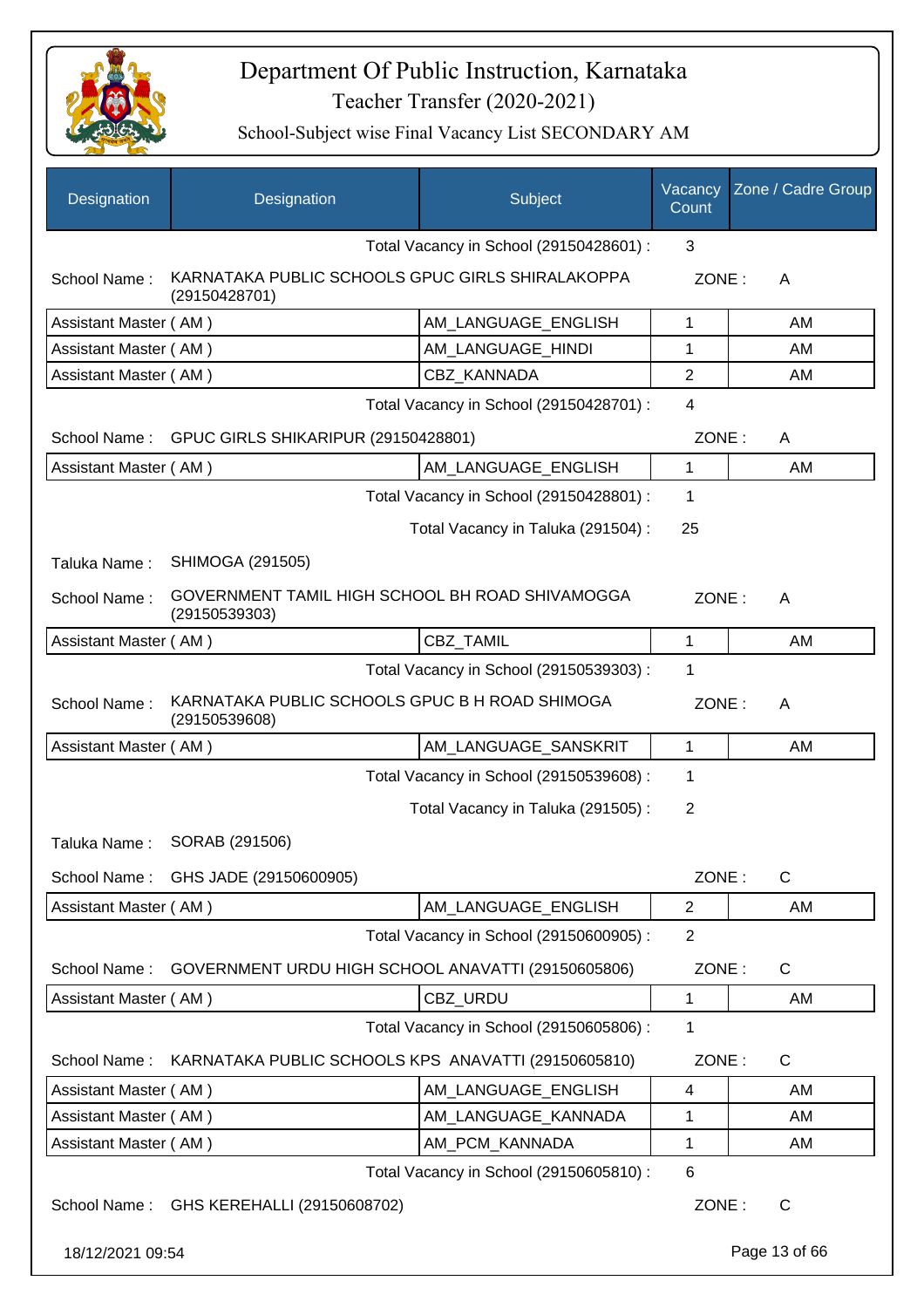# Department Of Public Instruction, Karnataka
## Teacher Transfer (2020-2021)
### School-Subject wise Final Vacancy List SECONDARY AM

| Designation | Designation | Subject | Vacancy Count | Zone / Cadre Group |
|---|---|---|---|---|
| | | Total Vacancy in School (29150428601) : | 3 | |
| School Name : | KARNATAKA PUBLIC SCHOOLS GPUC GIRLS SHIRALAKOPPA (29150428701) | | ZONE : | A |
| Assistant Master ( AM ) | | AM_LANGUAGE_ENGLISH | 1 | AM |
| Assistant Master ( AM ) | | AM_LANGUAGE_HINDI | 1 | AM |
| Assistant Master ( AM ) | | CBZ_KANNADA | 2 | AM |
| | | Total Vacancy in School (29150428701) : | 4 | |
| School Name : | GPUC GIRLS SHIKARIPUR (29150428801) | | ZONE : | A |
| Assistant Master ( AM ) | | AM_LANGUAGE_ENGLISH | 1 | AM |
| | | Total Vacancy in School (29150428801) : | 1 | |
| | | Total Vacancy in Taluka (291504) : | 25 | |
| Taluka Name : | SHIMOGA (291505) | | | |
| School Name : | GOVERNMENT TAMIL HIGH SCHOOL BH ROAD SHIVAMOGGA (29150539303) | | ZONE : | A |
| Assistant Master ( AM ) | | CBZ_TAMIL | 1 | AM |
| | | Total Vacancy in School (29150539303) : | 1 | |
| School Name : | KARNATAKA PUBLIC SCHOOLS GPUC B H ROAD SHIMOGA (29150539608) | | ZONE : | A |
| Assistant Master ( AM ) | | AM_LANGUAGE_SANSKRIT | 1 | AM |
| | | Total Vacancy in School (29150539608) : | 1 | |
| | | Total Vacancy in Taluka (291505) : | 2 | |
| Taluka Name : | SORAB (291506) | | | |
| School Name : | GHS JADE (29150600905) | | ZONE : | C |
| Assistant Master ( AM ) | | AM_LANGUAGE_ENGLISH | 2 | AM |
| | | Total Vacancy in School (29150600905) : | 2 | |
| School Name : | GOVERNMENT URDU HIGH SCHOOL ANAVATTI (29150605806) | | ZONE : | C |
| Assistant Master ( AM ) | | CBZ_URDU | 1 | AM |
| | | Total Vacancy in School (29150605806) : | 1 | |
| School Name : | KARNATAKA PUBLIC SCHOOLS KPS ANAVATTI (29150605810) | | ZONE : | C |
| Assistant Master ( AM ) | | AM_LANGUAGE_ENGLISH | 4 | AM |
| Assistant Master ( AM ) | | AM_LANGUAGE_KANNADA | 1 | AM |
| Assistant Master ( AM ) | | AM_PCM_KANNADA | 1 | AM |
| | | Total Vacancy in School (29150605810) : | 6 | |
| School Name : | GHS KEREHALLI (29150608702) | | ZONE : | C |

18/12/2021 09:54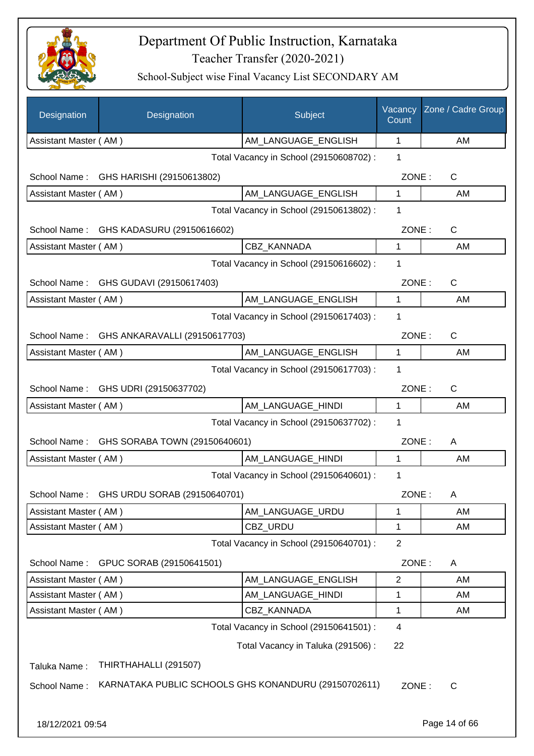# Department Of Public Instruction, Karnataka

Teacher Transfer (2020-2021)

School-Subject wise Final Vacancy List SECONDARY AM

| Designation | Designation | Subject | Vacancy Count | Zone / Cadre Group |
|---|---|---|---|---|
| Assistant Master ( AM ) | | AM_LANGUAGE_ENGLISH | 1 | AM |

Total Vacancy in School (29150608702) : 1

School Name : GHS HARISHI (29150613802) ZONE : C

| Designation | Subject | Vacancy Count | Zone / Cadre Group |
|---|---|---|---|
| Assistant Master ( AM ) | AM_LANGUAGE_ENGLISH | 1 | AM |

Total Vacancy in School (29150613802) : 1

School Name : GHS KADASURU (29150616602) ZONE : C

| Designation | Subject | Vacancy Count | Zone / Cadre Group |
|---|---|---|---|
| Assistant Master ( AM ) | CBZ_KANNADA | 1 | AM |

Total Vacancy in School (29150616602) : 1

School Name : GHS GUDAVI (29150617403) ZONE : C

| Designation | Subject | Vacancy Count | Zone / Cadre Group |
|---|---|---|---|
| Assistant Master ( AM ) | AM_LANGUAGE_ENGLISH | 1 | AM |

Total Vacancy in School (29150617403) : 1

School Name : GHS ANKARAVALLI (29150617703) ZONE : C

| Designation | Subject | Vacancy Count | Zone / Cadre Group |
|---|---|---|---|
| Assistant Master ( AM ) | AM_LANGUAGE_ENGLISH | 1 | AM |

Total Vacancy in School (29150617703) : 1

School Name : GHS UDRI (29150637702) ZONE : C

| Designation | Subject | Vacancy Count | Zone / Cadre Group |
|---|---|---|---|
| Assistant Master ( AM ) | AM_LANGUAGE_HINDI | 1 | AM |

Total Vacancy in School (29150637702) : 1

School Name : GHS SORABA TOWN (29150640601) ZONE : A

| Designation | Subject | Vacancy Count | Zone / Cadre Group |
|---|---|---|---|
| Assistant Master ( AM ) | AM_LANGUAGE_HINDI | 1 | AM |

Total Vacancy in School (29150640601) : 1

School Name : GHS URDU SORAB (29150640701) ZONE : A

| Designation | Subject | Vacancy Count | Zone / Cadre Group |
|---|---|---|---|
| Assistant Master ( AM ) | AM_LANGUAGE_URDU | 1 | AM |
| Assistant Master ( AM ) | CBZ_URDU | 1 | AM |

Total Vacancy in School (29150640701) : 2

School Name : GPUC SORAB (29150641501) ZONE : A

| Designation | Subject | Vacancy Count | Zone / Cadre Group |
|---|---|---|---|
| Assistant Master ( AM ) | AM_LANGUAGE_ENGLISH | 2 | AM |
| Assistant Master ( AM ) | AM_LANGUAGE_HINDI | 1 | AM |
| Assistant Master ( AM ) | CBZ_KANNADA | 1 | AM |

Total Vacancy in School (29150641501) : 4

Total Vacancy in Taluka (291506) : 22

Taluka Name : THIRTHAHALLI (291507)

School Name : KARNATAKA PUBLIC SCHOOLS GHS KONANDURU (29150702611) ZONE : C

18/12/2021 09:54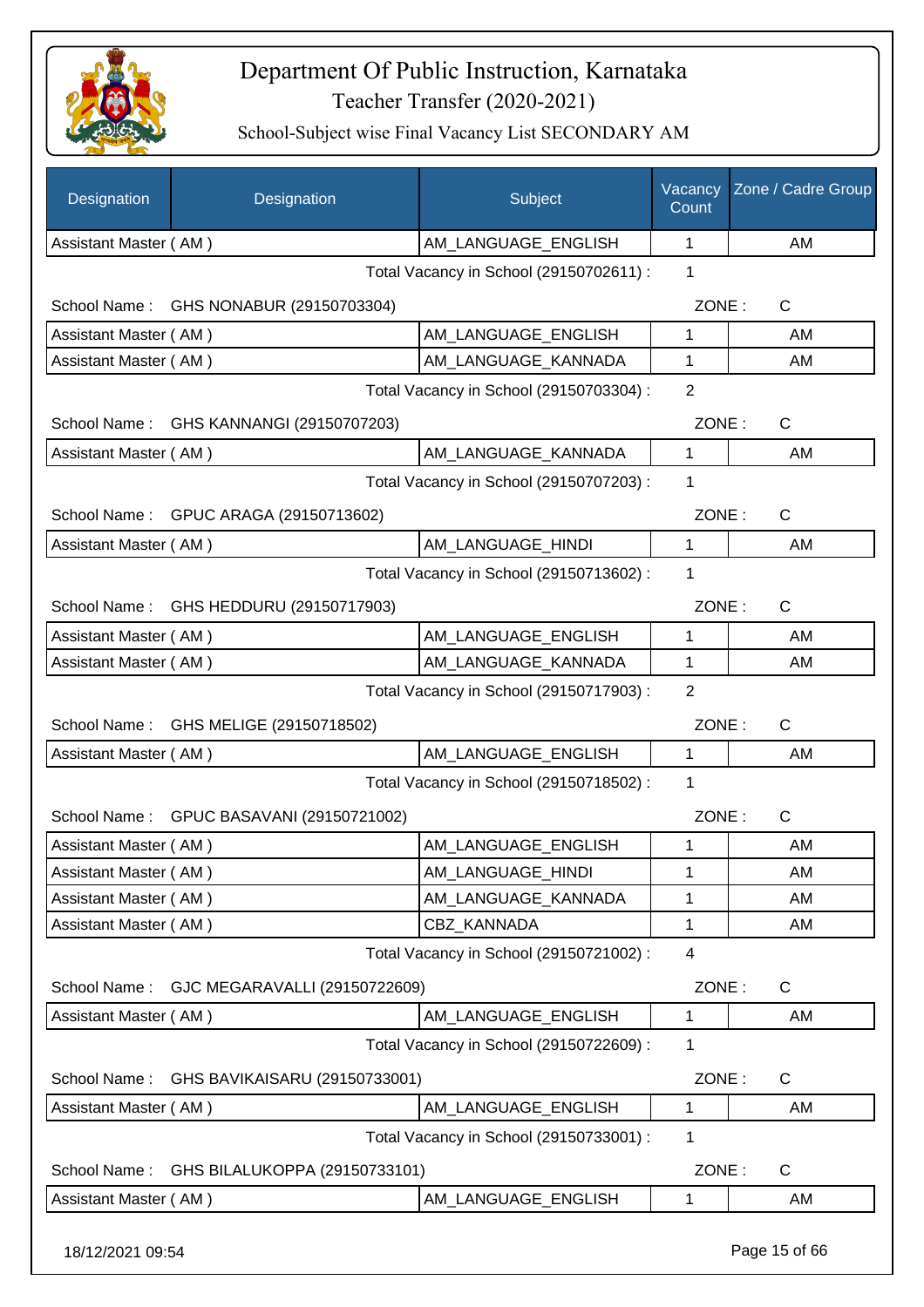# Department Of Public Instruction, Karnataka

## Teacher Transfer (2020-2021)

### School-Subject wise Final Vacancy List SECONDARY AM

| Designation | Designation | Subject | Vacancy Count | Zone / Cadre Group |
|---|---|---|---|---|
| Assistant Master ( AM ) | | AM_LANGUAGE_ENGLISH | 1 | AM |

Total Vacancy in School (29150702611) : 1

School Name : GHS NONABUR (29150703304) ZONE : C

| Designation | Designation | Subject | Vacancy Count | Zone / Cadre Group |
|---|---|---|---|---|
| Assistant Master ( AM ) | | AM_LANGUAGE_ENGLISH | 1 | AM |
| Assistant Master ( AM ) | | AM_LANGUAGE_KANNADA | 1 | AM |

Total Vacancy in School (29150703304) : 2

School Name : GHS KANNANGI (29150707203) ZONE : C

| Designation | Designation | Subject | Vacancy Count | Zone / Cadre Group |
|---|---|---|---|---|
| Assistant Master ( AM ) | | AM_LANGUAGE_KANNADA | 1 | AM |

Total Vacancy in School (29150707203) : 1

School Name : GPUC ARAGA (29150713602) ZONE : C

| Designation | Designation | Subject | Vacancy Count | Zone / Cadre Group |
|---|---|---|---|---|
| Assistant Master ( AM ) | | AM_LANGUAGE_HINDI | 1 | AM |

Total Vacancy in School (29150713602) : 1

School Name : GHS HEDDURU (29150717903) ZONE : C

| Designation | Designation | Subject | Vacancy Count | Zone / Cadre Group |
|---|---|---|---|---|
| Assistant Master ( AM ) | | AM_LANGUAGE_ENGLISH | 1 | AM |
| Assistant Master ( AM ) | | AM_LANGUAGE_KANNADA | 1 | AM |

Total Vacancy in School (29150717903) : 2

School Name : GHS MELIGE (29150718502) ZONE : C

| Designation | Designation | Subject | Vacancy Count | Zone / Cadre Group |
|---|---|---|---|---|
| Assistant Master ( AM ) | | AM_LANGUAGE_ENGLISH | 1 | AM |

Total Vacancy in School (29150718502) : 1

School Name : GPUC BASAVANI (29150721002) ZONE : C

| Designation | Designation | Subject | Vacancy Count | Zone / Cadre Group |
|---|---|---|---|---|
| Assistant Master ( AM ) | | AM_LANGUAGE_ENGLISH | 1 | AM |
| Assistant Master ( AM ) | | AM_LANGUAGE_HINDI | 1 | AM |
| Assistant Master ( AM ) | | AM_LANGUAGE_KANNADA | 1 | AM |
| Assistant Master ( AM ) | | CBZ_KANNADA | 1 | AM |

Total Vacancy in School (29150721002) : 4

School Name : GJC MEGARAVALLI (29150722609) ZONE : C

| Designation | Designation | Subject | Vacancy Count | Zone / Cadre Group |
|---|---|---|---|---|
| Assistant Master ( AM ) | | AM_LANGUAGE_ENGLISH | 1 | AM |

Total Vacancy in School (29150722609) : 1

School Name : GHS BAVIKAISARU (29150733001) ZONE : C

| Designation | Designation | Subject | Vacancy Count | Zone / Cadre Group |
|---|---|---|---|---|
| Assistant Master ( AM ) | | AM_LANGUAGE_ENGLISH | 1 | AM |

Total Vacancy in School (29150733001) : 1

School Name : GHS BILALUKOPPA (29150733101) ZONE : C

| Designation | Designation | Subject | Vacancy Count | Zone / Cadre Group |
|---|---|---|---|---|
| Assistant Master ( AM ) | | AM_LANGUAGE_ENGLISH | 1 | AM |

18/12/2021 09:54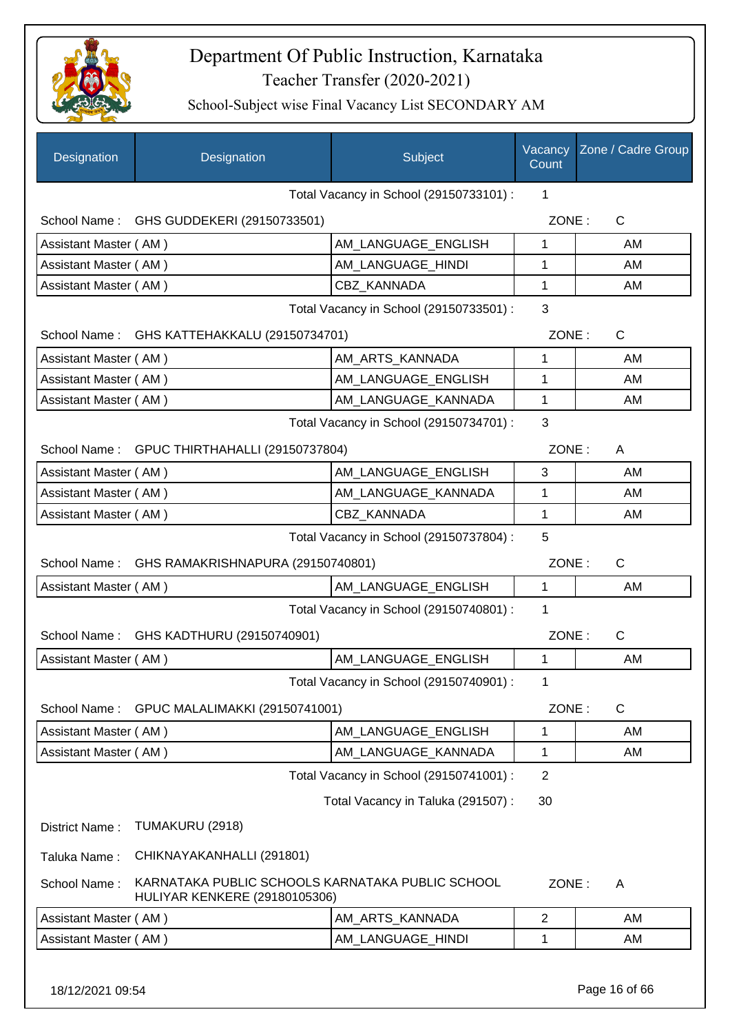# Department Of Public Instruction, Karnataka

Teacher Transfer (2020-2021)

School-Subject wise Final Vacancy List SECONDARY AM

| Designation | Designation | Subject | Vacancy Count | Zone / Cadre Group |
|---|---|---|---|---|
| | | Total Vacancy in School (29150733101) : | 1 | |
| School Name : | GHS GUDDEKERI (29150733501) | | ZONE : | C |
| Assistant Master ( AM ) | | AM_LANGUAGE_ENGLISH | 1 | AM |
| Assistant Master ( AM ) | | AM_LANGUAGE_HINDI | 1 | AM |
| Assistant Master ( AM ) | | CBZ_KANNADA | 1 | AM |
| | | Total Vacancy in School (29150733501) : | 3 | |
| School Name : | GHS KATTEHAKKALU (29150734701) | | ZONE : | C |
| Assistant Master ( AM ) | | AM_ARTS_KANNADA | 1 | AM |
| Assistant Master ( AM ) | | AM_LANGUAGE_ENGLISH | 1 | AM |
| Assistant Master ( AM ) | | AM_LANGUAGE_KANNADA | 1 | AM |
| | | Total Vacancy in School (29150734701) : | 3 | |
| School Name : | GPUC THIRTHAHALLI (29150737804) | | ZONE : | A |
| Assistant Master ( AM ) | | AM_LANGUAGE_ENGLISH | 3 | AM |
| Assistant Master ( AM ) | | AM_LANGUAGE_KANNADA | 1 | AM |
| Assistant Master ( AM ) | | CBZ_KANNADA | 1 | AM |
| | | Total Vacancy in School (29150737804) : | 5 | |
| School Name : | GHS RAMAKRISHNAPURA (29150740801) | | ZONE : | C |
| Assistant Master ( AM ) | | AM_LANGUAGE_ENGLISH | 1 | AM |
| | | Total Vacancy in School (29150740801) : | 1 | |
| School Name : | GHS KADTHURU (29150740901) | | ZONE : | C |
| Assistant Master ( AM ) | | AM_LANGUAGE_ENGLISH | 1 | AM |
| | | Total Vacancy in School (29150740901) : | 1 | |
| School Name : | GPUC MALALIMAKKI (29150741001) | | ZONE : | C |
| Assistant Master ( AM ) | | AM_LANGUAGE_ENGLISH | 1 | AM |
| Assistant Master ( AM ) | | AM_LANGUAGE_KANNADA | 1 | AM |
| | | Total Vacancy in School (29150741001) : | 2 | |
| | | Total Vacancy in Taluka (291507) : | 30 | |
| District Name : | TUMAKURU (2918) | | | |
| Taluka Name : | CHIKNAYAKANHALLI (291801) | | | |
| School Name : | KARNATAKA PUBLIC SCHOOLS KARNATAKA PUBLIC SCHOOL HULIYAR KENKERE (29180105306) | | ZONE : | A |
| Assistant Master ( AM ) | | AM_ARTS_KANNADA | 2 | AM |
| Assistant Master ( AM ) | | AM_LANGUAGE_HINDI | 1 | AM |

18/12/2021 09:54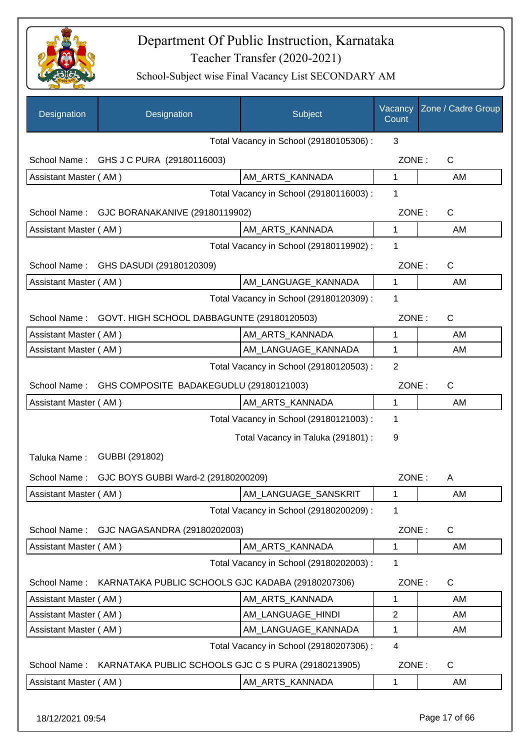# Department Of Public Instruction, Karnataka

## Teacher Transfer (2020-2021)

### School-Subject wise Final Vacancy List SECONDARY AM

| Designation | Designation | Subject | Vacancy Count | Zone / Cadre Group |
|---|---|---|---|---|
| | | Total Vacancy in School (29180105306) : | 3 | |
| School Name : | GHS J C PURA (29180116003) | | ZONE : | C |
| Assistant Master ( AM ) | | AM_ARTS_KANNADA | 1 | AM |
| | | Total Vacancy in School (29180116003) : | 1 | |
| School Name : | GJC BORANAKANIVE (29180119902) | | ZONE : | C |
| Assistant Master ( AM ) | | AM_ARTS_KANNADA | 1 | AM |
| | | Total Vacancy in School (29180119902) : | 1 | |
| School Name : | GHS DASUDI (29180120309) | | ZONE : | C |
| Assistant Master ( AM ) | | AM_LANGUAGE_KANNADA | 1 | AM |
| | | Total Vacancy in School (29180120309) : | 1 | |
| School Name : | GOVT. HIGH SCHOOL DABBAGUNTE (29180120503) | | ZONE : | C |
| Assistant Master ( AM ) | | AM_ARTS_KANNADA | 1 | AM |
| Assistant Master ( AM ) | | AM_LANGUAGE_KANNADA | 1 | AM |
| | | Total Vacancy in School (29180120503) : | 2 | |
| School Name : | GHS COMPOSITE BADAKEGUDLU (29180121003) | | ZONE : | C |
| Assistant Master ( AM ) | | AM_ARTS_KANNADA | 1 | AM |
| | | Total Vacancy in School (29180121003) : | 1 | |
| | | Total Vacancy in Taluka (291801) : | 9 | |
| Taluka Name : | GUBBI (291802) | | | |
| School Name : | GJC BOYS GUBBI Ward-2 (29180200209) | | ZONE : | A |
| Assistant Master ( AM ) | | AM_LANGUAGE_SANSKRIT | 1 | AM |
| | | Total Vacancy in School (29180200209) : | 1 | |
| School Name : | GJC NAGASANDRA (29180202003) | | ZONE : | C |
| Assistant Master ( AM ) | | AM_ARTS_KANNADA | 1 | AM |
| | | Total Vacancy in School (29180202003) : | 1 | |
| School Name : | KARNATAKA PUBLIC SCHOOLS GJC KADABA (29180207306) | | ZONE : | C |
| Assistant Master ( AM ) | | AM_ARTS_KANNADA | 1 | AM |
| Assistant Master ( AM ) | | AM_LANGUAGE_HINDI | 2 | AM |
| Assistant Master ( AM ) | | AM_LANGUAGE_KANNADA | 1 | AM |
| | | Total Vacancy in School (29180207306) : | 4 | |
| School Name : | KARNATAKA PUBLIC SCHOOLS GJC C S PURA (29180213905) | | ZONE : | C |
| Assistant Master ( AM ) | | AM_ARTS_KANNADA | 1 | AM |

18/12/2021 09:54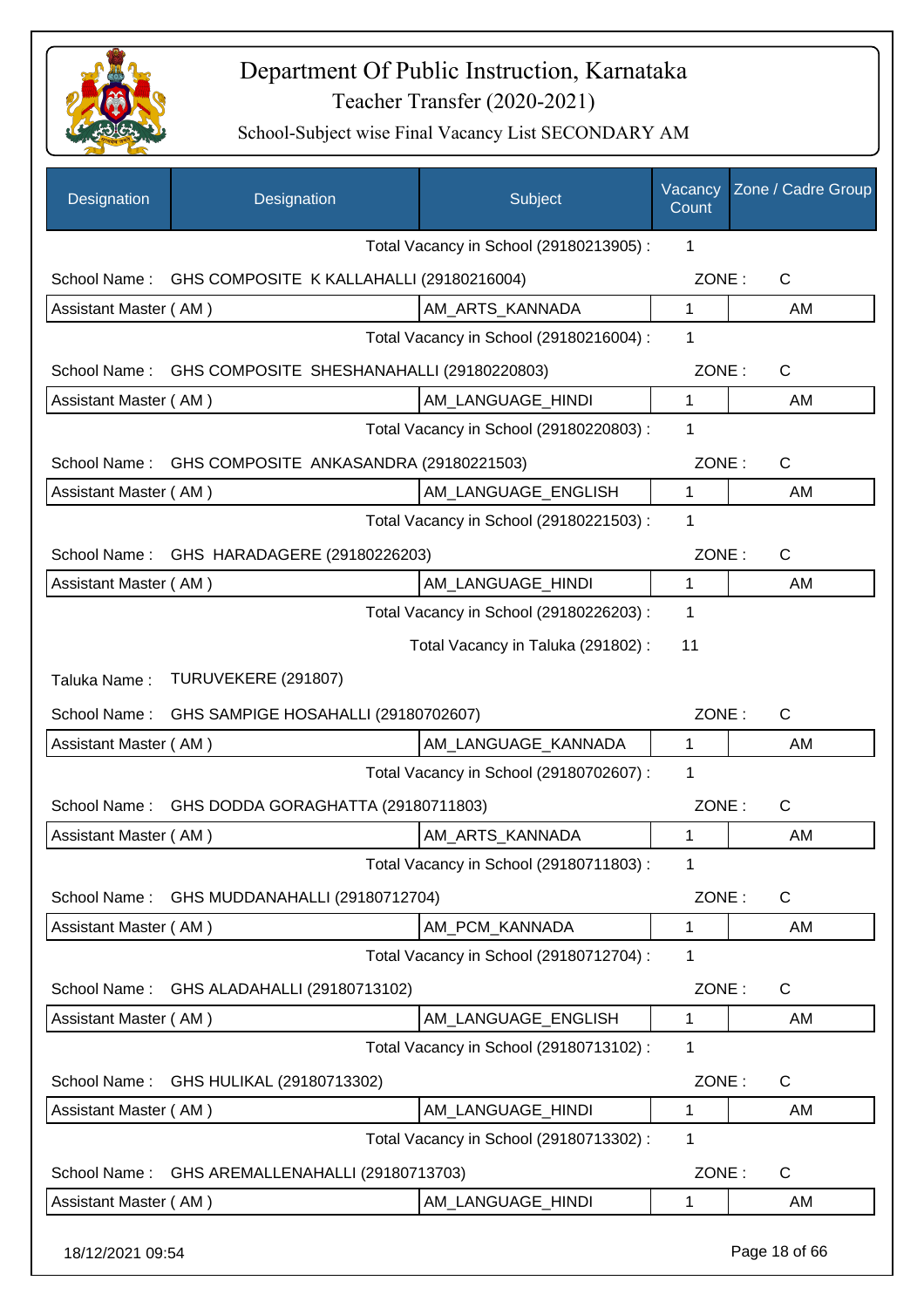# Department Of Public Instruction, Karnataka

## Teacher Transfer (2020-2021)

### School-Subject wise Final Vacancy List SECONDARY AM

| Designation | Designation | Subject | Vacancy Count | Zone / Cadre Group |
|---|---|---|---|---|
| | | Total Vacancy in School (29180213905) : | 1 | |
| School Name : | GHS COMPOSITE K KALLAHALLI (29180216004) | | ZONE : | C |
| Assistant Master ( AM ) | | AM_ARTS_KANNADA | 1 | AM |
| | | Total Vacancy in School (29180216004) : | 1 | |
| School Name : | GHS COMPOSITE SHESHANAHALLI (29180220803) | | ZONE : | C |
| Assistant Master ( AM ) | | AM_LANGUAGE_HINDI | 1 | AM |
| | | Total Vacancy in School (29180220803) : | 1 | |
| School Name : | GHS COMPOSITE ANKASANDRA (29180221503) | | ZONE : | C |
| Assistant Master ( AM ) | | AM_LANGUAGE_ENGLISH | 1 | AM |
| | | Total Vacancy in School (29180221503) : | 1 | |
| School Name : | GHS HARADAGERE (29180226203) | | ZONE : | C |
| Assistant Master ( AM ) | | AM_LANGUAGE_HINDI | 1 | AM |
| | | Total Vacancy in School (29180226203) : | 1 | |
| | | Total Vacancy in Taluka (291802) : | 11 | |
| Taluka Name : | TURUVEKERE (291807) | | | |
| School Name : | GHS SAMPIGE HOSAHALLI (29180702607) | | ZONE : | C |
| Assistant Master ( AM ) | | AM_LANGUAGE_KANNADA | 1 | AM |
| | | Total Vacancy in School (29180702607) : | 1 | |
| School Name : | GHS DODDA GORAGHATTA (29180711803) | | ZONE : | C |
| Assistant Master ( AM ) | | AM_ARTS_KANNADA | 1 | AM |
| | | Total Vacancy in School (29180711803) : | 1 | |
| School Name : | GHS MUDDANAHALLI (29180712704) | | ZONE : | C |
| Assistant Master ( AM ) | | AM_PCM_KANNADA | 1 | AM |
| | | Total Vacancy in School (29180712704) : | 1 | |
| School Name : | GHS ALADAHALLI (29180713102) | | ZONE : | C |
| Assistant Master ( AM ) | | AM_LANGUAGE_ENGLISH | 1 | AM |
| | | Total Vacancy in School (29180713102) : | 1 | |
| School Name : | GHS HULIKAL (29180713302) | | ZONE : | C |
| Assistant Master ( AM ) | | AM_LANGUAGE_HINDI | 1 | AM |
| | | Total Vacancy in School (29180713302) : | 1 | |
| School Name : | GHS AREMALLENAHALLI (29180713703) | | ZONE : | C |
| Assistant Master ( AM ) | | AM_LANGUAGE_HINDI | 1 | AM |

18/12/2021 09:54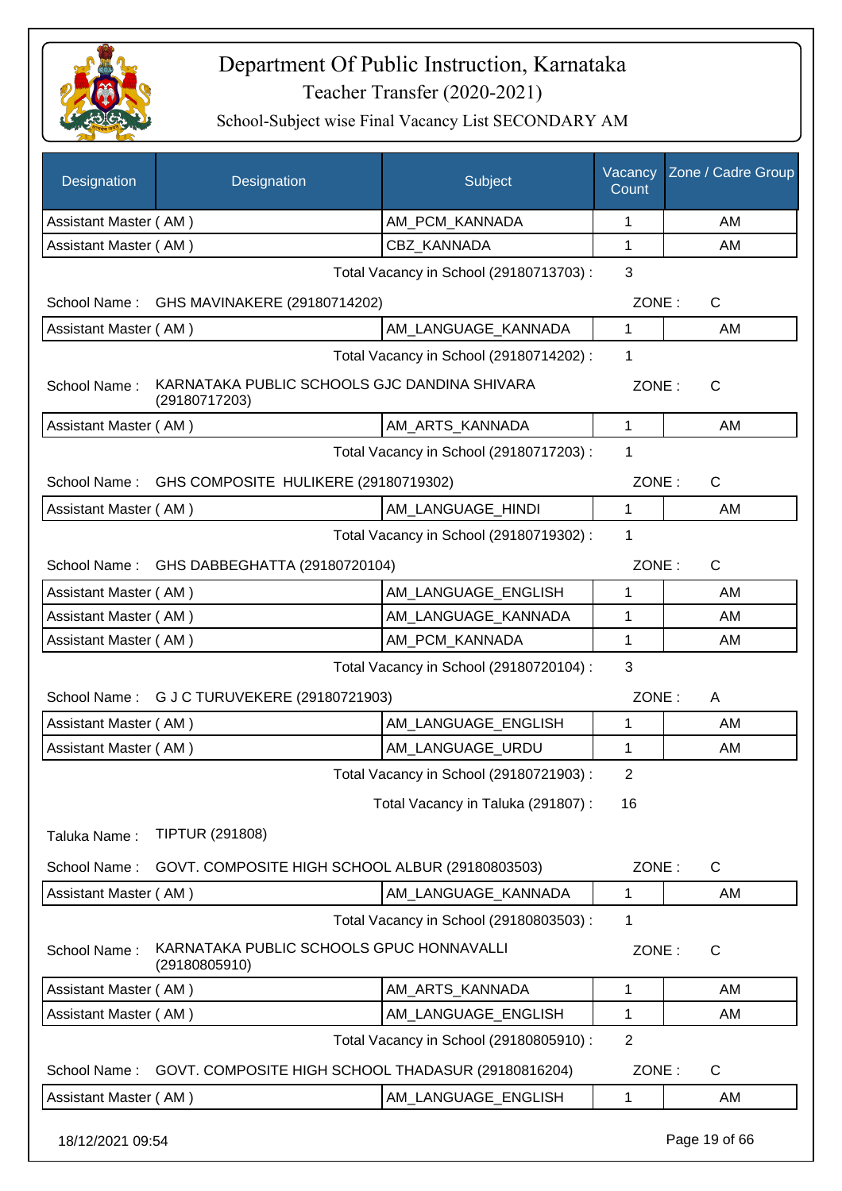# Department Of Public Instruction, Karnataka

Teacher Transfer (2020-2021)

School-Subject wise Final Vacancy List SECONDARY AM

| Designation | Designation | Subject | Vacancy Count | Zone / Cadre Group |
|---|---|---|---|---|
| Assistant Master ( AM ) | | AM_PCM_KANNADA | 1 | AM |
| Assistant Master ( AM ) | | CBZ_KANNADA | 1 | AM |

Total Vacancy in School (29180713703) : 3

School Name : GHS MAVINAKERE (29180714202) ZONE : C

| Designation | Designation | Subject | Vacancy Count | Zone / Cadre Group |
|---|---|---|---|---|
| Assistant Master ( AM ) | | AM_LANGUAGE_KANNADA | 1 | AM |

Total Vacancy in School (29180714202) : 1

School Name : KARNATAKA PUBLIC SCHOOLS GJC DANDINA SHIVARA (29180717203) ZONE : C

| Designation | Designation | Subject | Vacancy Count | Zone / Cadre Group |
|---|---|---|---|---|
| Assistant Master ( AM ) | | AM_ARTS_KANNADA | 1 | AM |

Total Vacancy in School (29180717203) : 1

School Name : GHS COMPOSITE HULIKERE (29180719302) ZONE : C

| Designation | Designation | Subject | Vacancy Count | Zone / Cadre Group |
|---|---|---|---|---|
| Assistant Master ( AM ) | | AM_LANGUAGE_HINDI | 1 | AM |

Total Vacancy in School (29180719302) : 1

School Name : GHS DABBEGHATTA (29180720104) ZONE : C

| Designation | Designation | Subject | Vacancy Count | Zone / Cadre Group |
|---|---|---|---|---|
| Assistant Master ( AM ) | | AM_LANGUAGE_ENGLISH | 1 | AM |
| Assistant Master ( AM ) | | AM_LANGUAGE_KANNADA | 1 | AM |
| Assistant Master ( AM ) | | AM_PCM_KANNADA | 1 | AM |

Total Vacancy in School (29180720104) : 3

School Name : G J C TURUVEKERE (29180721903) ZONE : A

| Designation | Designation | Subject | Vacancy Count | Zone / Cadre Group |
|---|---|---|---|---|
| Assistant Master ( AM ) | | AM_LANGUAGE_ENGLISH | 1 | AM |
| Assistant Master ( AM ) | | AM_LANGUAGE_URDU | 1 | AM |

Total Vacancy in School (29180721903) : 2

Total Vacancy in Taluka (291807) : 16

Taluka Name : TIPTUR (291808)

School Name : GOVT. COMPOSITE HIGH SCHOOL ALBUR (29180803503) ZONE : C

| Designation | Designation | Subject | Vacancy Count | Zone / Cadre Group |
|---|---|---|---|---|
| Assistant Master ( AM ) | | AM_LANGUAGE_KANNADA | 1 | AM |

Total Vacancy in School (29180803503) : 1

School Name : KARNATAKA PUBLIC SCHOOLS GPUC HONNAVALLI (29180805910) ZONE : C

| Designation | Designation | Subject | Vacancy Count | Zone / Cadre Group |
|---|---|---|---|---|
| Assistant Master ( AM ) | | AM_ARTS_KANNADA | 1 | AM |
| Assistant Master ( AM ) | | AM_LANGUAGE_ENGLISH | 1 | AM |

Total Vacancy in School (29180805910) : 2

School Name : GOVT. COMPOSITE HIGH SCHOOL THADASUR (29180816204) ZONE : C

| Designation | Designation | Subject | Vacancy Count | Zone / Cadre Group |
|---|---|---|---|---|
| Assistant Master ( AM ) | | AM_LANGUAGE_ENGLISH | 1 | AM |

18/12/2021 09:54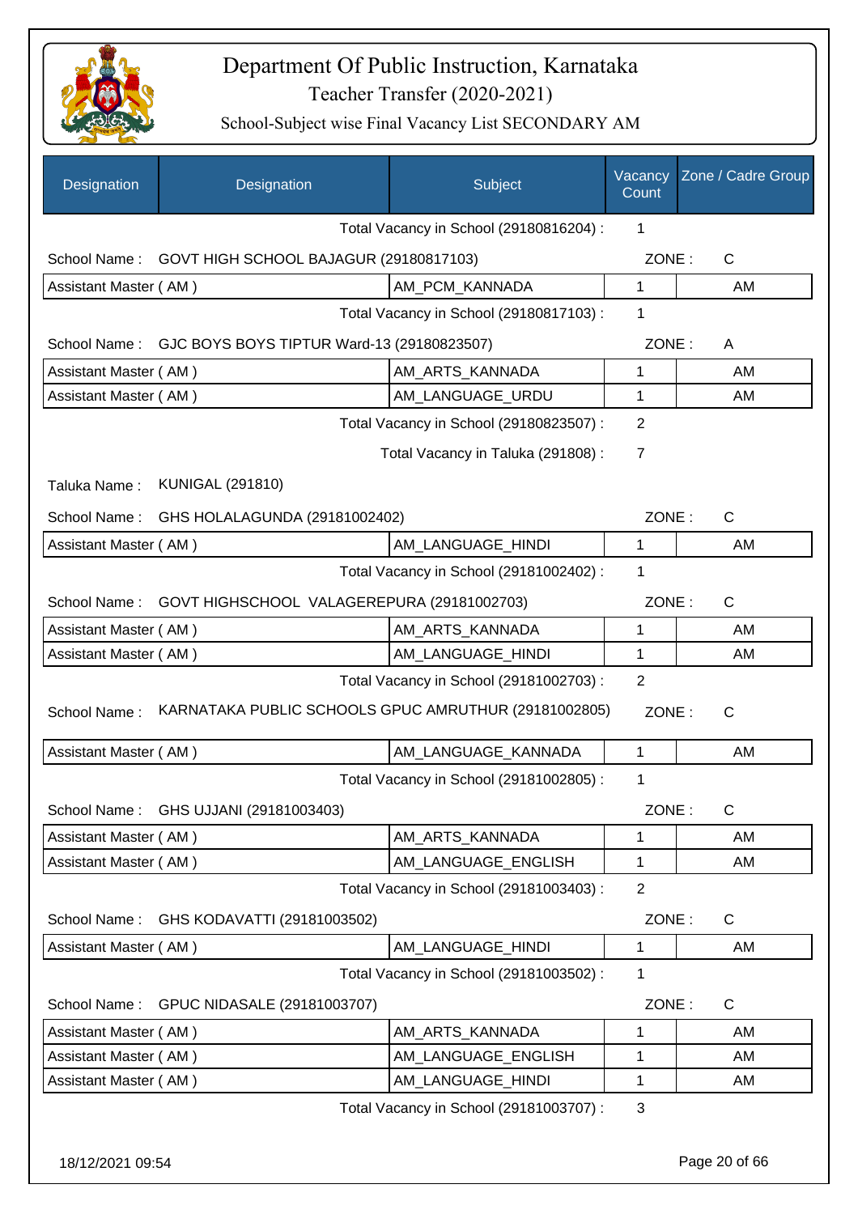# Department Of Public Instruction, Karnataka

## Teacher Transfer (2020-2021)

### School-Subject wise Final Vacancy List SECONDARY AM

| Designation | Designation | Subject | Vacancy Count | Zone / Cadre Group |
|---|---|---|---|---|
| | | Total Vacancy in School (29180816204) : | 1 | |
| School Name : | GOVT HIGH SCHOOL BAJAGUR (29180817103) | | ZONE : | C |
| Assistant Master ( AM ) | | AM_PCM_KANNADA | 1 | AM |
| | | Total Vacancy in School (29180817103) : | 1 | |
| School Name : | GJC BOYS BOYS TIPTUR Ward-13 (29180823507) | | ZONE : | A |
| Assistant Master ( AM ) | | AM_ARTS_KANNADA | 1 | AM |
| Assistant Master ( AM ) | | AM_LANGUAGE_URDU | 1 | AM |
| | | Total Vacancy in School (29180823507) : | 2 | |
| | | Total Vacancy in Taluka (291808) : | 7 | |
| Taluka Name : | KUNIGAL (291810) | | | |
| School Name : | GHS HOLALAGUNDA (29181002402) | | ZONE : | C |
| Assistant Master ( AM ) | | AM_LANGUAGE_HINDI | 1 | AM |
| | | Total Vacancy in School (29181002402) : | 1 | |
| School Name : | GOVT HIGHSCHOOL VALAGEREPURA (29181002703) | | ZONE : | C |
| Assistant Master ( AM ) | | AM_ARTS_KANNADA | 1 | AM |
| Assistant Master ( AM ) | | AM_LANGUAGE_HINDI | 1 | AM |
| | | Total Vacancy in School (29181002703) : | 2 | |
| School Name : | KARNATAKA PUBLIC SCHOOLS GPUC AMRUTHUR (29181002805) | | ZONE : | C |
| Assistant Master ( AM ) | | AM_LANGUAGE_KANNADA | 1 | AM |
| | | Total Vacancy in School (29181002805) : | 1 | |
| School Name : | GHS UJJANI (29181003403) | | ZONE : | C |
| Assistant Master ( AM ) | | AM_ARTS_KANNADA | 1 | AM |
| Assistant Master ( AM ) | | AM_LANGUAGE_ENGLISH | 1 | AM |
| | | Total Vacancy in School (29181003403) : | 2 | |
| School Name : | GHS KODAVATTI (29181003502) | | ZONE : | C |
| Assistant Master ( AM ) | | AM_LANGUAGE_HINDI | 1 | AM |
| | | Total Vacancy in School (29181003502) : | 1 | |
| School Name : | GPUC NIDASALE (29181003707) | | ZONE : | C |
| Assistant Master ( AM ) | | AM_ARTS_KANNADA | 1 | AM |
| Assistant Master ( AM ) | | AM_LANGUAGE_ENGLISH | 1 | AM |
| Assistant Master ( AM ) | | AM_LANGUAGE_HINDI | 1 | AM |
| | | Total Vacancy in School (29181003707) : | 3 | |

18/12/2021 09:54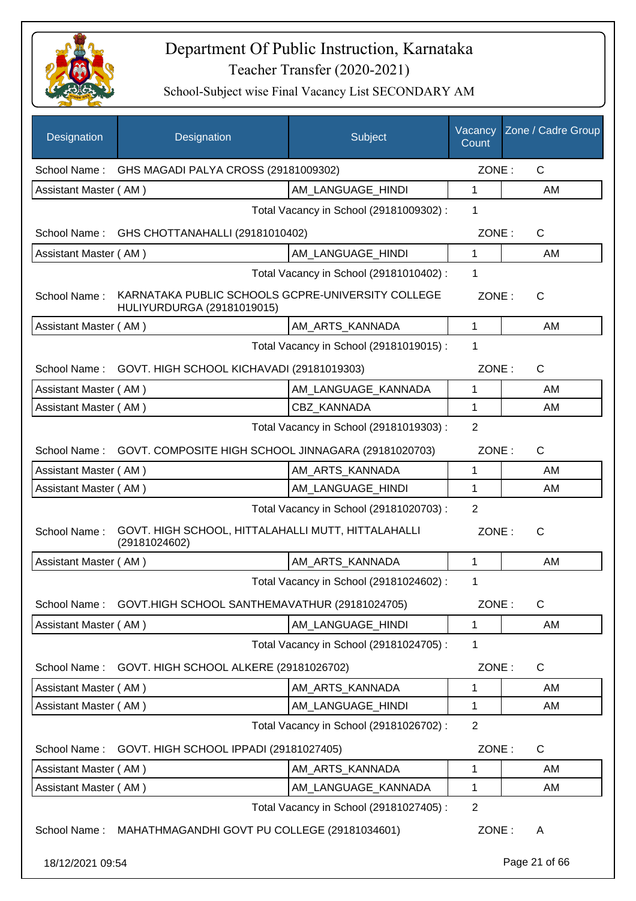# Department Of Public Instruction, Karnataka

## Teacher Transfer (2020-2021)

### School-Subject wise Final Vacancy List SECONDARY AM

| Designation | Designation | Subject | Vacancy Count | Zone / Cadre Group |
|---|---|---|---|---|
| School Name : | GHS MAGADI PALYA CROSS (29181009302) | | ZONE : | C |
| Assistant Master ( AM ) | | AM_LANGUAGE_HINDI | 1 | AM |
| | | Total Vacancy in School (29181009302) : | 1 | |
| School Name : | GHS CHOTTANAHALLI (29181010402) | | ZONE : | C |
| Assistant Master ( AM ) | | AM_LANGUAGE_HINDI | 1 | AM |
| | | Total Vacancy in School (29181010402) : | 1 | |
| School Name : | KARNATAKA PUBLIC SCHOOLS GCPRE-UNIVERSITY COLLEGE HULIYURDURGA (29181019015) | | ZONE : | C |
| Assistant Master ( AM ) | | AM_ARTS_KANNADA | 1 | AM |
| | | Total Vacancy in School (29181019015) : | 1 | |
| School Name : | GOVT. HIGH SCHOOL KICHAVADI (29181019303) | | ZONE : | C |
| Assistant Master ( AM ) | | AM_LANGUAGE_KANNADA | 1 | AM |
| Assistant Master ( AM ) | | CBZ_KANNADA | 1 | AM |
| | | Total Vacancy in School (29181019303) : | 2 | |
| School Name : | GOVT. COMPOSITE HIGH SCHOOL JINNAGARA (29181020703) | | ZONE : | C |
| Assistant Master ( AM ) | | AM_ARTS_KANNADA | 1 | AM |
| Assistant Master ( AM ) | | AM_LANGUAGE_HINDI | 1 | AM |
| | | Total Vacancy in School (29181020703) : | 2 | |
| School Name : | GOVT. HIGH SCHOOL, HITTALAHALLI MUTT, HITTALAHALLI (29181024602) | | ZONE : | C |
| Assistant Master ( AM ) | | AM_ARTS_KANNADA | 1 | AM |
| | | Total Vacancy in School (29181024602) : | 1 | |
| School Name : | GOVT.HIGH SCHOOL SANTHEMAVATHUR (29181024705) | | ZONE : | C |
| Assistant Master ( AM ) | | AM_LANGUAGE_HINDI | 1 | AM |
| | | Total Vacancy in School (29181024705) : | 1 | |
| School Name : | GOVT. HIGH SCHOOL ALKERE (29181026702) | | ZONE : | C |
| Assistant Master ( AM ) | | AM_ARTS_KANNADA | 1 | AM |
| Assistant Master ( AM ) | | AM_LANGUAGE_HINDI | 1 | AM |
| | | Total Vacancy in School (29181026702) : | 2 | |
| School Name : | GOVT. HIGH SCHOOL IPPADI (29181027405) | | ZONE : | C |
| Assistant Master ( AM ) | | AM_ARTS_KANNADA | 1 | AM |
| Assistant Master ( AM ) | | AM_LANGUAGE_KANNADA | 1 | AM |
| | | Total Vacancy in School (29181027405) : | 2 | |
| School Name : | MAHATHMAGANDHI GOVT PU COLLEGE (29181034601) | | ZONE : | A |

18/12/2021 09:54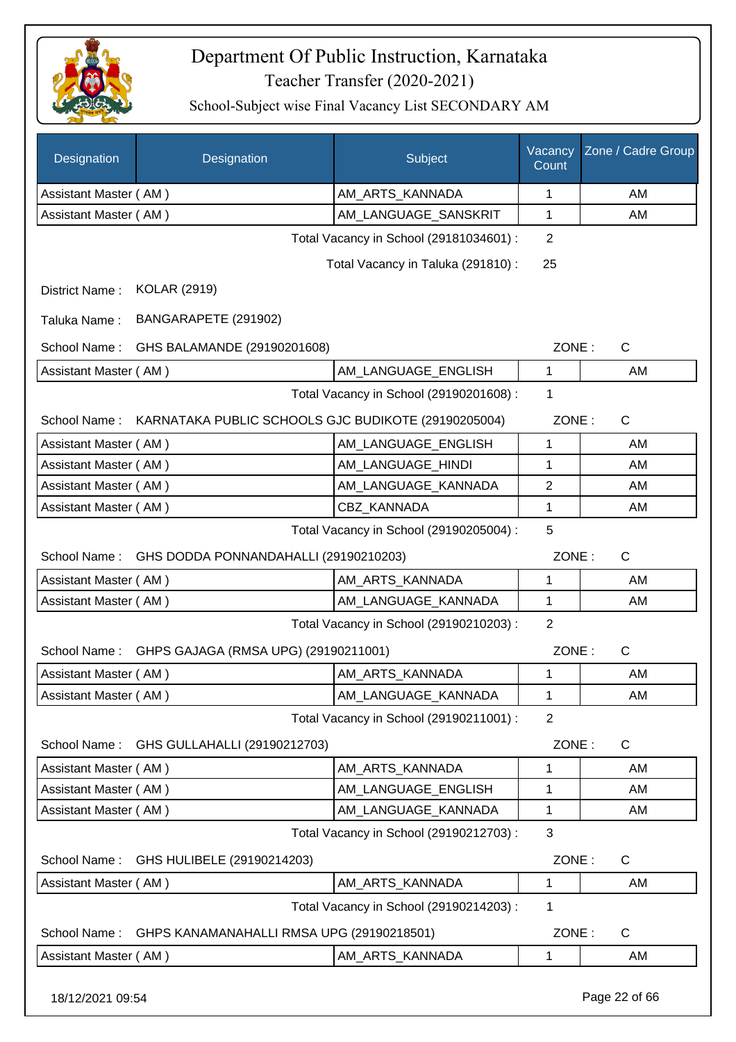# Department Of Public Instruction, Karnataka

## Teacher Transfer (2020-2021)

### School-Subject wise Final Vacancy List SECONDARY AM

| Designation | Designation | Subject | Vacancy Count | Zone / Cadre Group |
|---|---|---|---|---|
| Assistant Master ( AM ) | | AM_ARTS_KANNADA | 1 | AM |
| Assistant Master ( AM ) | | AM_LANGUAGE_SANSKRIT | 1 | AM |

Total Vacancy in School (29181034601) : 2

Total Vacancy in Taluka (291810) : 25

District Name : KOLAR (2919)

Taluka Name : BANGARAPETE (291902)

School Name : GHS BALAMANDE (29190201608) ZONE : C

| Designation | Designation | Subject | Vacancy Count | Zone / Cadre Group |
|---|---|---|---|---|
| Assistant Master ( AM ) | | AM_LANGUAGE_ENGLISH | 1 | AM |

Total Vacancy in School (29190201608) : 1

School Name : KARNATAKA PUBLIC SCHOOLS GJC BUDIKOTE (29190205004) ZONE : C

| Designation | Designation | Subject | Vacancy Count | Zone / Cadre Group |
|---|---|---|---|---|
| Assistant Master ( AM ) | | AM_LANGUAGE_ENGLISH | 1 | AM |
| Assistant Master ( AM ) | | AM_LANGUAGE_HINDI | 1 | AM |
| Assistant Master ( AM ) | | AM_LANGUAGE_KANNADA | 2 | AM |
| Assistant Master ( AM ) | | CBZ_KANNADA | 1 | AM |

Total Vacancy in School (29190205004) : 5

School Name : GHS DODDA PONNANDAHALLI (29190210203) ZONE : C

| Designation | Designation | Subject | Vacancy Count | Zone / Cadre Group |
|---|---|---|---|---|
| Assistant Master ( AM ) | | AM_ARTS_KANNADA | 1 | AM |
| Assistant Master ( AM ) | | AM_LANGUAGE_KANNADA | 1 | AM |

Total Vacancy in School (29190210203) : 2

School Name : GHPS GAJAGA (RMSA UPG) (29190211001) ZONE : C

| Designation | Designation | Subject | Vacancy Count | Zone / Cadre Group |
|---|---|---|---|---|
| Assistant Master ( AM ) | | AM_ARTS_KANNADA | 1 | AM |
| Assistant Master ( AM ) | | AM_LANGUAGE_KANNADA | 1 | AM |

Total Vacancy in School (29190211001) : 2

School Name : GHS GULLAHALLI (29190212703) ZONE : C

| Designation | Designation | Subject | Vacancy Count | Zone / Cadre Group |
|---|---|---|---|---|
| Assistant Master ( AM ) | | AM_ARTS_KANNADA | 1 | AM |
| Assistant Master ( AM ) | | AM_LANGUAGE_ENGLISH | 1 | AM |
| Assistant Master ( AM ) | | AM_LANGUAGE_KANNADA | 1 | AM |

Total Vacancy in School (29190212703) : 3

School Name : GHS HULIBELE (29190214203) ZONE : C

| Designation | Designation | Subject | Vacancy Count | Zone / Cadre Group |
|---|---|---|---|---|
| Assistant Master ( AM ) | | AM_ARTS_KANNADA | 1 | AM |

Total Vacancy in School (29190214203) : 1

School Name : GHPS KANAMANAHALLI RMSA UPG (29190218501) ZONE : C

| Designation | Designation | Subject | Vacancy Count | Zone / Cadre Group |
|---|---|---|---|---|
| Assistant Master ( AM ) | | AM_ARTS_KANNADA | 1 | AM |

18/12/2021 09:54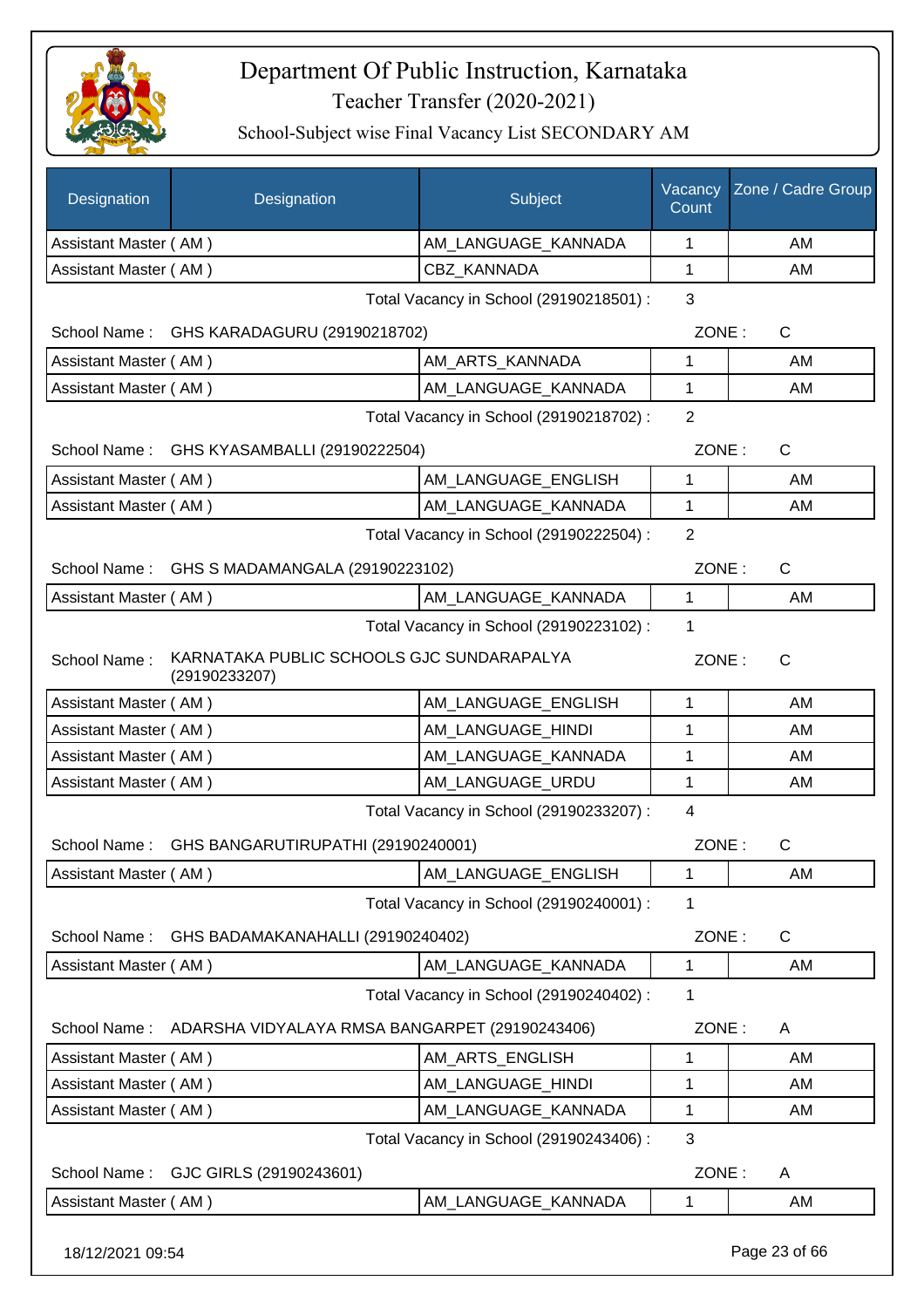# Department Of Public Instruction, Karnataka

## Teacher Transfer (2020-2021)

### School-Subject wise Final Vacancy List SECONDARY AM

| Designation | Designation | Subject | Vacancy Count | Zone / Cadre Group |
|---|---|---|---|---|
| Assistant Master ( AM ) | | AM_LANGUAGE_KANNADA | 1 | AM |
| Assistant Master ( AM ) | | CBZ_KANNADA | 1 | AM |

Total Vacancy in School (29190218501) : 3

School Name : GHS KARADAGURU (29190218702) ZONE : C

| Designation | Subject | Vacancy Count | Zone / Cadre Group |
|---|---|---|---|
| Assistant Master ( AM ) | AM_ARTS_KANNADA | 1 | AM |
| Assistant Master ( AM ) | AM_LANGUAGE_KANNADA | 1 | AM |

Total Vacancy in School (29190218702) : 2

School Name : GHS KYASAMBALLI (29190222504) ZONE : C

| Designation | Subject | Vacancy Count | Zone / Cadre Group |
|---|---|---|---|
| Assistant Master ( AM ) | AM_LANGUAGE_ENGLISH | 1 | AM |
| Assistant Master ( AM ) | AM_LANGUAGE_KANNADA | 1 | AM |

Total Vacancy in School (29190222504) : 2

School Name : GHS S MADAMANGALA (29190223102) ZONE : C

| Designation | Subject | Vacancy Count | Zone / Cadre Group |
|---|---|---|---|
| Assistant Master ( AM ) | AM_LANGUAGE_KANNADA | 1 | AM |

Total Vacancy in School (29190223102) : 1

School Name : KARNATAKA PUBLIC SCHOOLS GJC SUNDARAPALYA (29190233207) ZONE : C

| Designation | Subject | Vacancy Count | Zone / Cadre Group |
|---|---|---|---|
| Assistant Master ( AM ) | AM_LANGUAGE_ENGLISH | 1 | AM |
| Assistant Master ( AM ) | AM_LANGUAGE_HINDI | 1 | AM |
| Assistant Master ( AM ) | AM_LANGUAGE_KANNADA | 1 | AM |
| Assistant Master ( AM ) | AM_LANGUAGE_URDU | 1 | AM |

Total Vacancy in School (29190233207) : 4

School Name : GHS BANGARUTIRUPATHI (29190240001) ZONE : C

| Designation | Subject | Vacancy Count | Zone / Cadre Group |
|---|---|---|---|
| Assistant Master ( AM ) | AM_LANGUAGE_ENGLISH | 1 | AM |

Total Vacancy in School (29190240001) : 1

School Name : GHS BADAMAKANAHALLI (29190240402) ZONE : C

| Designation | Subject | Vacancy Count | Zone / Cadre Group |
|---|---|---|---|
| Assistant Master ( AM ) | AM_LANGUAGE_KANNADA | 1 | AM |

Total Vacancy in School (29190240402) : 1

School Name : ADARSHA VIDYALAYA RMSA BANGARPET (29190243406) ZONE : A

| Designation | Subject | Vacancy Count | Zone / Cadre Group |
|---|---|---|---|
| Assistant Master ( AM ) | AM_ARTS_ENGLISH | 1 | AM |
| Assistant Master ( AM ) | AM_LANGUAGE_HINDI | 1 | AM |
| Assistant Master ( AM ) | AM_LANGUAGE_KANNADA | 1 | AM |

Total Vacancy in School (29190243406) : 3

School Name : GJC GIRLS (29190243601) ZONE : A

| Designation | Subject | Vacancy Count | Zone / Cadre Group |
|---|---|---|---|
| Assistant Master ( AM ) | AM_LANGUAGE_KANNADA | 1 | AM |

18/12/2021 09:54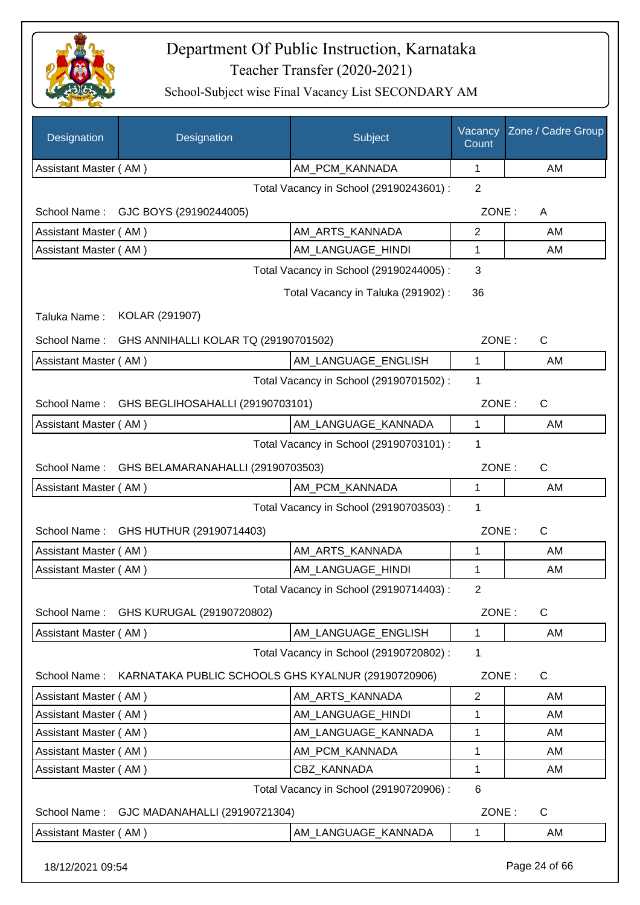# Department Of Public Instruction, Karnataka

## Teacher Transfer (2020-2021)

### School-Subject wise Final Vacancy List SECONDARY AM

| Designation | Designation | Subject | Vacancy Count | Zone / Cadre Group |
|---|---|---|---|---|
| Assistant Master ( AM ) | | AM_PCM_KANNADA | 1 | AM |

Total Vacancy in School (29190243601) : 2

School Name : GJC BOYS (29190244005) ZONE : A

| Designation | Designation | Subject | Vacancy Count | Zone / Cadre Group |
|---|---|---|---|---|
| Assistant Master ( AM ) | | AM_ARTS_KANNADA | 2 | AM |
| Assistant Master ( AM ) | | AM_LANGUAGE_HINDI | 1 | AM |

Total Vacancy in School (29190244005) : 3

Total Vacancy in Taluka (291902) : 36

Taluka Name : KOLAR (291907)

School Name : GHS ANNIHALLI KOLAR TQ (29190701502) ZONE : C

| Designation | Designation | Subject | Vacancy Count | Zone / Cadre Group |
|---|---|---|---|---|
| Assistant Master ( AM ) | | AM_LANGUAGE_ENGLISH | 1 | AM |

Total Vacancy in School (29190701502) : 1

School Name : GHS BEGLIHOSAHALLI (29190703101) ZONE : C

| Designation | Designation | Subject | Vacancy Count | Zone / Cadre Group |
|---|---|---|---|---|
| Assistant Master ( AM ) | | AM_LANGUAGE_KANNADA | 1 | AM |

Total Vacancy in School (29190703101) : 1

School Name : GHS BELAMARANAHALLI (29190703503) ZONE : C

| Designation | Designation | Subject | Vacancy Count | Zone / Cadre Group |
|---|---|---|---|---|
| Assistant Master ( AM ) | | AM_PCM_KANNADA | 1 | AM |

Total Vacancy in School (29190703503) : 1

School Name : GHS HUTHUR (29190714403) ZONE : C

| Designation | Designation | Subject | Vacancy Count | Zone / Cadre Group |
|---|---|---|---|---|
| Assistant Master ( AM ) | | AM_ARTS_KANNADA | 1 | AM |
| Assistant Master ( AM ) | | AM_LANGUAGE_HINDI | 1 | AM |

Total Vacancy in School (29190714403) : 2

School Name : GHS KURUGAL (29190720802) ZONE : C

| Designation | Designation | Subject | Vacancy Count | Zone / Cadre Group |
|---|---|---|---|---|
| Assistant Master ( AM ) | | AM_LANGUAGE_ENGLISH | 1 | AM |

Total Vacancy in School (29190720802) : 1

School Name : KARNATAKA PUBLIC SCHOOLS GHS KYALNUR (29190720906) ZONE : C

| Designation | Designation | Subject | Vacancy Count | Zone / Cadre Group |
|---|---|---|---|---|
| Assistant Master ( AM ) | | AM_ARTS_KANNADA | 2 | AM |
| Assistant Master ( AM ) | | AM_LANGUAGE_HINDI | 1 | AM |
| Assistant Master ( AM ) | | AM_LANGUAGE_KANNADA | 1 | AM |
| Assistant Master ( AM ) | | AM_PCM_KANNADA | 1 | AM |
| Assistant Master ( AM ) | | CBZ_KANNADA | 1 | AM |

Total Vacancy in School (29190720906) : 6

School Name : GJC MADANAHALLI (29190721304) ZONE : C

| Designation | Designation | Subject | Vacancy Count | Zone / Cadre Group |
|---|---|---|---|---|
| Assistant Master ( AM ) | | AM_LANGUAGE_KANNADA | 1 | AM |

18/12/2021 09:54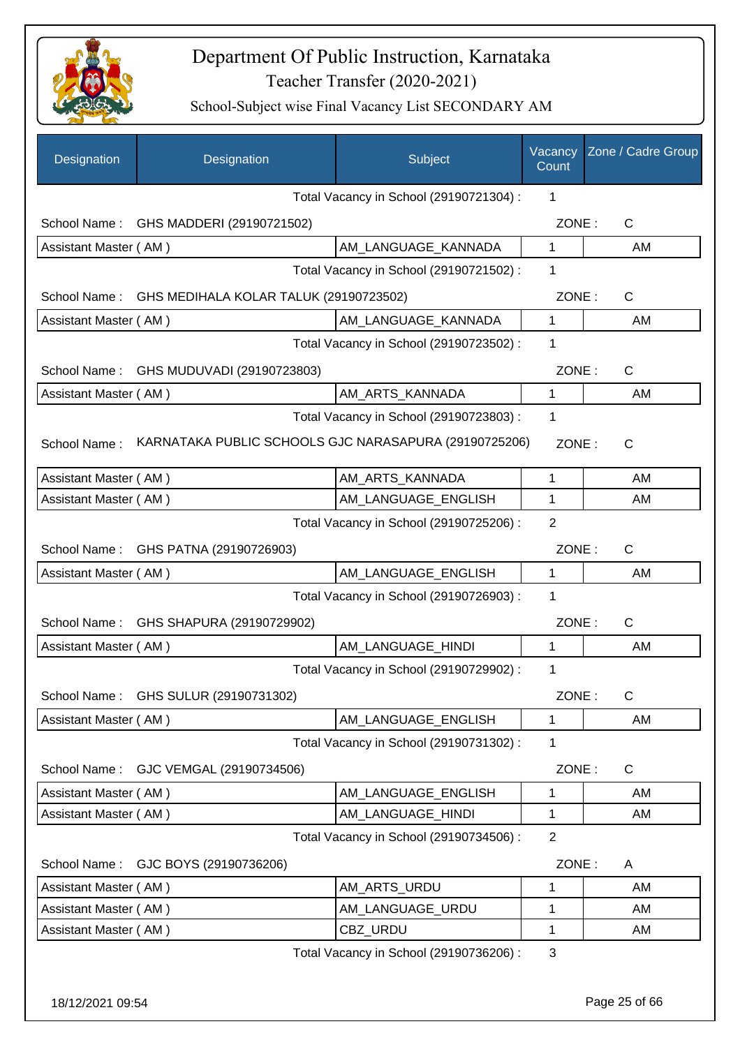# Department Of Public Instruction, Karnataka

Teacher Transfer (2020-2021)

School-Subject wise Final Vacancy List SECONDARY AM

| Designation | Designation | Subject | Vacancy Count | Zone / Cadre Group |
|---|---|---|---|---|
| | | Total Vacancy in School (29190721304) : | 1 | |
| School Name : | GHS MADDERI (29190721502) | | ZONE : | C |
| Assistant Master ( AM ) | | AM_LANGUAGE_KANNADA | 1 | AM |
| | | Total Vacancy in School (29190721502) : | 1 | |
| School Name : | GHS MEDIHALA KOLAR TALUK (29190723502) | | ZONE : | C |
| Assistant Master ( AM ) | | AM_LANGUAGE_KANNADA | 1 | AM |
| | | Total Vacancy in School (29190723502) : | 1 | |
| School Name : | GHS MUDUVADI (29190723803) | | ZONE : | C |
| Assistant Master ( AM ) | | AM_ARTS_KANNADA | 1 | AM |
| | | Total Vacancy in School (29190723803) : | 1 | |
| School Name : | KARNATAKA PUBLIC SCHOOLS GJC NARASAPURA (29190725206) | | ZONE : | C |
| Assistant Master ( AM ) | | AM_ARTS_KANNADA | 1 | AM |
| Assistant Master ( AM ) | | AM_LANGUAGE_ENGLISH | 1 | AM |
| | | Total Vacancy in School (29190725206) : | 2 | |
| School Name : | GHS PATNA (29190726903) | | ZONE : | C |
| Assistant Master ( AM ) | | AM_LANGUAGE_ENGLISH | 1 | AM |
| | | Total Vacancy in School (29190726903) : | 1 | |
| School Name : | GHS SHAPURA (29190729902) | | ZONE : | C |
| Assistant Master ( AM ) | | AM_LANGUAGE_HINDI | 1 | AM |
| | | Total Vacancy in School (29190729902) : | 1 | |
| School Name : | GHS SULUR (29190731302) | | ZONE : | C |
| Assistant Master ( AM ) | | AM_LANGUAGE_ENGLISH | 1 | AM |
| | | Total Vacancy in School (29190731302) : | 1 | |
| School Name : | GJC VEMGAL (29190734506) | | ZONE : | C |
| Assistant Master ( AM ) | | AM_LANGUAGE_ENGLISH | 1 | AM |
| Assistant Master ( AM ) | | AM_LANGUAGE_HINDI | 1 | AM |
| | | Total Vacancy in School (29190734506) : | 2 | |
| School Name : | GJC BOYS (29190736206) | | ZONE : | A |
| Assistant Master ( AM ) | | AM_ARTS_URDU | 1 | AM |
| Assistant Master ( AM ) | | AM_LANGUAGE_URDU | 1 | AM |
| Assistant Master ( AM ) | | CBZ_URDU | 1 | AM |
| | | Total Vacancy in School (29190736206) : | 3 | |

18/12/2021 09:54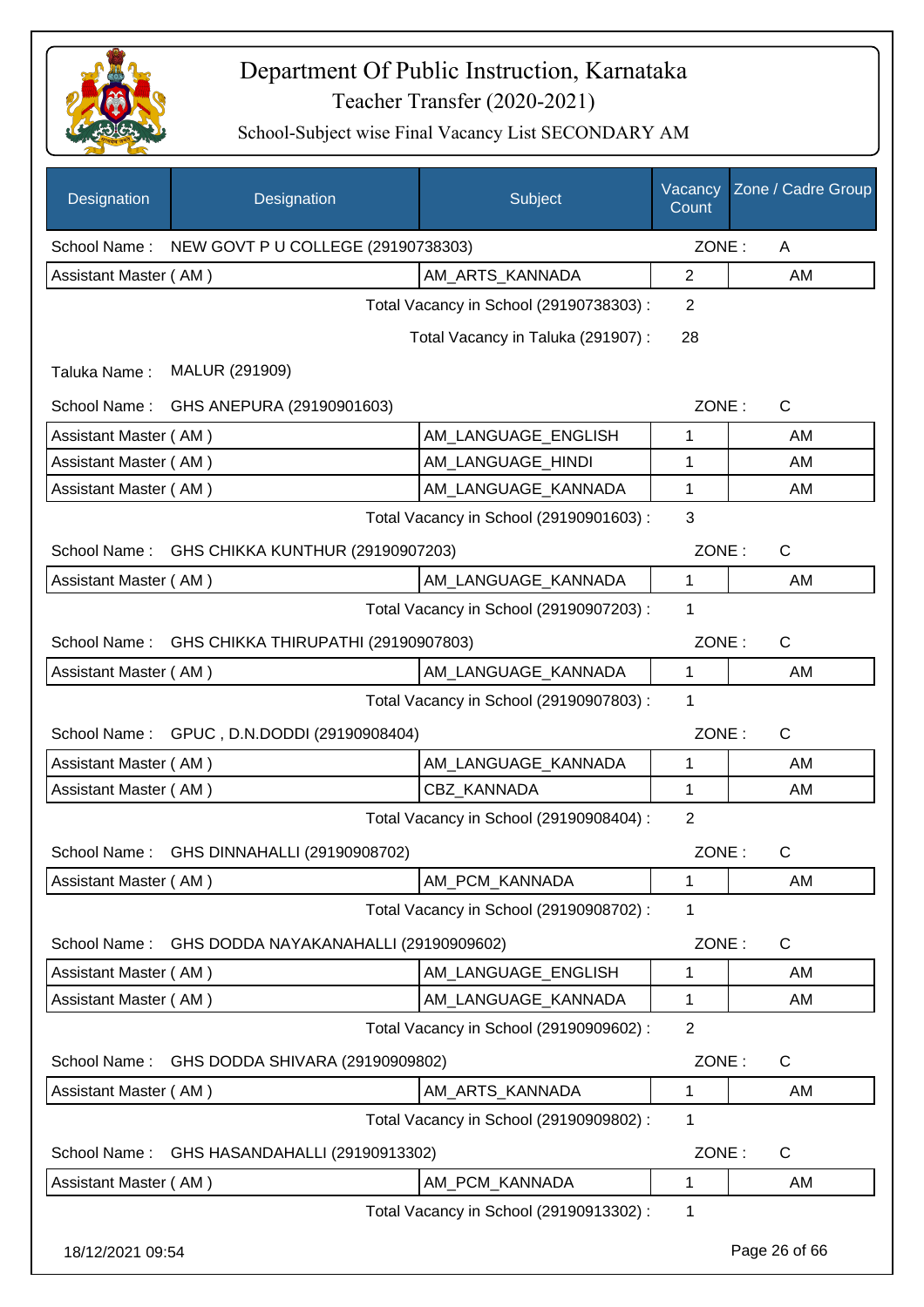# Department Of Public Instruction, Karnataka

## Teacher Transfer (2020-2021)

### School-Subject wise Final Vacancy List SECONDARY AM

| Designation | Designation | Subject | Vacancy Count | Zone / Cadre Group |
|---|---|---|---|---|
| School Name : | NEW GOVT P U COLLEGE (29190738303) | | ZONE : | A |
| Assistant Master ( AM ) | | AM_ARTS_KANNADA | 2 | AM |
| | | Total Vacancy in School (29190738303) : | 2 | |
| | | Total Vacancy in Taluka (291907) : | 28 | |
| Taluka Name : | MALUR (291909) | | | |
| School Name : | GHS ANEPURA (29190901603) | | ZONE : | C |
| Assistant Master ( AM ) | | AM_LANGUAGE_ENGLISH | 1 | AM |
| Assistant Master ( AM ) | | AM_LANGUAGE_HINDI | 1 | AM |
| Assistant Master ( AM ) | | AM_LANGUAGE_KANNADA | 1 | AM |
| | | Total Vacancy in School (29190901603) : | 3 | |
| School Name : | GHS CHIKKA KUNTHUR (29190907203) | | ZONE : | C |
| Assistant Master ( AM ) | | AM_LANGUAGE_KANNADA | 1 | AM |
| | | Total Vacancy in School (29190907203) : | 1 | |
| School Name : | GHS CHIKKA THIRUPATHI (29190907803) | | ZONE : | C |
| Assistant Master ( AM ) | | AM_LANGUAGE_KANNADA | 1 | AM |
| | | Total Vacancy in School (29190907803) : | 1 | |
| School Name : | GPUC , D.N.DODDI (29190908404) | | ZONE : | C |
| Assistant Master ( AM ) | | AM_LANGUAGE_KANNADA | 1 | AM |
| Assistant Master ( AM ) | | CBZ_KANNADA | 1 | AM |
| | | Total Vacancy in School (29190908404) : | 2 | |
| School Name : | GHS DINNAHALLI (29190908702) | | ZONE : | C |
| Assistant Master ( AM ) | | AM_PCM_KANNADA | 1 | AM |
| | | Total Vacancy in School (29190908702) : | 1 | |
| School Name : | GHS DODDA NAYAKANAHALLI (29190909602) | | ZONE : | C |
| Assistant Master ( AM ) | | AM_LANGUAGE_ENGLISH | 1 | AM |
| Assistant Master ( AM ) | | AM_LANGUAGE_KANNADA | 1 | AM |
| | | Total Vacancy in School (29190909602) : | 2 | |
| School Name : | GHS DODDA SHIVARA (29190909802) | | ZONE : | C |
| Assistant Master ( AM ) | | AM_ARTS_KANNADA | 1 | AM |
| | | Total Vacancy in School (29190909802) : | 1 | |
| School Name : | GHS HASANDAHALLI (29190913302) | | ZONE : | C |
| Assistant Master ( AM ) | | AM_PCM_KANNADA | 1 | AM |
| | | Total Vacancy in School (29190913302) : | 1 | |

18/12/2021 09:54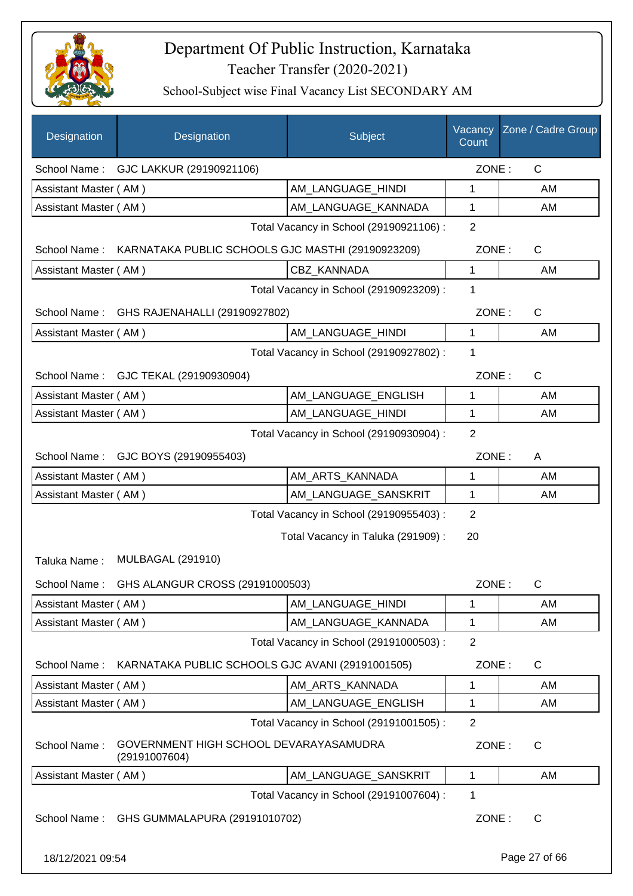# Department Of Public Instruction, Karnataka

Teacher Transfer (2020-2021)

School-Subject wise Final Vacancy List SECONDARY AM

| Designation | Designation | Subject | Vacancy Count | Zone / Cadre Group |
|---|---|---|---|---|
| School Name : | GJC LAKKUR (29190921106) | | ZONE : | C |
| Assistant Master ( AM ) | | AM_LANGUAGE_HINDI | 1 | AM |
| Assistant Master ( AM ) | | AM_LANGUAGE_KANNADA | 1 | AM |
| | | Total Vacancy in School (29190921106) : | 2 | |
| School Name : | KARNATAKA PUBLIC SCHOOLS GJC MASTHI (29190923209) | | ZONE : | C |
| Assistant Master ( AM ) | | CBZ_KANNADA | 1 | AM |
| | | Total Vacancy in School (29190923209) : | 1 | |
| School Name : | GHS RAJENAHALLI (29190927802) | | ZONE : | C |
| Assistant Master ( AM ) | | AM_LANGUAGE_HINDI | 1 | AM |
| | | Total Vacancy in School (29190927802) : | 1 | |
| School Name : | GJC TEKAL (29190930904) | | ZONE : | C |
| Assistant Master ( AM ) | | AM_LANGUAGE_ENGLISH | 1 | AM |
| Assistant Master ( AM ) | | AM_LANGUAGE_HINDI | 1 | AM |
| | | Total Vacancy in School (29190930904) : | 2 | |
| School Name : | GJC BOYS (29190955403) | | ZONE : | A |
| Assistant Master ( AM ) | | AM_ARTS_KANNADA | 1 | AM |
| Assistant Master ( AM ) | | AM_LANGUAGE_SANSKRIT | 1 | AM |
| | | Total Vacancy in School (29190955403) : | 2 | |
| | | Total Vacancy in Taluka (291909) : | 20 | |
| Taluka Name : | MULBAGAL (291910) | | | |
| School Name : | GHS ALANGUR CROSS (29191000503) | | ZONE : | C |
| Assistant Master ( AM ) | | AM_LANGUAGE_HINDI | 1 | AM |
| Assistant Master ( AM ) | | AM_LANGUAGE_KANNADA | 1 | AM |
| | | Total Vacancy in School (29191000503) : | 2 | |
| School Name : | KARNATAKA PUBLIC SCHOOLS GJC AVANI (29191001505) | | ZONE : | C |
| Assistant Master ( AM ) | | AM_ARTS_KANNADA | 1 | AM |
| Assistant Master ( AM ) | | AM_LANGUAGE_ENGLISH | 1 | AM |
| | | Total Vacancy in School (29191001505) : | 2 | |
| School Name : | GOVERNMENT HIGH SCHOOL DEVARAYASAMUDRA (29191007604) | | ZONE : | C |
| Assistant Master ( AM ) | | AM_LANGUAGE_SANSKRIT | 1 | AM |
| | | Total Vacancy in School (29191007604) : | 1 | |
| School Name : | GHS GUMMALAPURA (29191010702) | | ZONE : | C |

18/12/2021 09:54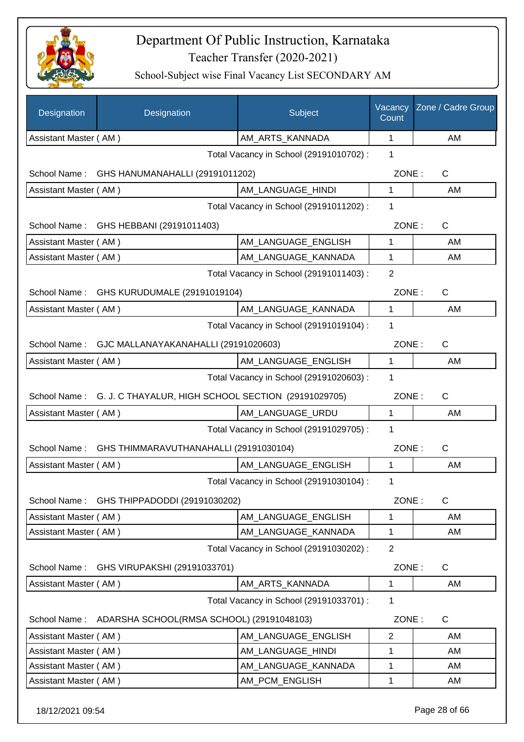# Department Of Public Instruction, Karnataka

Teacher Transfer (2020-2021)

School-Subject wise Final Vacancy List SECONDARY AM

| Designation | Designation | Subject | Vacancy Count | Zone / Cadre Group |
|---|---|---|---|---|
| Assistant Master ( AM ) | | AM_ARTS_KANNADA | 1 | AM |
| | | Total Vacancy in School (29191010702) : | 1 | |
| School Name : | GHS HANUMANAHALLI (29191011202) | | ZONE : | C |
| Assistant Master ( AM ) | | AM_LANGUAGE_HINDI | 1 | AM |
| | | Total Vacancy in School (29191011202) : | 1 | |
| School Name : | GHS HEBBANI (29191011403) | | ZONE : | C |
| Assistant Master ( AM ) | | AM_LANGUAGE_ENGLISH | 1 | AM |
| Assistant Master ( AM ) | | AM_LANGUAGE_KANNADA | 1 | AM |
| | | Total Vacancy in School (29191011403) : | 2 | |
| School Name : | GHS KURUDUMALE (29191019104) | | ZONE : | C |
| Assistant Master ( AM ) | | AM_LANGUAGE_KANNADA | 1 | AM |
| | | Total Vacancy in School (29191019104) : | 1 | |
| School Name : | GJC MALLANAYAKANAHALLI (29191020603) | | ZONE : | C |
| Assistant Master ( AM ) | | AM_LANGUAGE_ENGLISH | 1 | AM |
| | | Total Vacancy in School (29191020603) : | 1 | |
| School Name : | G. J. C THAYALUR, HIGH SCHOOL SECTION (29191029705) | | ZONE : | C |
| Assistant Master ( AM ) | | AM_LANGUAGE_URDU | 1 | AM |
| | | Total Vacancy in School (29191029705) : | 1 | |
| School Name : | GHS THIMMARAVUTHANAHALLI (29191030104) | | ZONE : | C |
| Assistant Master ( AM ) | | AM_LANGUAGE_ENGLISH | 1 | AM |
| | | Total Vacancy in School (29191030104) : | 1 | |
| School Name : | GHS THIPPADODDI (29191030202) | | ZONE : | C |
| Assistant Master ( AM ) | | AM_LANGUAGE_ENGLISH | 1 | AM |
| Assistant Master ( AM ) | | AM_LANGUAGE_KANNADA | 1 | AM |
| | | Total Vacancy in School (29191030202) : | 2 | |
| School Name : | GHS VIRUPAKSHI (29191033701) | | ZONE : | C |
| Assistant Master ( AM ) | | AM_ARTS_KANNADA | 1 | AM |
| | | Total Vacancy in School (29191033701) : | 1 | |
| School Name : | ADARSHA SCHOOL(RMSA SCHOOL) (29191048103) | | ZONE : | C |
| Assistant Master ( AM ) | | AM_LANGUAGE_ENGLISH | 2 | AM |
| Assistant Master ( AM ) | | AM_LANGUAGE_HINDI | 1 | AM |
| Assistant Master ( AM ) | | AM_LANGUAGE_KANNADA | 1 | AM |
| Assistant Master ( AM ) | | AM_PCM_ENGLISH | 1 | AM |

18/12/2021 09:54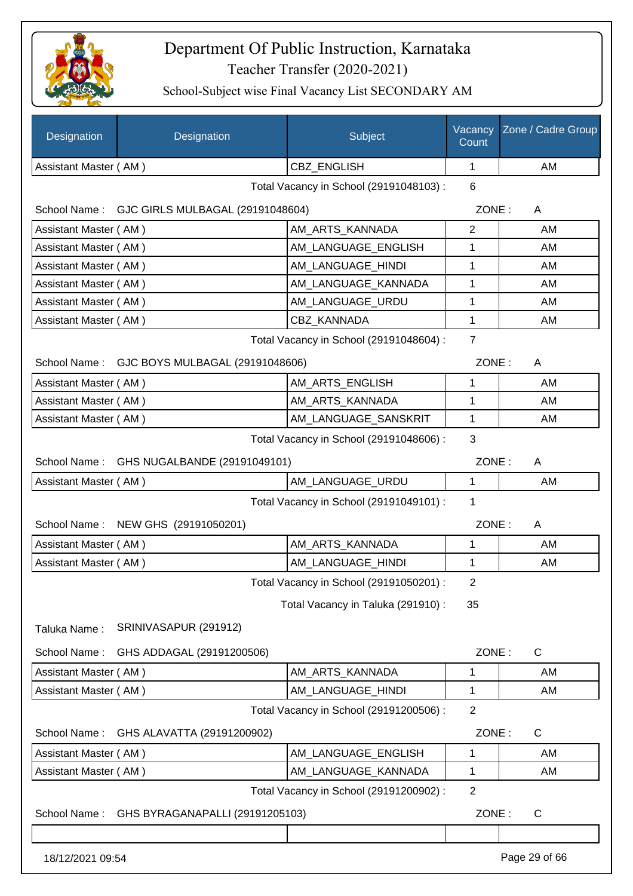# Department Of Public Instruction, Karnataka
## Teacher Transfer (2020-2021)
### School-Subject wise Final Vacancy List SECONDARY AM

| Designation | Designation | Subject | Vacancy Count | Zone / Cadre Group |
|---|---|---|---|---|
| Assistant Master ( AM ) | | CBZ_ENGLISH | 1 | AM |

Total Vacancy in School (29191048103) : 6

School Name : GJC GIRLS MULBAGAL (29191048604) ZONE : A

| Designation | Designation | Subject | Vacancy Count | Zone / Cadre Group |
|---|---|---|---|---|
| Assistant Master ( AM ) | | AM_ARTS_KANNADA | 2 | AM |
| Assistant Master ( AM ) | | AM_LANGUAGE_ENGLISH | 1 | AM |
| Assistant Master ( AM ) | | AM_LANGUAGE_HINDI | 1 | AM |
| Assistant Master ( AM ) | | AM_LANGUAGE_KANNADA | 1 | AM |
| Assistant Master ( AM ) | | AM_LANGUAGE_URDU | 1 | AM |
| Assistant Master ( AM ) | | CBZ_KANNADA | 1 | AM |

Total Vacancy in School (29191048604) : 7

School Name : GJC BOYS MULBAGAL (29191048606) ZONE : A

| Designation | Designation | Subject | Vacancy Count | Zone / Cadre Group |
|---|---|---|---|---|
| Assistant Master ( AM ) | | AM_ARTS_ENGLISH | 1 | AM |
| Assistant Master ( AM ) | | AM_ARTS_KANNADA | 1 | AM |
| Assistant Master ( AM ) | | AM_LANGUAGE_SANSKRIT | 1 | AM |

Total Vacancy in School (29191048606) : 3

School Name : GHS NUGALBANDE (29191049101) ZONE : A

| Designation | Designation | Subject | Vacancy Count | Zone / Cadre Group |
|---|---|---|---|---|
| Assistant Master ( AM ) | | AM_LANGUAGE_URDU | 1 | AM |

Total Vacancy in School (29191049101) : 1

School Name : NEW GHS (29191050201) ZONE : A

| Designation | Designation | Subject | Vacancy Count | Zone / Cadre Group |
|---|---|---|---|---|
| Assistant Master ( AM ) | | AM_ARTS_KANNADA | 1 | AM |
| Assistant Master ( AM ) | | AM_LANGUAGE_HINDI | 1 | AM |

Total Vacancy in School (29191050201) : 2

Total Vacancy in Taluka (291910) : 35

Taluka Name : SRINIVASAPUR (291912)

School Name : GHS ADDAGAL (29191200506) ZONE : C

| Designation | Designation | Subject | Vacancy Count | Zone / Cadre Group |
|---|---|---|---|---|
| Assistant Master ( AM ) | | AM_ARTS_KANNADA | 1 | AM |
| Assistant Master ( AM ) | | AM_LANGUAGE_HINDI | 1 | AM |

Total Vacancy in School (29191200506) : 2

School Name : GHS ALAVATTA (29191200902) ZONE : C

| Designation | Designation | Subject | Vacancy Count | Zone / Cadre Group |
|---|---|---|---|---|
| Assistant Master ( AM ) | | AM_LANGUAGE_ENGLISH | 1 | AM |
| Assistant Master ( AM ) | | AM_LANGUAGE_KANNADA | 1 | AM |

Total Vacancy in School (29191200902) : 2

School Name : GHS BYRAGANAPALLI (29191205103) ZONE : C

18/12/2021 09:54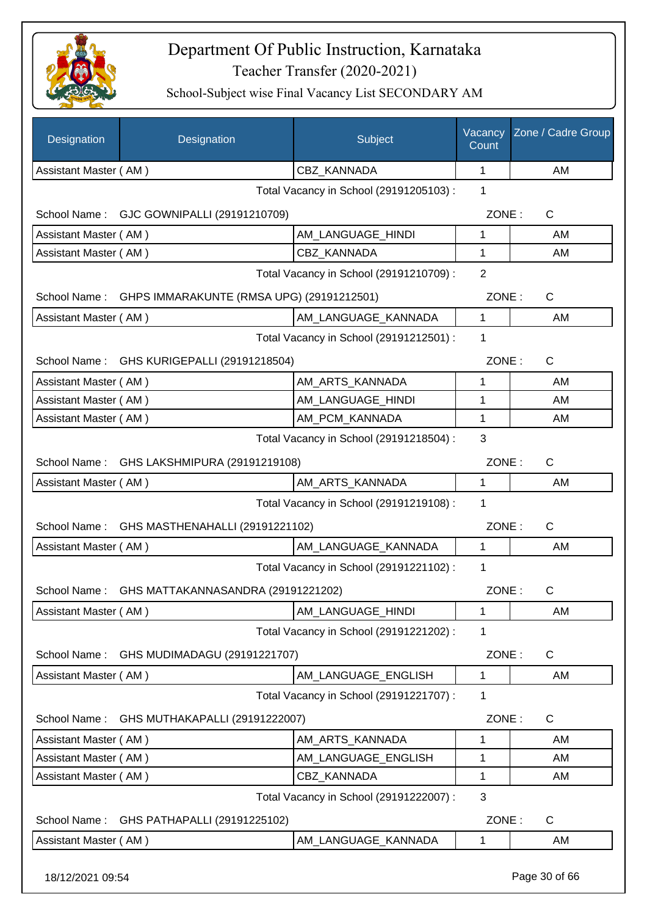# Department Of Public Instruction, Karnataka

## Teacher Transfer (2020-2021)

### School-Subject wise Final Vacancy List SECONDARY AM

| Designation | Designation | Subject | Vacancy Count | Zone / Cadre Group |
|---|---|---|---|---|
| Assistant Master ( AM ) | | CBZ_KANNADA | 1 | AM |

Total Vacancy in School (29191205103) : 1

School Name : GJC GOWNIPALLI (29191210709) ZONE : C

| Designation | Subject | Vacancy Count | Zone / Cadre Group |
|---|---|---|---|
| Assistant Master ( AM ) | AM_LANGUAGE_HINDI | 1 | AM |
| Assistant Master ( AM ) | CBZ_KANNADA | 1 | AM |

Total Vacancy in School (29191210709) : 2

School Name : GHPS IMMARAKUNTE (RMSA UPG) (29191212501) ZONE : C

| Designation | Subject | Vacancy Count | Zone / Cadre Group |
|---|---|---|---|
| Assistant Master ( AM ) | AM_LANGUAGE_KANNADA | 1 | AM |

Total Vacancy in School (29191212501) : 1

School Name : GHS KURIGEPALLI (29191218504) ZONE : C

| Designation | Subject | Vacancy Count | Zone / Cadre Group |
|---|---|---|---|
| Assistant Master ( AM ) | AM_ARTS_KANNADA | 1 | AM |
| Assistant Master ( AM ) | AM_LANGUAGE_HINDI | 1 | AM |
| Assistant Master ( AM ) | AM_PCM_KANNADA | 1 | AM |

Total Vacancy in School (29191218504) : 3

School Name : GHS LAKSHMIPURA (29191219108) ZONE : C

| Designation | Subject | Vacancy Count | Zone / Cadre Group |
|---|---|---|---|
| Assistant Master ( AM ) | AM_ARTS_KANNADA | 1 | AM |

Total Vacancy in School (29191219108) : 1

School Name : GHS MASTHENAHALLI (29191221102) ZONE : C

| Designation | Subject | Vacancy Count | Zone / Cadre Group |
|---|---|---|---|
| Assistant Master ( AM ) | AM_LANGUAGE_KANNADA | 1 | AM |

Total Vacancy in School (29191221102) : 1

School Name : GHS MATTAKANNASANDRA (29191221202) ZONE : C

| Designation | Subject | Vacancy Count | Zone / Cadre Group |
|---|---|---|---|
| Assistant Master ( AM ) | AM_LANGUAGE_HINDI | 1 | AM |

Total Vacancy in School (29191221202) : 1

School Name : GHS MUDIMADAGU (29191221707) ZONE : C

| Designation | Subject | Vacancy Count | Zone / Cadre Group |
|---|---|---|---|
| Assistant Master ( AM ) | AM_LANGUAGE_ENGLISH | 1 | AM |

Total Vacancy in School (29191221707) : 1

School Name : GHS MUTHAKAPALLI (29191222007) ZONE : C

| Designation | Subject | Vacancy Count | Zone / Cadre Group |
|---|---|---|---|
| Assistant Master ( AM ) | AM_ARTS_KANNADA | 1 | AM |
| Assistant Master ( AM ) | AM_LANGUAGE_ENGLISH | 1 | AM |
| Assistant Master ( AM ) | CBZ_KANNADA | 1 | AM |

Total Vacancy in School (29191222007) : 3

School Name : GHS PATHAPALLI (29191225102) ZONE : C

| Designation | Subject | Vacancy Count | Zone / Cadre Group |
|---|---|---|---|
| Assistant Master ( AM ) | AM_LANGUAGE_KANNADA | 1 | AM |

18/12/2021 09:54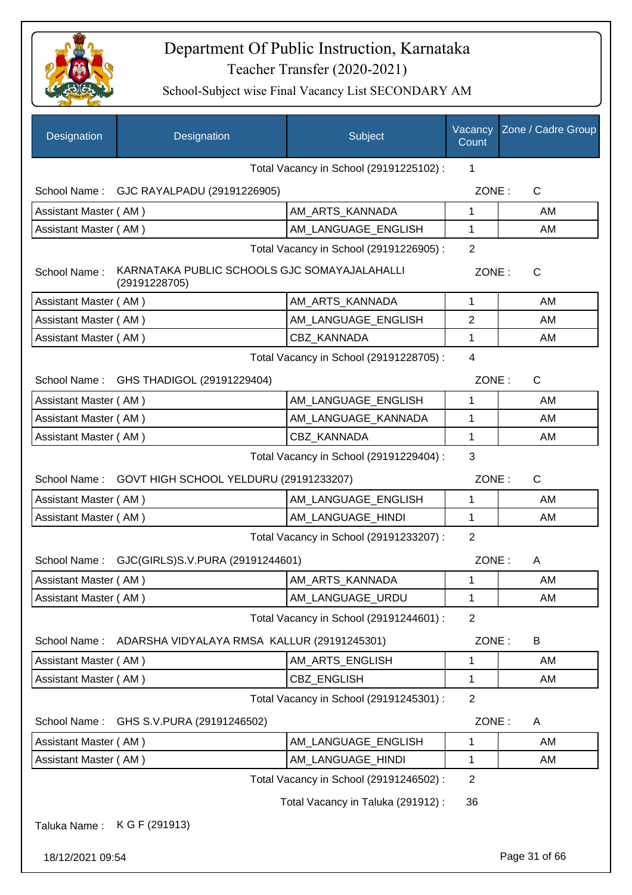# Department Of Public Instruction, Karnataka

## Teacher Transfer (2020-2021)

### School-Subject wise Final Vacancy List SECONDARY AM

| Designation | Designation | Subject | Vacancy Count | Zone / Cadre Group |
|---|---|---|---|---|
| | | Total Vacancy in School (29191225102) : | 1 | |
| School Name : | GJC RAYALPADU (29191226905) | | ZONE : | C |
| Assistant Master ( AM ) | | AM_ARTS_KANNADA | 1 | AM |
| Assistant Master ( AM ) | | AM_LANGUAGE_ENGLISH | 1 | AM |
| | | Total Vacancy in School (29191226905) : | 2 | |
| School Name : | KARNATAKA PUBLIC SCHOOLS GJC SOMAYAJALAHALLI (29191228705) | | ZONE : | C |
| Assistant Master ( AM ) | | AM_ARTS_KANNADA | 1 | AM |
| Assistant Master ( AM ) | | AM_LANGUAGE_ENGLISH | 2 | AM |
| Assistant Master ( AM ) | | CBZ_KANNADA | 1 | AM |
| | | Total Vacancy in School (29191228705) : | 4 | |
| School Name : | GHS THADIGOL (29191229404) | | ZONE : | C |
| Assistant Master ( AM ) | | AM_LANGUAGE_ENGLISH | 1 | AM |
| Assistant Master ( AM ) | | AM_LANGUAGE_KANNADA | 1 | AM |
| Assistant Master ( AM ) | | CBZ_KANNADA | 1 | AM |
| | | Total Vacancy in School (29191229404) : | 3 | |
| School Name : | GOVT HIGH SCHOOL YELDURU (29191233207) | | ZONE : | C |
| Assistant Master ( AM ) | | AM_LANGUAGE_ENGLISH | 1 | AM |
| Assistant Master ( AM ) | | AM_LANGUAGE_HINDI | 1 | AM |
| | | Total Vacancy in School (29191233207) : | 2 | |
| School Name : | GJC(GIRLS)S.V.PURA (29191244601) | | ZONE : | A |
| Assistant Master ( AM ) | | AM_ARTS_KANNADA | 1 | AM |
| Assistant Master ( AM ) | | AM_LANGUAGE_URDU | 1 | AM |
| | | Total Vacancy in School (29191244601) : | 2 | |
| School Name : | ADARSHA VIDYALAYA RMSA KALLUR (29191245301) | | ZONE : | B |
| Assistant Master ( AM ) | | AM_ARTS_ENGLISH | 1 | AM |
| Assistant Master ( AM ) | | CBZ_ENGLISH | 1 | AM |
| | | Total Vacancy in School (29191245301) : | 2 | |
| School Name : | GHS S.V.PURA (29191246502) | | ZONE : | A |
| Assistant Master ( AM ) | | AM_LANGUAGE_ENGLISH | 1 | AM |
| Assistant Master ( AM ) | | AM_LANGUAGE_HINDI | 1 | AM |
| | | Total Vacancy in School (29191246502) : | 2 | |
| | | Total Vacancy in Taluka (291912) : | 36 | |

Taluka Name : K G F (291913)

18/12/2021 09:54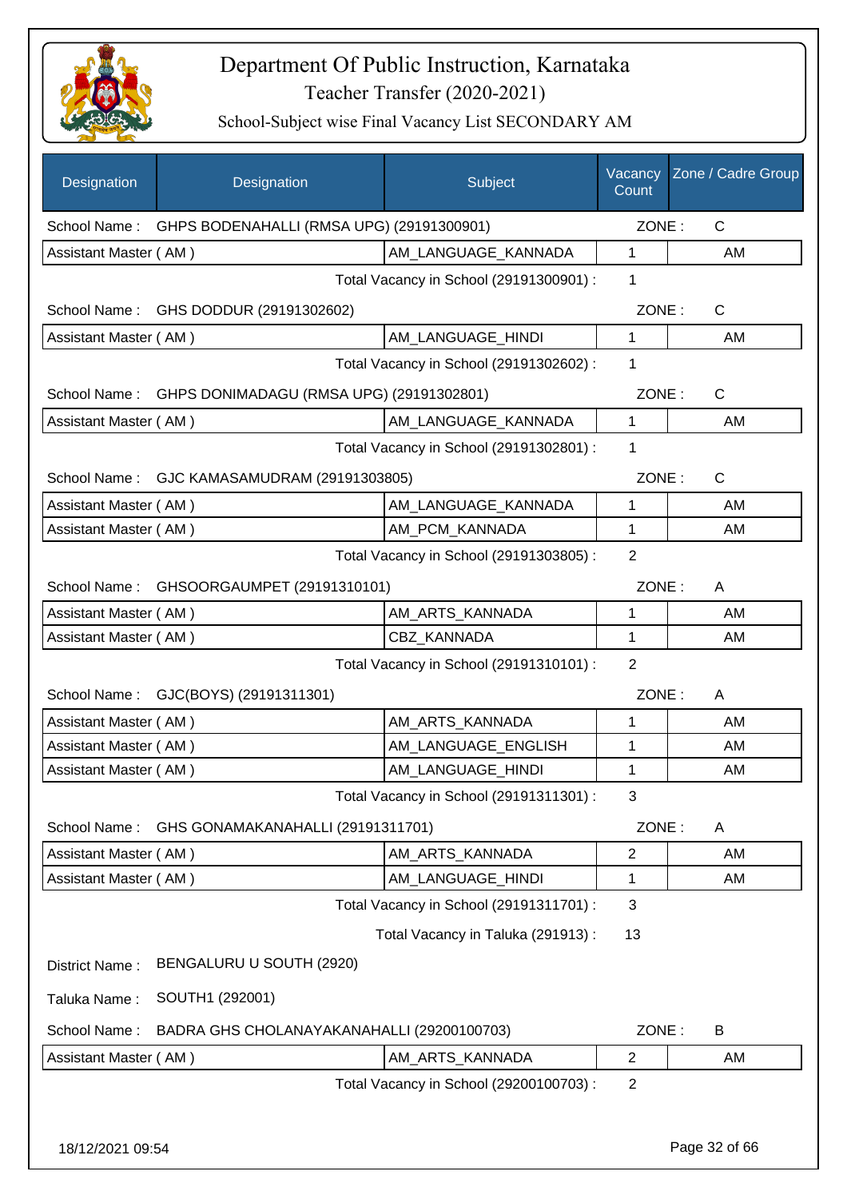# Department Of Public Instruction, Karnataka

## Teacher Transfer (2020-2021)

### School-Subject wise Final Vacancy List SECONDARY AM

| Designation | Designation | Subject | Vacancy Count | Zone / Cadre Group |
|---|---|---|---|---|
| School Name : | GHPS BODENAHALLI (RMSA UPG) (29191300901) | | ZONE : | C |
| Assistant Master ( AM ) | | AM_LANGUAGE_KANNADA | 1 | AM |
| | | Total Vacancy in School (29191300901) : | 1 | |
| School Name : | GHS DODDUR (29191302602) | | ZONE : | C |
| Assistant Master ( AM ) | | AM_LANGUAGE_HINDI | 1 | AM |
| | | Total Vacancy in School (29191302602) : | 1 | |
| School Name : | GHPS DONIMADAGU (RMSA UPG) (29191302801) | | ZONE : | C |
| Assistant Master ( AM ) | | AM_LANGUAGE_KANNADA | 1 | AM |
| | | Total Vacancy in School (29191302801) : | 1 | |
| School Name : | GJC KAMASAMUDRAM (29191303805) | | ZONE : | C |
| Assistant Master ( AM ) | | AM_LANGUAGE_KANNADA | 1 | AM |
| Assistant Master ( AM ) | | AM_PCM_KANNADA | 1 | AM |
| | | Total Vacancy in School (29191303805) : | 2 | |
| School Name : | GHSOORGAUMPET (29191310101) | | ZONE : | A |
| Assistant Master ( AM ) | | AM_ARTS_KANNADA | 1 | AM |
| Assistant Master ( AM ) | | CBZ_KANNADA | 1 | AM |
| | | Total Vacancy in School (29191310101) : | 2 | |
| School Name : | GJC(BOYS) (29191311301) | | ZONE : | A |
| Assistant Master ( AM ) | | AM_ARTS_KANNADA | 1 | AM |
| Assistant Master ( AM ) | | AM_LANGUAGE_ENGLISH | 1 | AM |
| Assistant Master ( AM ) | | AM_LANGUAGE_HINDI | 1 | AM |
| | | Total Vacancy in School (29191311301) : | 3 | |
| School Name : | GHS GONAMAKANAHALLI (29191311701) | | ZONE : | A |
| Assistant Master ( AM ) | | AM_ARTS_KANNADA | 2 | AM |
| Assistant Master ( AM ) | | AM_LANGUAGE_HINDI | 1 | AM |
| | | Total Vacancy in School (29191311701) : | 3 | |
| | | Total Vacancy in Taluka (291913) : | 13 | |
| District Name : | BENGALURU U SOUTH (2920) | | | |
| Taluka Name : | SOUTH1 (292001) | | | |
| School Name : | BADRA GHS CHOLANAYAKANAHALLI (29200100703) | | ZONE : | B |
| Assistant Master ( AM ) | | AM_ARTS_KANNADA | 2 | AM |
| | | Total Vacancy in School (29200100703) : | 2 | |

18/12/2021 09:54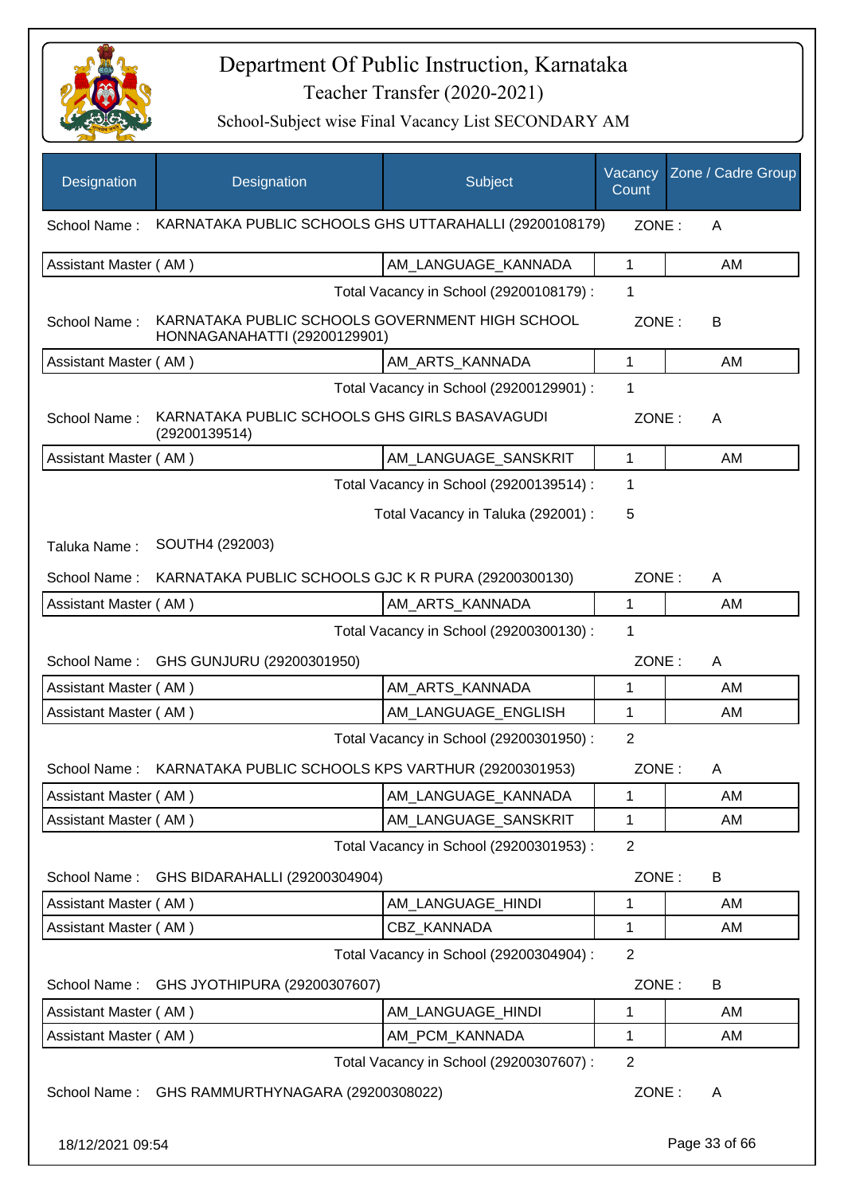# Department Of Public Instruction, Karnataka

## Teacher Transfer (2020-2021)

### School-Subject wise Final Vacancy List SECONDARY AM

| Designation | Designation | Subject | Vacancy Count | Zone / Cadre Group |
|---|---|---|---|---|
| School Name : | KARNATAKA PUBLIC SCHOOLS GHS UTTARAHALLI (29200108179) | | ZONE : | A |
| Assistant Master ( AM ) | | AM_LANGUAGE_KANNADA | 1 | AM |
| | | Total Vacancy in School (29200108179) : | 1 | |
| School Name : | KARNATAKA PUBLIC SCHOOLS GOVERNMENT HIGH SCHOOL HONNAGANAHATTI (29200129901) | | ZONE : | B |
| Assistant Master ( AM ) | | AM_ARTS_KANNADA | 1 | AM |
| | | Total Vacancy in School (29200129901) : | 1 | |
| School Name : | KARNATAKA PUBLIC SCHOOLS GHS GIRLS BASAVAGUDI (29200139514) | | ZONE : | A |
| Assistant Master ( AM ) | | AM_LANGUAGE_SANSKRIT | 1 | AM |
| | | Total Vacancy in School (29200139514) : | 1 | |
| | | Total Vacancy in Taluka (292001) : | 5 | |
| Taluka Name : | SOUTH4 (292003) | | | |
| School Name : | KARNATAKA PUBLIC SCHOOLS GJC K R PURA (29200300130) | | ZONE : | A |
| Assistant Master ( AM ) | | AM_ARTS_KANNADA | 1 | AM |
| | | Total Vacancy in School (29200300130) : | 1 | |
| School Name : | GHS GUNJURU (29200301950) | | ZONE : | A |
| Assistant Master ( AM ) | | AM_ARTS_KANNADA | 1 | AM |
| Assistant Master ( AM ) | | AM_LANGUAGE_ENGLISH | 1 | AM |
| | | Total Vacancy in School (29200301950) : | 2 | |
| School Name : | KARNATAKA PUBLIC SCHOOLS KPS VARTHUR (29200301953) | | ZONE : | A |
| Assistant Master ( AM ) | | AM_LANGUAGE_KANNADA | 1 | AM |
| Assistant Master ( AM ) | | AM_LANGUAGE_SANSKRIT | 1 | AM |
| | | Total Vacancy in School (29200301953) : | 2 | |
| School Name : | GHS BIDARAHALLI (29200304904) | | ZONE : | B |
| Assistant Master ( AM ) | | AM_LANGUAGE_HINDI | 1 | AM |
| Assistant Master ( AM ) | | CBZ_KANNADA | 1 | AM |
| | | Total Vacancy in School (29200304904) : | 2 | |
| School Name : | GHS JYOTHIPURA (29200307607) | | ZONE : | B |
| Assistant Master ( AM ) | | AM_LANGUAGE_HINDI | 1 | AM |
| Assistant Master ( AM ) | | AM_PCM_KANNADA | 1 | AM |
| | | Total Vacancy in School (29200307607) : | 2 | |
| School Name : | GHS RAMMURTHYNAGARA (29200308022) | | ZONE : | A |

18/12/2021 09:54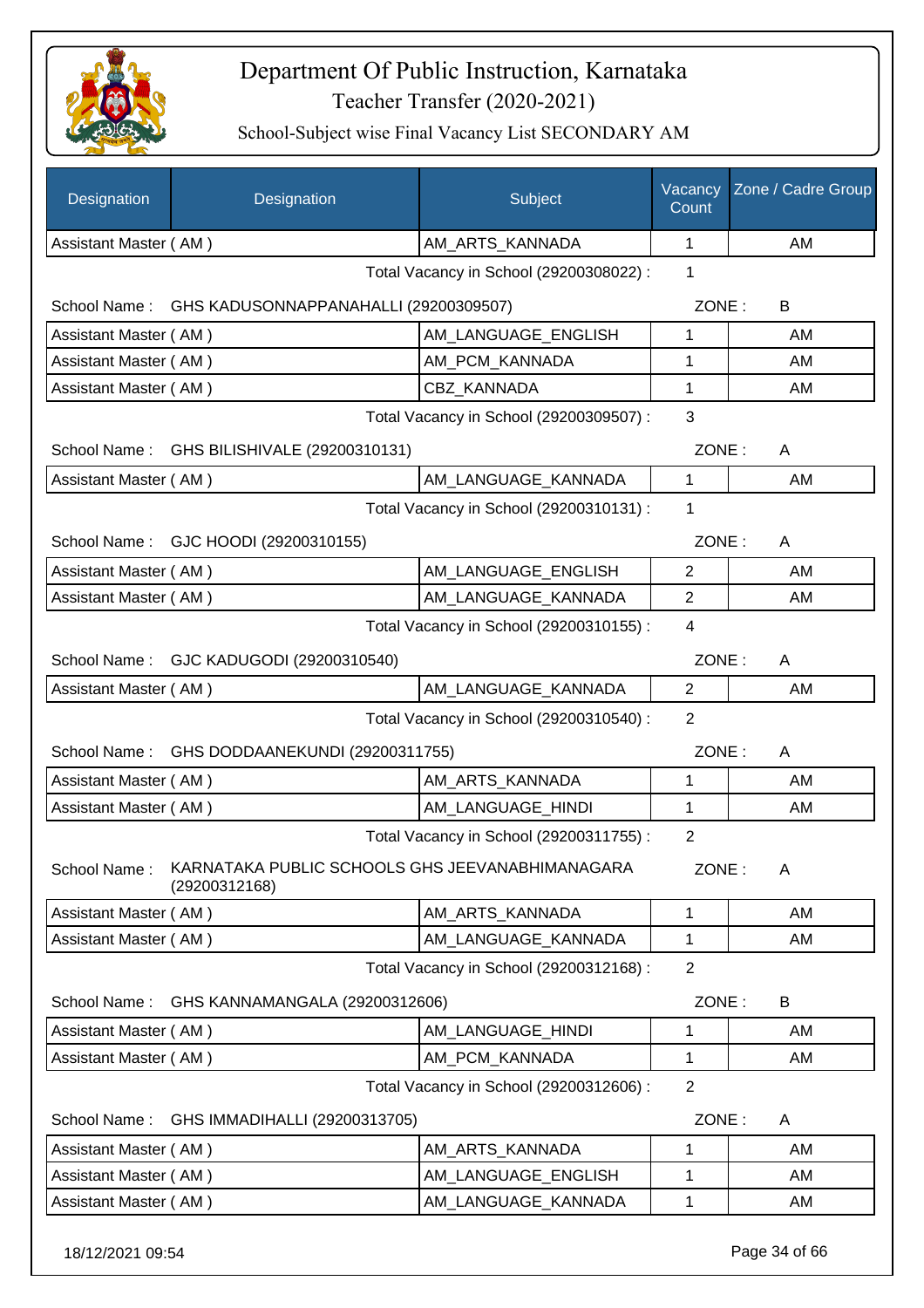# Department Of Public Instruction, Karnataka

Teacher Transfer (2020-2021)

School-Subject wise Final Vacancy List SECONDARY AM

| Designation | Designation | Subject | Vacancy Count | Zone / Cadre Group |
|---|---|---|---|---|
| Assistant Master ( AM ) | | AM_ARTS_KANNADA | 1 | AM |

Total Vacancy in School (29200308022) : 1

School Name : GHS KADUSONNAPPANAHALLI (29200309507) ZONE : B

| Designation | Designation | Subject | Vacancy Count | Zone / Cadre Group |
|---|---|---|---|---|
| Assistant Master ( AM ) | | AM_LANGUAGE_ENGLISH | 1 | AM |
| Assistant Master ( AM ) | | AM_PCM_KANNADA | 1 | AM |
| Assistant Master ( AM ) | | CBZ_KANNADA | 1 | AM |

Total Vacancy in School (29200309507) : 3

School Name : GHS BILISHIVALE (29200310131) ZONE : A

| Designation | Designation | Subject | Vacancy Count | Zone / Cadre Group |
|---|---|---|---|---|
| Assistant Master ( AM ) | | AM_LANGUAGE_KANNADA | 1 | AM |

Total Vacancy in School (29200310131) : 1

School Name : GJC HOODI (29200310155) ZONE : A

| Designation | Designation | Subject | Vacancy Count | Zone / Cadre Group |
|---|---|---|---|---|
| Assistant Master ( AM ) | | AM_LANGUAGE_ENGLISH | 2 | AM |
| Assistant Master ( AM ) | | AM_LANGUAGE_KANNADA | 2 | AM |

Total Vacancy in School (29200310155) : 4

School Name : GJC KADUGODI (29200310540) ZONE : A

| Designation | Designation | Subject | Vacancy Count | Zone / Cadre Group |
|---|---|---|---|---|
| Assistant Master ( AM ) | | AM_LANGUAGE_KANNADA | 2 | AM |

Total Vacancy in School (29200310540) : 2

School Name : GHS DODDAANEKUNDI (29200311755) ZONE : A

| Designation | Designation | Subject | Vacancy Count | Zone / Cadre Group |
|---|---|---|---|---|
| Assistant Master ( AM ) | | AM_ARTS_KANNADA | 1 | AM |
| Assistant Master ( AM ) | | AM_LANGUAGE_HINDI | 1 | AM |

Total Vacancy in School (29200311755) : 2

School Name : KARNATAKA PUBLIC SCHOOLS GHS JEEVANABHIMANAGARA (29200312168) ZONE : A

| Designation | Designation | Subject | Vacancy Count | Zone / Cadre Group |
|---|---|---|---|---|
| Assistant Master ( AM ) | | AM_ARTS_KANNADA | 1 | AM |
| Assistant Master ( AM ) | | AM_LANGUAGE_KANNADA | 1 | AM |

Total Vacancy in School (29200312168) : 2

School Name : GHS KANNAMANGALA (29200312606) ZONE : B

| Designation | Designation | Subject | Vacancy Count | Zone / Cadre Group |
|---|---|---|---|---|
| Assistant Master ( AM ) | | AM_LANGUAGE_HINDI | 1 | AM |
| Assistant Master ( AM ) | | AM_PCM_KANNADA | 1 | AM |

Total Vacancy in School (29200312606) : 2

School Name : GHS IMMADIHALLI (29200313705) ZONE : A

| Designation | Designation | Subject | Vacancy Count | Zone / Cadre Group |
|---|---|---|---|---|
| Assistant Master ( AM ) | | AM_ARTS_KANNADA | 1 | AM |
| Assistant Master ( AM ) | | AM_LANGUAGE_ENGLISH | 1 | AM |
| Assistant Master ( AM ) | | AM_LANGUAGE_KANNADA | 1 | AM |

18/12/2021 09:54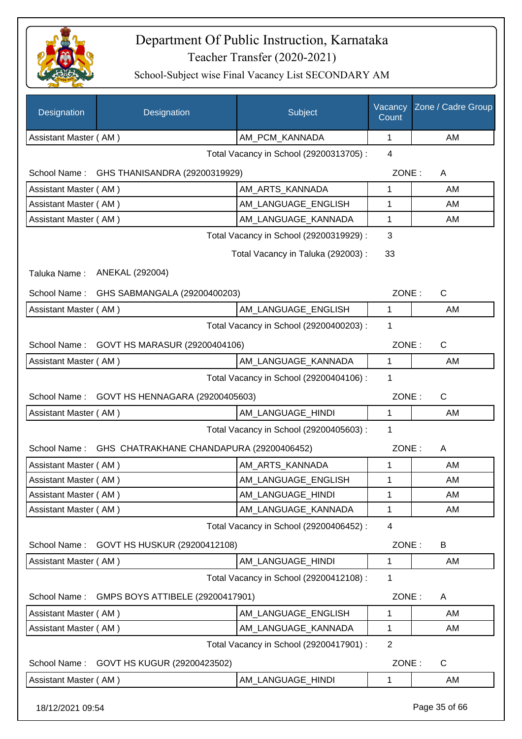# Department Of Public Instruction, Karnataka

Teacher Transfer (2020-2021)

School-Subject wise Final Vacancy List SECONDARY AM

| Designation | Designation | Subject | Vacancy Count | Zone / Cadre Group |
|---|---|---|---|---|
| Assistant Master ( AM ) | | AM_PCM_KANNADA | 1 | AM |

Total Vacancy in School (29200313705) : 4

School Name : GHS THANISANDRA (29200319929) ZONE : A

| Designation | Subject | Vacancy Count | Zone / Cadre Group |
|---|---|---|---|
| Assistant Master ( AM ) | AM_ARTS_KANNADA | 1 | AM |
| Assistant Master ( AM ) | AM_LANGUAGE_ENGLISH | 1 | AM |
| Assistant Master ( AM ) | AM_LANGUAGE_KANNADA | 1 | AM |

Total Vacancy in School (29200319929) : 3

Total Vacancy in Taluka (292003) : 33

Taluka Name : ANEKAL (292004)

School Name : GHS SABMANGALA (29200400203) ZONE : C

| Designation | Subject | Vacancy Count | Zone / Cadre Group |
|---|---|---|---|
| Assistant Master ( AM ) | AM_LANGUAGE_ENGLISH | 1 | AM |

Total Vacancy in School (29200400203) : 1

School Name : GOVT HS MARASUR (29200404106) ZONE : C

| Designation | Subject | Vacancy Count | Zone / Cadre Group |
|---|---|---|---|
| Assistant Master ( AM ) | AM_LANGUAGE_KANNADA | 1 | AM |

Total Vacancy in School (29200404106) : 1

School Name : GOVT HS HENNAGARA (29200405603) ZONE : C

| Designation | Subject | Vacancy Count | Zone / Cadre Group |
|---|---|---|---|
| Assistant Master ( AM ) | AM_LANGUAGE_HINDI | 1 | AM |

Total Vacancy in School (29200405603) : 1

School Name : GHS CHATRAKHANE CHANDAPURA (29200406452) ZONE : A

| Designation | Subject | Vacancy Count | Zone / Cadre Group |
|---|---|---|---|
| Assistant Master ( AM ) | AM_ARTS_KANNADA | 1 | AM |
| Assistant Master ( AM ) | AM_LANGUAGE_ENGLISH | 1 | AM |
| Assistant Master ( AM ) | AM_LANGUAGE_HINDI | 1 | AM |
| Assistant Master ( AM ) | AM_LANGUAGE_KANNADA | 1 | AM |

Total Vacancy in School (29200406452) : 4

School Name : GOVT HS HUSKUR (29200412108) ZONE : B

| Designation | Subject | Vacancy Count | Zone / Cadre Group |
|---|---|---|---|
| Assistant Master ( AM ) | AM_LANGUAGE_HINDI | 1 | AM |

Total Vacancy in School (29200412108) : 1

School Name : GMPS BOYS ATTIBELE (29200417901) ZONE : A

| Designation | Subject | Vacancy Count | Zone / Cadre Group |
|---|---|---|---|
| Assistant Master ( AM ) | AM_LANGUAGE_ENGLISH | 1 | AM |
| Assistant Master ( AM ) | AM_LANGUAGE_KANNADA | 1 | AM |

Total Vacancy in School (29200417901) : 2

School Name : GOVT HS KUGUR (29200423502) ZONE : C

| Designation | Subject | Vacancy Count | Zone / Cadre Group |
|---|---|---|---|
| Assistant Master ( AM ) | AM_LANGUAGE_HINDI | 1 | AM |

18/12/2021 09:54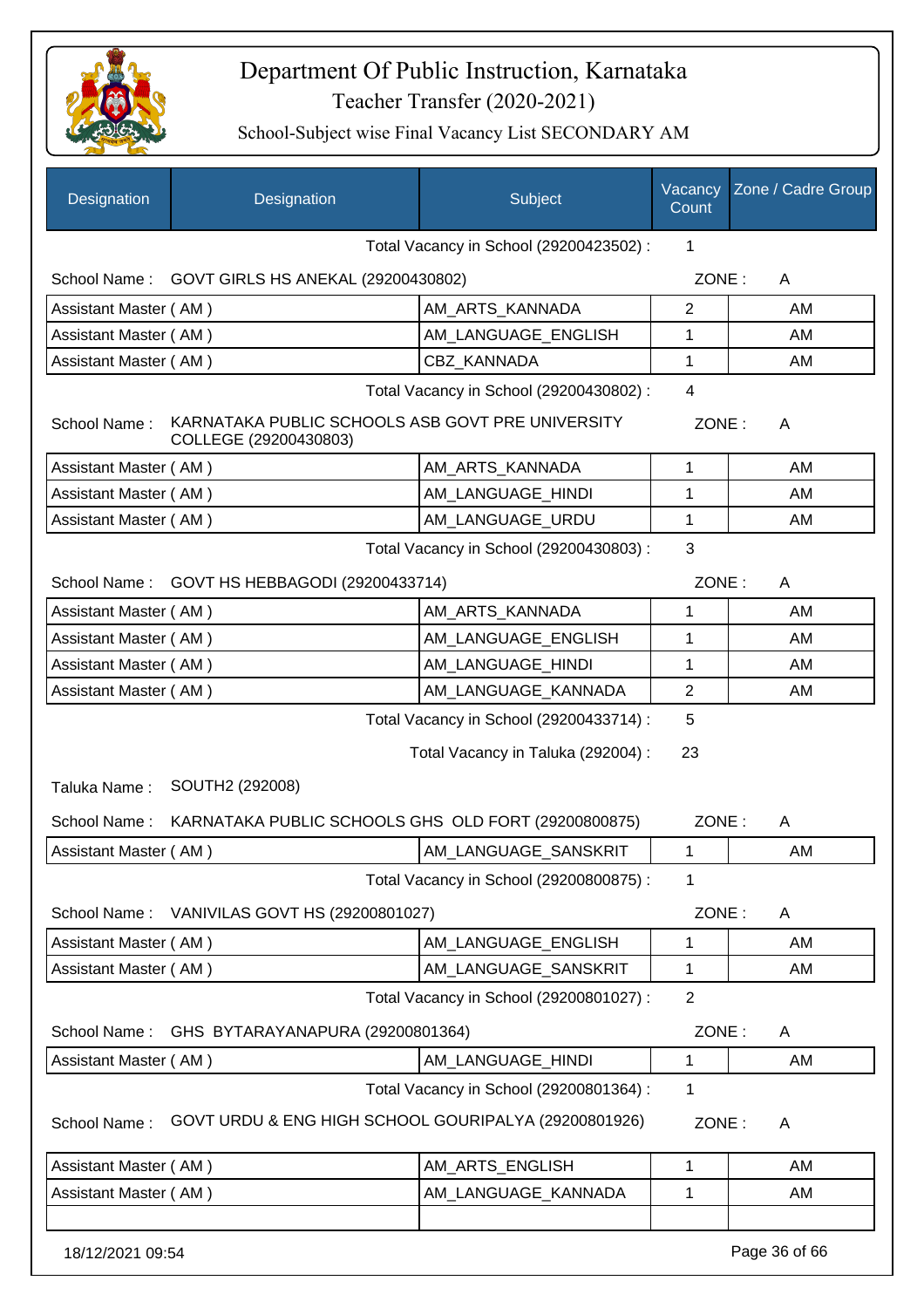# Department Of Public Instruction, Karnataka

Teacher Transfer (2020-2021)

School-Subject wise Final Vacancy List SECONDARY AM

| Designation | Designation | Subject | Vacancy Count | Zone / Cadre Group |
|---|---|---|---|---|
| | | Total Vacancy in School (29200423502) : | 1 | |
| School Name : | GOVT GIRLS HS ANEKAL (29200430802) | | ZONE : | A |
| Assistant Master ( AM ) | | AM_ARTS_KANNADA | 2 | AM |
| Assistant Master ( AM ) | | AM_LANGUAGE_ENGLISH | 1 | AM |
| Assistant Master ( AM ) | | CBZ_KANNADA | 1 | AM |
| | | Total Vacancy in School (29200430802) : | 4 | |
| School Name : | KARNATAKA PUBLIC SCHOOLS ASB GOVT PRE UNIVERSITY COLLEGE (29200430803) | | ZONE : | A |
| Assistant Master ( AM ) | | AM_ARTS_KANNADA | 1 | AM |
| Assistant Master ( AM ) | | AM_LANGUAGE_HINDI | 1 | AM |
| Assistant Master ( AM ) | | AM_LANGUAGE_URDU | 1 | AM |
| | | Total Vacancy in School (29200430803) : | 3 | |
| School Name : | GOVT HS HEBBAGODI (29200433714) | | ZONE : | A |
| Assistant Master ( AM ) | | AM_ARTS_KANNADA | 1 | AM |
| Assistant Master ( AM ) | | AM_LANGUAGE_ENGLISH | 1 | AM |
| Assistant Master ( AM ) | | AM_LANGUAGE_HINDI | 1 | AM |
| Assistant Master ( AM ) | | AM_LANGUAGE_KANNADA | 2 | AM |
| | | Total Vacancy in School (29200433714) : | 5 | |
| | | Total Vacancy in Taluka (292004) : | 23 | |
| Taluka Name : | SOUTH2 (292008) | | | |
| School Name : | KARNATAKA PUBLIC SCHOOLS GHS OLD FORT (29200800875) | | ZONE : | A |
| Assistant Master ( AM ) | | AM_LANGUAGE_SANSKRIT | 1 | AM |
| | | Total Vacancy in School (29200800875) : | 1 | |
| School Name : | VANIVILAS GOVT HS (29200801027) | | ZONE : | A |
| Assistant Master ( AM ) | | AM_LANGUAGE_ENGLISH | 1 | AM |
| Assistant Master ( AM ) | | AM_LANGUAGE_SANSKRIT | 1 | AM |
| | | Total Vacancy in School (29200801027) : | 2 | |
| School Name : | GHS BYTARAYANAPURA (29200801364) | | ZONE : | A |
| Assistant Master ( AM ) | | AM_LANGUAGE_HINDI | 1 | AM |
| | | Total Vacancy in School (29200801364) : | 1 | |
| School Name : | GOVT URDU & ENG HIGH SCHOOL GOURIPALYA (29200801926) | | ZONE : | A |
| Assistant Master ( AM ) | | AM_ARTS_ENGLISH | 1 | AM |
| Assistant Master ( AM ) | | AM_LANGUAGE_KANNADA | 1 | AM |
| | | | | |

18/12/2021 09:54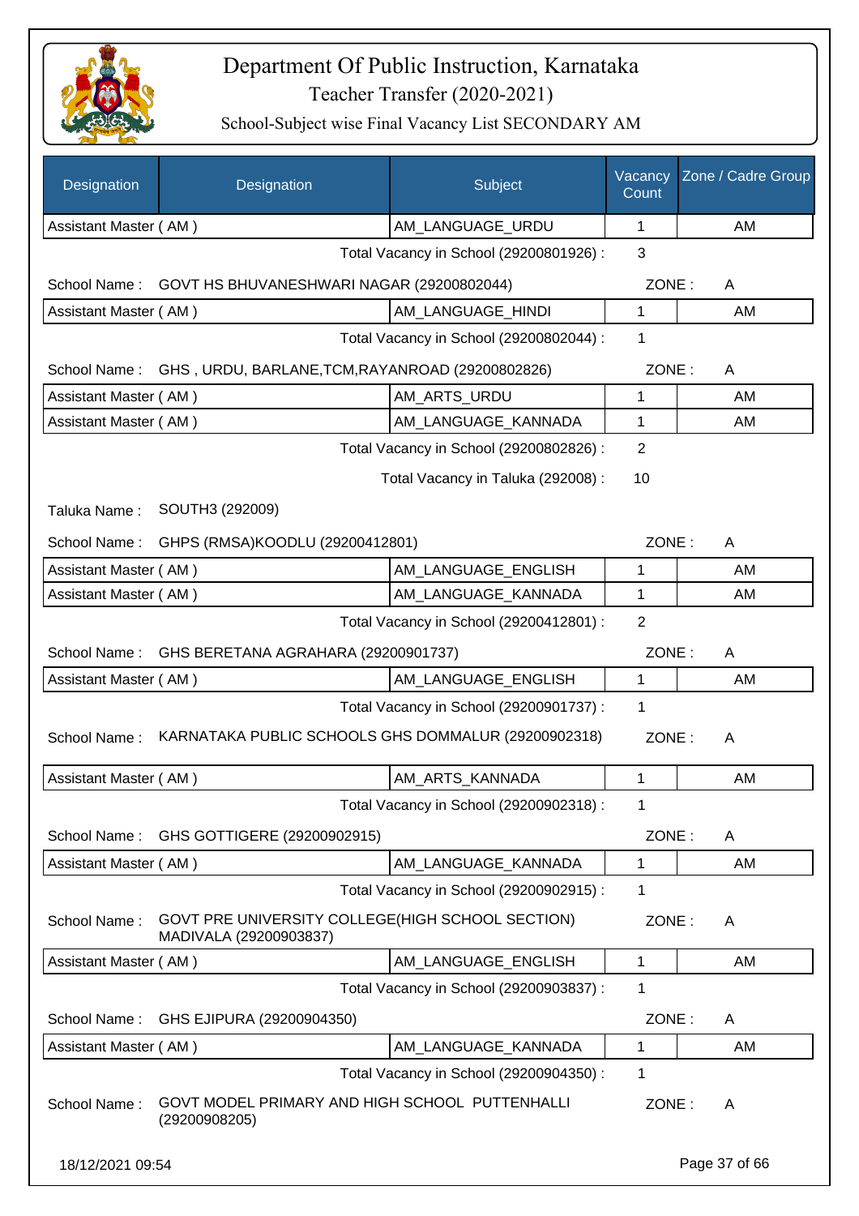# Department Of Public Instruction, Karnataka

Teacher Transfer (2020-2021)

School-Subject wise Final Vacancy List SECONDARY AM

| Designation | Designation | Subject | Vacancy Count | Zone / Cadre Group |
|---|---|---|---|---|
| Assistant Master ( AM ) | | AM_LANGUAGE_URDU | 1 | AM |

Total Vacancy in School (29200801926) : 3

School Name : GOVT HS BHUVANESHWARI NAGAR (29200802044) ZONE : A

| Designation | Designation | Subject | Vacancy Count | Zone / Cadre Group |
|---|---|---|---|---|
| Assistant Master ( AM ) | | AM_LANGUAGE_HINDI | 1 | AM |

Total Vacancy in School (29200802044) : 1

School Name : GHS , URDU, BARLANE,TCM,RAYANROAD (29200802826) ZONE : A

| Designation | Designation | Subject | Vacancy Count | Zone / Cadre Group |
|---|---|---|---|---|
| Assistant Master ( AM ) | | AM_ARTS_URDU | 1 | AM |
| Assistant Master ( AM ) | | AM_LANGUAGE_KANNADA | 1 | AM |

Total Vacancy in School (29200802826) : 2

Total Vacancy in Taluka (292008) : 10

Taluka Name : SOUTH3 (292009)

School Name : GHPS (RMSA)KOODLU (29200412801) ZONE : A

| Designation | Designation | Subject | Vacancy Count | Zone / Cadre Group |
|---|---|---|---|---|
| Assistant Master ( AM ) | | AM_LANGUAGE_ENGLISH | 1 | AM |
| Assistant Master ( AM ) | | AM_LANGUAGE_KANNADA | 1 | AM |

Total Vacancy in School (29200412801) : 2

School Name : GHS BERETANA AGRAHARA (29200901737) ZONE : A

| Designation | Designation | Subject | Vacancy Count | Zone / Cadre Group |
|---|---|---|---|---|
| Assistant Master ( AM ) | | AM_LANGUAGE_ENGLISH | 1 | AM |

Total Vacancy in School (29200901737) : 1

School Name : KARNATAKA PUBLIC SCHOOLS GHS DOMMALUR (29200902318) ZONE : A

| Designation | Designation | Subject | Vacancy Count | Zone / Cadre Group |
|---|---|---|---|---|
| Assistant Master ( AM ) | | AM_ARTS_KANNADA | 1 | AM |

Total Vacancy in School (29200902318) : 1

School Name : GHS GOTTIGERE (29200902915) ZONE : A

| Designation | Designation | Subject | Vacancy Count | Zone / Cadre Group |
|---|---|---|---|---|
| Assistant Master ( AM ) | | AM_LANGUAGE_KANNADA | 1 | AM |

Total Vacancy in School (29200902915) : 1

School Name : GOVT PRE UNIVERSITY COLLEGE(HIGH SCHOOL SECTION) MADIVALA (29200903837) ZONE : A

| Designation | Designation | Subject | Vacancy Count | Zone / Cadre Group |
|---|---|---|---|---|
| Assistant Master ( AM ) | | AM_LANGUAGE_ENGLISH | 1 | AM |

Total Vacancy in School (29200903837) : 1

School Name : GHS EJIPURA (29200904350) ZONE : A

| Designation | Designation | Subject | Vacancy Count | Zone / Cadre Group |
|---|---|---|---|---|
| Assistant Master ( AM ) | | AM_LANGUAGE_KANNADA | 1 | AM |

Total Vacancy in School (29200904350) : 1

School Name : GOVT MODEL PRIMARY AND HIGH SCHOOL PUTTENHALLI (29200908205) ZONE : A

18/12/2021 09:54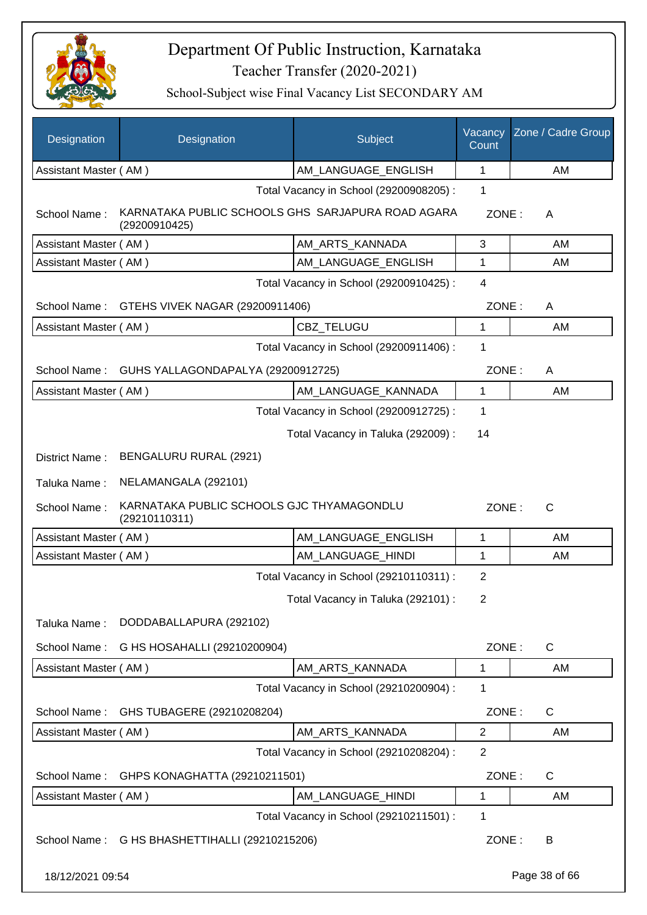# Department Of Public Instruction, Karnataka

## Teacher Transfer (2020-2021)

### School-Subject wise Final Vacancy List SECONDARY AM

| Designation | Designation | Subject | Vacancy Count | Zone / Cadre Group |
|---|---|---|---|---|
| Assistant Master ( AM ) | | AM_LANGUAGE_ENGLISH | 1 | AM |

Total Vacancy in School (29200908205) : 1

School Name : KARNATAKA PUBLIC SCHOOLS GHS SARJAPURA ROAD AGARA (29200910425) ZONE : A

| Designation | Designation | Subject | Vacancy Count | Zone / Cadre Group |
|---|---|---|---|---|
| Assistant Master ( AM ) | | AM_ARTS_KANNADA | 3 | AM |
| Assistant Master ( AM ) | | AM_LANGUAGE_ENGLISH | 1 | AM |

Total Vacancy in School (29200910425) : 4

School Name : GTEHS VIVEK NAGAR (29200911406) ZONE : A

| Designation | Designation | Subject | Vacancy Count | Zone / Cadre Group |
|---|---|---|---|---|
| Assistant Master ( AM ) | | CBZ_TELUGU | 1 | AM |

Total Vacancy in School (29200911406) : 1

School Name : GUHS YALLAGONDAPALYA (29200912725) ZONE : A

| Designation | Designation | Subject | Vacancy Count | Zone / Cadre Group |
|---|---|---|---|---|
| Assistant Master ( AM ) | | AM_LANGUAGE_KANNADA | 1 | AM |

Total Vacancy in School (29200912725) : 1

Total Vacancy in Taluka (292009) : 14

District Name : BENGALURU RURAL (2921)

Taluka Name : NELAMANGALA (292101)

School Name : KARNATAKA PUBLIC SCHOOLS GJC THYAMAGONDLU (29210110311) ZONE : C

| Designation | Designation | Subject | Vacancy Count | Zone / Cadre Group |
|---|---|---|---|---|
| Assistant Master ( AM ) | | AM_LANGUAGE_ENGLISH | 1 | AM |
| Assistant Master ( AM ) | | AM_LANGUAGE_HINDI | 1 | AM |

Total Vacancy in School (29210110311) : 2

Total Vacancy in Taluka (292101) : 2

Taluka Name : DODDABALLAPURA (292102)

School Name : G HS HOSAHALLI (29210200904) ZONE : C

| Designation | Designation | Subject | Vacancy Count | Zone / Cadre Group |
|---|---|---|---|---|
| Assistant Master ( AM ) | | AM_ARTS_KANNADA | 1 | AM |

Total Vacancy in School (29210200904) : 1

School Name : GHS TUBAGERE (29210208204) ZONE : C

| Designation | Designation | Subject | Vacancy Count | Zone / Cadre Group |
|---|---|---|---|---|
| Assistant Master ( AM ) | | AM_ARTS_KANNADA | 2 | AM |

Total Vacancy in School (29210208204) : 2

School Name : GHPS KONAGHATTA (29210211501) ZONE : C

| Designation | Designation | Subject | Vacancy Count | Zone / Cadre Group |
|---|---|---|---|---|
| Assistant Master ( AM ) | | AM_LANGUAGE_HINDI | 1 | AM |

Total Vacancy in School (29210211501) : 1

School Name : G HS BHASHETTIHALLI (29210215206) ZONE : B

18/12/2021 09:54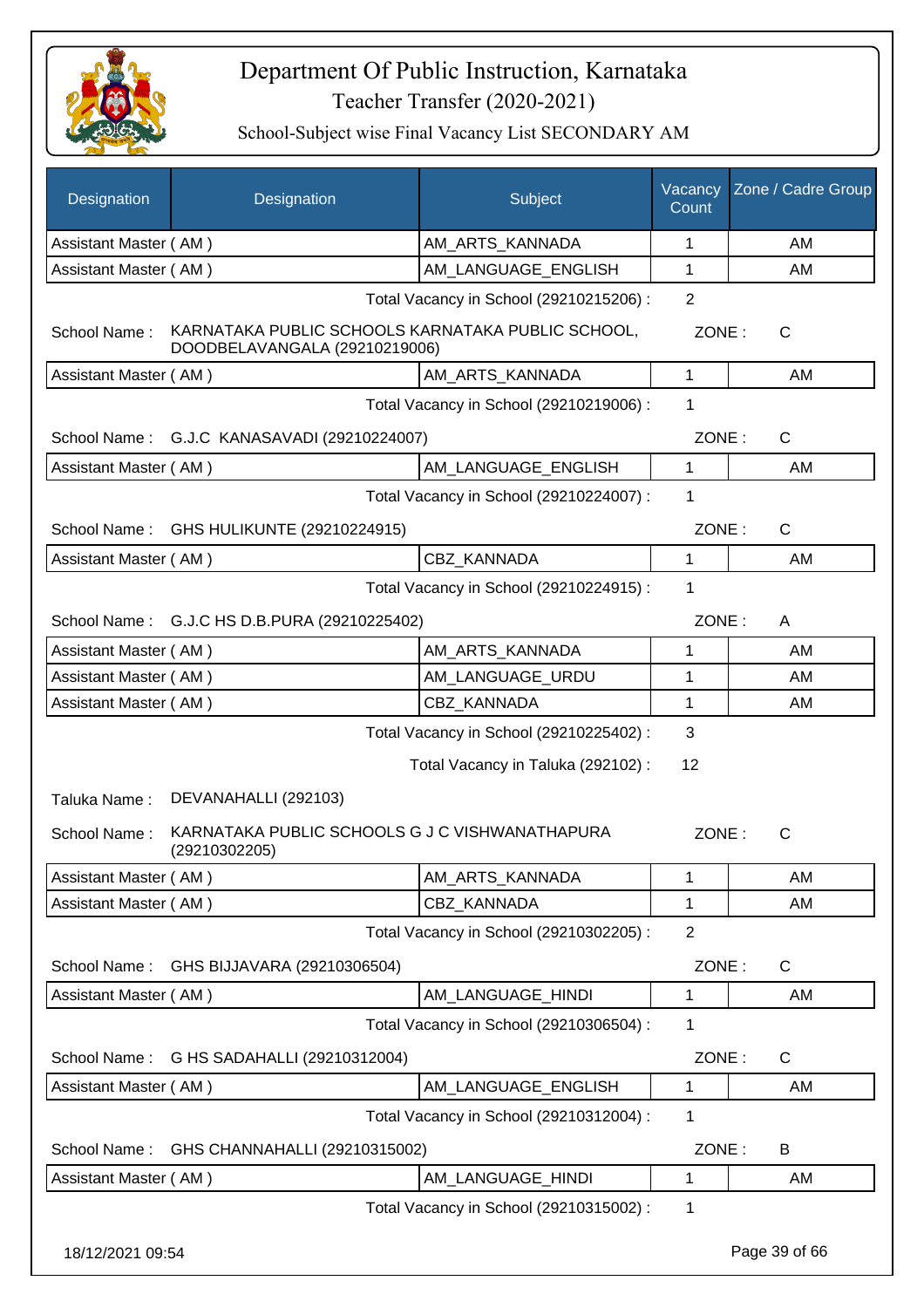# Department Of Public Instruction, Karnataka

## Teacher Transfer (2020-2021)

### School-Subject wise Final Vacancy List SECONDARY AM

| Designation | Designation | Subject | Vacancy Count | Zone / Cadre Group |
|---|---|---|---|---|
| Assistant Master ( AM ) | | AM_ARTS_KANNADA | 1 | AM |
| Assistant Master ( AM ) | | AM_LANGUAGE_ENGLISH | 1 | AM |

Total Vacancy in School (29210215206) : 2

School Name : KARNATAKA PUBLIC SCHOOLS KARNATAKA PUBLIC SCHOOL, DOODBELAVANGALA (29210219006) ZONE : C

| Designation | Subject | Vacancy Count | Zone / Cadre Group |
|---|---|---|---|
| Assistant Master ( AM ) | AM_ARTS_KANNADA | 1 | AM |

Total Vacancy in School (29210219006) : 1

School Name : G.J.C KANASAVADI (29210224007) ZONE : C

| Designation | Subject | Vacancy Count | Zone / Cadre Group |
|---|---|---|---|
| Assistant Master ( AM ) | AM_LANGUAGE_ENGLISH | 1 | AM |

Total Vacancy in School (29210224007) : 1

School Name : GHS HULIKUNTE (29210224915) ZONE : C

| Designation | Subject | Vacancy Count | Zone / Cadre Group |
|---|---|---|---|
| Assistant Master ( AM ) | CBZ_KANNADA | 1 | AM |

Total Vacancy in School (29210224915) : 1

School Name : G.J.C HS D.B.PURA (29210225402) ZONE : A

| Designation | Subject | Vacancy Count | Zone / Cadre Group |
|---|---|---|---|
| Assistant Master ( AM ) | AM_ARTS_KANNADA | 1 | AM |
| Assistant Master ( AM ) | AM_LANGUAGE_URDU | 1 | AM |
| Assistant Master ( AM ) | CBZ_KANNADA | 1 | AM |

Total Vacancy in School (29210225402) : 3

Total Vacancy in Taluka (292102) : 12

Taluka Name : DEVANAHALLI (292103)

School Name : KARNATAKA PUBLIC SCHOOLS G J C VISHWANATHAPURA (29210302205) ZONE : C

| Designation | Subject | Vacancy Count | Zone / Cadre Group |
|---|---|---|---|
| Assistant Master ( AM ) | AM_ARTS_KANNADA | 1 | AM |
| Assistant Master ( AM ) | CBZ_KANNADA | 1 | AM |

Total Vacancy in School (29210302205) : 2

School Name : GHS BIJJAVARA (29210306504) ZONE : C

| Designation | Subject | Vacancy Count | Zone / Cadre Group |
|---|---|---|---|
| Assistant Master ( AM ) | AM_LANGUAGE_HINDI | 1 | AM |

Total Vacancy in School (29210306504) : 1

School Name : G HS SADAHALLI (29210312004) ZONE : C

| Designation | Subject | Vacancy Count | Zone / Cadre Group |
|---|---|---|---|
| Assistant Master ( AM ) | AM_LANGUAGE_ENGLISH | 1 | AM |

Total Vacancy in School (29210312004) : 1

School Name : GHS CHANNAHALLI (29210315002) ZONE : B

| Designation | Subject | Vacancy Count | Zone / Cadre Group |
|---|---|---|---|
| Assistant Master ( AM ) | AM_LANGUAGE_HINDI | 1 | AM |

Total Vacancy in School (29210315002) : 1

18/12/2021 09:54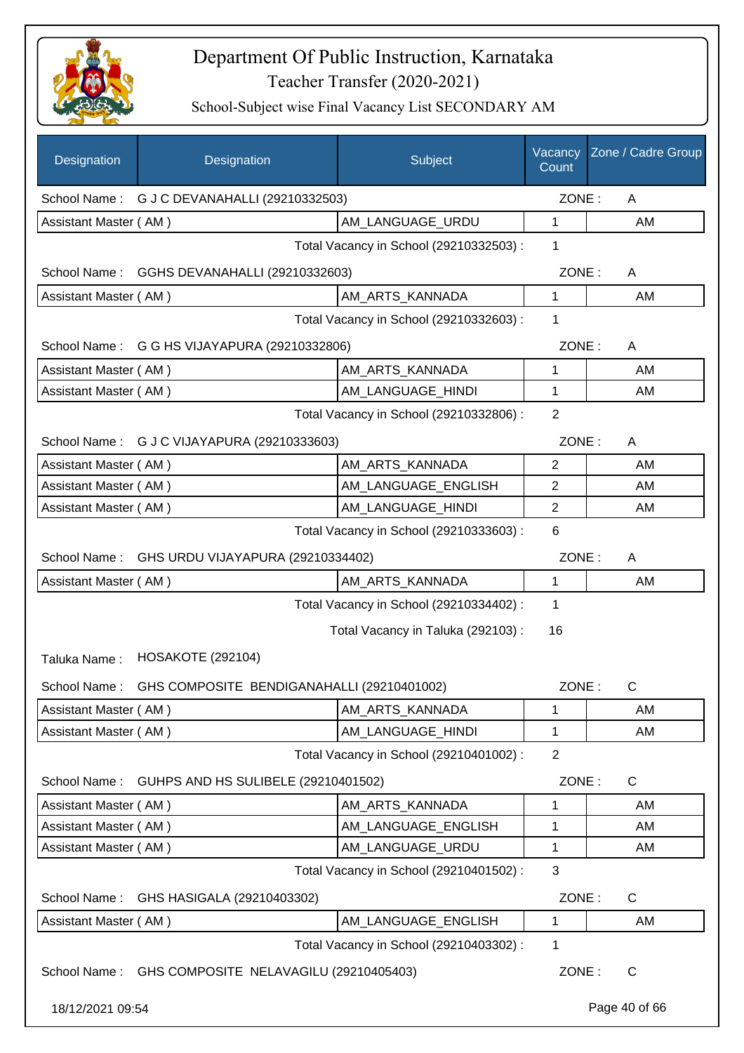# Department Of Public Instruction, Karnataka

## Teacher Transfer (2020-2021)

### School-Subject wise Final Vacancy List SECONDARY AM

| Designation | Designation | Subject | Vacancy Count | Zone / Cadre Group |
|---|---|---|---|---|
| School Name : | G J C DEVANAHALLI (29210332503) | | ZONE : | A |
| Assistant Master ( AM ) | | AM_LANGUAGE_URDU | 1 | AM |
| | | Total Vacancy in School (29210332503) : | 1 | |
| School Name : | GGHS DEVANAHALLI (29210332603) | | ZONE : | A |
| Assistant Master ( AM ) | | AM_ARTS_KANNADA | 1 | AM |
| | | Total Vacancy in School (29210332603) : | 1 | |
| School Name : | G G HS VIJAYAPURA (29210332806) | | ZONE : | A |
| Assistant Master ( AM ) | | AM_ARTS_KANNADA | 1 | AM |
| Assistant Master ( AM ) | | AM_LANGUAGE_HINDI | 1 | AM |
| | | Total Vacancy in School (29210332806) : | 2 | |
| School Name : | G J C VIJAYAPURA (29210333603) | | ZONE : | A |
| Assistant Master ( AM ) | | AM_ARTS_KANNADA | 2 | AM |
| Assistant Master ( AM ) | | AM_LANGUAGE_ENGLISH | 2 | AM |
| Assistant Master ( AM ) | | AM_LANGUAGE_HINDI | 2 | AM |
| | | Total Vacancy in School (29210333603) : | 6 | |
| School Name : | GHS URDU VIJAYAPURA (29210334402) | | ZONE : | A |
| Assistant Master ( AM ) | | AM_ARTS_KANNADA | 1 | AM |
| | | Total Vacancy in School (29210334402) : | 1 | |
| | | Total Vacancy in Taluka (292103) : | 16 | |
| Taluka Name : | HOSAKOTE (292104) | | | |
| School Name : | GHS COMPOSITE BENDIGANAHALLI (29210401002) | | ZONE : | C |
| Assistant Master ( AM ) | | AM_ARTS_KANNADA | 1 | AM |
| Assistant Master ( AM ) | | AM_LANGUAGE_HINDI | 1 | AM |
| | | Total Vacancy in School (29210401002) : | 2 | |
| School Name : | GUHPS AND HS SULIBELE (29210401502) | | ZONE : | C |
| Assistant Master ( AM ) | | AM_ARTS_KANNADA | 1 | AM |
| Assistant Master ( AM ) | | AM_LANGUAGE_ENGLISH | 1 | AM |
| Assistant Master ( AM ) | | AM_LANGUAGE_URDU | 1 | AM |
| | | Total Vacancy in School (29210401502) : | 3 | |
| School Name : | GHS HASIGALA (29210403302) | | ZONE : | C |
| Assistant Master ( AM ) | | AM_LANGUAGE_ENGLISH | 1 | AM |
| | | Total Vacancy in School (29210403302) : | 1 | |
| School Name : | GHS COMPOSITE NELAVAGILU (29210405403) | | ZONE : | C |

18/12/2021 09:54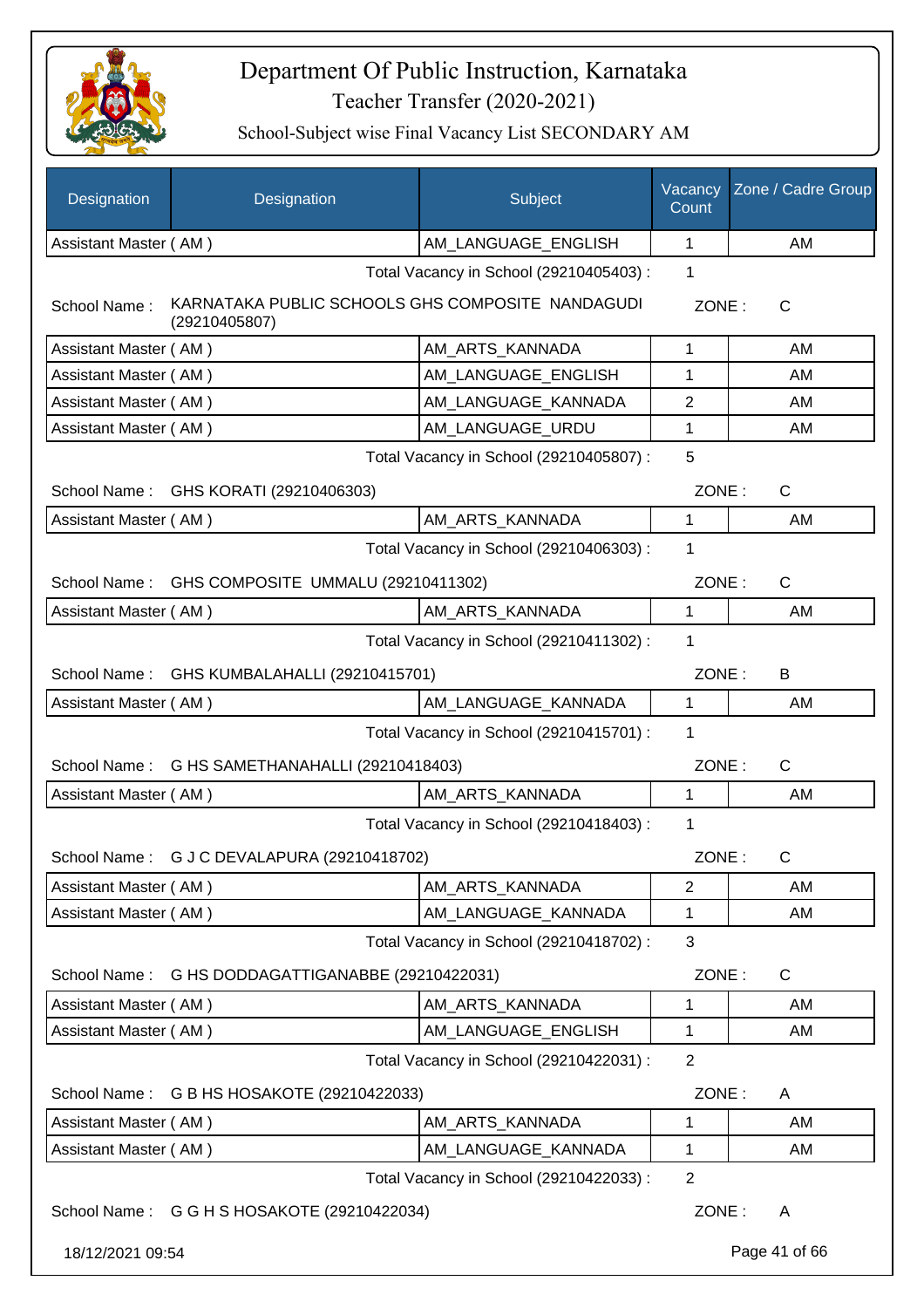# Department Of Public Instruction, Karnataka

## Teacher Transfer (2020-2021)

### School-Subject wise Final Vacancy List SECONDARY AM

| Designation | Designation | Subject | Vacancy Count | Zone / Cadre Group |
|---|---|---|---|---|
| Assistant Master ( AM ) | | AM_LANGUAGE_ENGLISH | 1 | AM |
| | | Total Vacancy in School (29210405403) : | 1 | |
| School Name : | KARNATAKA PUBLIC SCHOOLS GHS COMPOSITE NANDAGUDI (29210405807) | | ZONE : | C |
| Assistant Master ( AM ) | | AM_ARTS_KANNADA | 1 | AM |
| Assistant Master ( AM ) | | AM_LANGUAGE_ENGLISH | 1 | AM |
| Assistant Master ( AM ) | | AM_LANGUAGE_KANNADA | 2 | AM |
| Assistant Master ( AM ) | | AM_LANGUAGE_URDU | 1 | AM |
| | | Total Vacancy in School (29210405807) : | 5 | |
| School Name : | GHS KORATI (29210406303) | | ZONE : | C |
| Assistant Master ( AM ) | | AM_ARTS_KANNADA | 1 | AM |
| | | Total Vacancy in School (29210406303) : | 1 | |
| School Name : | GHS COMPOSITE UMMALU (29210411302) | | ZONE : | C |
| Assistant Master ( AM ) | | AM_ARTS_KANNADA | 1 | AM |
| | | Total Vacancy in School (29210411302) : | 1 | |
| School Name : | GHS KUMBALAHALLI (29210415701) | | ZONE : | B |
| Assistant Master ( AM ) | | AM_LANGUAGE_KANNADA | 1 | AM |
| | | Total Vacancy in School (29210415701) : | 1 | |
| School Name : | G HS SAMETHANAHALLI (29210418403) | | ZONE : | C |
| Assistant Master ( AM ) | | AM_ARTS_KANNADA | 1 | AM |
| | | Total Vacancy in School (29210418403) : | 1 | |
| School Name : | G J C DEVALAPURA (29210418702) | | ZONE : | C |
| Assistant Master ( AM ) | | AM_ARTS_KANNADA | 2 | AM |
| Assistant Master ( AM ) | | AM_LANGUAGE_KANNADA | 1 | AM |
| | | Total Vacancy in School (29210418702) : | 3 | |
| School Name : | G HS DODDAGATTIGANABBE (29210422031) | | ZONE : | C |
| Assistant Master ( AM ) | | AM_ARTS_KANNADA | 1 | AM |
| Assistant Master ( AM ) | | AM_LANGUAGE_ENGLISH | 1 | AM |
| | | Total Vacancy in School (29210422031) : | 2 | |
| School Name : | G B HS HOSAKOTE (29210422033) | | ZONE : | A |
| Assistant Master ( AM ) | | AM_ARTS_KANNADA | 1 | AM |
| Assistant Master ( AM ) | | AM_LANGUAGE_KANNADA | 1 | AM |
| | | Total Vacancy in School (29210422033) : | 2 | |
| School Name : | G G H S HOSAKOTE (29210422034) | | ZONE : | A |

18/12/2021 09:54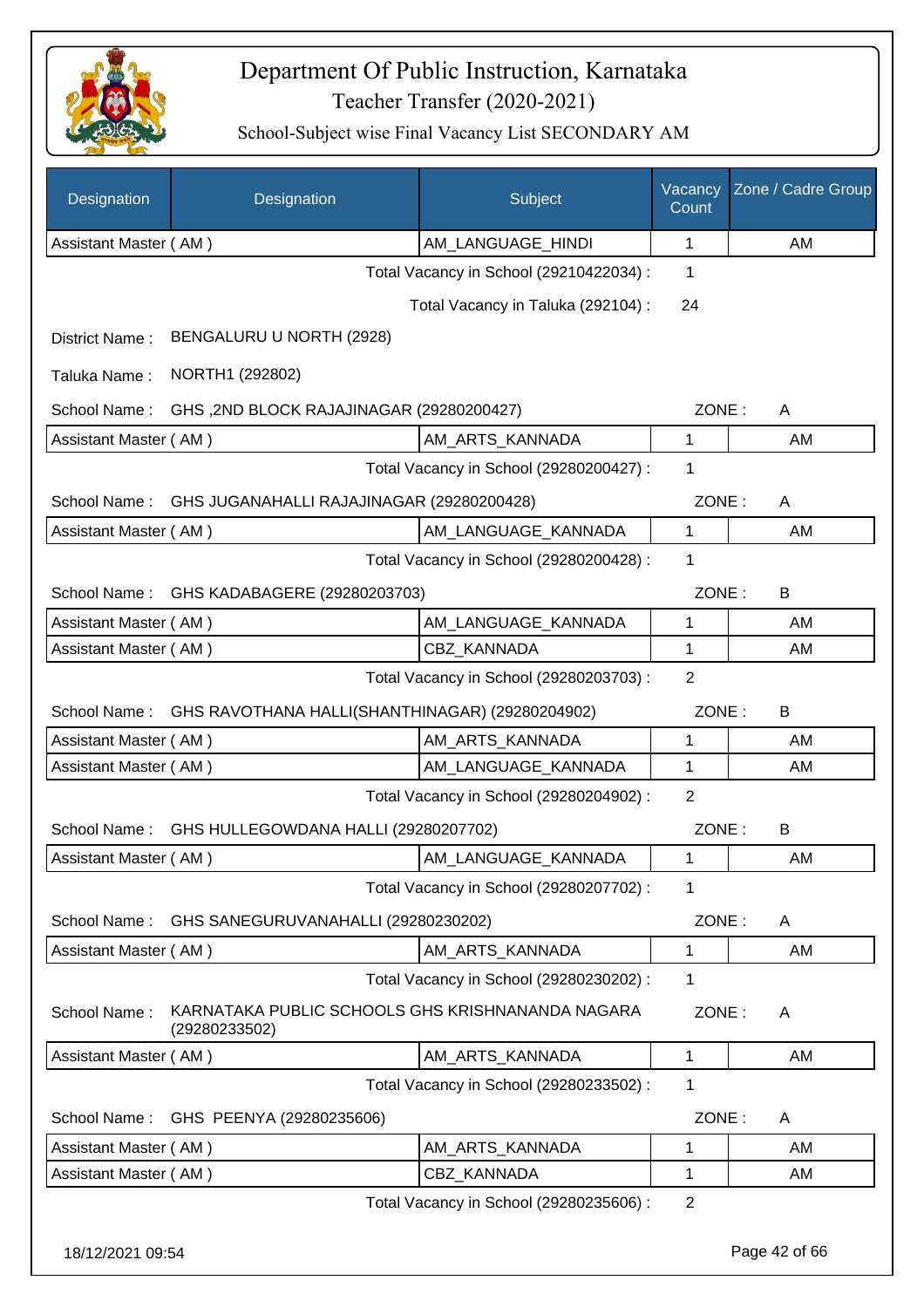# Department Of Public Instruction, Karnataka

Teacher Transfer (2020-2021)

School-Subject wise Final Vacancy List SECONDARY AM

| Designation | Designation | Subject | Vacancy Count | Zone / Cadre Group |
|---|---|---|---|---|
| Assistant Master ( AM ) | | AM_LANGUAGE_HINDI | 1 | AM |

Total Vacancy in School (29210422034) : 1

Total Vacancy in Taluka (292104) : 24

District Name : BENGALURU U NORTH (2928)

Taluka Name : NORTH1 (292802)

School Name : GHS ,2ND BLOCK RAJAJINAGAR (29280200427) ZONE : A

| Designation | Designation | Subject | Vacancy Count | Zone / Cadre Group |
|---|---|---|---|---|
| Assistant Master ( AM ) | | AM_ARTS_KANNADA | 1 | AM |

Total Vacancy in School (29280200427) : 1

School Name : GHS JUGANAHALLI RAJAJINAGAR (29280200428) ZONE : A

| Designation | Designation | Subject | Vacancy Count | Zone / Cadre Group |
|---|---|---|---|---|
| Assistant Master ( AM ) | | AM_LANGUAGE_KANNADA | 1 | AM |

Total Vacancy in School (29280200428) : 1

School Name : GHS KADABAGERE (29280203703) ZONE : B

| Designation | Designation | Subject | Vacancy Count | Zone / Cadre Group |
|---|---|---|---|---|
| Assistant Master ( AM ) | | AM_LANGUAGE_KANNADA | 1 | AM |
| Assistant Master ( AM ) | | CBZ_KANNADA | 1 | AM |

Total Vacancy in School (29280203703) : 2

School Name : GHS RAVOTHANA HALLI(SHANTHINAGAR) (29280204902) ZONE : B

| Designation | Designation | Subject | Vacancy Count | Zone / Cadre Group |
|---|---|---|---|---|
| Assistant Master ( AM ) | | AM_ARTS_KANNADA | 1 | AM |
| Assistant Master ( AM ) | | AM_LANGUAGE_KANNADA | 1 | AM |

Total Vacancy in School (29280204902) : 2

School Name : GHS HULLEGOWDANA HALLI (29280207702) ZONE : B

| Designation | Designation | Subject | Vacancy Count | Zone / Cadre Group |
|---|---|---|---|---|
| Assistant Master ( AM ) | | AM_LANGUAGE_KANNADA | 1 | AM |

Total Vacancy in School (29280207702) : 1

School Name : GHS SANEGURUVANAHALLI (29280230202) ZONE : A

| Designation | Designation | Subject | Vacancy Count | Zone / Cadre Group |
|---|---|---|---|---|
| Assistant Master ( AM ) | | AM_ARTS_KANNADA | 1 | AM |

Total Vacancy in School (29280230202) : 1

School Name : KARNATAKA PUBLIC SCHOOLS GHS KRISHNANANDA NAGARA (29280233502) ZONE : A

| Designation | Designation | Subject | Vacancy Count | Zone / Cadre Group |
|---|---|---|---|---|
| Assistant Master ( AM ) | | AM_ARTS_KANNADA | 1 | AM |

Total Vacancy in School (29280233502) : 1

School Name : GHS PEENYA (29280235606) ZONE : A

| Designation | Designation | Subject | Vacancy Count | Zone / Cadre Group |
|---|---|---|---|---|
| Assistant Master ( AM ) | | AM_ARTS_KANNADA | 1 | AM |
| Assistant Master ( AM ) | | CBZ_KANNADA | 1 | AM |

Total Vacancy in School (29280235606) : 2

18/12/2021 09:54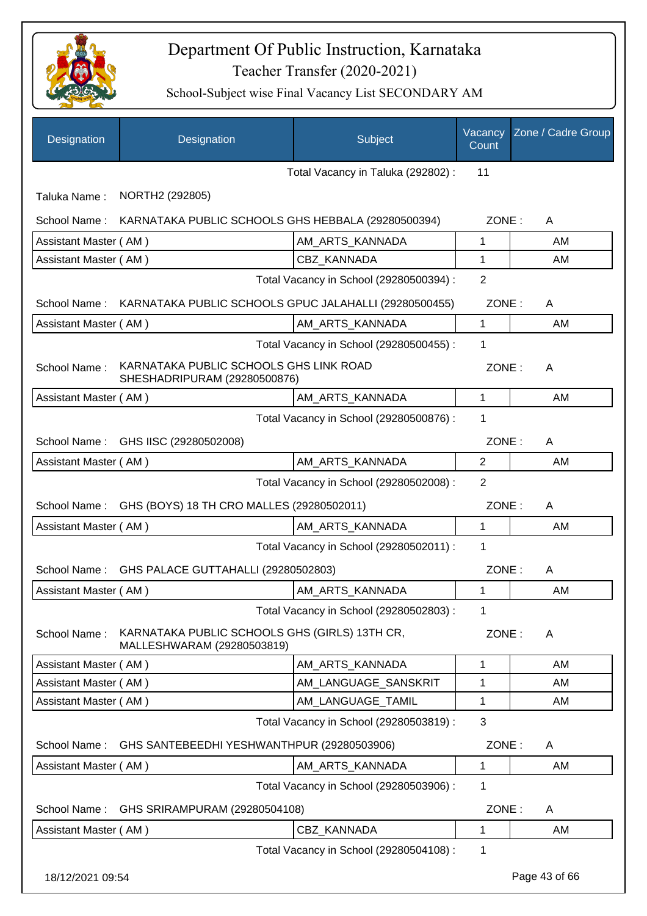# Department Of Public Instruction, Karnataka

## Teacher Transfer (2020-2021)

### School-Subject wise Final Vacancy List SECONDARY AM

| Designation | Designation | Subject | Vacancy Count | Zone / Cadre Group |
|---|---|---|---|---|
| | | Total Vacancy in Taluka (292802) : | 11 | |
| Taluka Name : | NORTH2 (292805) | | | |
| School Name : | KARNATAKA PUBLIC SCHOOLS GHS HEBBALA (29280500394) | | ZONE : | A |
| Assistant Master ( AM ) | | AM_ARTS_KANNADA | 1 | AM |
| Assistant Master ( AM ) | | CBZ_KANNADA | 1 | AM |
| | | Total Vacancy in School (29280500394) : | 2 | |
| School Name : | KARNATAKA PUBLIC SCHOOLS GPUC JALAHALLI (29280500455) | | ZONE : | A |
| Assistant Master ( AM ) | | AM_ARTS_KANNADA | 1 | AM |
| | | Total Vacancy in School (29280500455) : | 1 | |
| School Name : | KARNATAKA PUBLIC SCHOOLS GHS LINK ROAD SHESHADRIPURAM (29280500876) | | ZONE : | A |
| Assistant Master ( AM ) | | AM_ARTS_KANNADA | 1 | AM |
| | | Total Vacancy in School (29280500876) : | 1 | |
| School Name : | GHS IISC (29280502008) | | ZONE : | A |
| Assistant Master ( AM ) | | AM_ARTS_KANNADA | 2 | AM |
| | | Total Vacancy in School (29280502008) : | 2 | |
| School Name : | GHS (BOYS) 18 TH CRO MALLES (29280502011) | | ZONE : | A |
| Assistant Master ( AM ) | | AM_ARTS_KANNADA | 1 | AM |
| | | Total Vacancy in School (29280502011) : | 1 | |
| School Name : | GHS PALACE GUTTAHALLI (29280502803) | | ZONE : | A |
| Assistant Master ( AM ) | | AM_ARTS_KANNADA | 1 | AM |
| | | Total Vacancy in School (29280502803) : | 1 | |
| School Name : | KARNATAKA PUBLIC SCHOOLS GHS (GIRLS) 13TH CR, MALLESHWARAM (29280503819) | | ZONE : | A |
| Assistant Master ( AM ) | | AM_ARTS_KANNADA | 1 | AM |
| Assistant Master ( AM ) | | AM_LANGUAGE_SANSKRIT | 1 | AM |
| Assistant Master ( AM ) | | AM_LANGUAGE_TAMIL | 1 | AM |
| | | Total Vacancy in School (29280503819) : | 3 | |
| School Name : | GHS SANTEBEEDHI YESHWANTHPUR (29280503906) | | ZONE : | A |
| Assistant Master ( AM ) | | AM_ARTS_KANNADA | 1 | AM |
| | | Total Vacancy in School (29280503906) : | 1 | |
| School Name : | GHS SRIRAMPURAM (29280504108) | | ZONE : | A |
| Assistant Master ( AM ) | | CBZ_KANNADA | 1 | AM |
| | | Total Vacancy in School (29280504108) : | 1 | |

18/12/2021 09:54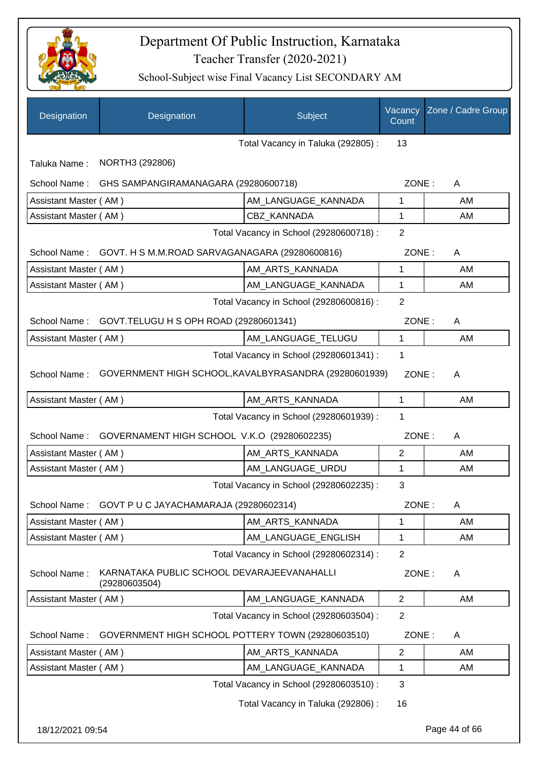# Department Of Public Instruction, Karnataka

Teacher Transfer (2020-2021)

School-Subject wise Final Vacancy List SECONDARY AM

| Designation | Designation | Subject | Vacancy Count | Zone / Cadre Group |
|---|---|---|---|---|
| | | Total Vacancy in Taluka (292805) : | 13 | |

Taluka Name : NORTH3 (292806)

School Name : GHS SAMPANGIRAMANAGARA (29280600718) ZONE : A

| Designation | Designation | Subject | Vacancy Count | Zone / Cadre Group |
|---|---|---|---|---|
| Assistant Master ( AM ) | | AM_LANGUAGE_KANNADA | 1 | AM |
| Assistant Master ( AM ) | | CBZ_KANNADA | 1 | AM |
| | | Total Vacancy in School (29280600718) : | 2 | |

School Name : GOVT. H S M.M.ROAD SARVAGANAGARA (29280600816) ZONE : A

| Designation | Designation | Subject | Vacancy Count | Zone / Cadre Group |
|---|---|---|---|---|
| Assistant Master ( AM ) | | AM_ARTS_KANNADA | 1 | AM |
| Assistant Master ( AM ) | | AM_LANGUAGE_KANNADA | 1 | AM |
| | | Total Vacancy in School (29280600816) : | 2 | |

School Name : GOVT.TELUGU H S OPH ROAD (29280601341) ZONE : A

| Designation | Designation | Subject | Vacancy Count | Zone / Cadre Group |
|---|---|---|---|---|
| Assistant Master ( AM ) | | AM_LANGUAGE_TELUGU | 1 | AM |
| | | Total Vacancy in School (29280601341) : | 1 | |

School Name : GOVERNMENT HIGH SCHOOL,KAVALBYRASANDRA (29280601939) ZONE : A

| Designation | Designation | Subject | Vacancy Count | Zone / Cadre Group |
|---|---|---|---|---|
| Assistant Master ( AM ) | | AM_ARTS_KANNADA | 1 | AM |
| | | Total Vacancy in School (29280601939) : | 1 | |

School Name : GOVERNAMENT HIGH SCHOOL V.K.O (29280602235) ZONE : A

| Designation | Designation | Subject | Vacancy Count | Zone / Cadre Group |
|---|---|---|---|---|
| Assistant Master ( AM ) | | AM_ARTS_KANNADA | 2 | AM |
| Assistant Master ( AM ) | | AM_LANGUAGE_URDU | 1 | AM |
| | | Total Vacancy in School (29280602235) : | 3 | |

School Name : GOVT P U C JAYACHAMARAJA (29280602314) ZONE : A

| Designation | Designation | Subject | Vacancy Count | Zone / Cadre Group |
|---|---|---|---|---|
| Assistant Master ( AM ) | | AM_ARTS_KANNADA | 1 | AM |
| Assistant Master ( AM ) | | AM_LANGUAGE_ENGLISH | 1 | AM |
| | | Total Vacancy in School (29280602314) : | 2 | |

School Name : KARNATAKA PUBLIC SCHOOL DEVARAJEEVANAHALLI (29280603504) ZONE : A

| Designation | Designation | Subject | Vacancy Count | Zone / Cadre Group |
|---|---|---|---|---|
| Assistant Master ( AM ) | | AM_LANGUAGE_KANNADA | 2 | AM |
| | | Total Vacancy in School (29280603504) : | 2 | |

School Name : GOVERNMENT HIGH SCHOOL POTTERY TOWN (29280603510) ZONE : A

| Designation | Designation | Subject | Vacancy Count | Zone / Cadre Group |
|---|---|---|---|---|
| Assistant Master ( AM ) | | AM_ARTS_KANNADA | 2 | AM |
| Assistant Master ( AM ) | | AM_LANGUAGE_KANNADA | 1 | AM |
| | | Total Vacancy in School (29280603510) : | 3 | |
| | | Total Vacancy in Taluka (292806) : | 16 | |

18/12/2021 09:54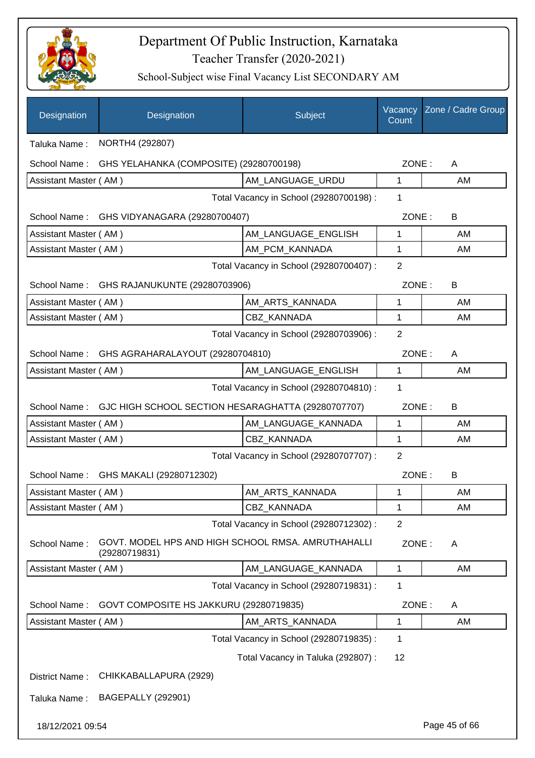# Department Of Public Instruction, Karnataka
## Teacher Transfer (2020-2021)
### School-Subject wise Final Vacancy List SECONDARY AM

| Designation | Designation | Subject | Vacancy Count | Zone / Cadre Group |
|---|---|---|---|---|
| Taluka Name : | NORTH4 (292807) | | | |
| School Name : | GHS YELAHANKA (COMPOSITE) (29280700198) | | ZONE : | A |
| Assistant Master ( AM ) | | AM_LANGUAGE_URDU | 1 | AM |
| | | Total Vacancy in School (29280700198) : | 1 | |
| School Name : | GHS VIDYANAGARA (29280700407) | | ZONE : | B |
| Assistant Master ( AM ) | | AM_LANGUAGE_ENGLISH | 1 | AM |
| Assistant Master ( AM ) | | AM_PCM_KANNADA | 1 | AM |
| | | Total Vacancy in School (29280700407) : | 2 | |
| School Name : | GHS RAJANUKUNTE (29280703906) | | ZONE : | B |
| Assistant Master ( AM ) | | AM_ARTS_KANNADA | 1 | AM |
| Assistant Master ( AM ) | | CBZ_KANNADA | 1 | AM |
| | | Total Vacancy in School (29280703906) : | 2 | |
| School Name : | GHS AGRAHARALAYOUT (29280704810) | | ZONE : | A |
| Assistant Master ( AM ) | | AM_LANGUAGE_ENGLISH | 1 | AM |
| | | Total Vacancy in School (29280704810) : | 1 | |
| School Name : | GJC HIGH SCHOOL SECTION HESARAGHATTA (29280707707) | | ZONE : | B |
| Assistant Master ( AM ) | | AM_LANGUAGE_KANNADA | 1 | AM |
| Assistant Master ( AM ) | | CBZ_KANNADA | 1 | AM |
| | | Total Vacancy in School (29280707707) : | 2 | |
| School Name : | GHS MAKALI (29280712302) | | ZONE : | B |
| Assistant Master ( AM ) | | AM_ARTS_KANNADA | 1 | AM |
| Assistant Master ( AM ) | | CBZ_KANNADA | 1 | AM |
| | | Total Vacancy in School (29280712302) : | 2 | |
| School Name : | GOVT. MODEL HPS AND HIGH SCHOOL RMSA. AMRUTHAHALLI (29280719831) | | ZONE : | A |
| Assistant Master ( AM ) | | AM_LANGUAGE_KANNADA | 1 | AM |
| | | Total Vacancy in School (29280719831) : | 1 | |
| School Name : | GOVT COMPOSITE HS JAKKURU (29280719835) | | ZONE : | A |
| Assistant Master ( AM ) | | AM_ARTS_KANNADA | 1 | AM |
| | | Total Vacancy in School (29280719835) : | 1 | |
| | | Total Vacancy in Taluka (292807) : | 12 | |
| District Name : | CHIKKABALLAPURA (2929) | | | |
| Taluka Name : | BAGEPALLY (292901) | | | |

18/12/2021 09:54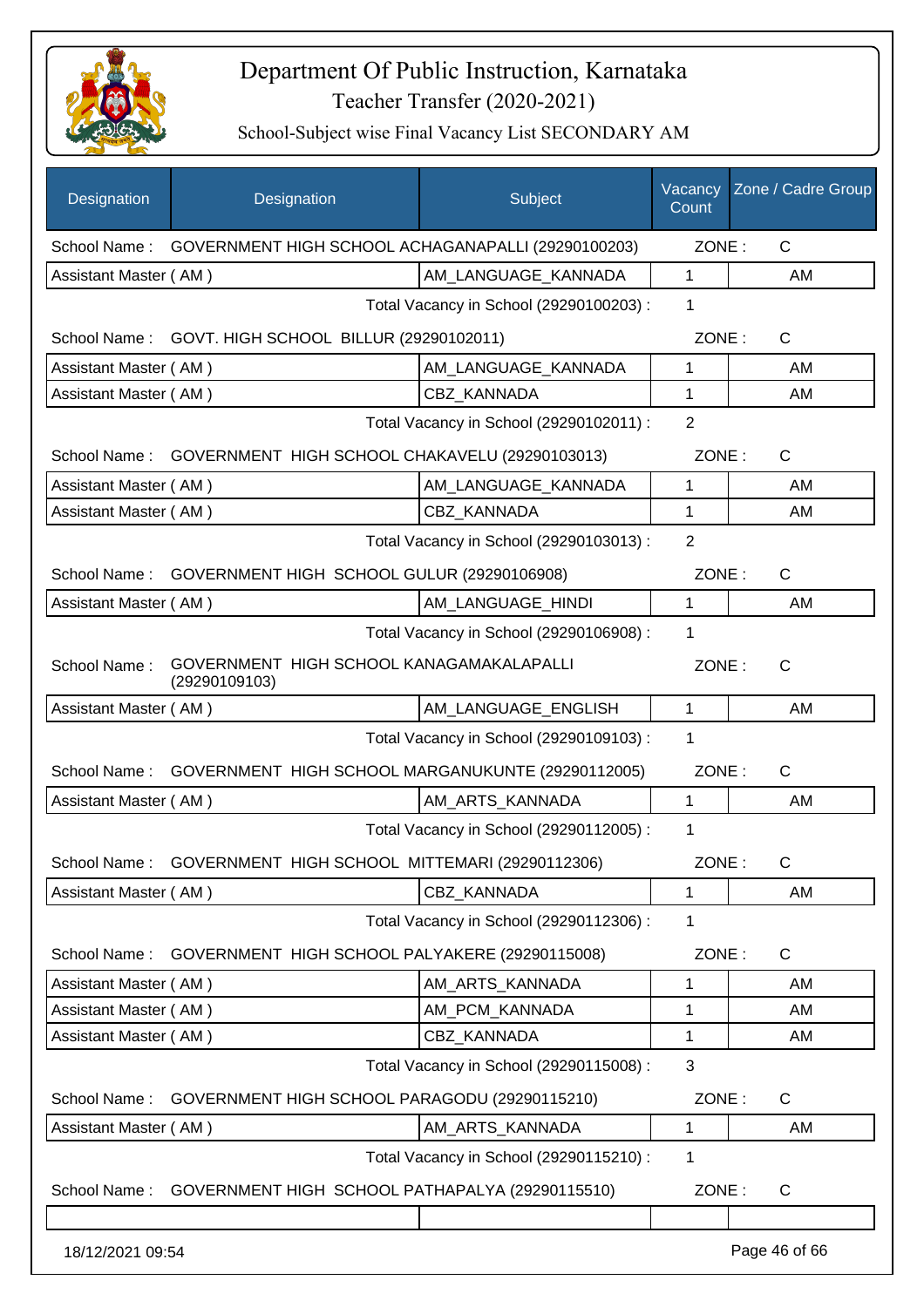# Department Of Public Instruction, Karnataka

Teacher Transfer (2020-2021)

School-Subject wise Final Vacancy List SECONDARY AM

| Designation | Designation | Subject | Vacancy Count | Zone / Cadre Group |
|---|---|---|---|---|
| School Name : | GOVERNMENT HIGH SCHOOL ACHAGANAPALLI (29290100203) | | ZONE : | C |
| Assistant Master ( AM ) | | AM_LANGUAGE_KANNADA | 1 | AM |
| | | Total Vacancy in School (29290100203) : | 1 | |
| School Name : | GOVT. HIGH SCHOOL BILLUR (29290102011) | | ZONE : | C |
| Assistant Master ( AM ) | | AM_LANGUAGE_KANNADA | 1 | AM |
| Assistant Master ( AM ) | | CBZ_KANNADA | 1 | AM |
| | | Total Vacancy in School (29290102011) : | 2 | |
| School Name : | GOVERNMENT HIGH SCHOOL CHAKAVELU (29290103013) | | ZONE : | C |
| Assistant Master ( AM ) | | AM_LANGUAGE_KANNADA | 1 | AM |
| Assistant Master ( AM ) | | CBZ_KANNADA | 1 | AM |
| | | Total Vacancy in School (29290103013) : | 2 | |
| School Name : | GOVERNMENT HIGH SCHOOL GULUR (29290106908) | | ZONE : | C |
| Assistant Master ( AM ) | | AM_LANGUAGE_HINDI | 1 | AM |
| | | Total Vacancy in School (29290106908) : | 1 | |
| School Name : | GOVERNMENT HIGH SCHOOL KANAGAMAKALAPALLI (29290109103) | | ZONE : | C |
| Assistant Master ( AM ) | | AM_LANGUAGE_ENGLISH | 1 | AM |
| | | Total Vacancy in School (29290109103) : | 1 | |
| School Name : | GOVERNMENT HIGH SCHOOL MARGANUKUNTE (29290112005) | | ZONE : | C |
| Assistant Master ( AM ) | | AM_ARTS_KANNADA | 1 | AM |
| | | Total Vacancy in School (29290112005) : | 1 | |
| School Name : | GOVERNMENT HIGH SCHOOL MITTEMARI (29290112306) | | ZONE : | C |
| Assistant Master ( AM ) | | CBZ_KANNADA | 1 | AM |
| | | Total Vacancy in School (29290112306) : | 1 | |
| School Name : | GOVERNMENT HIGH SCHOOL PALYAKERE (29290115008) | | ZONE : | C |
| Assistant Master ( AM ) | | AM_ARTS_KANNADA | 1 | AM |
| Assistant Master ( AM ) | | AM_PCM_KANNADA | 1 | AM |
| Assistant Master ( AM ) | | CBZ_KANNADA | 1 | AM |
| | | Total Vacancy in School (29290115008) : | 3 | |
| School Name : | GOVERNMENT HIGH SCHOOL PARAGODU (29290115210) | | ZONE : | C |
| Assistant Master ( AM ) | | AM_ARTS_KANNADA | 1 | AM |
| | | Total Vacancy in School (29290115210) : | 1 | |
| School Name : | GOVERNMENT HIGH SCHOOL PATHAPALYA (29290115510) | | ZONE : | C |

18/12/2021 09:54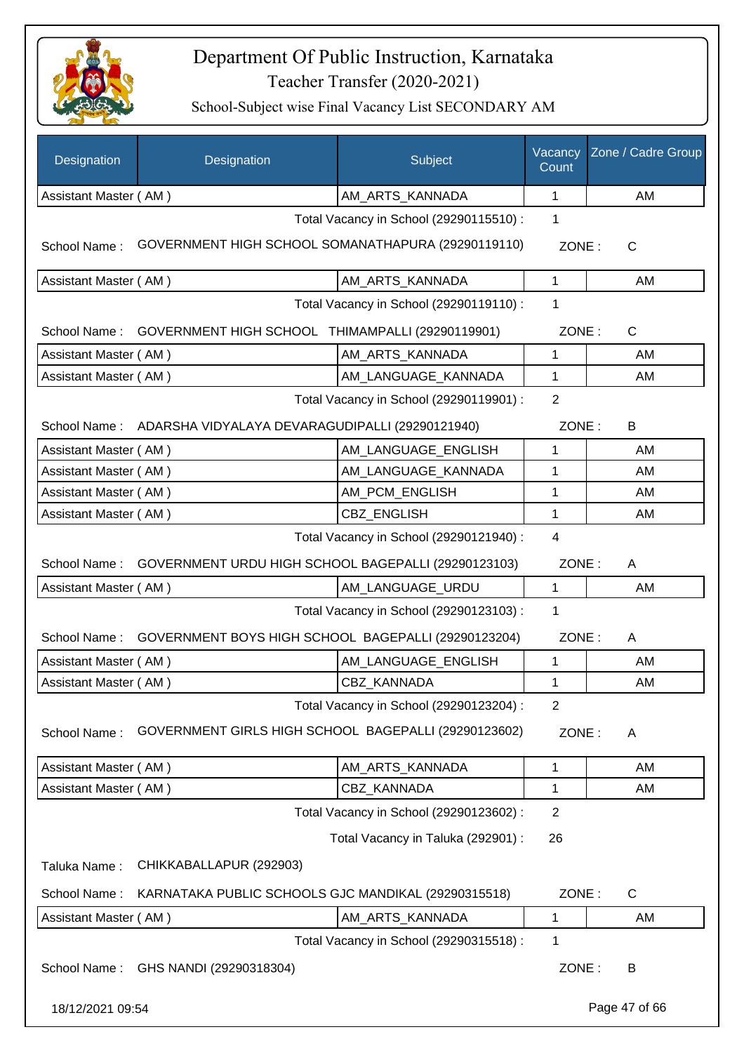# Department Of Public Instruction, Karnataka

Teacher Transfer (2020-2021)

School-Subject wise Final Vacancy List SECONDARY AM

| Designation | Designation | Subject | Vacancy Count | Zone / Cadre Group |
|---|---|---|---|---|
| Assistant Master ( AM ) | | AM_ARTS_KANNADA | 1 | AM |

Total Vacancy in School (29290115510) : 1

School Name : GOVERNMENT HIGH SCHOOL SOMANATHAPURA (29290119110) ZONE : C

| Designation | Designation | Subject | Vacancy Count | Zone / Cadre Group |
|---|---|---|---|---|
| Assistant Master ( AM ) | | AM_ARTS_KANNADA | 1 | AM |

Total Vacancy in School (29290119110) : 1

School Name : GOVERNMENT HIGH SCHOOL THIMAMPALLI (29290119901) ZONE : C

| Designation | Designation | Subject | Vacancy Count | Zone / Cadre Group |
|---|---|---|---|---|
| Assistant Master ( AM ) | | AM_ARTS_KANNADA | 1 | AM |
| Assistant Master ( AM ) | | AM_LANGUAGE_KANNADA | 1 | AM |

Total Vacancy in School (29290119901) : 2

School Name : ADARSHA VIDYALAYA DEVARAGUDIPALLI (29290121940) ZONE : B

| Designation | Designation | Subject | Vacancy Count | Zone / Cadre Group |
|---|---|---|---|---|
| Assistant Master ( AM ) | | AM_LANGUAGE_ENGLISH | 1 | AM |
| Assistant Master ( AM ) | | AM_LANGUAGE_KANNADA | 1 | AM |
| Assistant Master ( AM ) | | AM_PCM_ENGLISH | 1 | AM |
| Assistant Master ( AM ) | | CBZ_ENGLISH | 1 | AM |

Total Vacancy in School (29290121940) : 4

School Name : GOVERNMENT URDU HIGH SCHOOL BAGEPALLI (29290123103) ZONE : A

| Designation | Designation | Subject | Vacancy Count | Zone / Cadre Group |
|---|---|---|---|---|
| Assistant Master ( AM ) | | AM_LANGUAGE_URDU | 1 | AM |

Total Vacancy in School (29290123103) : 1

School Name : GOVERNMENT BOYS HIGH SCHOOL BAGEPALLI (29290123204) ZONE : A

| Designation | Designation | Subject | Vacancy Count | Zone / Cadre Group |
|---|---|---|---|---|
| Assistant Master ( AM ) | | AM_LANGUAGE_ENGLISH | 1 | AM |
| Assistant Master ( AM ) | | CBZ_KANNADA | 1 | AM |

Total Vacancy in School (29290123204) : 2

School Name : GOVERNMENT GIRLS HIGH SCHOOL BAGEPALLI (29290123602) ZONE : A

| Designation | Designation | Subject | Vacancy Count | Zone / Cadre Group |
|---|---|---|---|---|
| Assistant Master ( AM ) | | AM_ARTS_KANNADA | 1 | AM |
| Assistant Master ( AM ) | | CBZ_KANNADA | 1 | AM |

Total Vacancy in School (29290123602) : 2

Total Vacancy in Taluka (292901) : 26

Taluka Name : CHIKKABALLAPUR (292903)

School Name : KARNATAKA PUBLIC SCHOOLS GJC MANDIKAL (29290315518) ZONE : C

| Designation | Designation | Subject | Vacancy Count | Zone / Cadre Group |
|---|---|---|---|---|
| Assistant Master ( AM ) | | AM_ARTS_KANNADA | 1 | AM |

Total Vacancy in School (29290315518) : 1

School Name : GHS NANDI (29290318304) ZONE : B

18/12/2021 09:54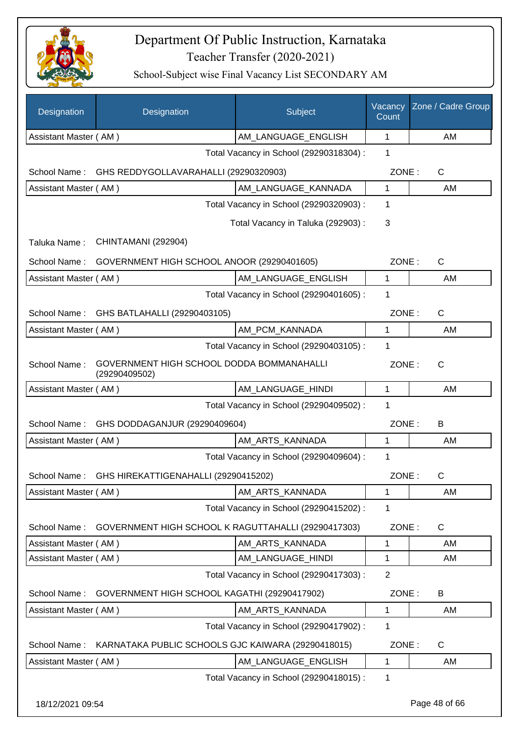# Department Of Public Instruction, Karnataka

Teacher Transfer (2020-2021)

School-Subject wise Final Vacancy List SECONDARY AM

| Designation | Designation | Subject | Vacancy Count | Zone / Cadre Group |
|---|---|---|---|---|
| Assistant Master ( AM ) | | AM_LANGUAGE_ENGLISH | 1 | AM |

Total Vacancy in School (29290318304) : 1

School Name : GHS REDDYGOLLAVARAHALLI (29290320903) ZONE : C

| Designation | Subject | Vacancy Count | Zone / Cadre Group |
|---|---|---|---|
| Assistant Master ( AM ) | AM_LANGUAGE_KANNADA | 1 | AM |

Total Vacancy in School (29290320903) : 1

Total Vacancy in Taluka (292903) : 3

Taluka Name : CHINTAMANI (292904)

School Name : GOVERNMENT HIGH SCHOOL ANOOR (29290401605) ZONE : C

| Designation | Subject | Vacancy Count | Zone / Cadre Group |
|---|---|---|---|
| Assistant Master ( AM ) | AM_LANGUAGE_ENGLISH | 1 | AM |

Total Vacancy in School (29290401605) : 1

School Name : GHS BATLAHALLI (29290403105) ZONE : C

| Designation | Subject | Vacancy Count | Zone / Cadre Group |
|---|---|---|---|
| Assistant Master ( AM ) | AM_PCM_KANNADA | 1 | AM |

Total Vacancy in School (29290403105) : 1

School Name : GOVERNMENT HIGH SCHOOL DODDA BOMMANAHALLI (29290409502) ZONE : C

| Designation | Subject | Vacancy Count | Zone / Cadre Group |
|---|---|---|---|
| Assistant Master ( AM ) | AM_LANGUAGE_HINDI | 1 | AM |

Total Vacancy in School (29290409502) : 1

School Name : GHS DODDAGANJUR (29290409604) ZONE : B

| Designation | Subject | Vacancy Count | Zone / Cadre Group |
|---|---|---|---|
| Assistant Master ( AM ) | AM_ARTS_KANNADA | 1 | AM |

Total Vacancy in School (29290409604) : 1

School Name : GHS HIREKATTIGENAHALLI (29290415202) ZONE : C

| Designation | Subject | Vacancy Count | Zone / Cadre Group |
|---|---|---|---|
| Assistant Master ( AM ) | AM_ARTS_KANNADA | 1 | AM |

Total Vacancy in School (29290415202) : 1

School Name : GOVERNMENT HIGH SCHOOL K RAGUTTAHALLI (29290417303) ZONE : C

| Designation | Subject | Vacancy Count | Zone / Cadre Group |
|---|---|---|---|
| Assistant Master ( AM ) | AM_ARTS_KANNADA | 1 | AM |
| Assistant Master ( AM ) | AM_LANGUAGE_HINDI | 1 | AM |

Total Vacancy in School (29290417303) : 2

School Name : GOVERNMENT HIGH SCHOOL KAGATHI (29290417902) ZONE : B

| Designation | Subject | Vacancy Count | Zone / Cadre Group |
|---|---|---|---|
| Assistant Master ( AM ) | AM_ARTS_KANNADA | 1 | AM |

Total Vacancy in School (29290417902) : 1

School Name : KARNATAKA PUBLIC SCHOOLS GJC KAIWARA (29290418015) ZONE : C

| Designation | Subject | Vacancy Count | Zone / Cadre Group |
|---|---|---|---|
| Assistant Master ( AM ) | AM_LANGUAGE_ENGLISH | 1 | AM |

Total Vacancy in School (29290418015) : 1

18/12/2021 09:54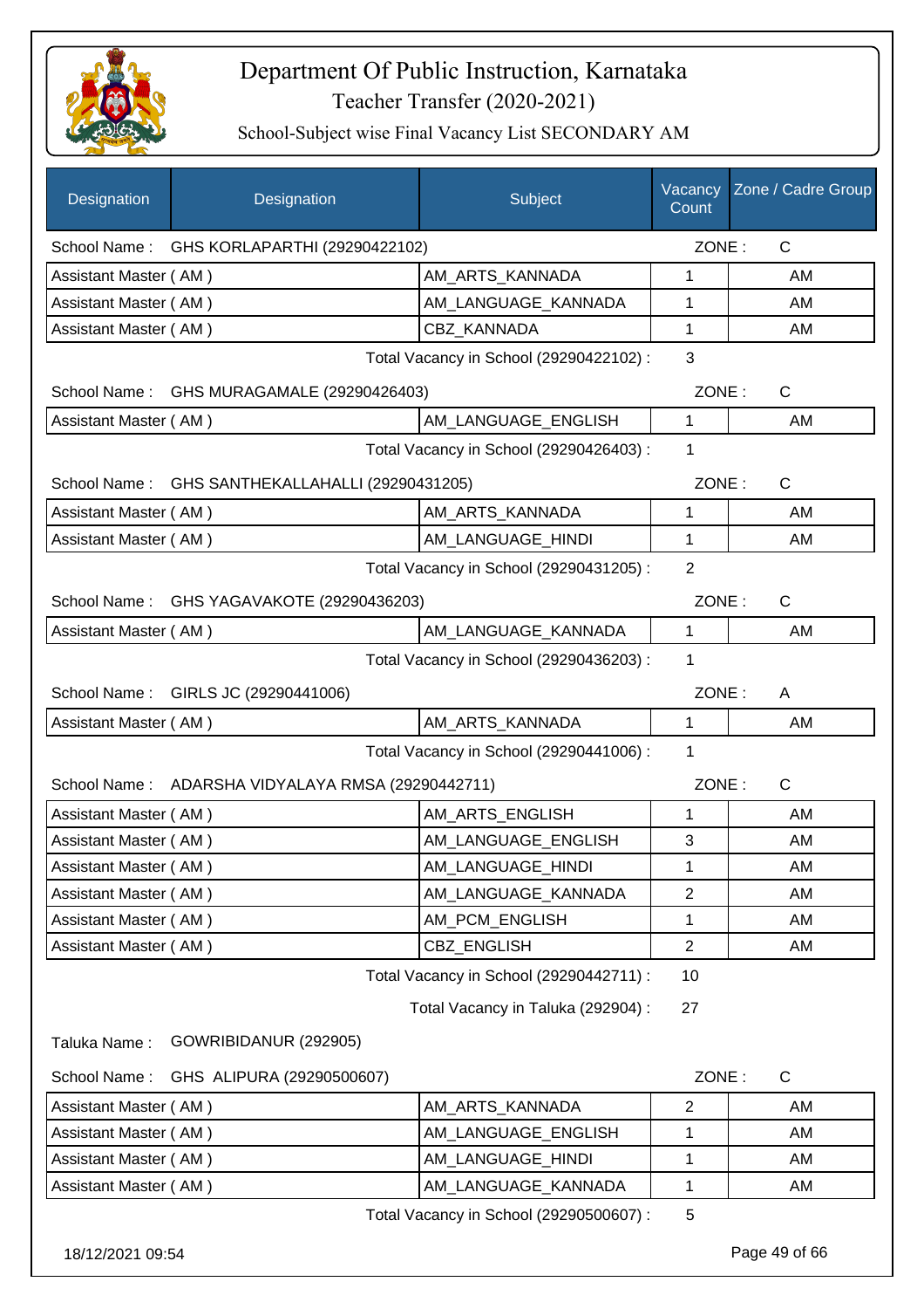# Department Of Public Instruction, Karnataka

## Teacher Transfer (2020-2021)

### School-Subject wise Final Vacancy List SECONDARY AM

| Designation | Designation | Subject | Vacancy Count | Zone / Cadre Group |
|---|---|---|---|---|
| School Name : | GHS KORLAPARTHI (29290422102) | | ZONE : | C |
| Assistant Master ( AM ) | | AM_ARTS_KANNADA | 1 | AM |
| Assistant Master ( AM ) | | AM_LANGUAGE_KANNADA | 1 | AM |
| Assistant Master ( AM ) | | CBZ_KANNADA | 1 | AM |
| | | Total Vacancy in School (29290422102) : | 3 | |
| School Name : | GHS MURAGAMALE (29290426403) | | ZONE : | C |
| Assistant Master ( AM ) | | AM_LANGUAGE_ENGLISH | 1 | AM |
| | | Total Vacancy in School (29290426403) : | 1 | |
| School Name : | GHS SANTHEKALLAHALLI (29290431205) | | ZONE : | C |
| Assistant Master ( AM ) | | AM_ARTS_KANNADA | 1 | AM |
| Assistant Master ( AM ) | | AM_LANGUAGE_HINDI | 1 | AM |
| | | Total Vacancy in School (29290431205) : | 2 | |
| School Name : | GHS YAGAVAKOTE (29290436203) | | ZONE : | C |
| Assistant Master ( AM ) | | AM_LANGUAGE_KANNADA | 1 | AM |
| | | Total Vacancy in School (29290436203) : | 1 | |
| School Name : | GIRLS JC (29290441006) | | ZONE : | A |
| Assistant Master ( AM ) | | AM_ARTS_KANNADA | 1 | AM |
| | | Total Vacancy in School (29290441006) : | 1 | |
| School Name : | ADARSHA VIDYALAYA RMSA (29290442711) | | ZONE : | C |
| Assistant Master ( AM ) | | AM_ARTS_ENGLISH | 1 | AM |
| Assistant Master ( AM ) | | AM_LANGUAGE_ENGLISH | 3 | AM |
| Assistant Master ( AM ) | | AM_LANGUAGE_HINDI | 1 | AM |
| Assistant Master ( AM ) | | AM_LANGUAGE_KANNADA | 2 | AM |
| Assistant Master ( AM ) | | AM_PCM_ENGLISH | 1 | AM |
| Assistant Master ( AM ) | | CBZ_ENGLISH | 2 | AM |
| | | Total Vacancy in School (29290442711) : | 10 | |
| | | Total Vacancy in Taluka (292904) : | 27 | |
| Taluka Name : | GOWRIBIDANUR (292905) | | | |
| School Name : | GHS ALIPURA (29290500607) | | ZONE : | C |
| Assistant Master ( AM ) | | AM_ARTS_KANNADA | 2 | AM |
| Assistant Master ( AM ) | | AM_LANGUAGE_ENGLISH | 1 | AM |
| Assistant Master ( AM ) | | AM_LANGUAGE_HINDI | 1 | AM |
| Assistant Master ( AM ) | | AM_LANGUAGE_KANNADA | 1 | AM |
| | | Total Vacancy in School (29290500607) : | 5 | |

18/12/2021 09:54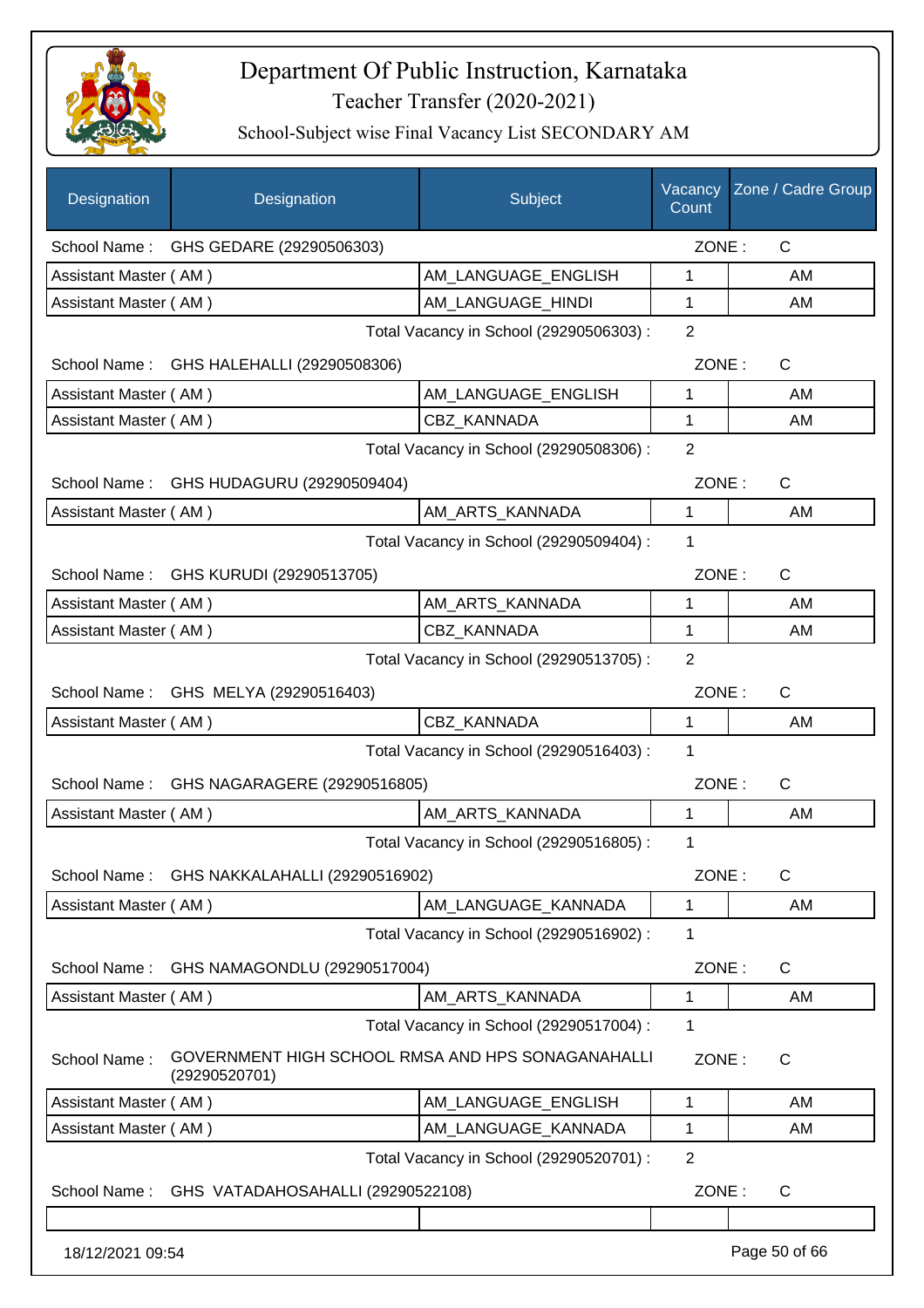# Department Of Public Instruction, Karnataka

## Teacher Transfer (2020-2021)

### School-Subject wise Final Vacancy List SECONDARY AM

| Designation | Designation | Subject | Vacancy Count | Zone / Cadre Group |
|---|---|---|---|---|
| School Name : | GHS GEDARE (29290506303) | | ZONE : | C |
| Assistant Master ( AM ) | | AM_LANGUAGE_ENGLISH | 1 | AM |
| Assistant Master ( AM ) | | AM_LANGUAGE_HINDI | 1 | AM |
| | | Total Vacancy in School (29290506303) : | 2 | |
| School Name : | GHS HALEHALLI (29290508306) | | ZONE : | C |
| Assistant Master ( AM ) | | AM_LANGUAGE_ENGLISH | 1 | AM |
| Assistant Master ( AM ) | | CBZ_KANNADA | 1 | AM |
| | | Total Vacancy in School (29290508306) : | 2 | |
| School Name : | GHS HUDAGURU (29290509404) | | ZONE : | C |
| Assistant Master ( AM ) | | AM_ARTS_KANNADA | 1 | AM |
| | | Total Vacancy in School (29290509404) : | 1 | |
| School Name : | GHS KURUDI (29290513705) | | ZONE : | C |
| Assistant Master ( AM ) | | AM_ARTS_KANNADA | 1 | AM |
| Assistant Master ( AM ) | | CBZ_KANNADA | 1 | AM |
| | | Total Vacancy in School (29290513705) : | 2 | |
| School Name : | GHS MELYA (29290516403) | | ZONE : | C |
| Assistant Master ( AM ) | | CBZ_KANNADA | 1 | AM |
| | | Total Vacancy in School (29290516403) : | 1 | |
| School Name : | GHS NAGARAGERE (29290516805) | | ZONE : | C |
| Assistant Master ( AM ) | | AM_ARTS_KANNADA | 1 | AM |
| | | Total Vacancy in School (29290516805) : | 1 | |
| School Name : | GHS NAKKALAHALLI (29290516902) | | ZONE : | C |
| Assistant Master ( AM ) | | AM_LANGUAGE_KANNADA | 1 | AM |
| | | Total Vacancy in School (29290516902) : | 1 | |
| School Name : | GHS NAMAGONDLU (29290517004) | | ZONE : | C |
| Assistant Master ( AM ) | | AM_ARTS_KANNADA | 1 | AM |
| | | Total Vacancy in School (29290517004) : | 1 | |
| School Name : | GOVERNMENT HIGH SCHOOL RMSA AND HPS SONAGANAHALLI (29290520701) | | ZONE : | C |
| Assistant Master ( AM ) | | AM_LANGUAGE_ENGLISH | 1 | AM |
| Assistant Master ( AM ) | | AM_LANGUAGE_KANNADA | 1 | AM |
| | | Total Vacancy in School (29290520701) : | 2 | |
| School Name : | GHS VATADAHOSAHALLI (29290522108) | | ZONE : | C |
| | | | | |

18/12/2021 09:54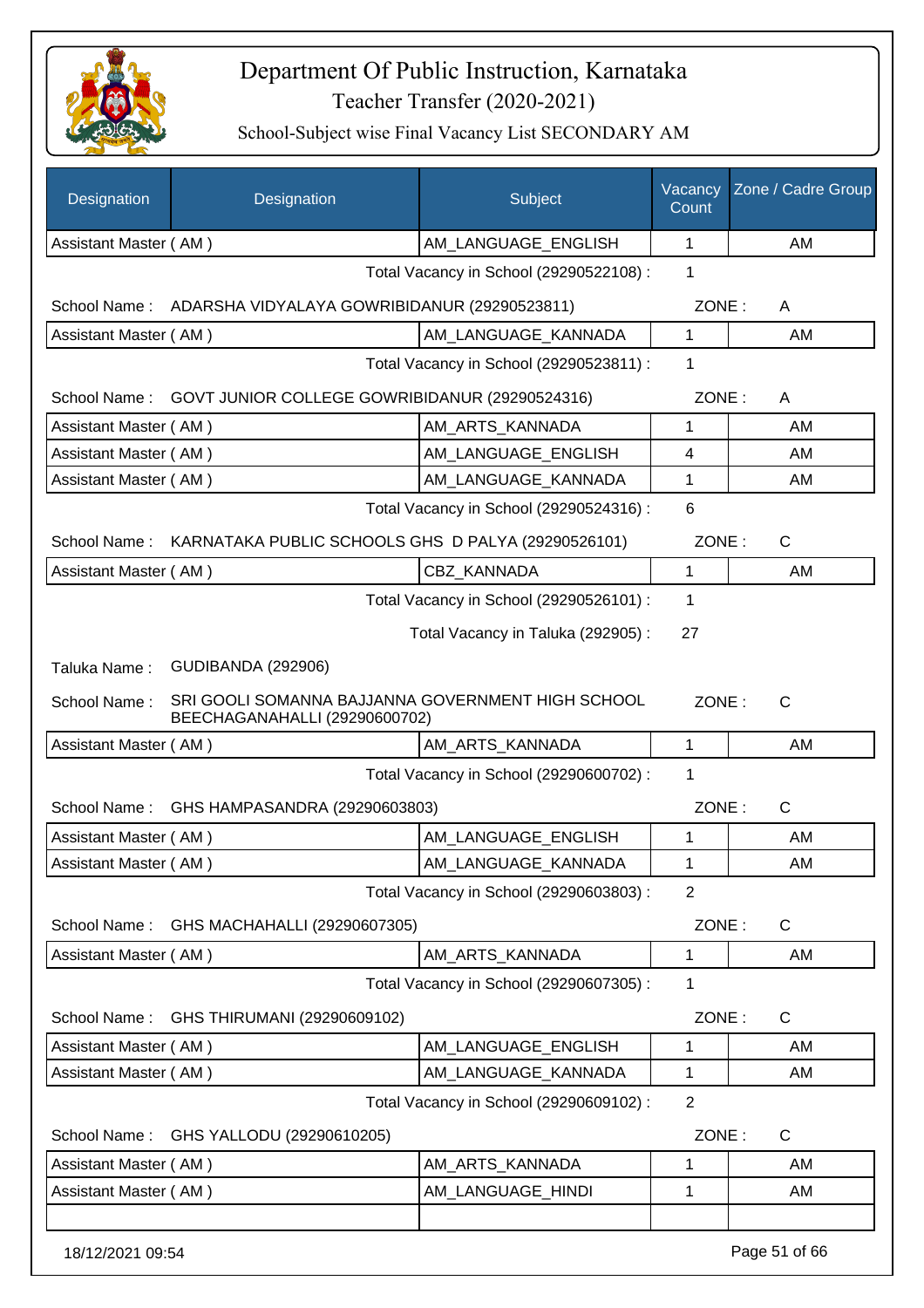# Department Of Public Instruction, Karnataka

## Teacher Transfer (2020-2021)

### School-Subject wise Final Vacancy List SECONDARY AM

| Designation | Designation | Subject | Vacancy Count | Zone / Cadre Group |
|---|---|---|---|---|
| Assistant Master ( AM ) | | AM_LANGUAGE_ENGLISH | 1 | AM |

Total Vacancy in School (29290522108) : 1

School Name : ADARSHA VIDYALAYA GOWRIBIDANUR (29290523811) ZONE : A

| Designation | Designation | Subject | Vacancy Count | Zone / Cadre Group |
|---|---|---|---|---|
| Assistant Master ( AM ) | | AM_LANGUAGE_KANNADA | 1 | AM |

Total Vacancy in School (29290523811) : 1

School Name : GOVT JUNIOR COLLEGE GOWRIBIDANUR (29290524316) ZONE : A

| Designation | Designation | Subject | Vacancy Count | Zone / Cadre Group |
|---|---|---|---|---|
| Assistant Master ( AM ) | | AM_ARTS_KANNADA | 1 | AM |
| Assistant Master ( AM ) | | AM_LANGUAGE_ENGLISH | 4 | AM |
| Assistant Master ( AM ) | | AM_LANGUAGE_KANNADA | 1 | AM |

Total Vacancy in School (29290524316) : 6

School Name : KARNATAKA PUBLIC SCHOOLS GHS D PALYA (29290526101) ZONE : C

| Designation | Designation | Subject | Vacancy Count | Zone / Cadre Group |
|---|---|---|---|---|
| Assistant Master ( AM ) | | CBZ_KANNADA | 1 | AM |

Total Vacancy in School (29290526101) : 1

Total Vacancy in Taluka (292905) : 27

Taluka Name : GUDIBANDA (292906)

School Name : SRI GOOLI SOMANNA BAJJANNA GOVERNMENT HIGH SCHOOL BEECHAGANAHALLI (29290600702) ZONE : C

| Designation | Designation | Subject | Vacancy Count | Zone / Cadre Group |
|---|---|---|---|---|
| Assistant Master ( AM ) | | AM_ARTS_KANNADA | 1 | AM |

Total Vacancy in School (29290600702) : 1

School Name : GHS HAMPASANDRA (29290603803) ZONE : C

| Designation | Designation | Subject | Vacancy Count | Zone / Cadre Group |
|---|---|---|---|---|
| Assistant Master ( AM ) | | AM_LANGUAGE_ENGLISH | 1 | AM |
| Assistant Master ( AM ) | | AM_LANGUAGE_KANNADA | 1 | AM |

Total Vacancy in School (29290603803) : 2

School Name : GHS MACHAHALLI (29290607305) ZONE : C

| Designation | Designation | Subject | Vacancy Count | Zone / Cadre Group |
|---|---|---|---|---|
| Assistant Master ( AM ) | | AM_ARTS_KANNADA | 1 | AM |

Total Vacancy in School (29290607305) : 1

School Name : GHS THIRUMANI (29290609102) ZONE : C

| Designation | Designation | Subject | Vacancy Count | Zone / Cadre Group |
|---|---|---|---|---|
| Assistant Master ( AM ) | | AM_LANGUAGE_ENGLISH | 1 | AM |
| Assistant Master ( AM ) | | AM_LANGUAGE_KANNADA | 1 | AM |

Total Vacancy in School (29290609102) : 2

School Name : GHS YALLODU (29290610205) ZONE : C

| Designation | Designation | Subject | Vacancy Count | Zone / Cadre Group |
|---|---|---|---|---|
| Assistant Master ( AM ) | | AM_ARTS_KANNADA | 1 | AM |
| Assistant Master ( AM ) | | AM_LANGUAGE_HINDI | 1 | AM |
| | | | | |

18/12/2021 09:54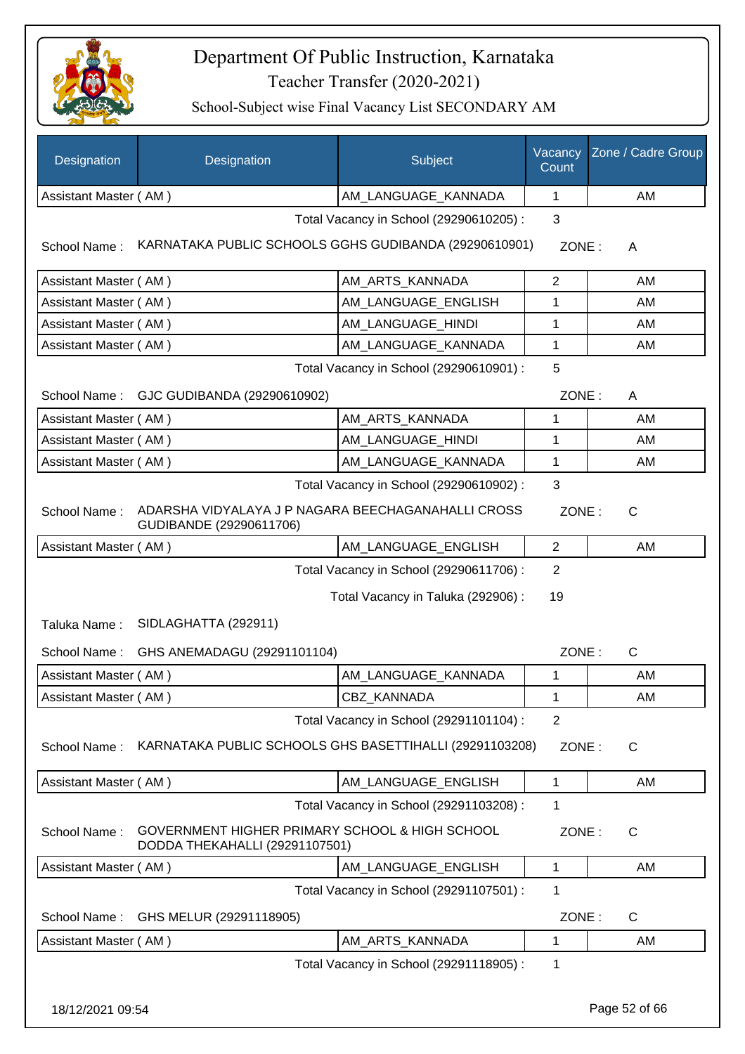# Department Of Public Instruction, Karnataka

Teacher Transfer (2020-2021)

School-Subject wise Final Vacancy List SECONDARY AM

| Designation | Designation | Subject | Vacancy Count | Zone / Cadre Group |
|---|---|---|---|---|
| Assistant Master ( AM ) | | AM_LANGUAGE_KANNADA | 1 | AM |

Total Vacancy in School (29290610205) : 3

School Name : KARNATAKA PUBLIC SCHOOLS GGHS GUDIBANDA (29290610901) ZONE : A

| Designation | Designation | Subject | Vacancy Count | Zone / Cadre Group |
|---|---|---|---|---|
| Assistant Master ( AM ) | | AM_ARTS_KANNADA | 2 | AM |
| Assistant Master ( AM ) | | AM_LANGUAGE_ENGLISH | 1 | AM |
| Assistant Master ( AM ) | | AM_LANGUAGE_HINDI | 1 | AM |
| Assistant Master ( AM ) | | AM_LANGUAGE_KANNADA | 1 | AM |

Total Vacancy in School (29290610901) : 5

School Name : GJC GUDIBANDA (29290610902) ZONE : A

| Designation | Designation | Subject | Vacancy Count | Zone / Cadre Group |
|---|---|---|---|---|
| Assistant Master ( AM ) | | AM_ARTS_KANNADA | 1 | AM |
| Assistant Master ( AM ) | | AM_LANGUAGE_HINDI | 1 | AM |
| Assistant Master ( AM ) | | AM_LANGUAGE_KANNADA | 1 | AM |

Total Vacancy in School (29290610902) : 3

School Name : ADARSHA VIDYALAYA J P NAGARA BEECHAGANAHALLI CROSS GUDIBANDE (29290611706) ZONE : C

| Designation | Designation | Subject | Vacancy Count | Zone / Cadre Group |
|---|---|---|---|---|
| Assistant Master ( AM ) | | AM_LANGUAGE_ENGLISH | 2 | AM |

Total Vacancy in School (29290611706) : 2

Total Vacancy in Taluka (292906) : 19

Taluka Name : SIDLAGHATTA (292911)

School Name : GHS ANEMADAGU (29291101104) ZONE : C

| Designation | Designation | Subject | Vacancy Count | Zone / Cadre Group |
|---|---|---|---|---|
| Assistant Master ( AM ) | | AM_LANGUAGE_KANNADA | 1 | AM |
| Assistant Master ( AM ) | | CBZ_KANNADA | 1 | AM |

Total Vacancy in School (29291101104) : 2

School Name : KARNATAKA PUBLIC SCHOOLS GHS BASETTIHALLI (29291103208) ZONE : C

| Designation | Designation | Subject | Vacancy Count | Zone / Cadre Group |
|---|---|---|---|---|
| Assistant Master ( AM ) | | AM_LANGUAGE_ENGLISH | 1 | AM |

Total Vacancy in School (29291103208) : 1

School Name : GOVERNMENT HIGHER PRIMARY SCHOOL & HIGH SCHOOL DODDA THEKAHALLI (29291107501) ZONE : C

| Designation | Designation | Subject | Vacancy Count | Zone / Cadre Group |
|---|---|---|---|---|
| Assistant Master ( AM ) | | AM_LANGUAGE_ENGLISH | 1 | AM |

Total Vacancy in School (29291107501) : 1

School Name : GHS MELUR (29291118905) ZONE : C

| Designation | Designation | Subject | Vacancy Count | Zone / Cadre Group |
|---|---|---|---|---|
| Assistant Master ( AM ) | | AM_ARTS_KANNADA | 1 | AM |

Total Vacancy in School (29291118905) : 1

18/12/2021 09:54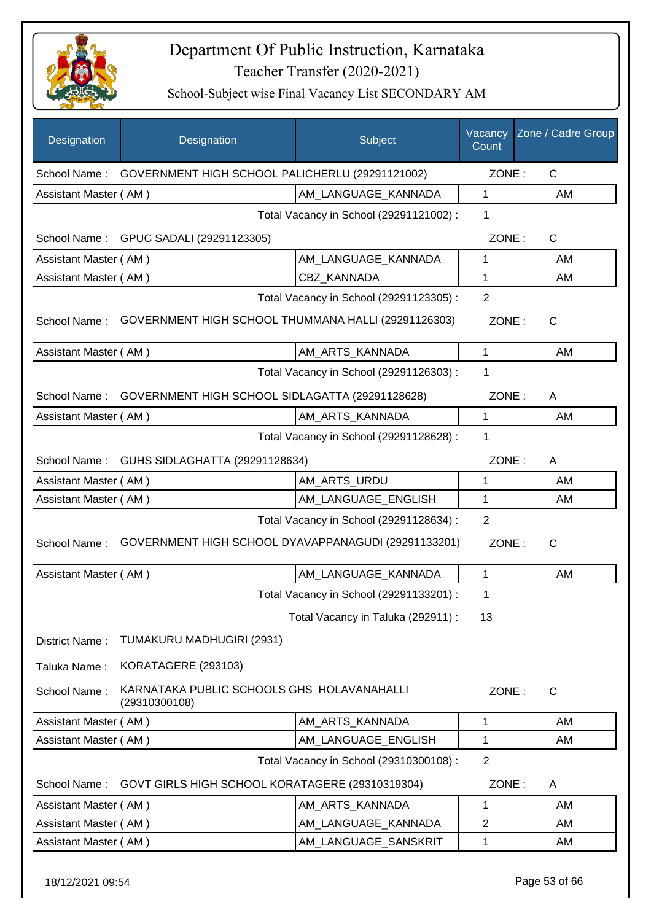# Department Of Public Instruction, Karnataka

## Teacher Transfer (2020-2021)

### School-Subject wise Final Vacancy List SECONDARY AM

| Designation | Designation | Subject | Vacancy Count | Zone / Cadre Group |
|---|---|---|---|---|
| School Name : | GOVERNMENT HIGH SCHOOL PALICHERLU (29291121002) | | ZONE : | C |
| Assistant Master ( AM ) | | AM_LANGUAGE_KANNADA | 1 | AM |
| | | Total Vacancy in School (29291121002) : | 1 | |
| School Name : | GPUC SADALI (29291123305) | | ZONE : | C |
| Assistant Master ( AM ) | | AM_LANGUAGE_KANNADA | 1 | AM |
| Assistant Master ( AM ) | | CBZ_KANNADA | 1 | AM |
| | | Total Vacancy in School (29291123305) : | 2 | |
| School Name : | GOVERNMENT HIGH SCHOOL THUMMANA HALLI (29291126303) | | ZONE : | C |
| Assistant Master ( AM ) | | AM_ARTS_KANNADA | 1 | AM |
| | | Total Vacancy in School (29291126303) : | 1 | |
| School Name : | GOVERNMENT HIGH SCHOOL SIDLAGATTA (29291128628) | | ZONE : | A |
| Assistant Master ( AM ) | | AM_ARTS_KANNADA | 1 | AM |
| | | Total Vacancy in School (29291128628) : | 1 | |
| School Name : | GUHS SIDLAGHATTA (29291128634) | | ZONE : | A |
| Assistant Master ( AM ) | | AM_ARTS_URDU | 1 | AM |
| Assistant Master ( AM ) | | AM_LANGUAGE_ENGLISH | 1 | AM |
| | | Total Vacancy in School (29291128634) : | 2 | |
| School Name : | GOVERNMENT HIGH SCHOOL DYAVAPPANAGUDI (29291133201) | | ZONE : | C |
| Assistant Master ( AM ) | | AM_LANGUAGE_KANNADA | 1 | AM |
| | | Total Vacancy in School (29291133201) : | 1 | |
| | | Total Vacancy in Taluka (292911) : | 13 | |
| District Name : | TUMAKURU MADHUGIRI (2931) | | | |
| Taluka Name : | KORATAGERE (293103) | | | |
| School Name : | KARNATAKA PUBLIC SCHOOLS GHS HOLAVANAHALLI (29310300108) | | ZONE : | C |
| Assistant Master ( AM ) | | AM_ARTS_KANNADA | 1 | AM |
| Assistant Master ( AM ) | | AM_LANGUAGE_ENGLISH | 1 | AM |
| | | Total Vacancy in School (29310300108) : | 2 | |
| School Name : | GOVT GIRLS HIGH SCHOOL KORATAGERE (29310319304) | | ZONE : | A |
| Assistant Master ( AM ) | | AM_ARTS_KANNADA | 1 | AM |
| Assistant Master ( AM ) | | AM_LANGUAGE_KANNADA | 2 | AM |
| Assistant Master ( AM ) | | AM_LANGUAGE_SANSKRIT | 1 | AM |

18/12/2021 09:54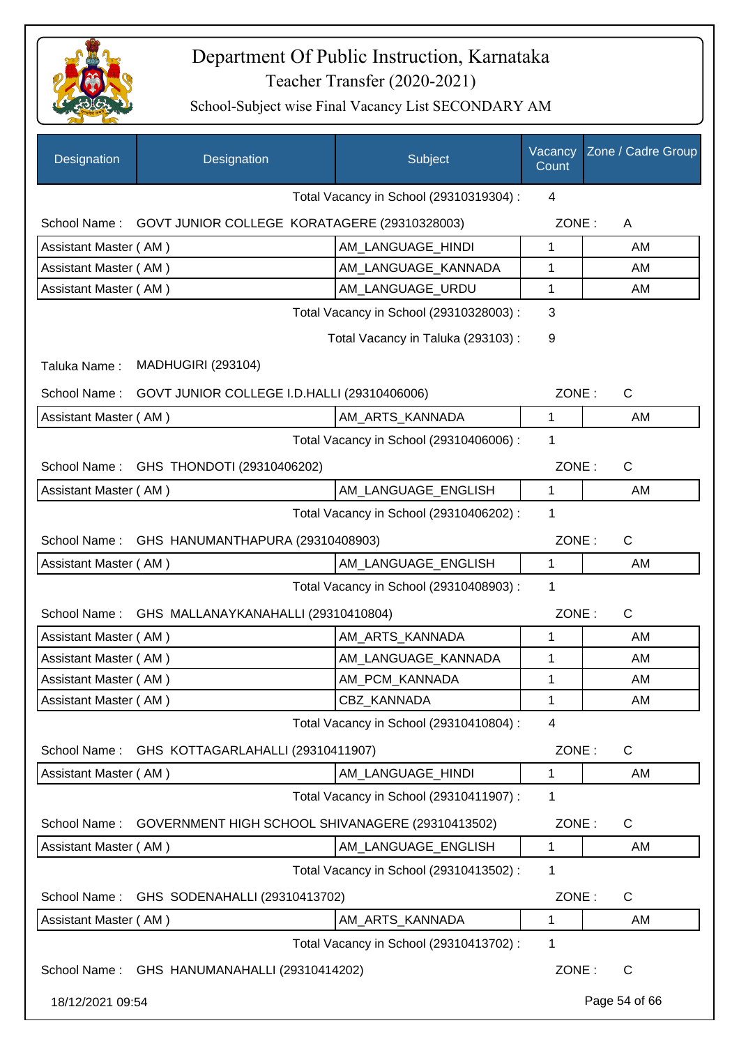# Department Of Public Instruction, Karnataka

## Teacher Transfer (2020-2021)

### School-Subject wise Final Vacancy List SECONDARY AM

| Designation | Designation | Subject | Vacancy Count | Zone / Cadre Group |
|---|---|---|---|---|
| | | Total Vacancy in School (29310319304) : | 4 | |
| School Name : | GOVT JUNIOR COLLEGE KORATAGERE (29310328003) | | ZONE : | A |
| Assistant Master ( AM ) | | AM_LANGUAGE_HINDI | 1 | AM |
| Assistant Master ( AM ) | | AM_LANGUAGE_KANNADA | 1 | AM |
| Assistant Master ( AM ) | | AM_LANGUAGE_URDU | 1 | AM |
| | | Total Vacancy in School (29310328003) : | 3 | |
| | | Total Vacancy in Taluka (293103) : | 9 | |
| Taluka Name : | MADHUGIRI (293104) | | | |
| School Name : | GOVT JUNIOR COLLEGE I.D.HALLI (29310406006) | | ZONE : | C |
| Assistant Master ( AM ) | | AM_ARTS_KANNADA | 1 | AM |
| | | Total Vacancy in School (29310406006) : | 1 | |
| School Name : | GHS THONDOTI (29310406202) | | ZONE : | C |
| Assistant Master ( AM ) | | AM_LANGUAGE_ENGLISH | 1 | AM |
| | | Total Vacancy in School (29310406202) : | 1 | |
| School Name : | GHS HANUMANTHAPURA (29310408903) | | ZONE : | C |
| Assistant Master ( AM ) | | AM_LANGUAGE_ENGLISH | 1 | AM |
| | | Total Vacancy in School (29310408903) : | 1 | |
| School Name : | GHS MALLANAYKANAHALLI (29310410804) | | ZONE : | C |
| Assistant Master ( AM ) | | AM_ARTS_KANNADA | 1 | AM |
| Assistant Master ( AM ) | | AM_LANGUAGE_KANNADA | 1 | AM |
| Assistant Master ( AM ) | | AM_PCM_KANNADA | 1 | AM |
| Assistant Master ( AM ) | | CBZ_KANNADA | 1 | AM |
| | | Total Vacancy in School (29310410804) : | 4 | |
| School Name : | GHS KOTTAGARLAHALLI (29310411907) | | ZONE : | C |
| Assistant Master ( AM ) | | AM_LANGUAGE_HINDI | 1 | AM |
| | | Total Vacancy in School (29310411907) : | 1 | |
| School Name : | GOVERNMENT HIGH SCHOOL SHIVANAGERE (29310413502) | | ZONE : | C |
| Assistant Master ( AM ) | | AM_LANGUAGE_ENGLISH | 1 | AM |
| | | Total Vacancy in School (29310413502) : | 1 | |
| School Name : | GHS SODENAHALLI (29310413702) | | ZONE : | C |
| Assistant Master ( AM ) | | AM_ARTS_KANNADA | 1 | AM |
| | | Total Vacancy in School (29310413702) : | 1 | |
| School Name : | GHS HANUMANAHALLI (29310414202) | | ZONE : | C |

18/12/2021 09:54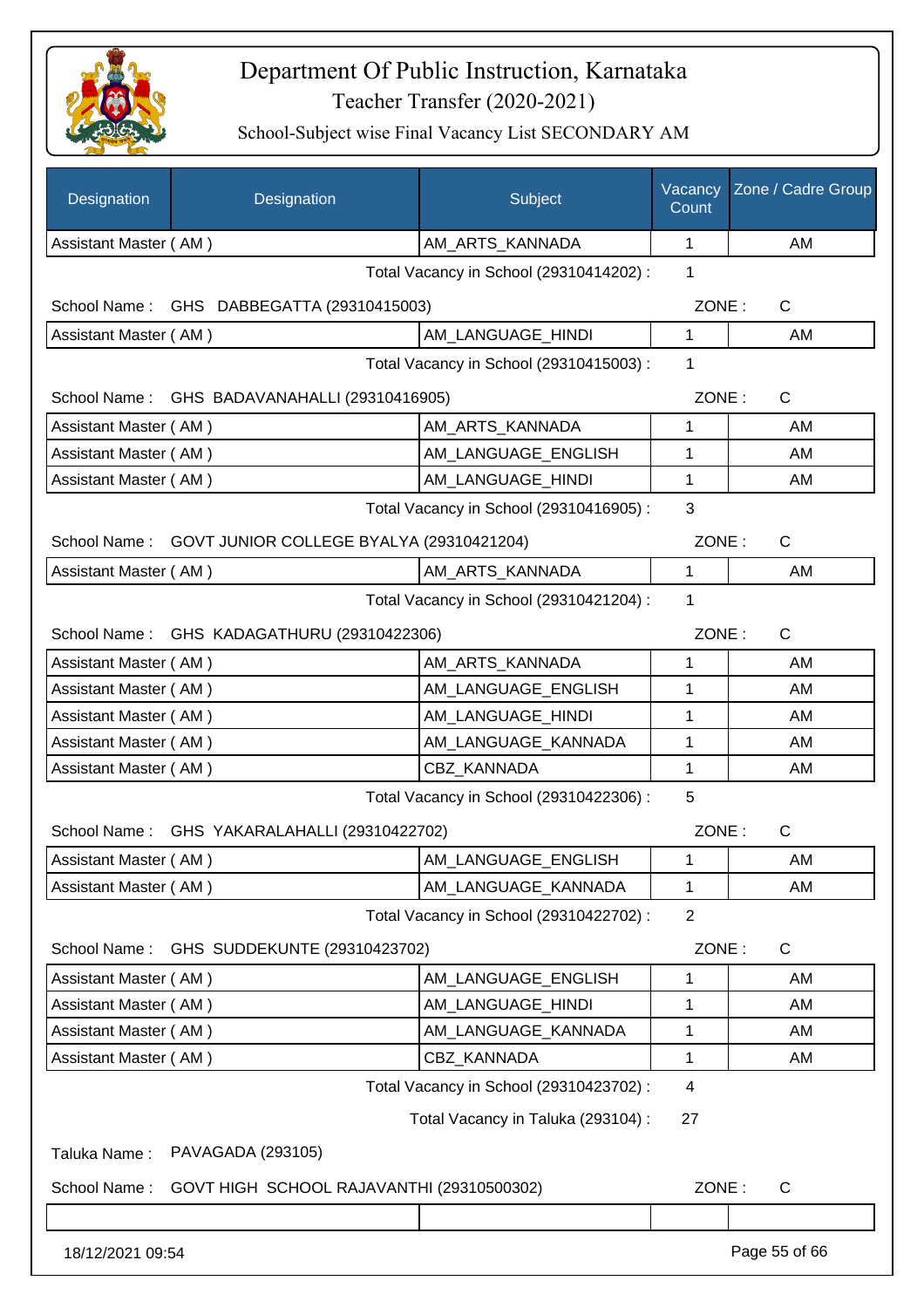# Department Of Public Instruction, Karnataka

Teacher Transfer (2020-2021)

School-Subject wise Final Vacancy List SECONDARY AM

| Designation | Designation | Subject | Vacancy Count | Zone / Cadre Group |
|---|---|---|---|---|
| Assistant Master ( AM ) | | AM_ARTS_KANNADA | 1 | AM |

Total Vacancy in School (29310414202) : 1

School Name : GHS DABBEGATTA (29310415003) ZONE : C

| Designation | Designation | Subject | Vacancy Count | Zone / Cadre Group |
|---|---|---|---|---|
| Assistant Master ( AM ) | | AM_LANGUAGE_HINDI | 1 | AM |

Total Vacancy in School (29310415003) : 1

School Name : GHS BADAVANAHALLI (29310416905) ZONE : C

| Designation | Designation | Subject | Vacancy Count | Zone / Cadre Group |
|---|---|---|---|---|
| Assistant Master ( AM ) | | AM_ARTS_KANNADA | 1 | AM |
| Assistant Master ( AM ) | | AM_LANGUAGE_ENGLISH | 1 | AM |
| Assistant Master ( AM ) | | AM_LANGUAGE_HINDI | 1 | AM |

Total Vacancy in School (29310416905) : 3

School Name : GOVT JUNIOR COLLEGE BYALYA (29310421204) ZONE : C

| Designation | Designation | Subject | Vacancy Count | Zone / Cadre Group |
|---|---|---|---|---|
| Assistant Master ( AM ) | | AM_ARTS_KANNADA | 1 | AM |

Total Vacancy in School (29310421204) : 1

School Name : GHS KADAGATHURU (29310422306) ZONE : C

| Designation | Designation | Subject | Vacancy Count | Zone / Cadre Group |
|---|---|---|---|---|
| Assistant Master ( AM ) | | AM_ARTS_KANNADA | 1 | AM |
| Assistant Master ( AM ) | | AM_LANGUAGE_ENGLISH | 1 | AM |
| Assistant Master ( AM ) | | AM_LANGUAGE_HINDI | 1 | AM |
| Assistant Master ( AM ) | | AM_LANGUAGE_KANNADA | 1 | AM |
| Assistant Master ( AM ) | | CBZ_KANNADA | 1 | AM |

Total Vacancy in School (29310422306) : 5

School Name : GHS YAKARALAHALLI (29310422702) ZONE : C

| Designation | Designation | Subject | Vacancy Count | Zone / Cadre Group |
|---|---|---|---|---|
| Assistant Master ( AM ) | | AM_LANGUAGE_ENGLISH | 1 | AM |
| Assistant Master ( AM ) | | AM_LANGUAGE_KANNADA | 1 | AM |

Total Vacancy in School (29310422702) : 2

School Name : GHS SUDDEKUNTE (29310423702) ZONE : C

| Designation | Designation | Subject | Vacancy Count | Zone / Cadre Group |
|---|---|---|---|---|
| Assistant Master ( AM ) | | AM_LANGUAGE_ENGLISH | 1 | AM |
| Assistant Master ( AM ) | | AM_LANGUAGE_HINDI | 1 | AM |
| Assistant Master ( AM ) | | AM_LANGUAGE_KANNADA | 1 | AM |
| Assistant Master ( AM ) | | CBZ_KANNADA | 1 | AM |

Total Vacancy in School (29310423702) : 4

Total Vacancy in Taluka (293104) : 27

Taluka Name : PAVAGADA (293105)

School Name : GOVT HIGH SCHOOL RAJAVANTHI (29310500302) ZONE : C

18/12/2021 09:54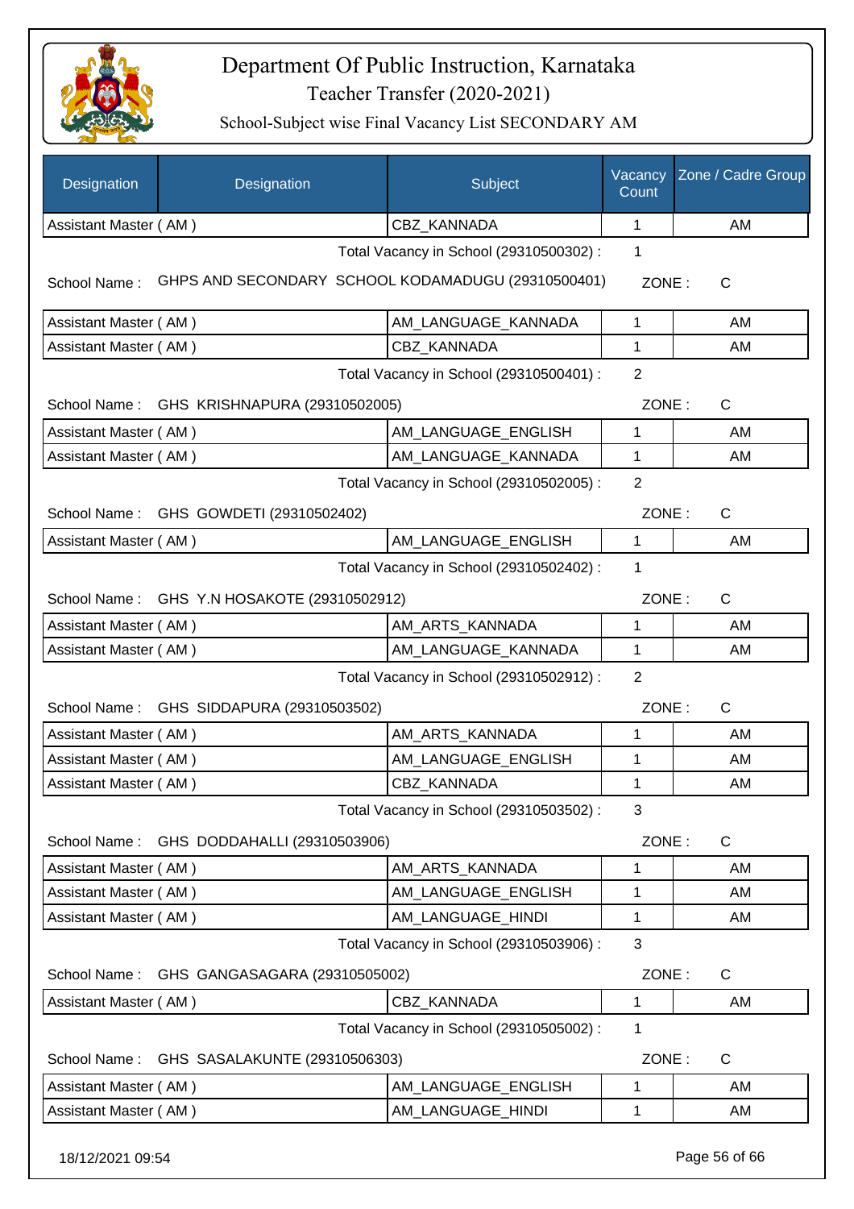# Department Of Public Instruction, Karnataka

## Teacher Transfer (2020-2021)

### School-Subject wise Final Vacancy List SECONDARY AM

| Designation | Designation | Subject | Vacancy Count | Zone / Cadre Group |
|---|---|---|---|---|
| Assistant Master ( AM ) | | CBZ_KANNADA | 1 | AM |

Total Vacancy in School (29310500302) : 1

School Name : GHPS AND SECONDARY SCHOOL KODAMADUGU (29310500401) ZONE : C

| Designation | Designation | Subject | Vacancy Count | Zone / Cadre Group |
|---|---|---|---|---|
| Assistant Master ( AM ) | | AM_LANGUAGE_KANNADA | 1 | AM |
| Assistant Master ( AM ) | | CBZ_KANNADA | 1 | AM |

Total Vacancy in School (29310500401) : 2

School Name : GHS KRISHNAPURA (29310502005) ZONE : C

| Designation | Designation | Subject | Vacancy Count | Zone / Cadre Group |
|---|---|---|---|---|
| Assistant Master ( AM ) | | AM_LANGUAGE_ENGLISH | 1 | AM |
| Assistant Master ( AM ) | | AM_LANGUAGE_KANNADA | 1 | AM |

Total Vacancy in School (29310502005) : 2

School Name : GHS GOWDETI (29310502402) ZONE : C

| Designation | Designation | Subject | Vacancy Count | Zone / Cadre Group |
|---|---|---|---|---|
| Assistant Master ( AM ) | | AM_LANGUAGE_ENGLISH | 1 | AM |

Total Vacancy in School (29310502402) : 1

School Name : GHS Y.N HOSAKOTE (29310502912) ZONE : C

| Designation | Designation | Subject | Vacancy Count | Zone / Cadre Group |
|---|---|---|---|---|
| Assistant Master ( AM ) | | AM_ARTS_KANNADA | 1 | AM |
| Assistant Master ( AM ) | | AM_LANGUAGE_KANNADA | 1 | AM |

Total Vacancy in School (29310502912) : 2

School Name : GHS SIDDAPURA (29310503502) ZONE : C

| Designation | Designation | Subject | Vacancy Count | Zone / Cadre Group |
|---|---|---|---|---|
| Assistant Master ( AM ) | | AM_ARTS_KANNADA | 1 | AM |
| Assistant Master ( AM ) | | AM_LANGUAGE_ENGLISH | 1 | AM |
| Assistant Master ( AM ) | | CBZ_KANNADA | 1 | AM |

Total Vacancy in School (29310503502) : 3

School Name : GHS DODDAHALLI (29310503906) ZONE : C

| Designation | Designation | Subject | Vacancy Count | Zone / Cadre Group |
|---|---|---|---|---|
| Assistant Master ( AM ) | | AM_ARTS_KANNADA | 1 | AM |
| Assistant Master ( AM ) | | AM_LANGUAGE_ENGLISH | 1 | AM |
| Assistant Master ( AM ) | | AM_LANGUAGE_HINDI | 1 | AM |

Total Vacancy in School (29310503906) : 3

School Name : GHS GANGASAGARA (29310505002) ZONE : C

| Designation | Designation | Subject | Vacancy Count | Zone / Cadre Group |
|---|---|---|---|---|
| Assistant Master ( AM ) | | CBZ_KANNADA | 1 | AM |

Total Vacancy in School (29310505002) : 1

School Name : GHS SASALAKUNTE (29310506303) ZONE : C

| Designation | Designation | Subject | Vacancy Count | Zone / Cadre Group |
|---|---|---|---|---|
| Assistant Master ( AM ) | | AM_LANGUAGE_ENGLISH | 1 | AM |
| Assistant Master ( AM ) | | AM_LANGUAGE_HINDI | 1 | AM |

18/12/2021 09:54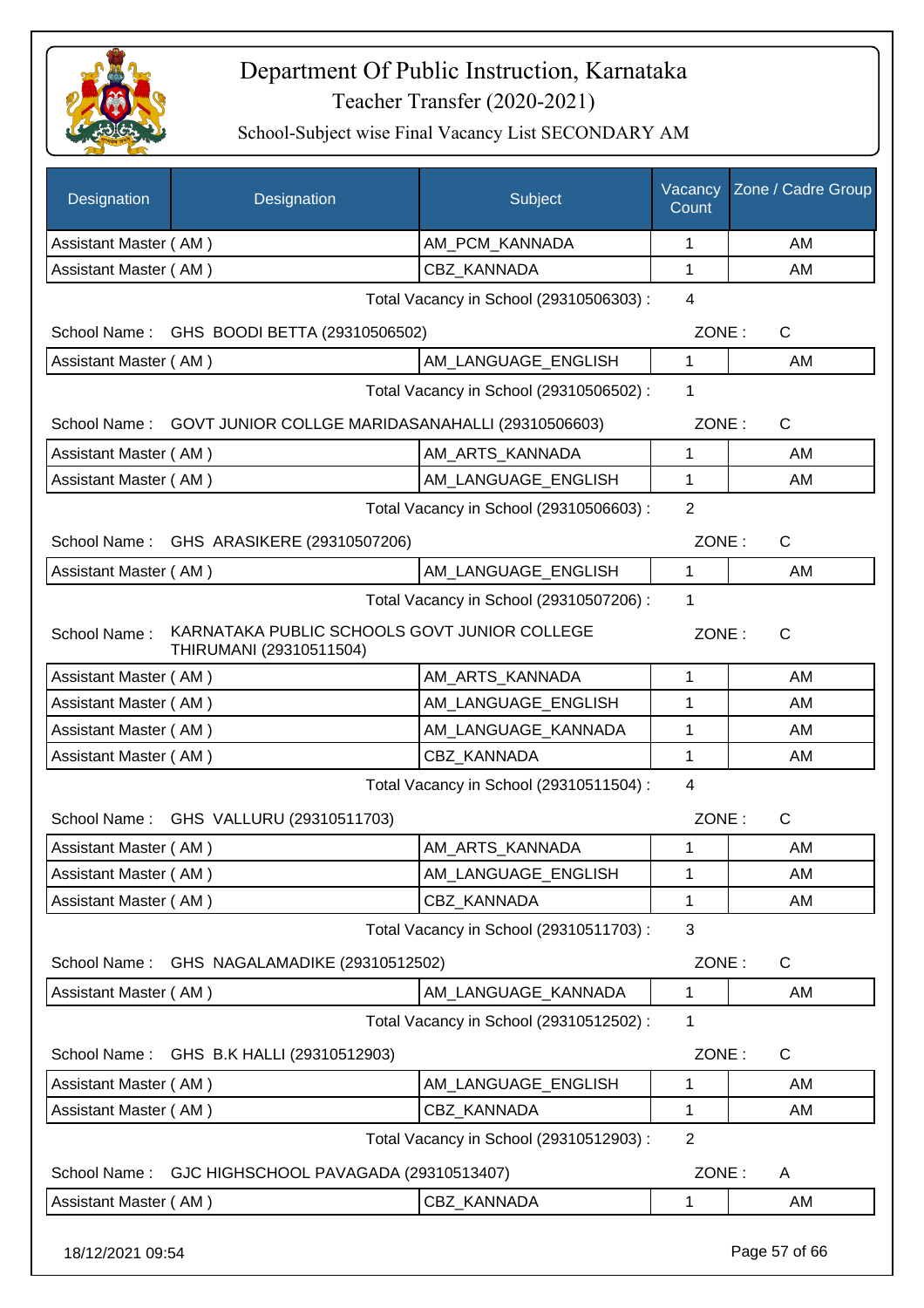# Department Of Public Instruction, Karnataka

## Teacher Transfer (2020-2021)

### School-Subject wise Final Vacancy List SECONDARY AM

| Designation | Designation | Subject | Vacancy Count | Zone / Cadre Group |
|---|---|---|---|---|
| Assistant Master ( AM ) | | AM_PCM_KANNADA | 1 | AM |
| Assistant Master ( AM ) | | CBZ_KANNADA | 1 | AM |

Total Vacancy in School (29310506303) : 4

School Name : GHS BOODI BETTA (29310506502) ZONE : C

| Designation | Subject | Vacancy Count | Zone / Cadre Group |
|---|---|---|---|
| Assistant Master ( AM ) | AM_LANGUAGE_ENGLISH | 1 | AM |

Total Vacancy in School (29310506502) : 1

School Name : GOVT JUNIOR COLLGE MARIDASANAHALLI (29310506603) ZONE : C

| Designation | Subject | Vacancy Count | Zone / Cadre Group |
|---|---|---|---|
| Assistant Master ( AM ) | AM_ARTS_KANNADA | 1 | AM |
| Assistant Master ( AM ) | AM_LANGUAGE_ENGLISH | 1 | AM |

Total Vacancy in School (29310506603) : 2

School Name : GHS ARASIKERE (29310507206) ZONE : C

| Designation | Subject | Vacancy Count | Zone / Cadre Group |
|---|---|---|---|
| Assistant Master ( AM ) | AM_LANGUAGE_ENGLISH | 1 | AM |

Total Vacancy in School (29310507206) : 1

School Name : KARNATAKA PUBLIC SCHOOLS GOVT JUNIOR COLLEGE THIRUMANI (29310511504) ZONE : C

| Designation | Subject | Vacancy Count | Zone / Cadre Group |
|---|---|---|---|
| Assistant Master ( AM ) | AM_ARTS_KANNADA | 1 | AM |
| Assistant Master ( AM ) | AM_LANGUAGE_ENGLISH | 1 | AM |
| Assistant Master ( AM ) | AM_LANGUAGE_KANNADA | 1 | AM |
| Assistant Master ( AM ) | CBZ_KANNADA | 1 | AM |

Total Vacancy in School (29310511504) : 4

School Name : GHS VALLURU (29310511703) ZONE : C

| Designation | Subject | Vacancy Count | Zone / Cadre Group |
|---|---|---|---|
| Assistant Master ( AM ) | AM_ARTS_KANNADA | 1 | AM |
| Assistant Master ( AM ) | AM_LANGUAGE_ENGLISH | 1 | AM |
| Assistant Master ( AM ) | CBZ_KANNADA | 1 | AM |

Total Vacancy in School (29310511703) : 3

School Name : GHS NAGALAMADIKE (29310512502) ZONE : C

| Designation | Subject | Vacancy Count | Zone / Cadre Group |
|---|---|---|---|
| Assistant Master ( AM ) | AM_LANGUAGE_KANNADA | 1 | AM |

Total Vacancy in School (29310512502) : 1

School Name : GHS B.K HALLI (29310512903) ZONE : C

| Designation | Subject | Vacancy Count | Zone / Cadre Group |
|---|---|---|---|
| Assistant Master ( AM ) | AM_LANGUAGE_ENGLISH | 1 | AM |
| Assistant Master ( AM ) | CBZ_KANNADA | 1 | AM |

Total Vacancy in School (29310512903) : 2

School Name : GJC HIGHSCHOOL PAVAGADA (29310513407) ZONE : A

| Designation | Subject | Vacancy Count | Zone / Cadre Group |
|---|---|---|---|
| Assistant Master ( AM ) | CBZ_KANNADA | 1 | AM |

18/12/2021 09:54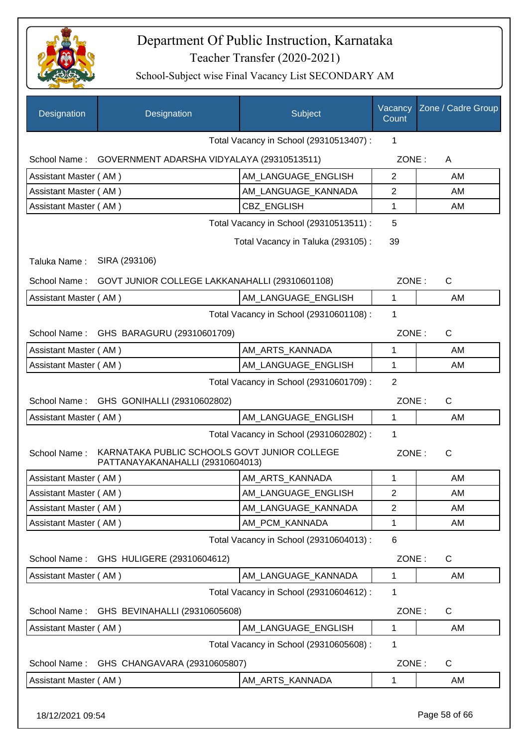# Department Of Public Instruction, Karnataka

## Teacher Transfer (2020-2021)

### School-Subject wise Final Vacancy List SECONDARY AM

| Designation | Designation | Subject | Vacancy Count | Zone / Cadre Group |
|---|---|---|---|---|
| | | Total Vacancy in School (29310513407) : | 1 | |
| School Name : | GOVERNMENT ADARSHA VIDYALAYA (29310513511) | | ZONE : | A |
| Assistant Master ( AM ) | | AM_LANGUAGE_ENGLISH | 2 | AM |
| Assistant Master ( AM ) | | AM_LANGUAGE_KANNADA | 2 | AM |
| Assistant Master ( AM ) | | CBZ_ENGLISH | 1 | AM |
| | | Total Vacancy in School (29310513511) : | 5 | |
| | | Total Vacancy in Taluka (293105) : | 39 | |
| Taluka Name : | SIRA (293106) | | | |
| School Name : | GOVT JUNIOR COLLEGE LAKKANAHALLI (29310601108) | | ZONE : | C |
| Assistant Master ( AM ) | | AM_LANGUAGE_ENGLISH | 1 | AM |
| | | Total Vacancy in School (29310601108) : | 1 | |
| School Name : | GHS BARAGURU (29310601709) | | ZONE : | C |
| Assistant Master ( AM ) | | AM_ARTS_KANNADA | 1 | AM |
| Assistant Master ( AM ) | | AM_LANGUAGE_ENGLISH | 1 | AM |
| | | Total Vacancy in School (29310601709) : | 2 | |
| School Name : | GHS GONIHALLI (29310602802) | | ZONE : | C |
| Assistant Master ( AM ) | | AM_LANGUAGE_ENGLISH | 1 | AM |
| | | Total Vacancy in School (29310602802) : | 1 | |
| School Name : | KARNATAKA PUBLIC SCHOOLS GOVT JUNIOR COLLEGE PATTANAYAKANAHALLI (29310604013) | | ZONE : | C |
| Assistant Master ( AM ) | | AM_ARTS_KANNADA | 1 | AM |
| Assistant Master ( AM ) | | AM_LANGUAGE_ENGLISH | 2 | AM |
| Assistant Master ( AM ) | | AM_LANGUAGE_KANNADA | 2 | AM |
| Assistant Master ( AM ) | | AM_PCM_KANNADA | 1 | AM |
| | | Total Vacancy in School (29310604013) : | 6 | |
| School Name : | GHS HULIGERE (29310604612) | | ZONE : | C |
| Assistant Master ( AM ) | | AM_LANGUAGE_KANNADA | 1 | AM |
| | | Total Vacancy in School (29310604612) : | 1 | |
| School Name : | GHS BEVINAHALLI (29310605608) | | ZONE : | C |
| Assistant Master ( AM ) | | AM_LANGUAGE_ENGLISH | 1 | AM |
| | | Total Vacancy in School (29310605608) : | 1 | |
| School Name : | GHS CHANGAVARA (29310605807) | | ZONE : | C |
| Assistant Master ( AM ) | | AM_ARTS_KANNADA | 1 | AM |

18/12/2021 09:54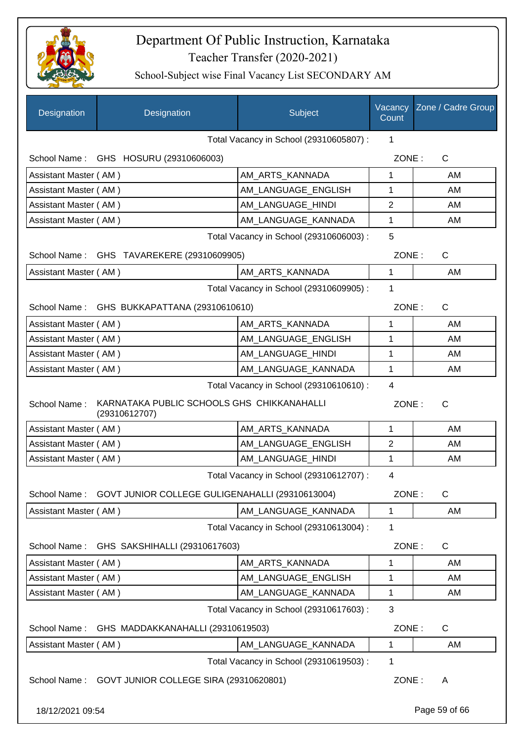# Department Of Public Instruction, Karnataka

## Teacher Transfer (2020-2021)

### School-Subject wise Final Vacancy List SECONDARY AM

| Designation | Designation | Subject | Vacancy Count | Zone / Cadre Group |
|---|---|---|---|---|
| | | Total Vacancy in School (29310605807) : | 1 | |
| School Name : | GHS HOSURU (29310606003) | | ZONE : | C |
| Assistant Master ( AM ) | | AM_ARTS_KANNADA | 1 | AM |
| Assistant Master ( AM ) | | AM_LANGUAGE_ENGLISH | 1 | AM |
| Assistant Master ( AM ) | | AM_LANGUAGE_HINDI | 2 | AM |
| Assistant Master ( AM ) | | AM_LANGUAGE_KANNADA | 1 | AM |
| | | Total Vacancy in School (29310606003) : | 5 | |
| School Name : | GHS TAVAREKERE (29310609905) | | ZONE : | C |
| Assistant Master ( AM ) | | AM_ARTS_KANNADA | 1 | AM |
| | | Total Vacancy in School (29310609905) : | 1 | |
| School Name : | GHS BUKKAPATTANA (29310610610) | | ZONE : | C |
| Assistant Master ( AM ) | | AM_ARTS_KANNADA | 1 | AM |
| Assistant Master ( AM ) | | AM_LANGUAGE_ENGLISH | 1 | AM |
| Assistant Master ( AM ) | | AM_LANGUAGE_HINDI | 1 | AM |
| Assistant Master ( AM ) | | AM_LANGUAGE_KANNADA | 1 | AM |
| | | Total Vacancy in School (29310610610) : | 4 | |
| School Name : | KARNATAKA PUBLIC SCHOOLS GHS CHIKKANAHALLI (29310612707) | | ZONE : | C |
| Assistant Master ( AM ) | | AM_ARTS_KANNADA | 1 | AM |
| Assistant Master ( AM ) | | AM_LANGUAGE_ENGLISH | 2 | AM |
| Assistant Master ( AM ) | | AM_LANGUAGE_HINDI | 1 | AM |
| | | Total Vacancy in School (29310612707) : | 4 | |
| School Name : | GOVT JUNIOR COLLEGE GULIGENAHALLI (29310613004) | | ZONE : | C |
| Assistant Master ( AM ) | | AM_LANGUAGE_KANNADA | 1 | AM |
| | | Total Vacancy in School (29310613004) : | 1 | |
| School Name : | GHS SAKSHIHALLI (29310617603) | | ZONE : | C |
| Assistant Master ( AM ) | | AM_ARTS_KANNADA | 1 | AM |
| Assistant Master ( AM ) | | AM_LANGUAGE_ENGLISH | 1 | AM |
| Assistant Master ( AM ) | | AM_LANGUAGE_KANNADA | 1 | AM |
| | | Total Vacancy in School (29310617603) : | 3 | |
| School Name : | GHS MADDAKKANAHALLI (29310619503) | | ZONE : | C |
| Assistant Master ( AM ) | | AM_LANGUAGE_KANNADA | 1 | AM |
| | | Total Vacancy in School (29310619503) : | 1 | |
| School Name : | GOVT JUNIOR COLLEGE SIRA (29310620801) | | ZONE : | A |

18/12/2021 09:54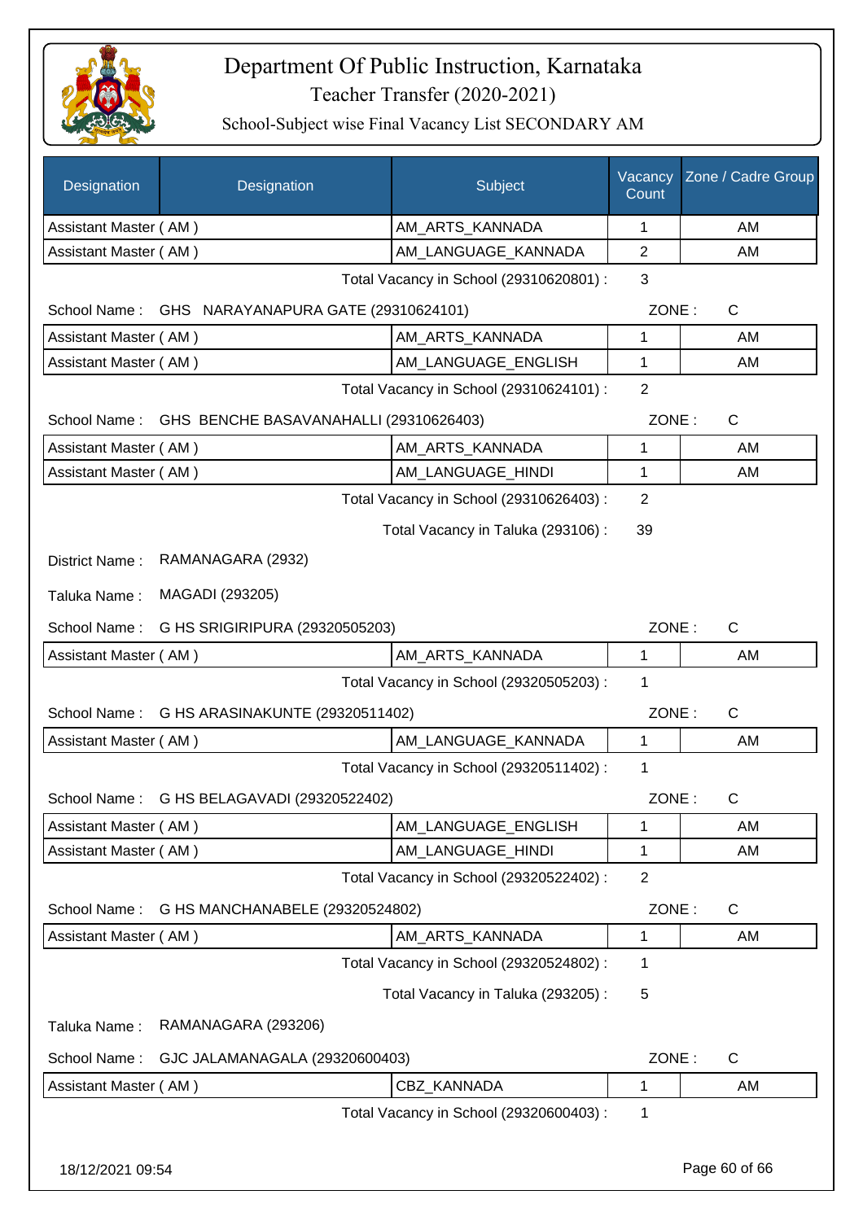# Department Of Public Instruction, Karnataka

## Teacher Transfer (2020-2021)

### School-Subject wise Final Vacancy List SECONDARY AM

| Designation | Designation | Subject | Vacancy Count | Zone / Cadre Group |
|---|---|---|---|---|
| Assistant Master ( AM ) | | AM_ARTS_KANNADA | 1 | AM |
| Assistant Master ( AM ) | | AM_LANGUAGE_KANNADA | 2 | AM |

Total Vacancy in School (29310620801) : 3

School Name : GHS NARAYANAPURA GATE (29310624101) ZONE : C

| Designation | Subject | Vacancy Count | Zone / Cadre Group |
|---|---|---|---|
| Assistant Master ( AM ) | AM_ARTS_KANNADA | 1 | AM |
| Assistant Master ( AM ) | AM_LANGUAGE_ENGLISH | 1 | AM |

Total Vacancy in School (29310624101) : 2

School Name : GHS BENCHE BASAVANAHALLI (29310626403) ZONE : C

| Designation | Subject | Vacancy Count | Zone / Cadre Group |
|---|---|---|---|
| Assistant Master ( AM ) | AM_ARTS_KANNADA | 1 | AM |
| Assistant Master ( AM ) | AM_LANGUAGE_HINDI | 1 | AM |

Total Vacancy in School (29310626403) : 2

Total Vacancy in Taluka (293106) : 39

District Name : RAMANAGARA (2932)

Taluka Name : MAGADI (293205)

School Name : G HS SRIGIRIPURA (29320505203) ZONE : C

| Designation | Subject | Vacancy Count | Zone / Cadre Group |
|---|---|---|---|
| Assistant Master ( AM ) | AM_ARTS_KANNADA | 1 | AM |

Total Vacancy in School (29320505203) : 1

School Name : G HS ARASINAKUNTE (29320511402) ZONE : C

| Designation | Subject | Vacancy Count | Zone / Cadre Group |
|---|---|---|---|
| Assistant Master ( AM ) | AM_LANGUAGE_KANNADA | 1 | AM |

Total Vacancy in School (29320511402) : 1

School Name : G HS BELAGAVADI (29320522402) ZONE : C

| Designation | Subject | Vacancy Count | Zone / Cadre Group |
|---|---|---|---|
| Assistant Master ( AM ) | AM_LANGUAGE_ENGLISH | 1 | AM |
| Assistant Master ( AM ) | AM_LANGUAGE_HINDI | 1 | AM |

Total Vacancy in School (29320522402) : 2

School Name : G HS MANCHANABELE (29320524802) ZONE : C

| Designation | Subject | Vacancy Count | Zone / Cadre Group |
|---|---|---|---|
| Assistant Master ( AM ) | AM_ARTS_KANNADA | 1 | AM |

Total Vacancy in School (29320524802) : 1

Total Vacancy in Taluka (293205) : 5

Taluka Name : RAMANAGARA (293206)

School Name : GJC JALAMANAGALA (29320600403) ZONE : C

| Designation | Subject | Vacancy Count | Zone / Cadre Group |
|---|---|---|---|
| Assistant Master ( AM ) | CBZ_KANNADA | 1 | AM |

Total Vacancy in School (29320600403) : 1

18/12/2021 09:54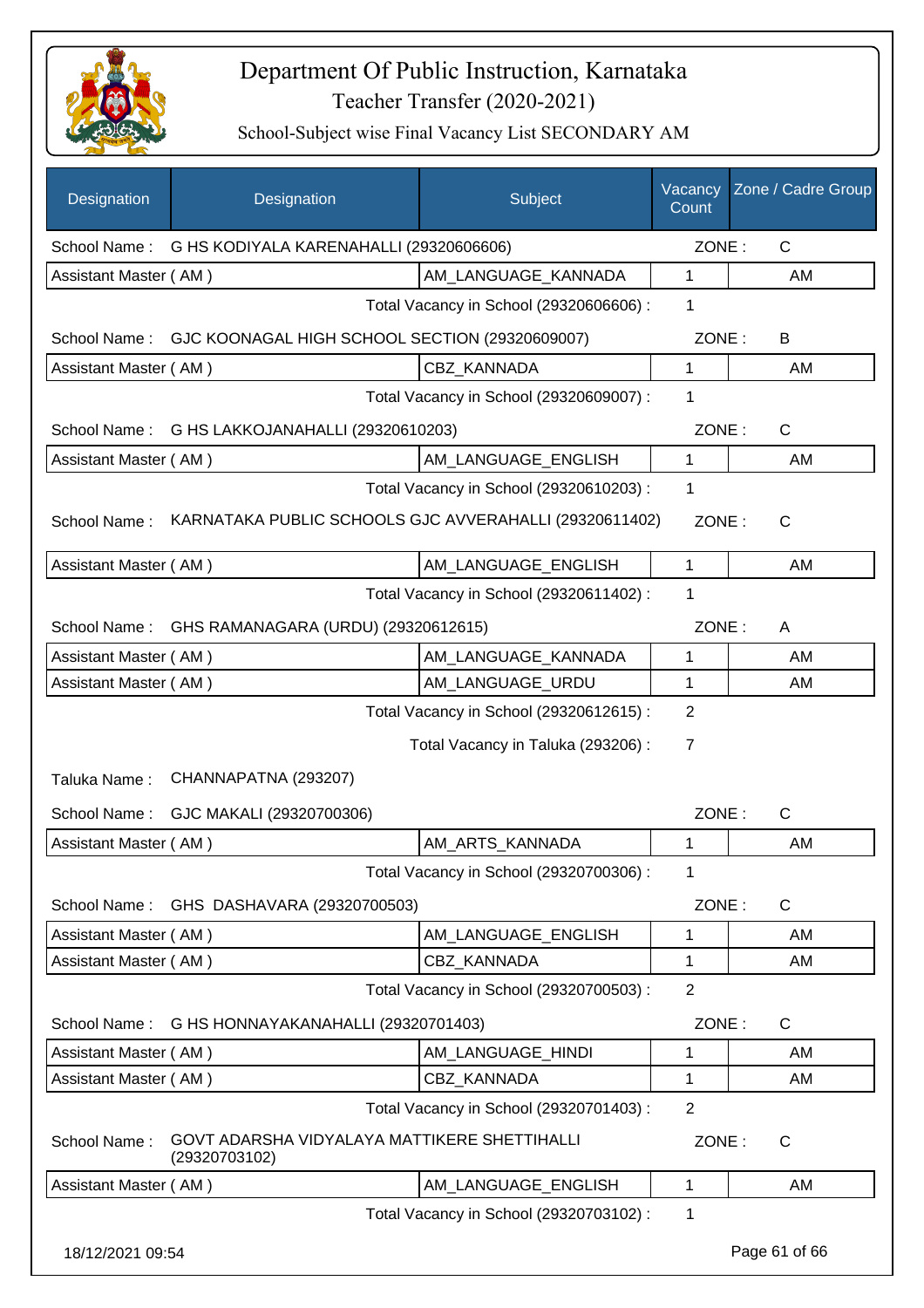# Department Of Public Instruction, Karnataka

## Teacher Transfer (2020-2021)

### School-Subject wise Final Vacancy List SECONDARY AM

| Designation | Designation | Subject | Vacancy Count | Zone / Cadre Group |
|---|---|---|---|---|
| School Name : | G HS KODIYALA KARENAHALLI (29320606606) | | ZONE : | C |
| Assistant Master ( AM ) | | AM_LANGUAGE_KANNADA | 1 | AM |
| | | Total Vacancy in School (29320606606) : | 1 | |
| School Name : | GJC KOONAGAL HIGH SCHOOL SECTION (29320609007) | | ZONE : | B |
| Assistant Master ( AM ) | | CBZ_KANNADA | 1 | AM |
| | | Total Vacancy in School (29320609007) : | 1 | |
| School Name : | G HS LAKKOJANAHALLI (29320610203) | | ZONE : | C |
| Assistant Master ( AM ) | | AM_LANGUAGE_ENGLISH | 1 | AM |
| | | Total Vacancy in School (29320610203) : | 1 | |
| School Name : | KARNATAKA PUBLIC SCHOOLS GJC AVVERAHALLI (29320611402) | | ZONE : | C |
| Assistant Master ( AM ) | | AM_LANGUAGE_ENGLISH | 1 | AM |
| | | Total Vacancy in School (29320611402) : | 1 | |
| School Name : | GHS RAMANAGARA (URDU) (29320612615) | | ZONE : | A |
| Assistant Master ( AM ) | | AM_LANGUAGE_KANNADA | 1 | AM |
| Assistant Master ( AM ) | | AM_LANGUAGE_URDU | 1 | AM |
| | | Total Vacancy in School (29320612615) : | 2 | |
| | | Total Vacancy in Taluka (293206) : | 7 | |
| Taluka Name : | CHANNAPATNA (293207) | | | |
| School Name : | GJC MAKALI (29320700306) | | ZONE : | C |
| Assistant Master ( AM ) | | AM_ARTS_KANNADA | 1 | AM |
| | | Total Vacancy in School (29320700306) : | 1 | |
| School Name : | GHS DASHAVARA (29320700503) | | ZONE : | C |
| Assistant Master ( AM ) | | AM_LANGUAGE_ENGLISH | 1 | AM |
| Assistant Master ( AM ) | | CBZ_KANNADA | 1 | AM |
| | | Total Vacancy in School (29320700503) : | 2 | |
| School Name : | G HS HONNAYAKANAHALLI (29320701403) | | ZONE : | C |
| Assistant Master ( AM ) | | AM_LANGUAGE_HINDI | 1 | AM |
| Assistant Master ( AM ) | | CBZ_KANNADA | 1 | AM |
| | | Total Vacancy in School (29320701403) : | 2 | |
| School Name : | GOVT ADARSHA VIDYALAYA MATTIKERE SHETTIHALLI (29320703102) | | ZONE : | C |
| Assistant Master ( AM ) | | AM_LANGUAGE_ENGLISH | 1 | AM |
| | | Total Vacancy in School (29320703102) : | 1 | |

18/12/2021 09:54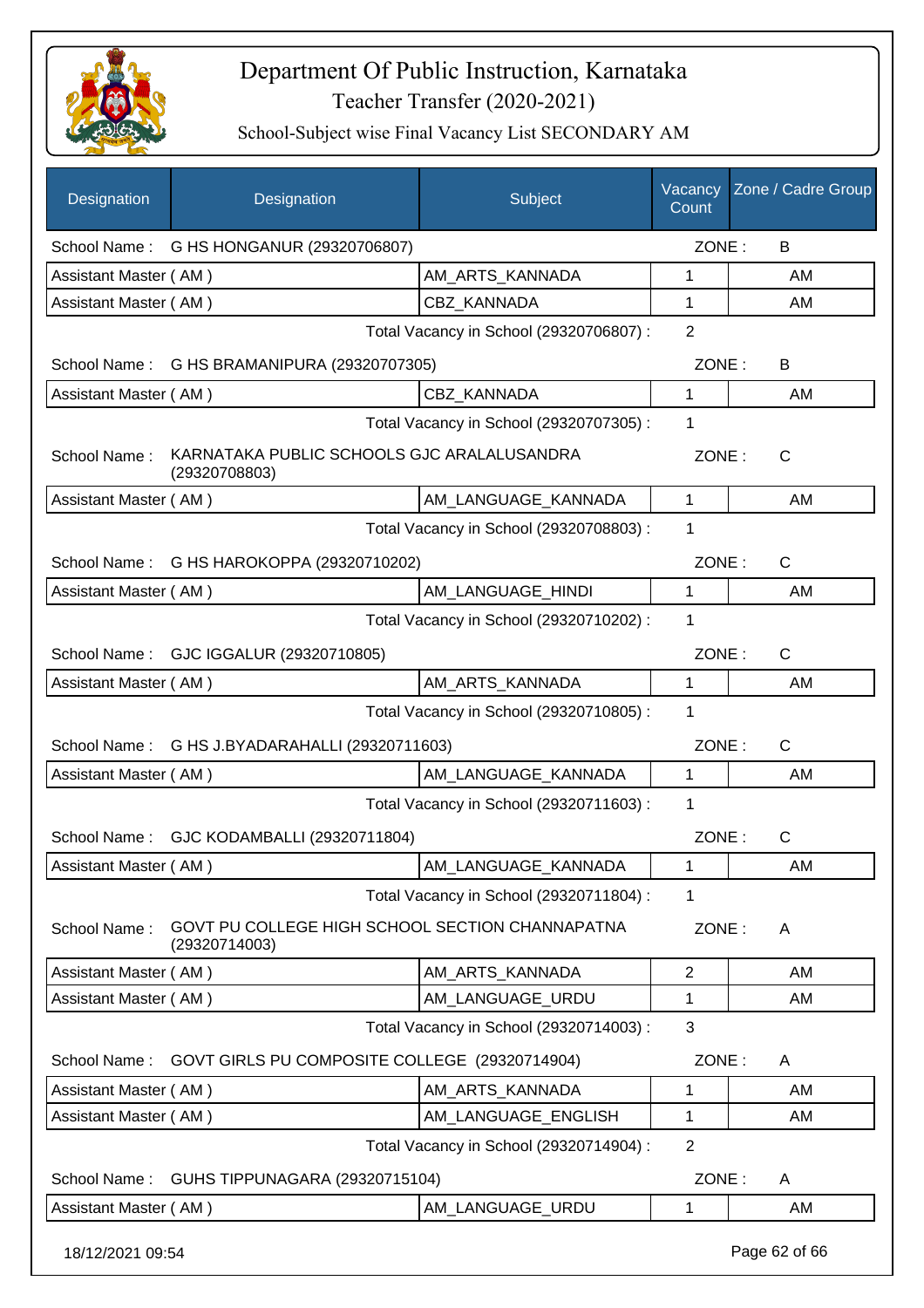# Department Of Public Instruction, Karnataka

Teacher Transfer (2020-2021)

School-Subject wise Final Vacancy List SECONDARY AM

| Designation | Designation | Subject | Vacancy Count | Zone / Cadre Group |
|---|---|---|---|---|
| School Name : | G HS HONGANUR (29320706807) | | ZONE : | B |
| Assistant Master ( AM ) | | AM_ARTS_KANNADA | 1 | AM |
| Assistant Master ( AM ) | | CBZ_KANNADA | 1 | AM |
| | | Total Vacancy in School (29320706807) : | 2 | |
| School Name : | G HS BRAMANIPURA (29320707305) | | ZONE : | B |
| Assistant Master ( AM ) | | CBZ_KANNADA | 1 | AM |
| | | Total Vacancy in School (29320707305) : | 1 | |
| School Name : | KARNATAKA PUBLIC SCHOOLS GJC ARALALUSANDRA (29320708803) | | ZONE : | C |
| Assistant Master ( AM ) | | AM_LANGUAGE_KANNADA | 1 | AM |
| | | Total Vacancy in School (29320708803) : | 1 | |
| School Name : | G HS HAROKOPPA (29320710202) | | ZONE : | C |
| Assistant Master ( AM ) | | AM_LANGUAGE_HINDI | 1 | AM |
| | | Total Vacancy in School (29320710202) : | 1 | |
| School Name : | GJC IGGALUR (29320710805) | | ZONE : | C |
| Assistant Master ( AM ) | | AM_ARTS_KANNADA | 1 | AM |
| | | Total Vacancy in School (29320710805) : | 1 | |
| School Name : | G HS J.BYADARAHALLI (29320711603) | | ZONE : | C |
| Assistant Master ( AM ) | | AM_LANGUAGE_KANNADA | 1 | AM |
| | | Total Vacancy in School (29320711603) : | 1 | |
| School Name : | GJC KODAMBALLI (29320711804) | | ZONE : | C |
| Assistant Master ( AM ) | | AM_LANGUAGE_KANNADA | 1 | AM |
| | | Total Vacancy in School (29320711804) : | 1 | |
| School Name : | GOVT PU COLLEGE HIGH SCHOOL SECTION CHANNAPATNA (29320714003) | | ZONE : | A |
| Assistant Master ( AM ) | | AM_ARTS_KANNADA | 2 | AM |
| Assistant Master ( AM ) | | AM_LANGUAGE_URDU | 1 | AM |
| | | Total Vacancy in School (29320714003) : | 3 | |
| School Name : | GOVT GIRLS PU COMPOSITE COLLEGE (29320714904) | | ZONE : | A |
| Assistant Master ( AM ) | | AM_ARTS_KANNADA | 1 | AM |
| Assistant Master ( AM ) | | AM_LANGUAGE_ENGLISH | 1 | AM |
| | | Total Vacancy in School (29320714904) : | 2 | |
| School Name : | GUHS TIPPUNAGARA (29320715104) | | ZONE : | A |
| Assistant Master ( AM ) | | AM_LANGUAGE_URDU | 1 | AM |

18/12/2021 09:54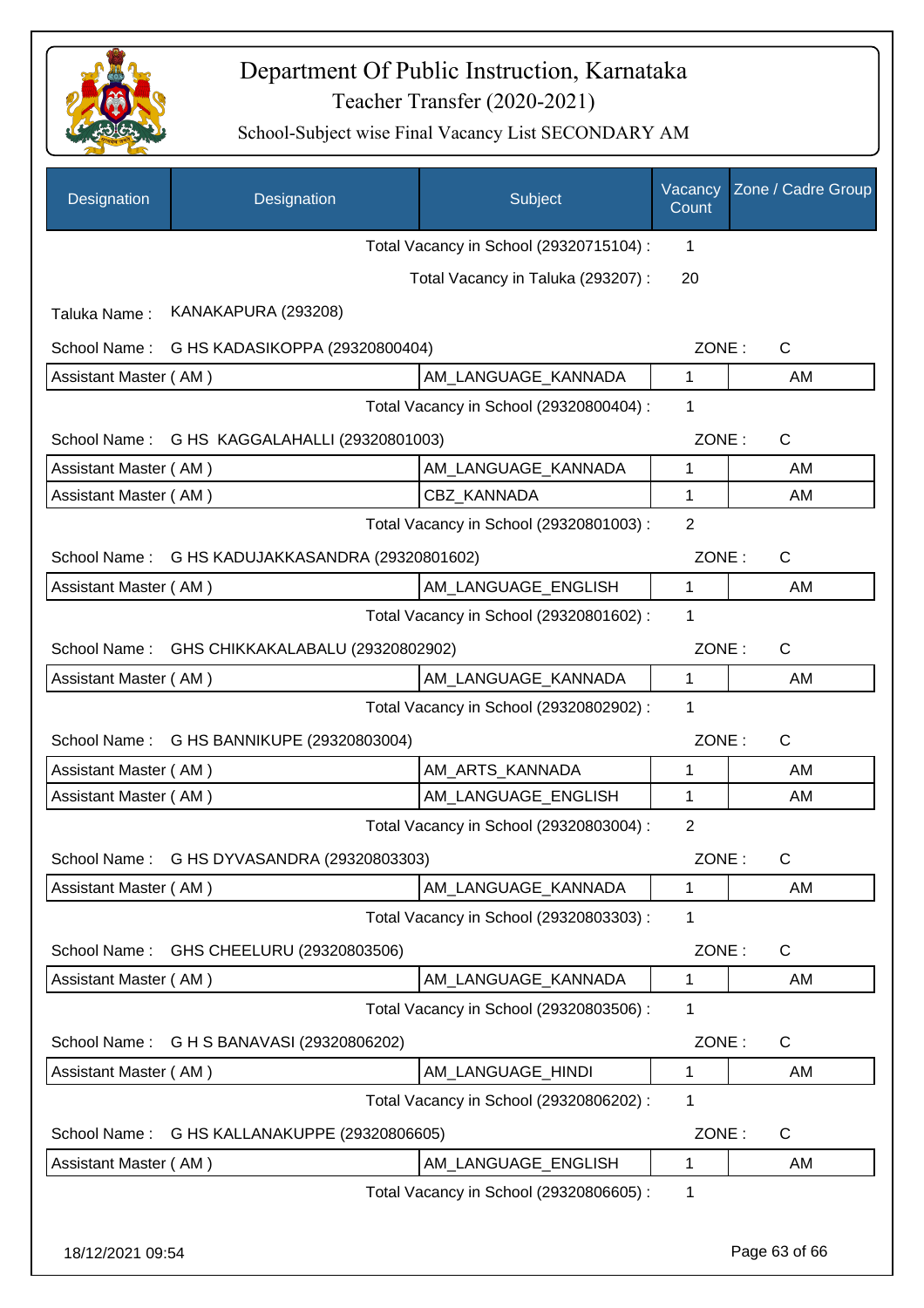# Department Of Public Instruction, Karnataka

## Teacher Transfer (2020-2021)

### School-Subject wise Final Vacancy List SECONDARY AM

| Designation | Designation | Subject | Vacancy Count | Zone / Cadre Group |
|---|---|---|---|---|
| | | Total Vacancy in School (29320715104) : | 1 | |
| | | Total Vacancy in Taluka (293207) : | 20 | |
| Taluka Name : | KANAKAPURA (293208) | | | |
| School Name : | G HS KADASIKOPPA (29320800404) | | ZONE : | C |
| Assistant Master ( AM ) | | AM_LANGUAGE_KANNADA | 1 | AM |
| | | Total Vacancy in School (29320800404) : | 1 | |
| School Name : | G HS KAGGALAHALLI (29320801003) | | ZONE : | C |
| Assistant Master ( AM ) | | AM_LANGUAGE_KANNADA | 1 | AM |
| Assistant Master ( AM ) | | CBZ_KANNADA | 1 | AM |
| | | Total Vacancy in School (29320801003) : | 2 | |
| School Name : | G HS KADUJAKKASANDRA (29320801602) | | ZONE : | C |
| Assistant Master ( AM ) | | AM_LANGUAGE_ENGLISH | 1 | AM |
| | | Total Vacancy in School (29320801602) : | 1 | |
| School Name : | GHS CHIKKAKALABALU (29320802902) | | ZONE : | C |
| Assistant Master ( AM ) | | AM_LANGUAGE_KANNADA | 1 | AM |
| | | Total Vacancy in School (29320802902) : | 1 | |
| School Name : | G HS BANNIKUPE (29320803004) | | ZONE : | C |
| Assistant Master ( AM ) | | AM_ARTS_KANNADA | 1 | AM |
| Assistant Master ( AM ) | | AM_LANGUAGE_ENGLISH | 1 | AM |
| | | Total Vacancy in School (29320803004) : | 2 | |
| School Name : | G HS DYVASANDRA (29320803303) | | ZONE : | C |
| Assistant Master ( AM ) | | AM_LANGUAGE_KANNADA | 1 | AM |
| | | Total Vacancy in School (29320803303) : | 1 | |
| School Name : | GHS CHEELURU (29320803506) | | ZONE : | C |
| Assistant Master ( AM ) | | AM_LANGUAGE_KANNADA | 1 | AM |
| | | Total Vacancy in School (29320803506) : | 1 | |
| School Name : | G H S BANAVASI (29320806202) | | ZONE : | C |
| Assistant Master ( AM ) | | AM_LANGUAGE_HINDI | 1 | AM |
| | | Total Vacancy in School (29320806202) : | 1 | |
| School Name : | G HS KALLANAKUPPE (29320806605) | | ZONE : | C |
| Assistant Master ( AM ) | | AM_LANGUAGE_ENGLISH | 1 | AM |
| | | Total Vacancy in School (29320806605) : | 1 | |

18/12/2021 09:54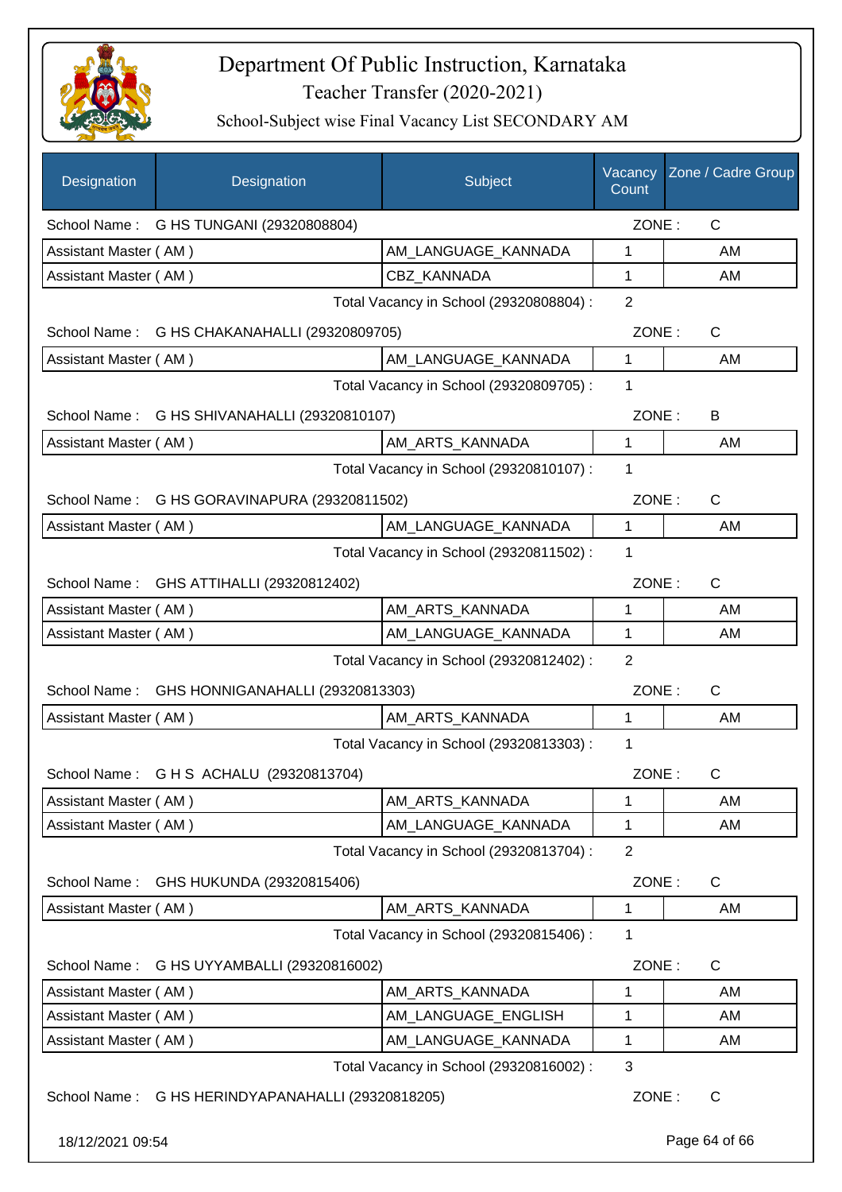# Department Of Public Instruction, Karnataka

## Teacher Transfer (2020-2021)

### School-Subject wise Final Vacancy List SECONDARY AM

| Designation | Designation | Subject | Vacancy Count | Zone / Cadre Group |
|---|---|---|---|---|
| School Name : | G HS TUNGANI (29320808804) | | ZONE : | C |
| Assistant Master ( AM ) | | AM_LANGUAGE_KANNADA | 1 | AM |
| Assistant Master ( AM ) | | CBZ_KANNADA | 1 | AM |
| | | Total Vacancy in School (29320808804) : | 2 | |
| School Name : | G HS CHAKANAHALLI (29320809705) | | ZONE : | C |
| Assistant Master ( AM ) | | AM_LANGUAGE_KANNADA | 1 | AM |
| | | Total Vacancy in School (29320809705) : | 1 | |
| School Name : | G HS SHIVANAHALLI (29320810107) | | ZONE : | B |
| Assistant Master ( AM ) | | AM_ARTS_KANNADA | 1 | AM |
| | | Total Vacancy in School (29320810107) : | 1 | |
| School Name : | G HS GORAVINAPURA (29320811502) | | ZONE : | C |
| Assistant Master ( AM ) | | AM_LANGUAGE_KANNADA | 1 | AM |
| | | Total Vacancy in School (29320811502) : | 1 | |
| School Name : | GHS ATTIHALLI (29320812402) | | ZONE : | C |
| Assistant Master ( AM ) | | AM_ARTS_KANNADA | 1 | AM |
| Assistant Master ( AM ) | | AM_LANGUAGE_KANNADA | 1 | AM |
| | | Total Vacancy in School (29320812402) : | 2 | |
| School Name : | GHS HONNIGANAHALLI (29320813303) | | ZONE : | C |
| Assistant Master ( AM ) | | AM_ARTS_KANNADA | 1 | AM |
| | | Total Vacancy in School (29320813303) : | 1 | |
| School Name : | G H S ACHALU (29320813704) | | ZONE : | C |
| Assistant Master ( AM ) | | AM_ARTS_KANNADA | 1 | AM |
| Assistant Master ( AM ) | | AM_LANGUAGE_KANNADA | 1 | AM |
| | | Total Vacancy in School (29320813704) : | 2 | |
| School Name : | GHS HUKUNDA (29320815406) | | ZONE : | C |
| Assistant Master ( AM ) | | AM_ARTS_KANNADA | 1 | AM |
| | | Total Vacancy in School (29320815406) : | 1 | |
| School Name : | G HS UYYAMBALLI (29320816002) | | ZONE : | C |
| Assistant Master ( AM ) | | AM_ARTS_KANNADA | 1 | AM |
| Assistant Master ( AM ) | | AM_LANGUAGE_ENGLISH | 1 | AM |
| Assistant Master ( AM ) | | AM_LANGUAGE_KANNADA | 1 | AM |
| | | Total Vacancy in School (29320816002) : | 3 | |
| School Name : | G HS HERINDYAPANAHALLI (29320818205) | | ZONE : | C |

18/12/2021 09:54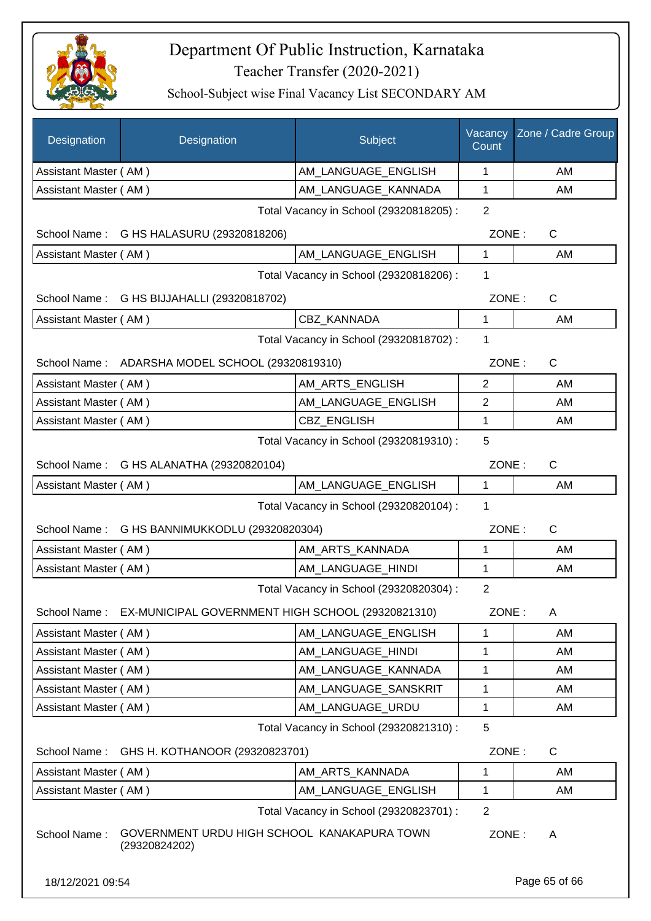# Department Of Public Instruction, Karnataka

Teacher Transfer (2020-2021)

School-Subject wise Final Vacancy List SECONDARY AM

| Designation | Designation | Subject | Vacancy Count | Zone / Cadre Group |
|---|---|---|---|---|
| Assistant Master ( AM ) | | AM_LANGUAGE_ENGLISH | 1 | AM |
| Assistant Master ( AM ) | | AM_LANGUAGE_KANNADA | 1 | AM |

Total Vacancy in School (29320818205) : 2

School Name : G HS HALASURU (29320818206) ZONE : C

| Designation | Designation | Subject | Vacancy Count | Zone / Cadre Group |
|---|---|---|---|---|
| Assistant Master ( AM ) | | AM_LANGUAGE_ENGLISH | 1 | AM |

Total Vacancy in School (29320818206) : 1

School Name : G HS BIJJAHALLI (29320818702) ZONE : C

| Designation | Designation | Subject | Vacancy Count | Zone / Cadre Group |
|---|---|---|---|---|
| Assistant Master ( AM ) | | CBZ_KANNADA | 1 | AM |

Total Vacancy in School (29320818702) : 1

School Name : ADARSHA MODEL SCHOOL (29320819310) ZONE : C

| Designation | Designation | Subject | Vacancy Count | Zone / Cadre Group |
|---|---|---|---|---|
| Assistant Master ( AM ) | | AM_ARTS_ENGLISH | 2 | AM |
| Assistant Master ( AM ) | | AM_LANGUAGE_ENGLISH | 2 | AM |
| Assistant Master ( AM ) | | CBZ_ENGLISH | 1 | AM |

Total Vacancy in School (29320819310) : 5

School Name : G HS ALANATHA (29320820104) ZONE : C

| Designation | Designation | Subject | Vacancy Count | Zone / Cadre Group |
|---|---|---|---|---|
| Assistant Master ( AM ) | | AM_LANGUAGE_ENGLISH | 1 | AM |

Total Vacancy in School (29320820104) : 1

School Name : G HS BANNIMUKKODLU (29320820304) ZONE : C

| Designation | Designation | Subject | Vacancy Count | Zone / Cadre Group |
|---|---|---|---|---|
| Assistant Master ( AM ) | | AM_ARTS_KANNADA | 1 | AM |
| Assistant Master ( AM ) | | AM_LANGUAGE_HINDI | 1 | AM |

Total Vacancy in School (29320820304) : 2

School Name : EX-MUNICIPAL GOVERNMENT HIGH SCHOOL (29320821310) ZONE : A

| Designation | Designation | Subject | Vacancy Count | Zone / Cadre Group |
|---|---|---|---|---|
| Assistant Master ( AM ) | | AM_LANGUAGE_ENGLISH | 1 | AM |
| Assistant Master ( AM ) | | AM_LANGUAGE_HINDI | 1 | AM |
| Assistant Master ( AM ) | | AM_LANGUAGE_KANNADA | 1 | AM |
| Assistant Master ( AM ) | | AM_LANGUAGE_SANSKRIT | 1 | AM |
| Assistant Master ( AM ) | | AM_LANGUAGE_URDU | 1 | AM |

Total Vacancy in School (29320821310) : 5

School Name : GHS H. KOTHANOOR (29320823701) ZONE : C

| Designation | Designation | Subject | Vacancy Count | Zone / Cadre Group |
|---|---|---|---|---|
| Assistant Master ( AM ) | | AM_ARTS_KANNADA | 1 | AM |
| Assistant Master ( AM ) | | AM_LANGUAGE_ENGLISH | 1 | AM |

Total Vacancy in School (29320823701) : 2

School Name : GOVERNMENT URDU HIGH SCHOOL KANAKAPURA TOWN (29320824202) ZONE : A

18/12/2021 09:54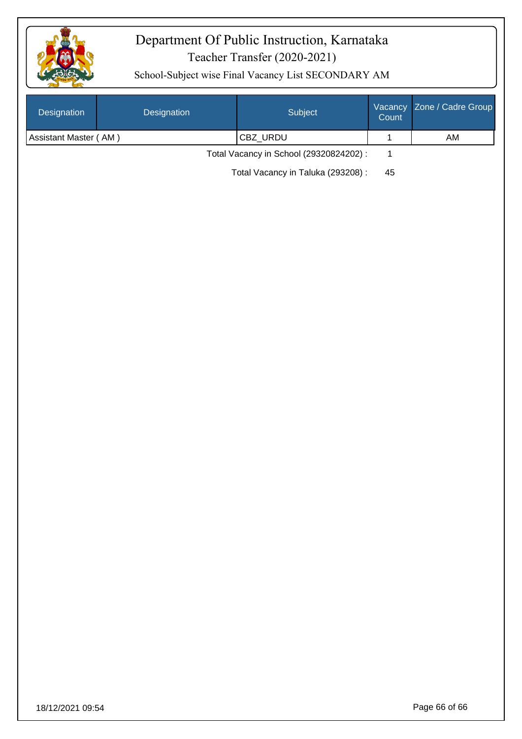# Department Of Public Instruction, Karnataka

## Teacher Transfer (2020-2021)

### School-Subject wise Final Vacancy List SECONDARY AM

| Designation | Designation | Subject | Vacancy Count | Zone / Cadre Group |
|---|---|---|---|---|
| Assistant Master ( AM ) | | CBZ_URDU | 1 | AM |

Total Vacancy in School (29320824202) : 1

Total Vacancy in Taluka (293208) : 45

18/12/2021 09:54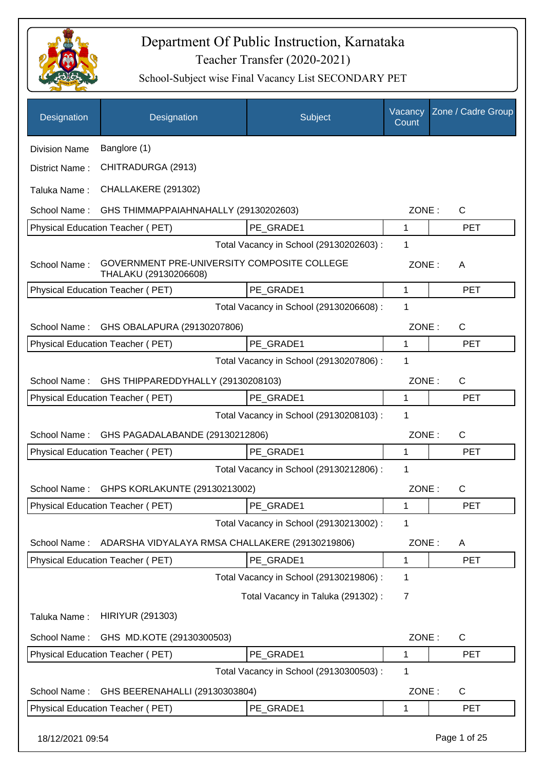# Department Of Public Instruction, Karnataka

## Teacher Transfer (2020-2021)

### School-Subject wise Final Vacancy List SECONDARY PET

| Designation | Designation | Subject | Vacancy Count | Zone / Cadre Group |
|---|---|---|---|---|
| Division Name | Banglore (1) | | | |
| District Name : | CHITRADURGA (2913) | | | |
| Taluka Name : | CHALLAKERE (291302) | | | |
| School Name : | GHS THIMMAPPAIAHNAHALLY (29130202603) | | ZONE : | C |
| Physical Education Teacher ( PET) | | PE_GRADE1 | 1 | PET |
| | | Total Vacancy in School (29130202603) : | 1 | |
| School Name : | GOVERNMENT PRE-UNIVERSITY COMPOSITE COLLEGE THALAKU (29130206608) | | ZONE : | A |
| Physical Education Teacher ( PET) | | PE_GRADE1 | 1 | PET |
| | | Total Vacancy in School (29130206608) : | 1 | |
| School Name : | GHS OBALAPURA (29130207806) | | ZONE : | C |
| Physical Education Teacher ( PET) | | PE_GRADE1 | 1 | PET |
| | | Total Vacancy in School (29130207806) : | 1 | |
| School Name : | GHS THIPPAREDDYHALLY (29130208103) | | ZONE : | C |
| Physical Education Teacher ( PET) | | PE_GRADE1 | 1 | PET |
| | | Total Vacancy in School (29130208103) : | 1 | |
| School Name : | GHS PAGADALABANDE (29130212806) | | ZONE : | C |
| Physical Education Teacher ( PET) | | PE_GRADE1 | 1 | PET |
| | | Total Vacancy in School (29130212806) : | 1 | |
| School Name : | GHPS KORLAKUNTE (29130213002) | | ZONE : | C |
| Physical Education Teacher ( PET) | | PE_GRADE1 | 1 | PET |
| | | Total Vacancy in School (29130213002) : | 1 | |
| School Name : | ADARSHA VIDYALAYA RMSA CHALLAKERE (29130219806) | | ZONE : | A |
| Physical Education Teacher ( PET) | | PE_GRADE1 | 1 | PET |
| | | Total Vacancy in School (29130219806) : | 1 | |
| | | Total Vacancy in Taluka (291302) : | 7 | |
| Taluka Name : | HIRIYUR (291303) | | | |
| School Name : | GHS MD.KOTE (29130300503) | | ZONE : | C |
| Physical Education Teacher ( PET) | | PE_GRADE1 | 1 | PET |
| | | Total Vacancy in School (29130300503) : | 1 | |
| School Name : | GHS BEERENAHALLI (29130303804) | | ZONE : | C |
| Physical Education Teacher ( PET) | | PE_GRADE1 | 1 | PET |

18/12/2021 09:54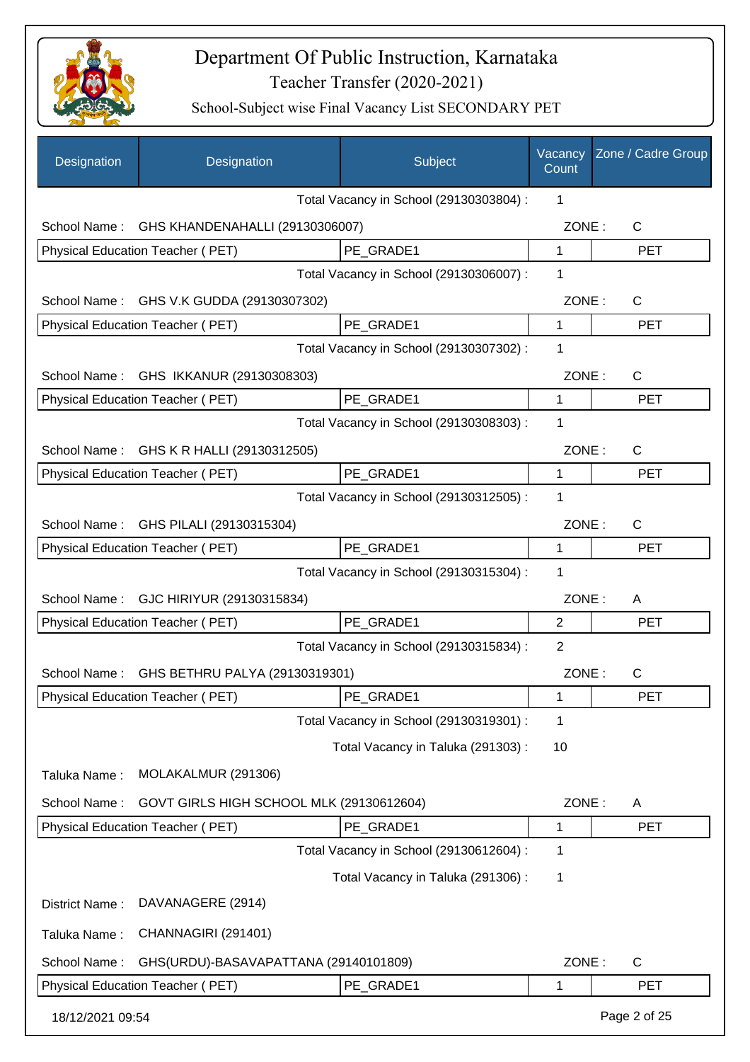# Department Of Public Instruction, Karnataka

## Teacher Transfer (2020-2021)

### School-Subject wise Final Vacancy List SECONDARY PET

| Designation | Designation | Subject | Vacancy Count | Zone / Cadre Group |
|---|---|---|---|---|
| | | Total Vacancy in School (29130303804) : | 1 | |
| School Name : | GHS KHANDENAHALLI (29130306007) | | ZONE : | C |
| Physical Education Teacher ( PET) | | PE_GRADE1 | 1 | PET |
| | | Total Vacancy in School (29130306007) : | 1 | |
| School Name : | GHS V.K GUDDA (29130307302) | | ZONE : | C |
| Physical Education Teacher ( PET) | | PE_GRADE1 | 1 | PET |
| | | Total Vacancy in School (29130307302) : | 1 | |
| School Name : | GHS IKKANUR (29130308303) | | ZONE : | C |
| Physical Education Teacher ( PET) | | PE_GRADE1 | 1 | PET |
| | | Total Vacancy in School (29130308303) : | 1 | |
| School Name : | GHS K R HALLI (29130312505) | | ZONE : | C |
| Physical Education Teacher ( PET) | | PE_GRADE1 | 1 | PET |
| | | Total Vacancy in School (29130312505) : | 1 | |
| School Name : | GHS PILALI (29130315304) | | ZONE : | C |
| Physical Education Teacher ( PET) | | PE_GRADE1 | 1 | PET |
| | | Total Vacancy in School (29130315304) : | 1 | |
| School Name : | GJC HIRIYUR (29130315834) | | ZONE : | A |
| Physical Education Teacher ( PET) | | PE_GRADE1 | 2 | PET |
| | | Total Vacancy in School (29130315834) : | 2 | |
| School Name : | GHS BETHRU PALYA (29130319301) | | ZONE : | C |
| Physical Education Teacher ( PET) | | PE_GRADE1 | 1 | PET |
| | | Total Vacancy in School (29130319301) : | 1 | |
| | | Total Vacancy in Taluka (291303) : | 10 | |
| Taluka Name : | MOLAKALMUR (291306) | | | |
| School Name : | GOVT GIRLS HIGH SCHOOL MLK (29130612604) | | ZONE : | A |
| Physical Education Teacher ( PET) | | PE_GRADE1 | 1 | PET |
| | | Total Vacancy in School (29130612604) : | 1 | |
| | | Total Vacancy in Taluka (291306) : | 1 | |
| District Name : | DAVANAGERE (2914) | | | |
| Taluka Name : | CHANNAGIRI (291401) | | | |
| School Name : | GHS(URDU)-BASAVAPATTANA (29140101809) | | ZONE : | C |
| Physical Education Teacher ( PET) | | PE_GRADE1 | 1 | PET |

18/12/2021 09:54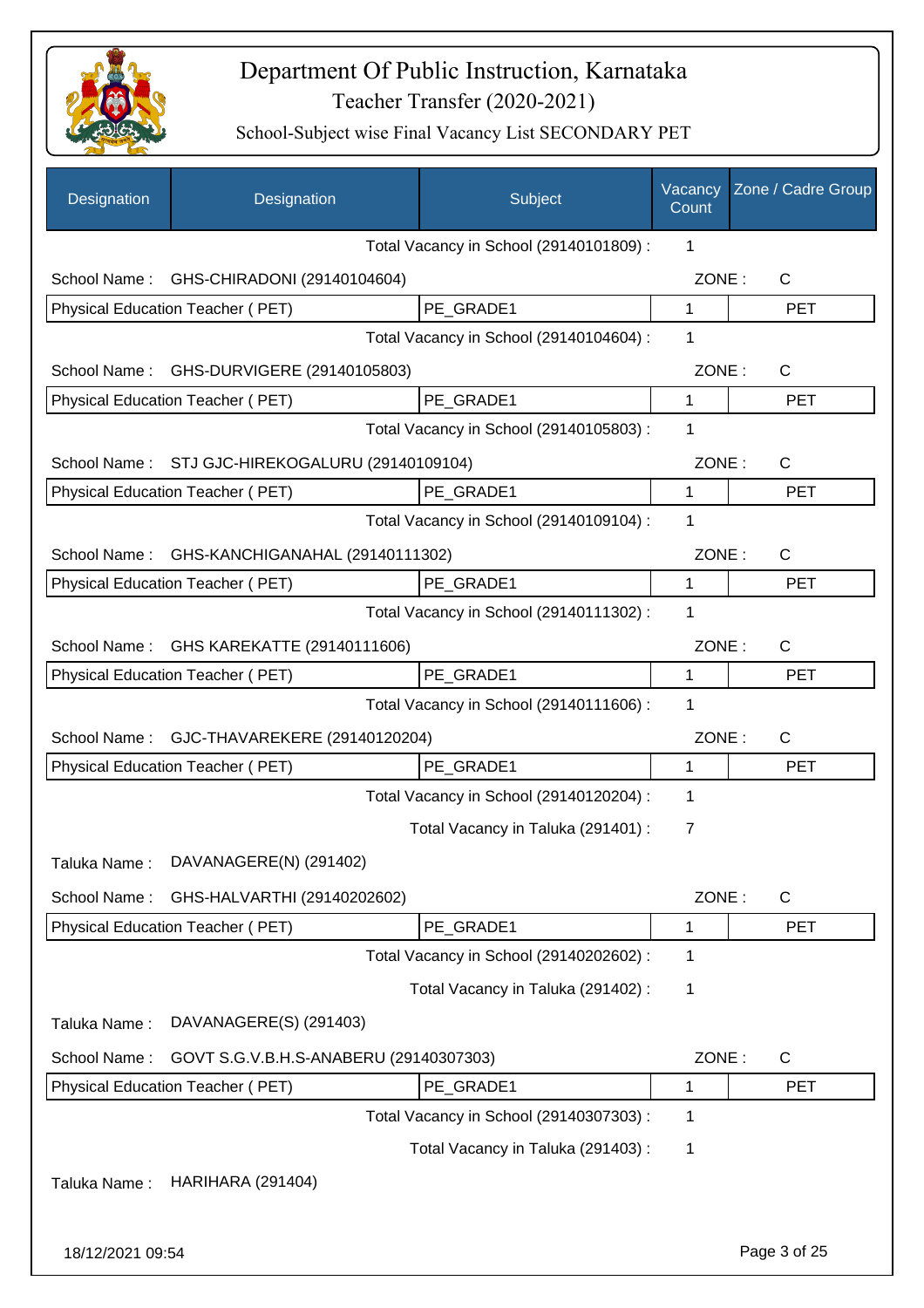# Department Of Public Instruction, Karnataka

## Teacher Transfer (2020-2021)

### School-Subject wise Final Vacancy List SECONDARY PET

| Designation | Designation | Subject | Vacancy Count | Zone / Cadre Group |
|---|---|---|---|---|
| | | Total Vacancy in School (29140101809) : | 1 | |
| School Name : | GHS-CHIRADONI (29140104604) | | ZONE : | C |
| Physical Education Teacher ( PET) | | PE_GRADE1 | 1 | PET |
| | | Total Vacancy in School (29140104604) : | 1 | |
| School Name : | GHS-DURVIGERE (29140105803) | | ZONE : | C |
| Physical Education Teacher ( PET) | | PE_GRADE1 | 1 | PET |
| | | Total Vacancy in School (29140105803) : | 1 | |
| School Name : | STJ GJC-HIREKOGALURU (29140109104) | | ZONE : | C |
| Physical Education Teacher ( PET) | | PE_GRADE1 | 1 | PET |
| | | Total Vacancy in School (29140109104) : | 1 | |
| School Name : | GHS-KANCHIGANAHAL (29140111302) | | ZONE : | C |
| Physical Education Teacher ( PET) | | PE_GRADE1 | 1 | PET |
| | | Total Vacancy in School (29140111302) : | 1 | |
| School Name : | GHS KAREKATTE (29140111606) | | ZONE : | C |
| Physical Education Teacher ( PET) | | PE_GRADE1 | 1 | PET |
| | | Total Vacancy in School (29140111606) : | 1 | |
| School Name : | GJC-THAVAREKERE (29140120204) | | ZONE : | C |
| Physical Education Teacher ( PET) | | PE_GRADE1 | 1 | PET |
| | | Total Vacancy in School (29140120204) : | 1 | |
| | | Total Vacancy in Taluka (291401) : | 7 | |
| Taluka Name : | DAVANAGERE(N) (291402) | | | |
| School Name : | GHS-HALVARTHI (29140202602) | | ZONE : | C |
| Physical Education Teacher ( PET) | | PE_GRADE1 | 1 | PET |
| | | Total Vacancy in School (29140202602) : | 1 | |
| | | Total Vacancy in Taluka (291402) : | 1 | |
| Taluka Name : | DAVANAGERE(S) (291403) | | | |
| School Name : | GOVT S.G.V.B.H.S-ANABERU (29140307303) | | ZONE : | C |
| Physical Education Teacher ( PET) | | PE_GRADE1 | 1 | PET |
| | | Total Vacancy in School (29140307303) : | 1 | |
| | | Total Vacancy in Taluka (291403) : | 1 | |
| Taluka Name : | HARIHARA (291404) | | | |

18/12/2021 09:54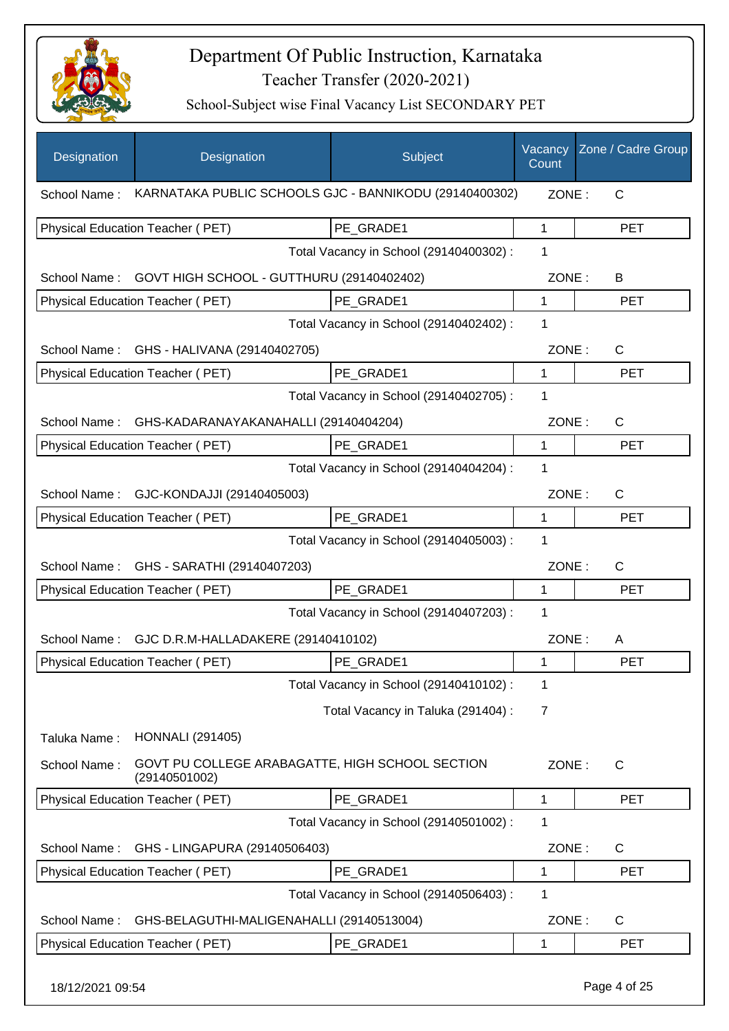# Department Of Public Instruction, Karnataka

## Teacher Transfer (2020-2021)

### School-Subject wise Final Vacancy List SECONDARY PET

| Designation | Designation | Subject | Vacancy Count | Zone / Cadre Group |
|---|---|---|---|---|
| School Name : | KARNATAKA PUBLIC SCHOOLS GJC - BANNIKODU (29140400302) | | ZONE : | C |
| Physical Education Teacher ( PET) | | PE_GRADE1 | 1 | PET |
| | | Total Vacancy in School (29140400302) : | 1 | |
| School Name : | GOVT HIGH SCHOOL - GUTTHURU (29140402402) | | ZONE : | B |
| Physical Education Teacher ( PET) | | PE_GRADE1 | 1 | PET |
| | | Total Vacancy in School (29140402402) : | 1 | |
| School Name : | GHS - HALIVANA (29140402705) | | ZONE : | C |
| Physical Education Teacher ( PET) | | PE_GRADE1 | 1 | PET |
| | | Total Vacancy in School (29140402705) : | 1 | |
| School Name : | GHS-KADARANAYAKANAHALLI (29140404204) | | ZONE : | C |
| Physical Education Teacher ( PET) | | PE_GRADE1 | 1 | PET |
| | | Total Vacancy in School (29140404204) : | 1 | |
| School Name : | GJC-KONDAJJI (29140405003) | | ZONE : | C |
| Physical Education Teacher ( PET) | | PE_GRADE1 | 1 | PET |
| | | Total Vacancy in School (29140405003) : | 1 | |
| School Name : | GHS - SARATHI (29140407203) | | ZONE : | C |
| Physical Education Teacher ( PET) | | PE_GRADE1 | 1 | PET |
| | | Total Vacancy in School (29140407203) : | 1 | |
| School Name : | GJC D.R.M-HALLADAKERE (29140410102) | | ZONE : | A |
| Physical Education Teacher ( PET) | | PE_GRADE1 | 1 | PET |
| | | Total Vacancy in School (29140410102) : | 1 | |
| | | Total Vacancy in Taluka (291404) : | 7 | |
| Taluka Name : | HONNALI (291405) | | | |
| School Name : | GOVT PU COLLEGE ARABAGATTE, HIGH SCHOOL SECTION (29140501002) | | ZONE : | C |
| Physical Education Teacher ( PET) | | PE_GRADE1 | 1 | PET |
| | | Total Vacancy in School (29140501002) : | 1 | |
| School Name : | GHS - LINGAPURA (29140506403) | | ZONE : | C |
| Physical Education Teacher ( PET) | | PE_GRADE1 | 1 | PET |
| | | Total Vacancy in School (29140506403) : | 1 | |
| School Name : | GHS-BELAGUTHI-MALIGENAHALLI (29140513004) | | ZONE : | C |
| Physical Education Teacher ( PET) | | PE_GRADE1 | 1 | PET |

18/12/2021 09:54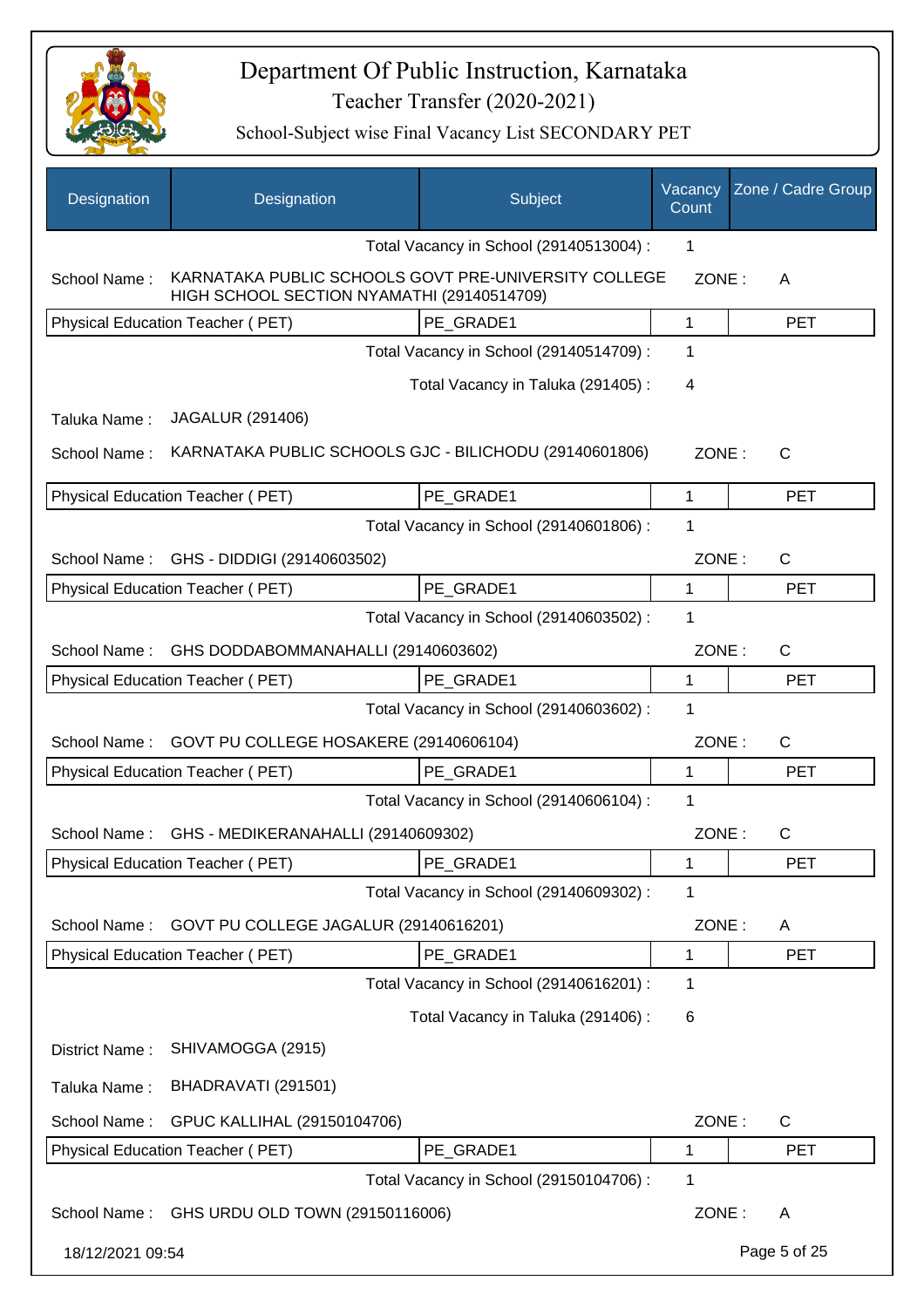# Department Of Public Instruction, Karnataka

## Teacher Transfer (2020-2021)

### School-Subject wise Final Vacancy List SECONDARY PET

| Designation | Designation | Subject | Vacancy Count | Zone / Cadre Group |
|---|---|---|---|---|
| | | Total Vacancy in School (29140513004) : | 1 | |
| School Name : | KARNATAKA PUBLIC SCHOOLS GOVT PRE-UNIVERSITY COLLEGE HIGH SCHOOL SECTION NYAMATHI (29140514709) | | ZONE : | A |
| Physical Education Teacher ( PET) | | PE_GRADE1 | 1 | PET |
| | | Total Vacancy in School (29140514709) : | 1 | |
| | | Total Vacancy in Taluka (291405) : | 4 | |
| Taluka Name : | JAGALUR (291406) | | | |
| School Name : | KARNATAKA PUBLIC SCHOOLS GJC - BILICHODU (29140601806) | | ZONE : | C |
| Physical Education Teacher ( PET) | | PE_GRADE1 | 1 | PET |
| | | Total Vacancy in School (29140601806) : | 1 | |
| School Name : | GHS - DIDDIGI (29140603502) | | ZONE : | C |
| Physical Education Teacher ( PET) | | PE_GRADE1 | 1 | PET |
| | | Total Vacancy in School (29140603502) : | 1 | |
| School Name : | GHS DODDABOMMANAHALLI (29140603602) | | ZONE : | C |
| Physical Education Teacher ( PET) | | PE_GRADE1 | 1 | PET |
| | | Total Vacancy in School (29140603602) : | 1 | |
| School Name : | GOVT PU COLLEGE HOSAKERE (29140606104) | | ZONE : | C |
| Physical Education Teacher ( PET) | | PE_GRADE1 | 1 | PET |
| | | Total Vacancy in School (29140606104) : | 1 | |
| School Name : | GHS - MEDIKERANAHALLI (29140609302) | | ZONE : | C |
| Physical Education Teacher ( PET) | | PE_GRADE1 | 1 | PET |
| | | Total Vacancy in School (29140609302) : | 1 | |
| School Name : | GOVT PU COLLEGE JAGALUR (29140616201) | | ZONE : | A |
| Physical Education Teacher ( PET) | | PE_GRADE1 | 1 | PET |
| | | Total Vacancy in School (29140616201) : | 1 | |
| | | Total Vacancy in Taluka (291406) : | 6 | |
| District Name : | SHIVAMOGGA (2915) | | | |
| Taluka Name : | BHADRAVATI (291501) | | | |
| School Name : | GPUC KALLIHAL (29150104706) | | ZONE : | C |
| Physical Education Teacher ( PET) | | PE_GRADE1 | 1 | PET |
| | | Total Vacancy in School (29150104706) : | 1 | |
| School Name : | GHS URDU OLD TOWN (29150116006) | | ZONE : | A |

18/12/2021 09:54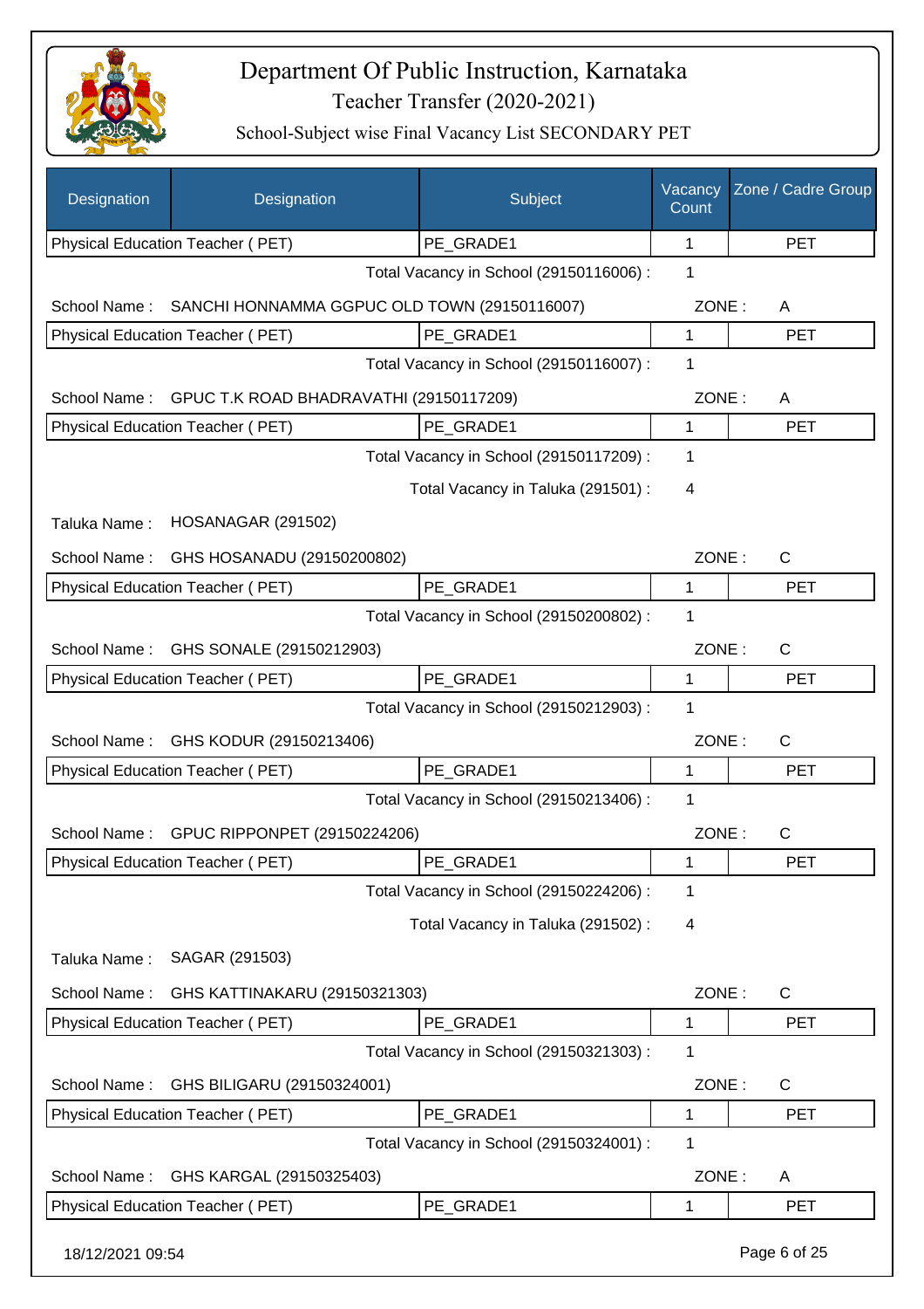# Department Of Public Instruction, Karnataka

## Teacher Transfer (2020-2021)

### School-Subject wise Final Vacancy List SECONDARY PET

| Designation | Designation | Subject | Vacancy Count | Zone / Cadre Group |
|---|---|---|---|---|
| Physical Education Teacher ( PET) | | PE_GRADE1 | 1 | PET |

Total Vacancy in School (29150116006) : 1

School Name : SANCHI HONNAMMA GGPUC OLD TOWN (29150116007) ZONE : A

| Designation | Subject | Vacancy Count | Zone / Cadre Group |
|---|---|---|---|
| Physical Education Teacher ( PET) | PE_GRADE1 | 1 | PET |

Total Vacancy in School (29150116007) : 1

School Name : GPUC T.K ROAD BHADRAVATHI (29150117209) ZONE : A

| Designation | Subject | Vacancy Count | Zone / Cadre Group |
|---|---|---|---|
| Physical Education Teacher ( PET) | PE_GRADE1 | 1 | PET |

Total Vacancy in School (29150117209) : 1

Total Vacancy in Taluka (291501) : 4

Taluka Name : HOSANAGAR (291502)

School Name : GHS HOSANADU (29150200802) ZONE : C

| Designation | Subject | Vacancy Count | Zone / Cadre Group |
|---|---|---|---|
| Physical Education Teacher ( PET) | PE_GRADE1 | 1 | PET |

Total Vacancy in School (29150200802) : 1

School Name : GHS SONALE (29150212903) ZONE : C

| Designation | Subject | Vacancy Count | Zone / Cadre Group |
|---|---|---|---|
| Physical Education Teacher ( PET) | PE_GRADE1 | 1 | PET |

Total Vacancy in School (29150212903) : 1

School Name : GHS KODUR (29150213406) ZONE : C

| Designation | Subject | Vacancy Count | Zone / Cadre Group |
|---|---|---|---|
| Physical Education Teacher ( PET) | PE_GRADE1 | 1 | PET |

Total Vacancy in School (29150213406) : 1

School Name : GPUC RIPPONPET (29150224206) ZONE : C

| Designation | Subject | Vacancy Count | Zone / Cadre Group |
|---|---|---|---|
| Physical Education Teacher ( PET) | PE_GRADE1 | 1 | PET |

Total Vacancy in School (29150224206) : 1

Total Vacancy in Taluka (291502) : 4

Taluka Name : SAGAR (291503)

School Name : GHS KATTINAKARU (29150321303) ZONE : C

| Designation | Subject | Vacancy Count | Zone / Cadre Group |
|---|---|---|---|
| Physical Education Teacher ( PET) | PE_GRADE1 | 1 | PET |

Total Vacancy in School (29150321303) : 1

School Name : GHS BILIGARU (29150324001) ZONE : C

| Designation | Subject | Vacancy Count | Zone / Cadre Group |
|---|---|---|---|
| Physical Education Teacher ( PET) | PE_GRADE1 | 1 | PET |

Total Vacancy in School (29150324001) : 1

School Name : GHS KARGAL (29150325403) ZONE : A

| Designation | Subject | Vacancy Count | Zone / Cadre Group |
|---|---|---|---|
| Physical Education Teacher ( PET) | PE_GRADE1 | 1 | PET |

18/12/2021 09:54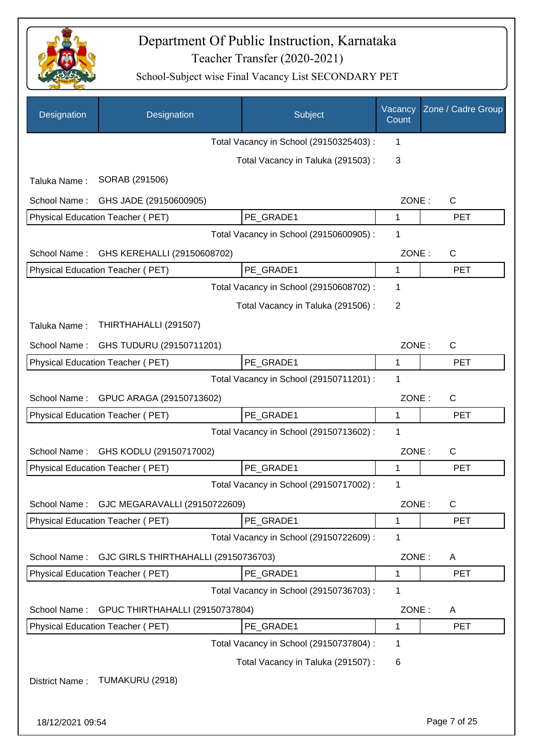# Department Of Public Instruction, Karnataka

## Teacher Transfer (2020-2021)

### School-Subject wise Final Vacancy List SECONDARY PET

| Designation | Designation | Subject | Vacancy Count | Zone / Cadre Group |
|---|---|---|---|---|
| | | Total Vacancy in School (29150325403) : | 1 | |
| | | Total Vacancy in Taluka (291503) : | 3 | |
| Taluka Name : | SORAB (291506) | | | |
| School Name : | GHS JADE (29150600905) | | ZONE : | C |
| Physical Education Teacher ( PET) | | PE_GRADE1 | 1 | PET |
| | | Total Vacancy in School (29150600905) : | 1 | |
| School Name : | GHS KEREHALLI (29150608702) | | ZONE : | C |
| Physical Education Teacher ( PET) | | PE_GRADE1 | 1 | PET |
| | | Total Vacancy in School (29150608702) : | 1 | |
| | | Total Vacancy in Taluka (291506) : | 2 | |
| Taluka Name : | THIRTHAHALLI (291507) | | | |
| School Name : | GHS TUDURU (29150711201) | | ZONE : | C |
| Physical Education Teacher ( PET) | | PE_GRADE1 | 1 | PET |
| | | Total Vacancy in School (29150711201) : | 1 | |
| School Name : | GPUC ARAGA (29150713602) | | ZONE : | C |
| Physical Education Teacher ( PET) | | PE_GRADE1 | 1 | PET |
| | | Total Vacancy in School (29150713602) : | 1 | |
| School Name : | GHS KODLU (29150717002) | | ZONE : | C |
| Physical Education Teacher ( PET) | | PE_GRADE1 | 1 | PET |
| | | Total Vacancy in School (29150717002) : | 1 | |
| School Name : | GJC MEGARAVALLI (29150722609) | | ZONE : | C |
| Physical Education Teacher ( PET) | | PE_GRADE1 | 1 | PET |
| | | Total Vacancy in School (29150722609) : | 1 | |
| School Name : | GJC GIRLS THIRTHAHALLI (29150736703) | | ZONE : | A |
| Physical Education Teacher ( PET) | | PE_GRADE1 | 1 | PET |
| | | Total Vacancy in School (29150736703) : | 1 | |
| School Name : | GPUC THIRTHAHALLI (29150737804) | | ZONE : | A |
| Physical Education Teacher ( PET) | | PE_GRADE1 | 1 | PET |
| | | Total Vacancy in School (29150737804) : | 1 | |
| | | Total Vacancy in Taluka (291507) : | 6 | |
| District Name : | TUMAKURU (2918) | | | |

18/12/2021 09:54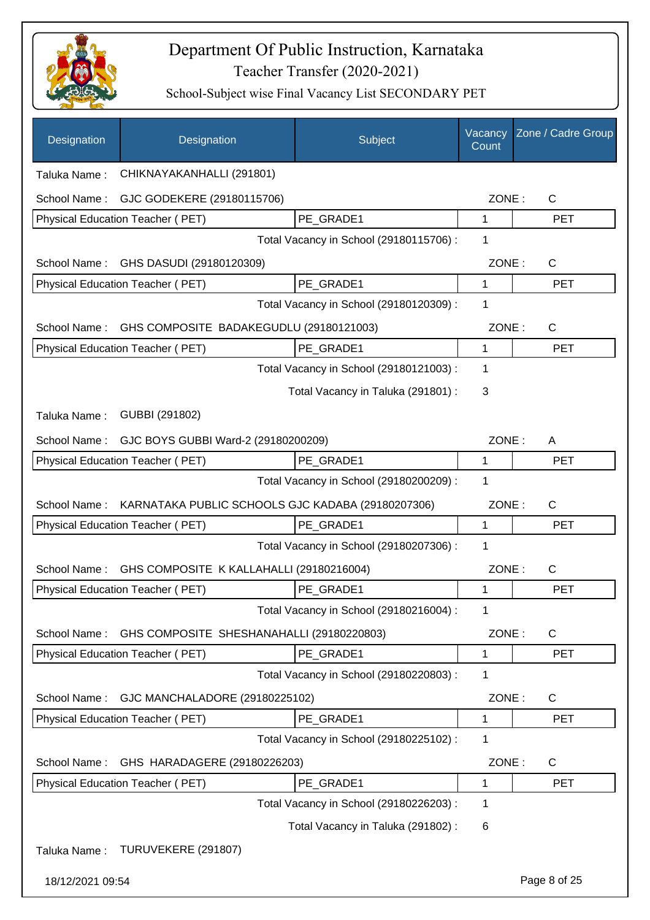# Department Of Public Instruction, Karnataka

## Teacher Transfer (2020-2021)

### School-Subject wise Final Vacancy List SECONDARY PET

| Designation | Designation | Subject | Vacancy Count | Zone / Cadre Group |
|---|---|---|---|---|

Taluka Name : CHIKNAYAKANHALLI (291801)

School Name : GJC GODEKERE (29180115706) ZONE : C

| Physical Education Teacher ( PET) | PE_GRADE1 | 1 | PET |
|---|---|---|---|

Total Vacancy in School (29180115706) : 1

School Name : GHS DASUDI (29180120309) ZONE : C

| Physical Education Teacher ( PET) | PE_GRADE1 | 1 | PET |
|---|---|---|---|

Total Vacancy in School (29180120309) : 1

School Name : GHS COMPOSITE BADAKEGUDLU (29180121003) ZONE : C

| Physical Education Teacher ( PET) | PE_GRADE1 | 1 | PET |
|---|---|---|---|

Total Vacancy in School (29180121003) : 1

Total Vacancy in Taluka (291801) : 3

Taluka Name : GUBBI (291802)

School Name : GJC BOYS GUBBI Ward-2 (29180200209) ZONE : A

| Physical Education Teacher ( PET) | PE_GRADE1 | 1 | PET |
|---|---|---|---|

Total Vacancy in School (29180200209) : 1

School Name : KARNATAKA PUBLIC SCHOOLS GJC KADABA (29180207306) ZONE : C

| Physical Education Teacher ( PET) | PE_GRADE1 | 1 | PET |
|---|---|---|---|

Total Vacancy in School (29180207306) : 1

School Name : GHS COMPOSITE K KALLAHALLI (29180216004) ZONE : C

| Physical Education Teacher ( PET) | PE_GRADE1 | 1 | PET |
|---|---|---|---|

Total Vacancy in School (29180216004) : 1

School Name : GHS COMPOSITE SHESHANAHALLI (29180220803) ZONE : C

| Physical Education Teacher ( PET) | PE_GRADE1 | 1 | PET |
|---|---|---|---|

Total Vacancy in School (29180220803) : 1

School Name : GJC MANCHALADORE (29180225102) ZONE : C

| Physical Education Teacher ( PET) | PE_GRADE1 | 1 | PET |
|---|---|---|---|

Total Vacancy in School (29180225102) : 1

School Name : GHS HARADAGERE (29180226203) ZONE : C

| Physical Education Teacher ( PET) | PE_GRADE1 | 1 | PET |
|---|---|---|---|

Total Vacancy in School (29180226203) : 1

Total Vacancy in Taluka (291802) : 6

Taluka Name : TURUVEKERE (291807)

18/12/2021 09:54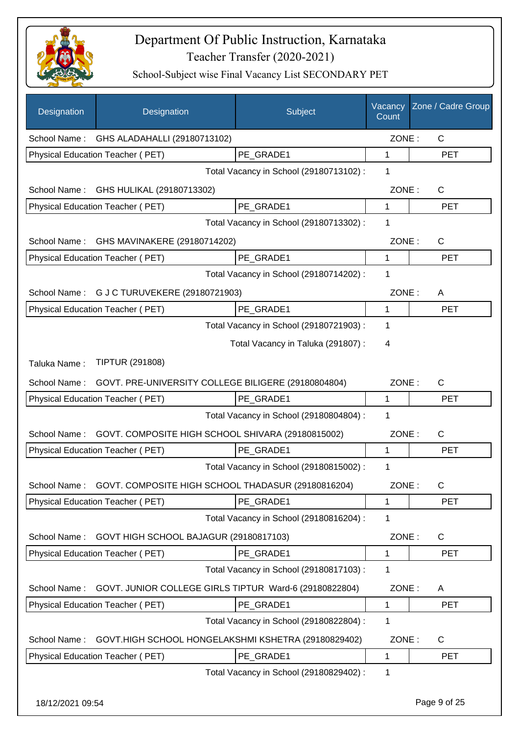# Department Of Public Instruction, Karnataka

## Teacher Transfer (2020-2021)

### School-Subject wise Final Vacancy List SECONDARY PET

| Designation | Designation | Subject | Vacancy Count | Zone / Cadre Group |
|---|---|---|---|---|
| School Name : | GHS ALADAHALLI (29180713102) | | ZONE : | C |
| Physical Education Teacher ( PET) | | PE_GRADE1 | 1 | PET |
| | | Total Vacancy in School (29180713102) : | 1 | |
| School Name : | GHS HULIKAL (29180713302) | | ZONE : | C |
| Physical Education Teacher ( PET) | | PE_GRADE1 | 1 | PET |
| | | Total Vacancy in School (29180713302) : | 1 | |
| School Name : | GHS MAVINAKERE (29180714202) | | ZONE : | C |
| Physical Education Teacher ( PET) | | PE_GRADE1 | 1 | PET |
| | | Total Vacancy in School (29180714202) : | 1 | |
| School Name : | G J C TURUVEKERE (29180721903) | | ZONE : | A |
| Physical Education Teacher ( PET) | | PE_GRADE1 | 1 | PET |
| | | Total Vacancy in School (29180721903) : | 1 | |
| | | Total Vacancy in Taluka (291807) : | 4 | |
| Taluka Name : | TIPTUR (291808) | | | |
| School Name : | GOVT. PRE-UNIVERSITY COLLEGE BILIGERE (29180804804) | | ZONE : | C |
| Physical Education Teacher ( PET) | | PE_GRADE1 | 1 | PET |
| | | Total Vacancy in School (29180804804) : | 1 | |
| School Name : | GOVT. COMPOSITE HIGH SCHOOL SHIVARA (29180815002) | | ZONE : | C |
| Physical Education Teacher ( PET) | | PE_GRADE1 | 1 | PET |
| | | Total Vacancy in School (29180815002) : | 1 | |
| School Name : | GOVT. COMPOSITE HIGH SCHOOL THADASUR (29180816204) | | ZONE : | C |
| Physical Education Teacher ( PET) | | PE_GRADE1 | 1 | PET |
| | | Total Vacancy in School (29180816204) : | 1 | |
| School Name : | GOVT HIGH SCHOOL BAJAGUR (29180817103) | | ZONE : | C |
| Physical Education Teacher ( PET) | | PE_GRADE1 | 1 | PET |
| | | Total Vacancy in School (29180817103) : | 1 | |
| School Name : | GOVT. JUNIOR COLLEGE GIRLS TIPTUR Ward-6 (29180822804) | | ZONE : | A |
| Physical Education Teacher ( PET) | | PE_GRADE1 | 1 | PET |
| | | Total Vacancy in School (29180822804) : | 1 | |
| School Name : | GOVT.HIGH SCHOOL HONGELAKSHMI KSHETRA (29180829402) | | ZONE : | C |
| Physical Education Teacher ( PET) | | PE_GRADE1 | 1 | PET |
| | | Total Vacancy in School (29180829402) : | 1 | |

18/12/2021 09:54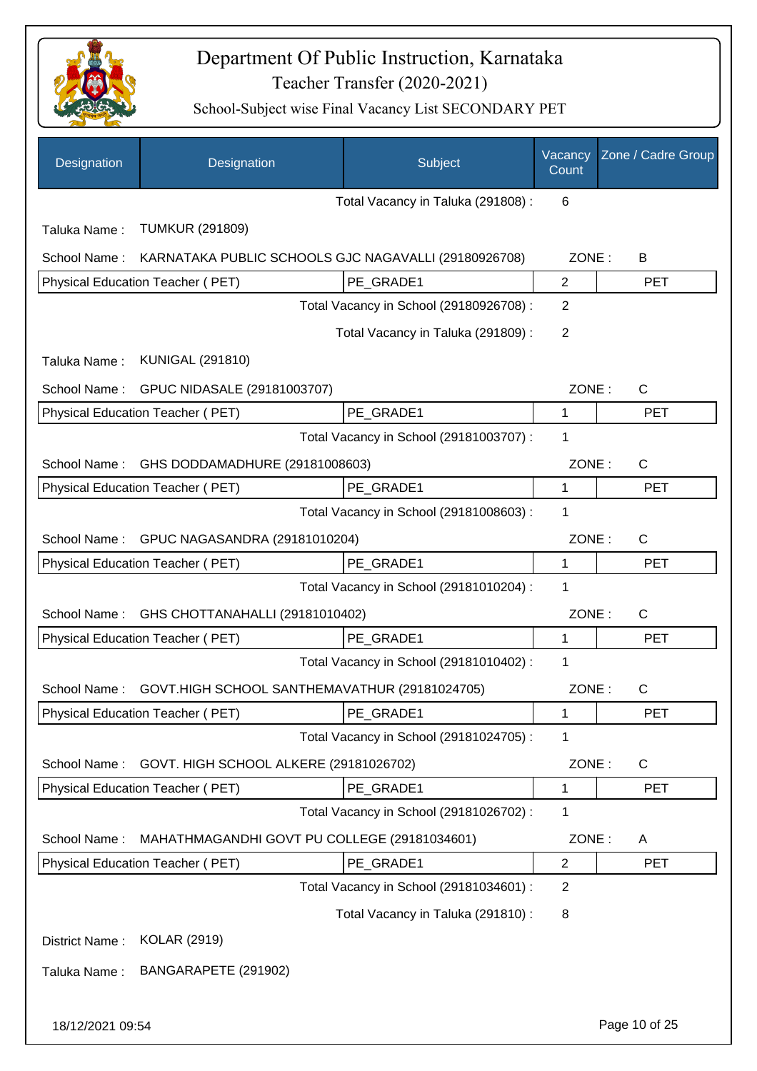# Department Of Public Instruction, Karnataka

## Teacher Transfer (2020-2021)

### School-Subject wise Final Vacancy List SECONDARY PET

| Designation | Designation | Subject | Vacancy Count | Zone / Cadre Group |
|---|---|---|---|---|
| | | Total Vacancy in Taluka (291808) : | 6 | |
| Taluka Name : | TUMKUR (291809) | | | |
| School Name : | KARNATAKA PUBLIC SCHOOLS GJC NAGAVALLI (29180926708) | | ZONE : | B |
| Physical Education Teacher ( PET) | | PE_GRADE1 | 2 | PET |
| | | Total Vacancy in School (29180926708) : | 2 | |
| | | Total Vacancy in Taluka (291809) : | 2 | |
| Taluka Name : | KUNIGAL (291810) | | | |
| School Name : | GPUC NIDASALE (29181003707) | | ZONE : | C |
| Physical Education Teacher ( PET) | | PE_GRADE1 | 1 | PET |
| | | Total Vacancy in School (29181003707) : | 1 | |
| School Name : | GHS DODDAMADHURE (29181008603) | | ZONE : | C |
| Physical Education Teacher ( PET) | | PE_GRADE1 | 1 | PET |
| | | Total Vacancy in School (29181008603) : | 1 | |
| School Name : | GPUC NAGASANDRA (29181010204) | | ZONE : | C |
| Physical Education Teacher ( PET) | | PE_GRADE1 | 1 | PET |
| | | Total Vacancy in School (29181010204) : | 1 | |
| School Name : | GHS CHOTTANAHALLI (29181010402) | | ZONE : | C |
| Physical Education Teacher ( PET) | | PE_GRADE1 | 1 | PET |
| | | Total Vacancy in School (29181010402) : | 1 | |
| School Name : | GOVT.HIGH SCHOOL SANTHEMAVATHUR (29181024705) | | ZONE : | C |
| Physical Education Teacher ( PET) | | PE_GRADE1 | 1 | PET |
| | | Total Vacancy in School (29181024705) : | 1 | |
| School Name : | GOVT. HIGH SCHOOL ALKERE (29181026702) | | ZONE : | C |
| Physical Education Teacher ( PET) | | PE_GRADE1 | 1 | PET |
| | | Total Vacancy in School (29181026702) : | 1 | |
| School Name : | MAHATHMAGANDHI GOVT PU COLLEGE (29181034601) | | ZONE : | A |
| Physical Education Teacher ( PET) | | PE_GRADE1 | 2 | PET |
| | | Total Vacancy in School (29181034601) : | 2 | |
| | | Total Vacancy in Taluka (291810) : | 8 | |
| District Name : | KOLAR (2919) | | | |
| Taluka Name : | BANGARAPETE (291902) | | | |

18/12/2021 09:54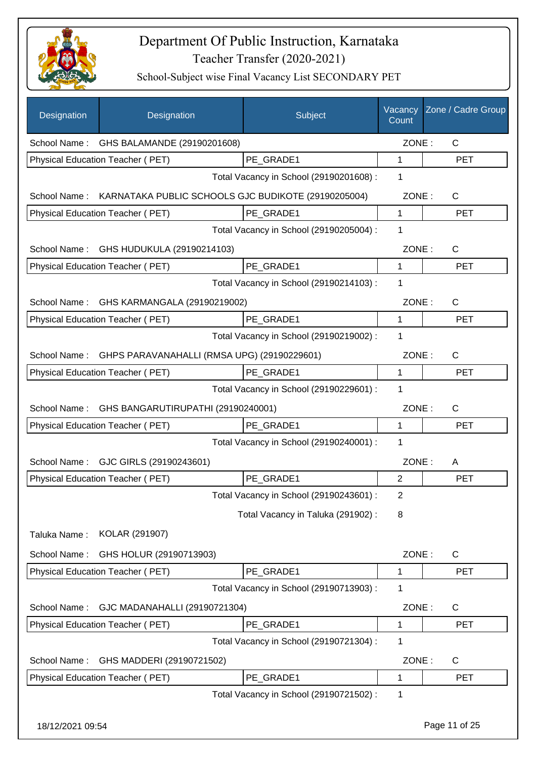# Department Of Public Instruction, Karnataka

## Teacher Transfer (2020-2021)

### School-Subject wise Final Vacancy List SECONDARY PET

| Designation | Designation | Subject | Vacancy Count | Zone / Cadre Group |
|---|---|---|---|---|
| School Name : | GHS BALAMANDE (29190201608) | | ZONE : | C |
| Physical Education Teacher ( PET) | | PE_GRADE1 | 1 | PET |
| | | Total Vacancy in School (29190201608) : | 1 | |
| School Name : | KARNATAKA PUBLIC SCHOOLS GJC BUDIKOTE (29190205004) | | ZONE : | C |
| Physical Education Teacher ( PET) | | PE_GRADE1 | 1 | PET |
| | | Total Vacancy in School (29190205004) : | 1 | |
| School Name : | GHS HUDUKULA (29190214103) | | ZONE : | C |
| Physical Education Teacher ( PET) | | PE_GRADE1 | 1 | PET |
| | | Total Vacancy in School (29190214103) : | 1 | |
| School Name : | GHS KARMANGALA (29190219002) | | ZONE : | C |
| Physical Education Teacher ( PET) | | PE_GRADE1 | 1 | PET |
| | | Total Vacancy in School (29190219002) : | 1 | |
| School Name : | GHPS PARAVANAHALLI (RMSA UPG) (29190229601) | | ZONE : | C |
| Physical Education Teacher ( PET) | | PE_GRADE1 | 1 | PET |
| | | Total Vacancy in School (29190229601) : | 1 | |
| School Name : | GHS BANGARUTIRUPATHI (29190240001) | | ZONE : | C |
| Physical Education Teacher ( PET) | | PE_GRADE1 | 1 | PET |
| | | Total Vacancy in School (29190240001) : | 1 | |
| School Name : | GJC GIRLS (29190243601) | | ZONE : | A |
| Physical Education Teacher ( PET) | | PE_GRADE1 | 2 | PET |
| | | Total Vacancy in School (29190243601) : | 2 | |
| | | Total Vacancy in Taluka (291902) : | 8 | |
| Taluka Name : | KOLAR (291907) | | | |
| School Name : | GHS HOLUR (29190713903) | | ZONE : | C |
| Physical Education Teacher ( PET) | | PE_GRADE1 | 1 | PET |
| | | Total Vacancy in School (29190713903) : | 1 | |
| School Name : | GJC MADANAHALLI (29190721304) | | ZONE : | C |
| Physical Education Teacher ( PET) | | PE_GRADE1 | 1 | PET |
| | | Total Vacancy in School (29190721304) : | 1 | |
| School Name : | GHS MADDERI (29190721502) | | ZONE : | C |
| Physical Education Teacher ( PET) | | PE_GRADE1 | 1 | PET |
| | | Total Vacancy in School (29190721502) : | 1 | |

18/12/2021 09:54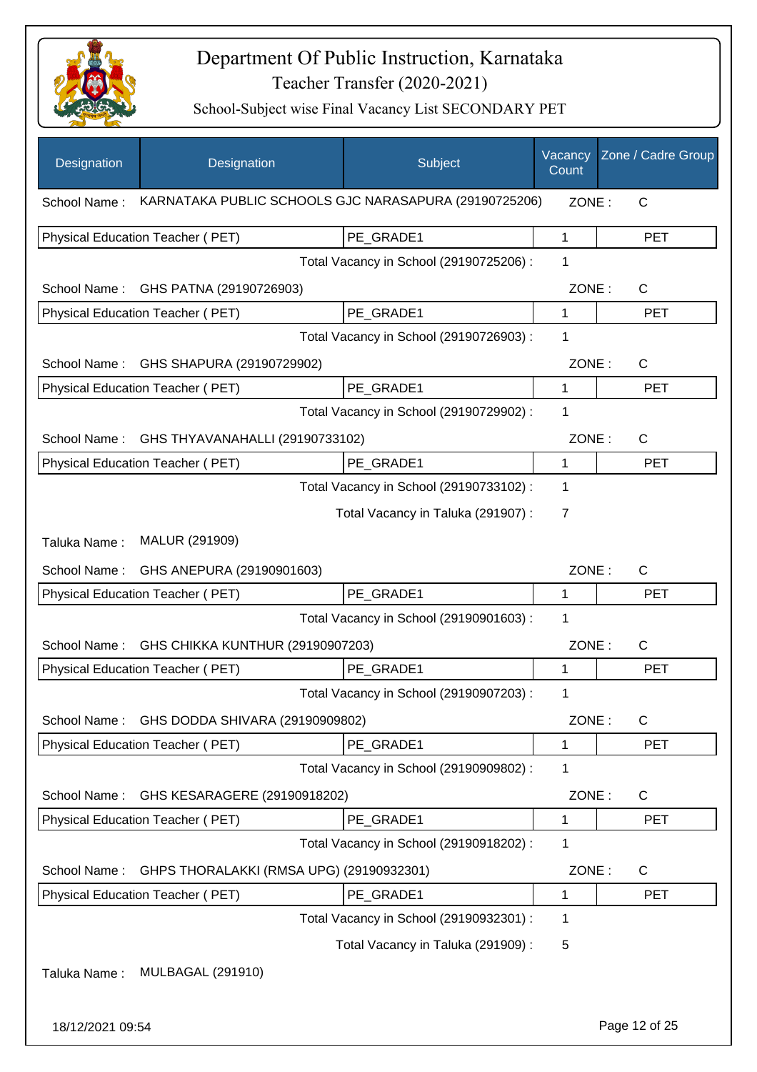# Department Of Public Instruction, Karnataka

## Teacher Transfer (2020-2021)

### School-Subject wise Final Vacancy List SECONDARY PET

| Designation | Designation | Subject | Vacancy Count | Zone / Cadre Group |
|---|---|---|---|---|

School Name : KARNATAKA PUBLIC SCHOOLS GJC NARASAPURA (29190725206) ZONE : C

| Physical Education Teacher ( PET) | PE_GRADE1 | 1 | PET |
|---|---|---|---|

Total Vacancy in School (29190725206) : 1

School Name : GHS PATNA (29190726903) ZONE : C

| Physical Education Teacher ( PET) | PE_GRADE1 | 1 | PET |
|---|---|---|---|

Total Vacancy in School (29190726903) : 1

School Name : GHS SHAPURA (29190729902) ZONE : C

| Physical Education Teacher ( PET) | PE_GRADE1 | 1 | PET |
|---|---|---|---|

Total Vacancy in School (29190729902) : 1

School Name : GHS THYAVANAHALLI (29190733102) ZONE : C

| Physical Education Teacher ( PET) | PE_GRADE1 | 1 | PET |
|---|---|---|---|

Total Vacancy in School (29190733102) : 1

Total Vacancy in Taluka (291907) : 7

Taluka Name : MALUR (291909)

School Name : GHS ANEPURA (29190901603) ZONE : C

| Physical Education Teacher ( PET) | PE_GRADE1 | 1 | PET |
|---|---|---|---|

Total Vacancy in School (29190901603) : 1

School Name : GHS CHIKKA KUNTHUR (29190907203) ZONE : C

| Physical Education Teacher ( PET) | PE_GRADE1 | 1 | PET |
|---|---|---|---|

Total Vacancy in School (29190907203) : 1

School Name : GHS DODDA SHIVARA (29190909802) ZONE : C

| Physical Education Teacher ( PET) | PE_GRADE1 | 1 | PET |
|---|---|---|---|

Total Vacancy in School (29190909802) : 1

School Name : GHS KESARAGERE (29190918202) ZONE : C

| Physical Education Teacher ( PET) | PE_GRADE1 | 1 | PET |
|---|---|---|---|

Total Vacancy in School (29190918202) : 1

School Name : GHPS THORALAKKI (RMSA UPG) (29190932301) ZONE : C

| Physical Education Teacher ( PET) | PE_GRADE1 | 1 | PET |
|---|---|---|---|

Total Vacancy in School (29190932301) : 1

Total Vacancy in Taluka (291909) : 5

Taluka Name : MULBAGAL (291910)

18/12/2021 09:54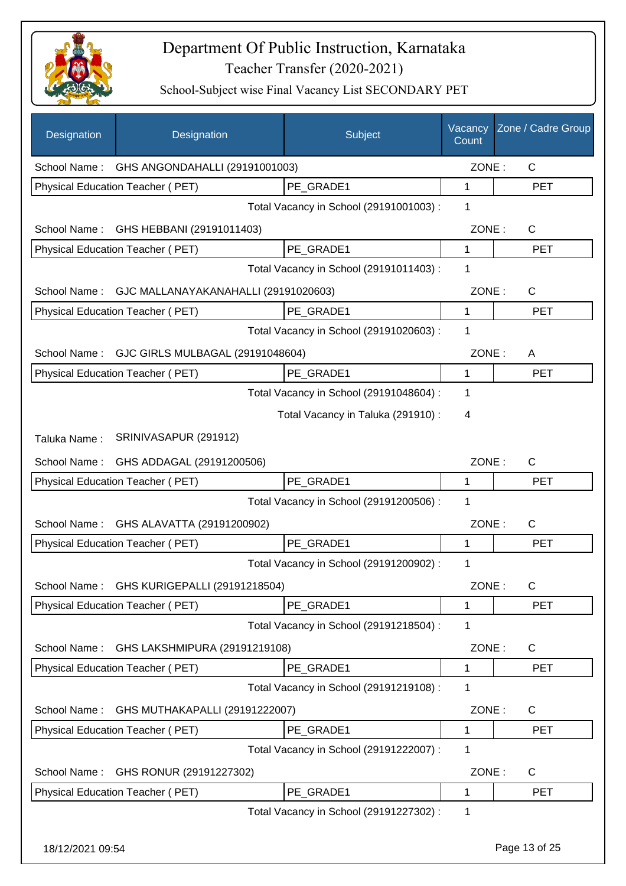# Department Of Public Instruction, Karnataka

## Teacher Transfer (2020-2021)

### School-Subject wise Final Vacancy List SECONDARY PET

| Designation | Designation | Subject | Vacancy Count | Zone / Cadre Group |
|---|---|---|---|---|
| School Name : | GHS ANGONDAHALLI (29191001003) | | ZONE : | C |
| Physical Education Teacher ( PET) | | PE_GRADE1 | 1 | PET |
| | | Total Vacancy in School (29191001003) : | 1 | |
| School Name : | GHS HEBBANI (29191011403) | | ZONE : | C |
| Physical Education Teacher ( PET) | | PE_GRADE1 | 1 | PET |
| | | Total Vacancy in School (29191011403) : | 1 | |
| School Name : | GJC MALLANAYAKANAHALLI (29191020603) | | ZONE : | C |
| Physical Education Teacher ( PET) | | PE_GRADE1 | 1 | PET |
| | | Total Vacancy in School (29191020603) : | 1 | |
| School Name : | GJC GIRLS MULBAGAL (29191048604) | | ZONE : | A |
| Physical Education Teacher ( PET) | | PE_GRADE1 | 1 | PET |
| | | Total Vacancy in School (29191048604) : | 1 | |
| | | Total Vacancy in Taluka (291910) : | 4 | |
| Taluka Name : | SRINIVASAPUR (291912) | | | |
| School Name : | GHS ADDAGAL (29191200506) | | ZONE : | C |
| Physical Education Teacher ( PET) | | PE_GRADE1 | 1 | PET |
| | | Total Vacancy in School (29191200506) : | 1 | |
| School Name : | GHS ALAVATTA (29191200902) | | ZONE : | C |
| Physical Education Teacher ( PET) | | PE_GRADE1 | 1 | PET |
| | | Total Vacancy in School (29191200902) : | 1 | |
| School Name : | GHS KURIGEPALLI (29191218504) | | ZONE : | C |
| Physical Education Teacher ( PET) | | PE_GRADE1 | 1 | PET |
| | | Total Vacancy in School (29191218504) : | 1 | |
| School Name : | GHS LAKSHMIPURA (29191219108) | | ZONE : | C |
| Physical Education Teacher ( PET) | | PE_GRADE1 | 1 | PET |
| | | Total Vacancy in School (29191219108) : | 1 | |
| School Name : | GHS MUTHAKAPALLI (29191222007) | | ZONE : | C |
| Physical Education Teacher ( PET) | | PE_GRADE1 | 1 | PET |
| | | Total Vacancy in School (29191222007) : | 1 | |
| School Name : | GHS RONUR (29191227302) | | ZONE : | C |
| Physical Education Teacher ( PET) | | PE_GRADE1 | 1 | PET |
| | | Total Vacancy in School (29191227302) : | 1 | |

18/12/2021 09:54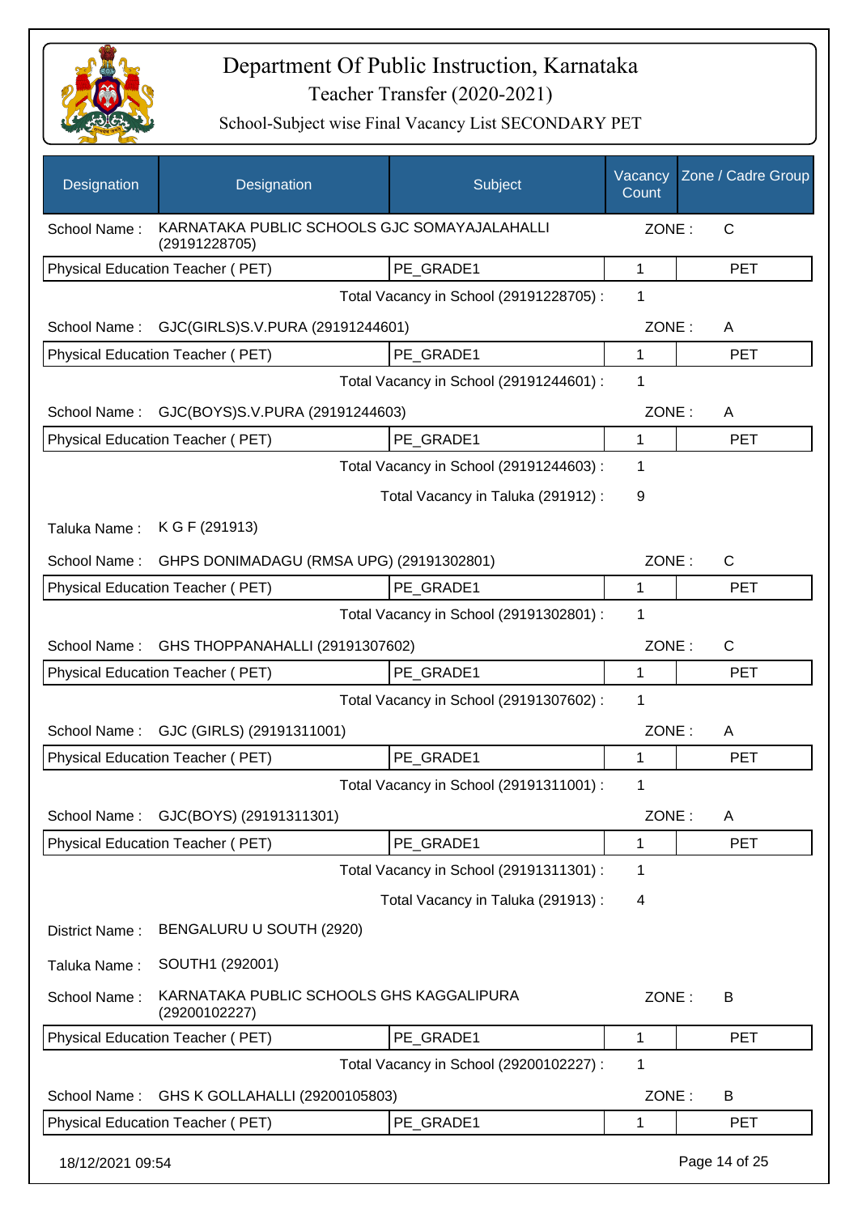# Department Of Public Instruction, Karnataka

## Teacher Transfer (2020-2021)

### School-Subject wise Final Vacancy List SECONDARY PET

| Designation | Designation | Subject | Vacancy Count | Zone / Cadre Group |
|---|---|---|---|---|
| School Name : | KARNATAKA PUBLIC SCHOOLS GJC SOMAYAJALAHALLI (29191228705) | | ZONE : | C |
| Physical Education Teacher ( PET) | | PE_GRADE1 | 1 | PET |
| | | Total Vacancy in School (29191228705) : | 1 | |
| School Name : | GJC(GIRLS)S.V.PURA (29191244601) | | ZONE : | A |
| Physical Education Teacher ( PET) | | PE_GRADE1 | 1 | PET |
| | | Total Vacancy in School (29191244601) : | 1 | |
| School Name : | GJC(BOYS)S.V.PURA (29191244603) | | ZONE : | A |
| Physical Education Teacher ( PET) | | PE_GRADE1 | 1 | PET |
| | | Total Vacancy in School (29191244603) : | 1 | |
| | | Total Vacancy in Taluka (291912) : | 9 | |
| Taluka Name : | K G F (291913) | | | |
| School Name : | GHPS DONIMADAGU (RMSA UPG) (29191302801) | | ZONE : | C |
| Physical Education Teacher ( PET) | | PE_GRADE1 | 1 | PET |
| | | Total Vacancy in School (29191302801) : | 1 | |
| School Name : | GHS THOPPANAHALLI (29191307602) | | ZONE : | C |
| Physical Education Teacher ( PET) | | PE_GRADE1 | 1 | PET |
| | | Total Vacancy in School (29191307602) : | 1 | |
| School Name : | GJC (GIRLS) (29191311001) | | ZONE : | A |
| Physical Education Teacher ( PET) | | PE_GRADE1 | 1 | PET |
| | | Total Vacancy in School (29191311001) : | 1 | |
| School Name : | GJC(BOYS) (29191311301) | | ZONE : | A |
| Physical Education Teacher ( PET) | | PE_GRADE1 | 1 | PET |
| | | Total Vacancy in School (29191311301) : | 1 | |
| | | Total Vacancy in Taluka (291913) : | 4 | |
| District Name : | BENGALURU U SOUTH (2920) | | | |
| Taluka Name : | SOUTH1 (292001) | | | |
| School Name : | KARNATAKA PUBLIC SCHOOLS GHS KAGGALIPURA (29200102227) | | ZONE : | B |
| Physical Education Teacher ( PET) | | PE_GRADE1 | 1 | PET |
| | | Total Vacancy in School (29200102227) : | 1 | |
| School Name : | GHS K GOLLAHALLI (29200105803) | | ZONE : | B |
| Physical Education Teacher ( PET) | | PE_GRADE1 | 1 | PET |

18/12/2021 09:54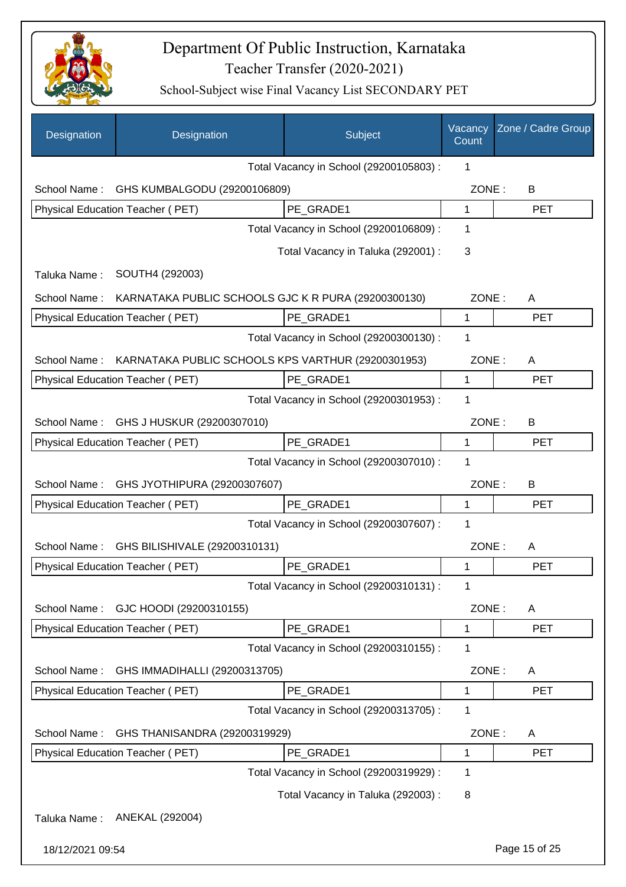# Department Of Public Instruction, Karnataka

## Teacher Transfer (2020-2021)

### School-Subject wise Final Vacancy List SECONDARY PET

| Designation | Designation | Subject | Vacancy Count | Zone / Cadre Group |
|---|---|---|---|---|
| | | Total Vacancy in School (29200105803) : | 1 | |
| School Name : | GHS KUMBALGODU (29200106809) | | ZONE : | B |
| Physical Education Teacher ( PET) | | PE_GRADE1 | 1 | PET |
| | | Total Vacancy in School (29200106809) : | 1 | |
| | | Total Vacancy in Taluka (292001) : | 3 | |
| Taluka Name : | SOUTH4 (292003) | | | |
| School Name : | KARNATAKA PUBLIC SCHOOLS GJC K R PURA (29200300130) | | ZONE : | A |
| Physical Education Teacher ( PET) | | PE_GRADE1 | 1 | PET |
| | | Total Vacancy in School (29200300130) : | 1 | |
| School Name : | KARNATAKA PUBLIC SCHOOLS KPS VARTHUR (29200301953) | | ZONE : | A |
| Physical Education Teacher ( PET) | | PE_GRADE1 | 1 | PET |
| | | Total Vacancy in School (29200301953) : | 1 | |
| School Name : | GHS J HUSKUR (29200307010) | | ZONE : | B |
| Physical Education Teacher ( PET) | | PE_GRADE1 | 1 | PET |
| | | Total Vacancy in School (29200307010) : | 1 | |
| School Name : | GHS JYOTHIPURA (29200307607) | | ZONE : | B |
| Physical Education Teacher ( PET) | | PE_GRADE1 | 1 | PET |
| | | Total Vacancy in School (29200307607) : | 1 | |
| School Name : | GHS BILISHIVALE (29200310131) | | ZONE : | A |
| Physical Education Teacher ( PET) | | PE_GRADE1 | 1 | PET |
| | | Total Vacancy in School (29200310131) : | 1 | |
| School Name : | GJC HOODI (29200310155) | | ZONE : | A |
| Physical Education Teacher ( PET) | | PE_GRADE1 | 1 | PET |
| | | Total Vacancy in School (29200310155) : | 1 | |
| School Name : | GHS IMMADIHALLI (29200313705) | | ZONE : | A |
| Physical Education Teacher ( PET) | | PE_GRADE1 | 1 | PET |
| | | Total Vacancy in School (29200313705) : | 1 | |
| School Name : | GHS THANISANDRA (29200319929) | | ZONE : | A |
| Physical Education Teacher ( PET) | | PE_GRADE1 | 1 | PET |
| | | Total Vacancy in School (29200319929) : | 1 | |
| | | Total Vacancy in Taluka (292003) : | 8 | |
| Taluka Name : | ANEKAL (292004) | | | |

18/12/2021 09:54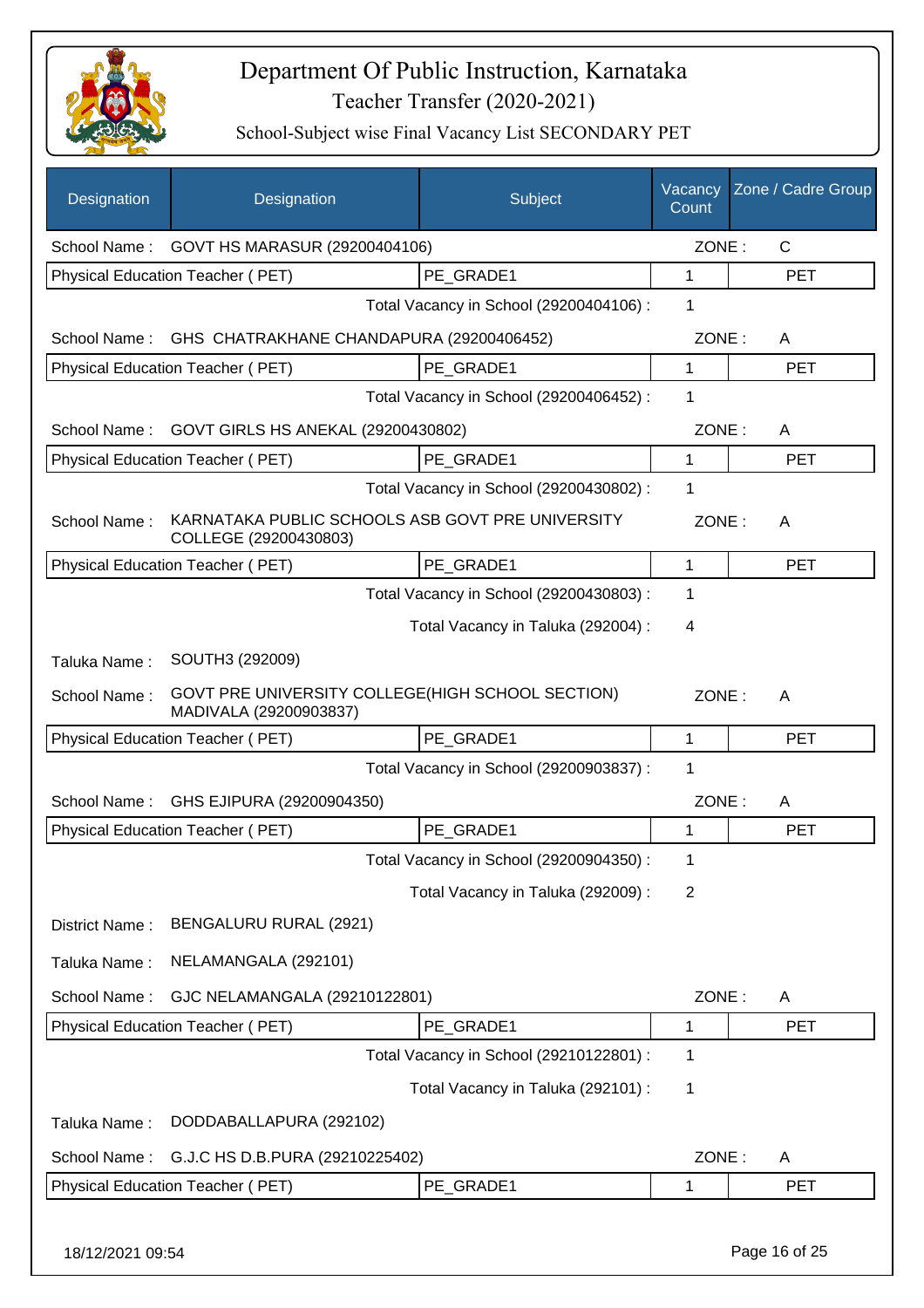# Department Of Public Instruction, Karnataka
## Teacher Transfer (2020-2021)
### School-Subject wise Final Vacancy List SECONDARY PET

| Designation | Designation | Subject | Vacancy Count | Zone / Cadre Group |
|---|---|---|---|---|
| School Name : | GOVT HS MARASUR (29200404106) | | ZONE : | C |
| Physical Education Teacher ( PET) | | PE_GRADE1 | 1 | PET |
| | | Total Vacancy in School (29200404106) : | 1 | |
| School Name : | GHS CHATRAKHANE CHANDAPURA (29200406452) | | ZONE : | A |
| Physical Education Teacher ( PET) | | PE_GRADE1 | 1 | PET |
| | | Total Vacancy in School (29200406452) : | 1 | |
| School Name : | GOVT GIRLS HS ANEKAL (29200430802) | | ZONE : | A |
| Physical Education Teacher ( PET) | | PE_GRADE1 | 1 | PET |
| | | Total Vacancy in School (29200430802) : | 1 | |
| School Name : | KARNATAKA PUBLIC SCHOOLS ASB GOVT PRE UNIVERSITY COLLEGE (29200430803) | | ZONE : | A |
| Physical Education Teacher ( PET) | | PE_GRADE1 | 1 | PET |
| | | Total Vacancy in School (29200430803) : | 1 | |
| | | Total Vacancy in Taluka (292004) : | 4 | |
| Taluka Name : | SOUTH3 (292009) | | | |
| School Name : | GOVT PRE UNIVERSITY COLLEGE(HIGH SCHOOL SECTION) MADIVALA (29200903837) | | ZONE : | A |
| Physical Education Teacher ( PET) | | PE_GRADE1 | 1 | PET |
| | | Total Vacancy in School (29200903837) : | 1 | |
| School Name : | GHS EJIPURA (29200904350) | | ZONE : | A |
| Physical Education Teacher ( PET) | | PE_GRADE1 | 1 | PET |
| | | Total Vacancy in School (29200904350) : | 1 | |
| | | Total Vacancy in Taluka (292009) : | 2 | |
| District Name : | BENGALURU RURAL (2921) | | | |
| Taluka Name : | NELAMANGALA (292101) | | | |
| School Name : | GJC NELAMANGALA (29210122801) | | ZONE : | A |
| Physical Education Teacher ( PET) | | PE_GRADE1 | 1 | PET |
| | | Total Vacancy in School (29210122801) : | 1 | |
| | | Total Vacancy in Taluka (292101) : | 1 | |
| Taluka Name : | DODDABALLAPURA (292102) | | | |
| School Name : | G.J.C HS D.B.PURA (29210225402) | | ZONE : | A |
| Physical Education Teacher ( PET) | | PE_GRADE1 | 1 | PET |

18/12/2021 09:54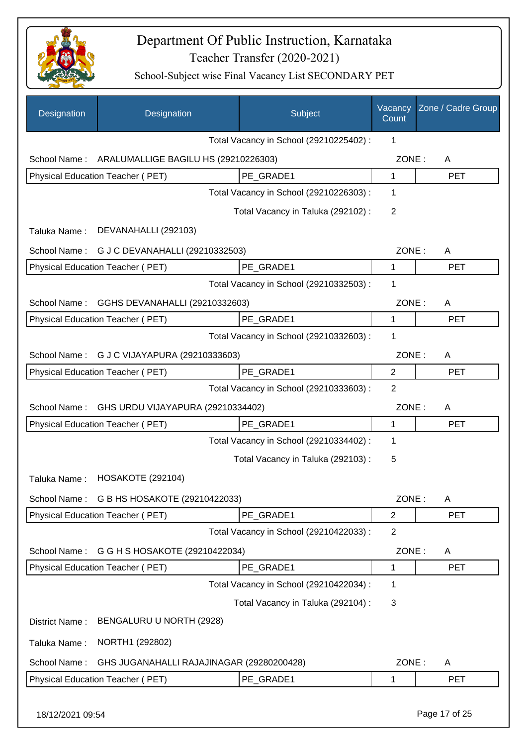# Department Of Public Instruction, Karnataka

## Teacher Transfer (2020-2021)

### School-Subject wise Final Vacancy List SECONDARY PET

| Designation | Designation | Subject | Vacancy Count | Zone / Cadre Group |
|---|---|---|---|---|
| | | Total Vacancy in School (29210225402) : | 1 | |
| School Name : | ARALUMALLIGE BAGILU HS (29210226303) | | ZONE : | A |
| Physical Education Teacher ( PET) | | PE_GRADE1 | 1 | PET |
| | | Total Vacancy in School (29210226303) : | 1 | |
| | | Total Vacancy in Taluka (292102) : | 2 | |
| Taluka Name : | DEVANAHALLI (292103) | | | |
| School Name : | G J C DEVANAHALLI (29210332503) | | ZONE : | A |
| Physical Education Teacher ( PET) | | PE_GRADE1 | 1 | PET |
| | | Total Vacancy in School (29210332503) : | 1 | |
| School Name : | GGHS DEVANAHALLI (29210332603) | | ZONE : | A |
| Physical Education Teacher ( PET) | | PE_GRADE1 | 1 | PET |
| | | Total Vacancy in School (29210332603) : | 1 | |
| School Name : | G J C VIJAYAPURA (29210333603) | | ZONE : | A |
| Physical Education Teacher ( PET) | | PE_GRADE1 | 2 | PET |
| | | Total Vacancy in School (29210333603) : | 2 | |
| School Name : | GHS URDU VIJAYAPURA (29210334402) | | ZONE : | A |
| Physical Education Teacher ( PET) | | PE_GRADE1 | 1 | PET |
| | | Total Vacancy in School (29210334402) : | 1 | |
| | | Total Vacancy in Taluka (292103) : | 5 | |
| Taluka Name : | HOSAKOTE (292104) | | | |
| School Name : | G B HS HOSAKOTE (29210422033) | | ZONE : | A |
| Physical Education Teacher ( PET) | | PE_GRADE1 | 2 | PET |
| | | Total Vacancy in School (29210422033) : | 2 | |
| School Name : | G G H S HOSAKOTE (29210422034) | | ZONE : | A |
| Physical Education Teacher ( PET) | | PE_GRADE1 | 1 | PET |
| | | Total Vacancy in School (29210422034) : | 1 | |
| | | Total Vacancy in Taluka (292104) : | 3 | |
| District Name : | BENGALURU U NORTH (2928) | | | |
| Taluka Name : | NORTH1 (292802) | | | |
| School Name : | GHS JUGANAHALLI RAJAJINAGAR (29280200428) | | ZONE : | A |
| Physical Education Teacher ( PET) | | PE_GRADE1 | 1 | PET |

18/12/2021 09:54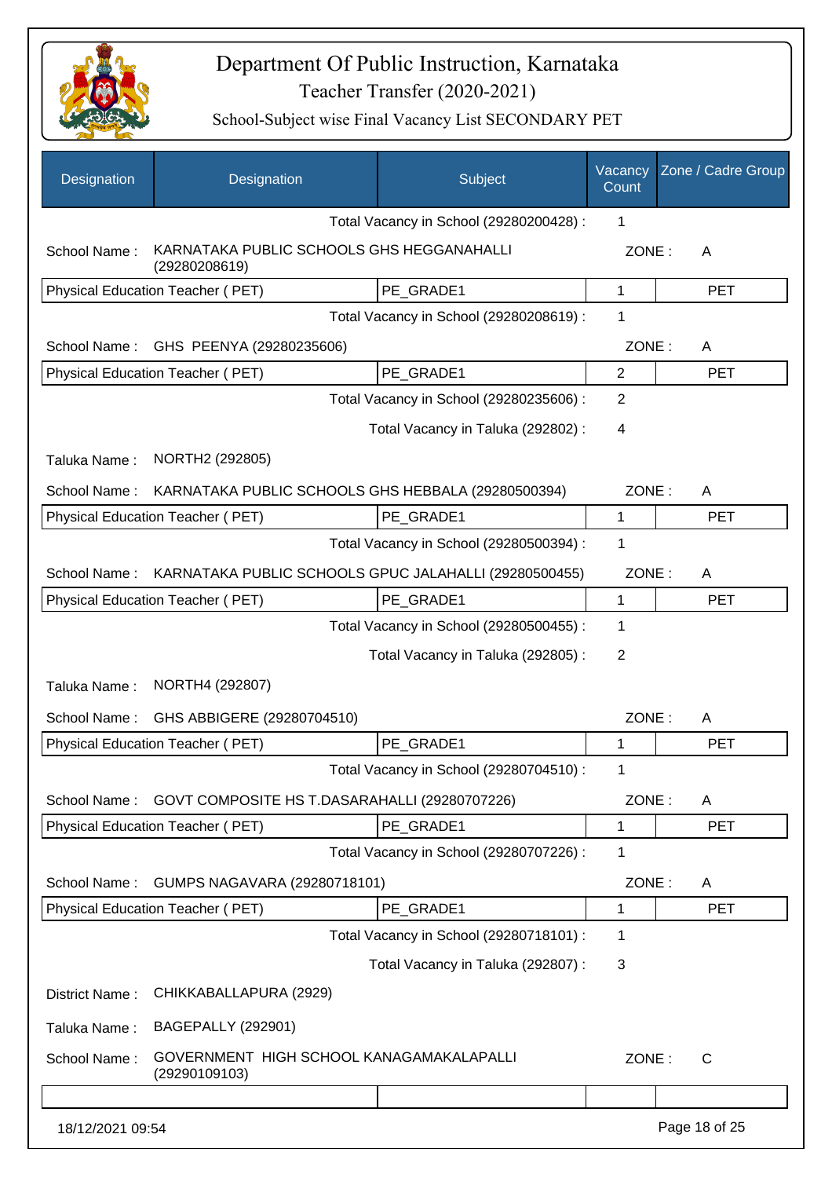# Department Of Public Instruction, Karnataka

## Teacher Transfer (2020-2021)

### School-Subject wise Final Vacancy List SECONDARY PET

| Designation | Designation | Subject | Vacancy Count | Zone / Cadre Group |
|---|---|---|---|---|
| | | Total Vacancy in School (29280200428) : | 1 | |
| School Name : | KARNATAKA PUBLIC SCHOOLS GHS HEGGANAHALLI (29280208619) | | ZONE : | A |
| Physical Education Teacher ( PET) | | PE_GRADE1 | 1 | PET |
| | | Total Vacancy in School (29280208619) : | 1 | |
| School Name : | GHS PEENYA (29280235606) | | ZONE : | A |
| Physical Education Teacher ( PET) | | PE_GRADE1 | 2 | PET |
| | | Total Vacancy in School (29280235606) : | 2 | |
| | | Total Vacancy in Taluka (292802) : | 4 | |
| Taluka Name : | NORTH2 (292805) | | | |
| School Name : | KARNATAKA PUBLIC SCHOOLS GHS HEBBALA (29280500394) | | ZONE : | A |
| Physical Education Teacher ( PET) | | PE_GRADE1 | 1 | PET |
| | | Total Vacancy in School (29280500394) : | 1 | |
| School Name : | KARNATAKA PUBLIC SCHOOLS GPUC JALAHALLI (29280500455) | | ZONE : | A |
| Physical Education Teacher ( PET) | | PE_GRADE1 | 1 | PET |
| | | Total Vacancy in School (29280500455) : | 1 | |
| | | Total Vacancy in Taluka (292805) : | 2 | |
| Taluka Name : | NORTH4 (292807) | | | |
| School Name : | GHS ABBIGERE (29280704510) | | ZONE : | A |
| Physical Education Teacher ( PET) | | PE_GRADE1 | 1 | PET |
| | | Total Vacancy in School (29280704510) : | 1 | |
| School Name : | GOVT COMPOSITE HS T.DASARAHALLI (29280707226) | | ZONE : | A |
| Physical Education Teacher ( PET) | | PE_GRADE1 | 1 | PET |
| | | Total Vacancy in School (29280707226) : | 1 | |
| School Name : | GUMPS NAGAVARA (29280718101) | | ZONE : | A |
| Physical Education Teacher ( PET) | | PE_GRADE1 | 1 | PET |
| | | Total Vacancy in School (29280718101) : | 1 | |
| | | Total Vacancy in Taluka (292807) : | 3 | |
| District Name : | CHIKKABALLAPURA (2929) | | | |
| Taluka Name : | BAGEPALLY (292901) | | | |
| School Name : | GOVERNMENT HIGH SCHOOL KANAGAMAKALAPALLI (29290109103) | | ZONE : | C |

18/12/2021 09:54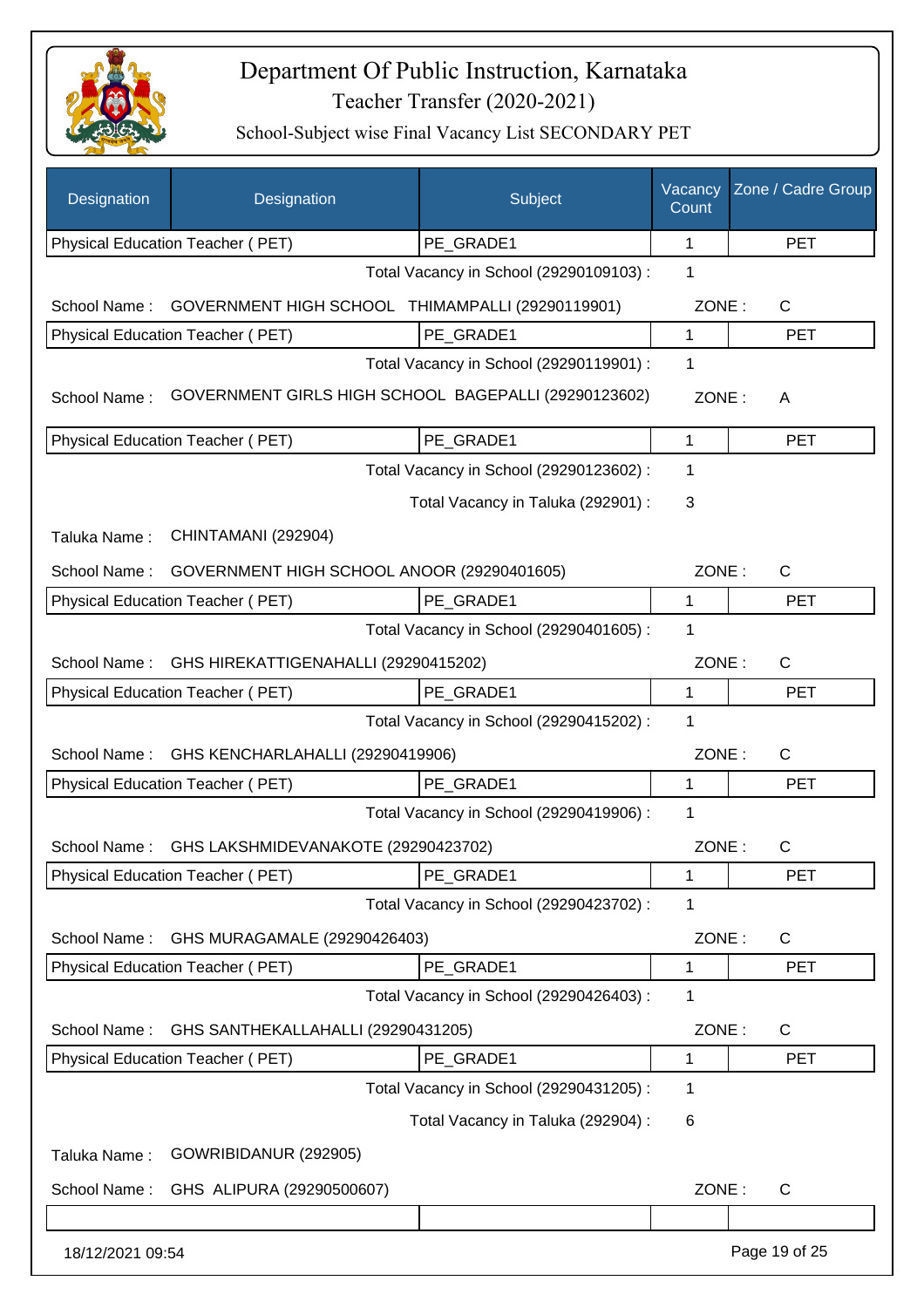# Department Of Public Instruction, Karnataka

## Teacher Transfer (2020-2021)

### School-Subject wise Final Vacancy List SECONDARY PET

| Designation | Designation | Subject | Vacancy Count | Zone / Cadre Group |
|---|---|---|---|---|
| Physical Education Teacher ( PET) | | PE_GRADE1 | 1 | PET |

Total Vacancy in School (29290109103) : 1

School Name : GOVERNMENT HIGH SCHOOL THIMAMPALLI (29290119901) ZONE : C

| Designation | Designation | Subject | Vacancy Count | Zone / Cadre Group |
|---|---|---|---|---|
| Physical Education Teacher ( PET) | | PE_GRADE1 | 1 | PET |

Total Vacancy in School (29290119901) : 1

School Name : GOVERNMENT GIRLS HIGH SCHOOL BAGEPALLI (29290123602) ZONE : A

| Designation | Designation | Subject | Vacancy Count | Zone / Cadre Group |
|---|---|---|---|---|
| Physical Education Teacher ( PET) | | PE_GRADE1 | 1 | PET |

Total Vacancy in School (29290123602) : 1

Total Vacancy in Taluka (292901) : 3

Taluka Name : CHINTAMANI (292904)

School Name : GOVERNMENT HIGH SCHOOL ANOOR (29290401605) ZONE : C

| Designation | Designation | Subject | Vacancy Count | Zone / Cadre Group |
|---|---|---|---|---|
| Physical Education Teacher ( PET) | | PE_GRADE1 | 1 | PET |

Total Vacancy in School (29290401605) : 1

School Name : GHS HIREKATTIGENAHALLI (29290415202) ZONE : C

| Designation | Designation | Subject | Vacancy Count | Zone / Cadre Group |
|---|---|---|---|---|
| Physical Education Teacher ( PET) | | PE_GRADE1 | 1 | PET |

Total Vacancy in School (29290415202) : 1

School Name : GHS KENCHARLAHALLI (29290419906) ZONE : C

| Designation | Designation | Subject | Vacancy Count | Zone / Cadre Group |
|---|---|---|---|---|
| Physical Education Teacher ( PET) | | PE_GRADE1 | 1 | PET |

Total Vacancy in School (29290419906) : 1

School Name : GHS LAKSHMIDEVANAKOTE (29290423702) ZONE : C

| Designation | Designation | Subject | Vacancy Count | Zone / Cadre Group |
|---|---|---|---|---|
| Physical Education Teacher ( PET) | | PE_GRADE1 | 1 | PET |

Total Vacancy in School (29290423702) : 1

School Name : GHS MURAGAMALE (29290426403) ZONE : C

| Designation | Designation | Subject | Vacancy Count | Zone / Cadre Group |
|---|---|---|---|---|
| Physical Education Teacher ( PET) | | PE_GRADE1 | 1 | PET |

Total Vacancy in School (29290426403) : 1

School Name : GHS SANTHEKALLAHALLI (29290431205) ZONE : C

| Designation | Designation | Subject | Vacancy Count | Zone / Cadre Group |
|---|---|---|---|---|
| Physical Education Teacher ( PET) | | PE_GRADE1 | 1 | PET |

Total Vacancy in School (29290431205) : 1

Total Vacancy in Taluka (292904) : 6

Taluka Name : GOWRIBIDANUR (292905)

School Name : GHS ALIPURA (29290500607) ZONE : C

18/12/2021 09:54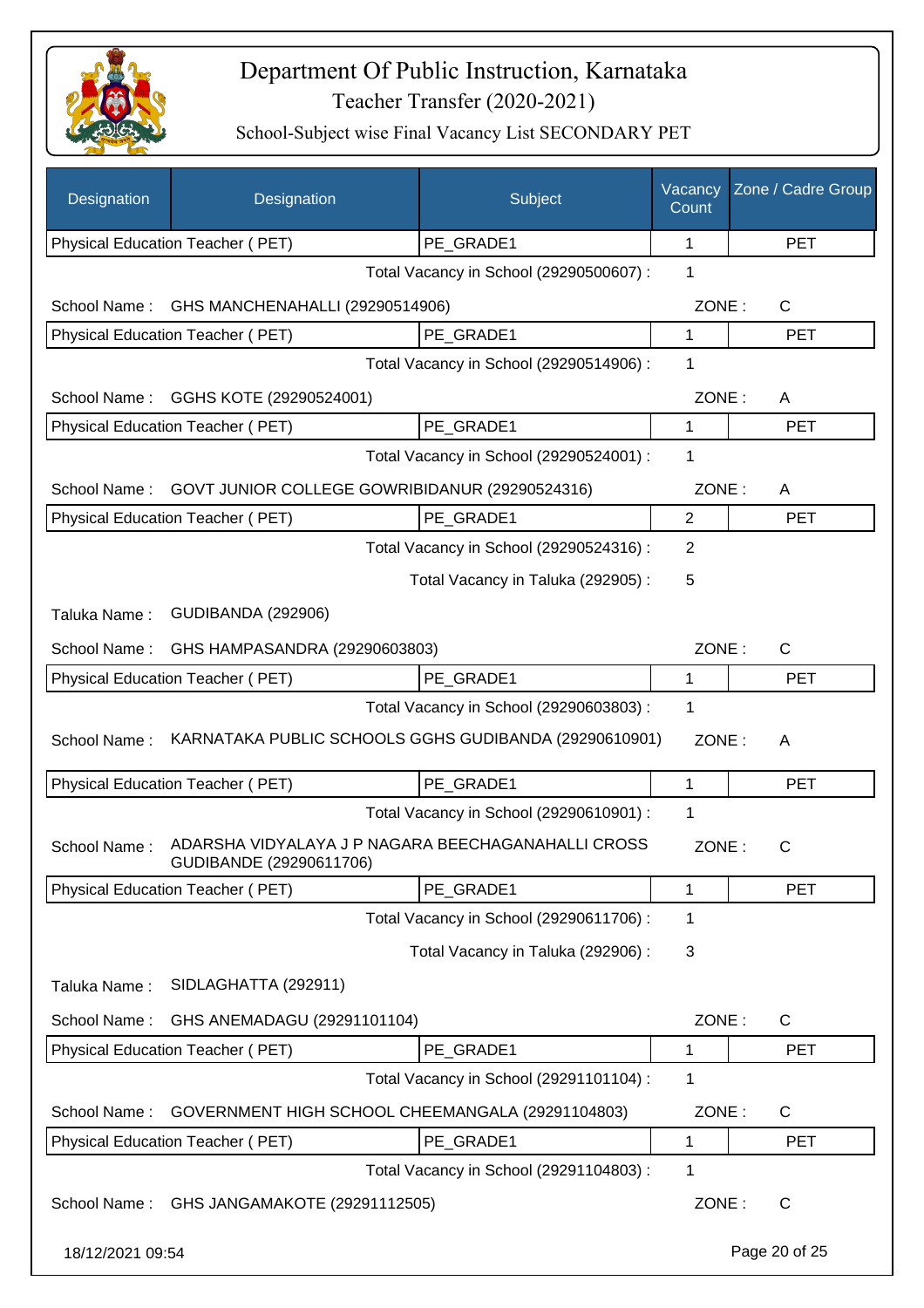# Department Of Public Instruction, Karnataka

## Teacher Transfer (2020-2021)

### School-Subject wise Final Vacancy List SECONDARY PET

| Designation | Designation | Subject | Vacancy Count | Zone / Cadre Group |
|---|---|---|---|---|
| Physical Education Teacher ( PET) | | PE_GRADE1 | 1 | PET |
| | | Total Vacancy in School (29290500607) : | 1 | |
| School Name : | GHS MANCHENAHALLI (29290514906) | | ZONE : | C |
| Physical Education Teacher ( PET) | | PE_GRADE1 | 1 | PET |
| | | Total Vacancy in School (29290514906) : | 1 | |
| School Name : | GGHS KOTE (29290524001) | | ZONE : | A |
| Physical Education Teacher ( PET) | | PE_GRADE1 | 1 | PET |
| | | Total Vacancy in School (29290524001) : | 1 | |
| School Name : | GOVT JUNIOR COLLEGE GOWRIBIDANUR (29290524316) | | ZONE : | A |
| Physical Education Teacher ( PET) | | PE_GRADE1 | 2 | PET |
| | | Total Vacancy in School (29290524316) : | 2 | |
| | | Total Vacancy in Taluka (292905) : | 5 | |
| Taluka Name : | GUDIBANDA (292906) | | | |
| School Name : | GHS HAMPASANDRA (29290603803) | | ZONE : | C |
| Physical Education Teacher ( PET) | | PE_GRADE1 | 1 | PET |
| | | Total Vacancy in School (29290603803) : | 1 | |
| School Name : | KARNATAKA PUBLIC SCHOOLS GGHS GUDIBANDA (29290610901) | | ZONE : | A |
| Physical Education Teacher ( PET) | | PE_GRADE1 | 1 | PET |
| | | Total Vacancy in School (29290610901) : | 1 | |
| School Name : | ADARSHA VIDYALAYA J P NAGARA BEECHAGANAHALLI CROSS GUDIBANDE (29290611706) | | ZONE : | C |
| Physical Education Teacher ( PET) | | PE_GRADE1 | 1 | PET |
| | | Total Vacancy in School (29290611706) : | 1 | |
| | | Total Vacancy in Taluka (292906) : | 3 | |
| Taluka Name : | SIDLAGHATTA (292911) | | | |
| School Name : | GHS ANEMADAGU (29291101104) | | ZONE : | C |
| Physical Education Teacher ( PET) | | PE_GRADE1 | 1 | PET |
| | | Total Vacancy in School (29291101104) : | 1 | |
| School Name : | GOVERNMENT HIGH SCHOOL CHEEMANGALA (29291104803) | | ZONE : | C |
| Physical Education Teacher ( PET) | | PE_GRADE1 | 1 | PET |
| | | Total Vacancy in School (29291104803) : | 1 | |
| School Name : | GHS JANGAMAKOTE (29291112505) | | ZONE : | C |

18/12/2021 09:54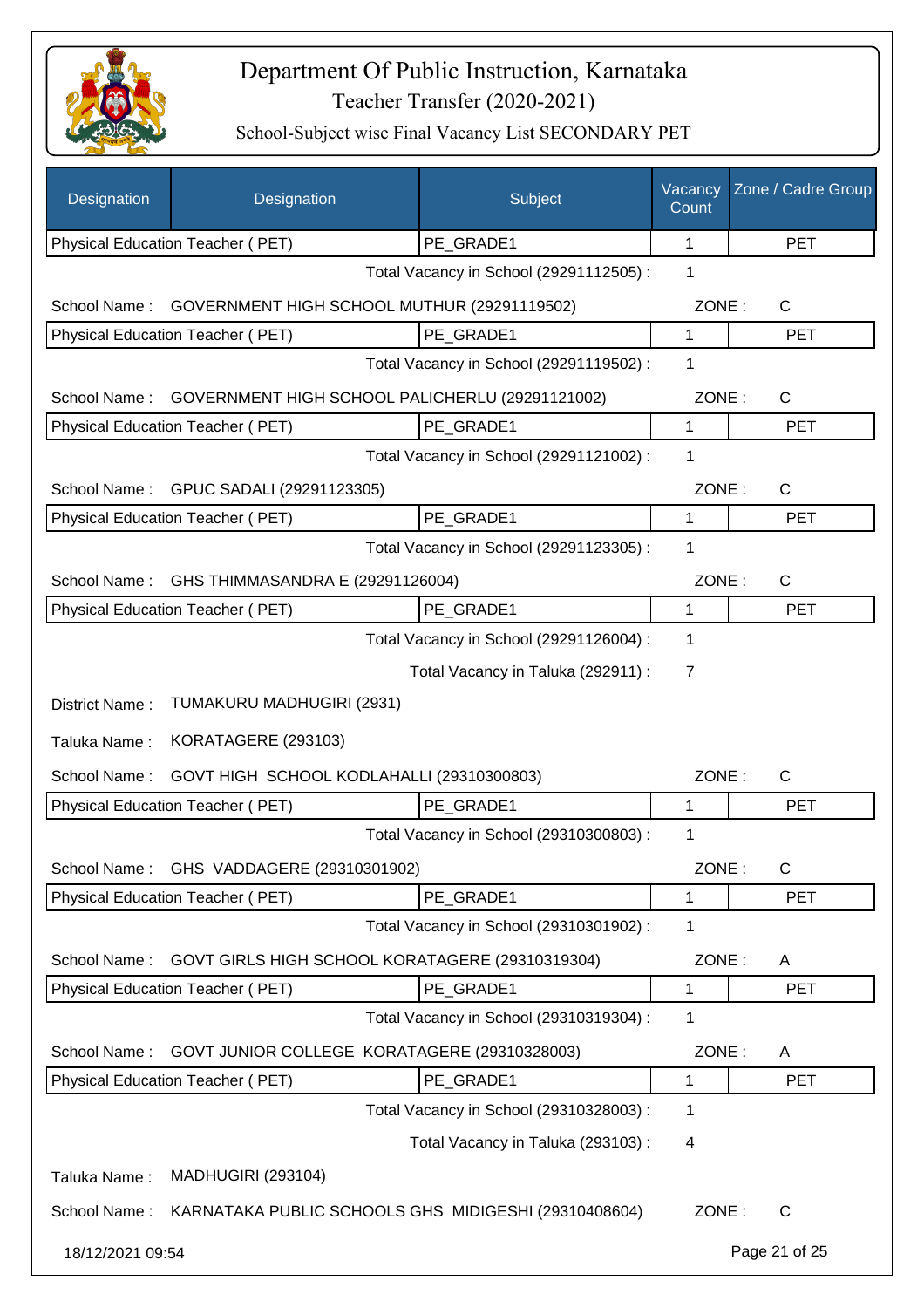# Department Of Public Instruction, Karnataka

## Teacher Transfer (2020-2021)

### School-Subject wise Final Vacancy List SECONDARY PET

| Designation | Designation | Subject | Vacancy Count | Zone / Cadre Group |
|---|---|---|---|---|
| Physical Education Teacher ( PET) | | PE_GRADE1 | 1 | PET |

Total Vacancy in School (29291112505) : 1

School Name : GOVERNMENT HIGH SCHOOL MUTHUR (29291119502) ZONE : C

| Physical Education Teacher ( PET) | PE_GRADE1 | 1 | PET |
|---|---|---|---|

Total Vacancy in School (29291119502) : 1

School Name : GOVERNMENT HIGH SCHOOL PALICHERLU (29291121002) ZONE : C

| Physical Education Teacher ( PET) | PE_GRADE1 | 1 | PET |
|---|---|---|---|

Total Vacancy in School (29291121002) : 1

School Name : GPUC SADALI (29291123305) ZONE : C

| Physical Education Teacher ( PET) | PE_GRADE1 | 1 | PET |
|---|---|---|---|

Total Vacancy in School (29291123305) : 1

School Name : GHS THIMMASANDRA E (29291126004) ZONE : C

| Physical Education Teacher ( PET) | PE_GRADE1 | 1 | PET |
|---|---|---|---|

Total Vacancy in School (29291126004) : 1

Total Vacancy in Taluka (292911) : 7

District Name : TUMAKURU MADHUGIRI (2931)

Taluka Name : KORATAGERE (293103)

School Name : GOVT HIGH SCHOOL KODLAHALLI (29310300803) ZONE : C

| Physical Education Teacher ( PET) | PE_GRADE1 | 1 | PET |
|---|---|---|---|

Total Vacancy in School (29310300803) : 1

School Name : GHS VADDAGERE (29310301902) ZONE : C

| Physical Education Teacher ( PET) | PE_GRADE1 | 1 | PET |
|---|---|---|---|

Total Vacancy in School (29310301902) : 1

School Name : GOVT GIRLS HIGH SCHOOL KORATAGERE (29310319304) ZONE : A

| Physical Education Teacher ( PET) | PE_GRADE1 | 1 | PET |
|---|---|---|---|

Total Vacancy in School (29310319304) : 1

School Name : GOVT JUNIOR COLLEGE KORATAGERE (29310328003) ZONE : A

| Physical Education Teacher ( PET) | PE_GRADE1 | 1 | PET |
|---|---|---|---|

Total Vacancy in School (29310328003) : 1

Total Vacancy in Taluka (293103) : 4

Taluka Name : MADHUGIRI (293104)

School Name : KARNATAKA PUBLIC SCHOOLS GHS MIDIGESHI (29310408604) ZONE : C

18/12/2021 09:54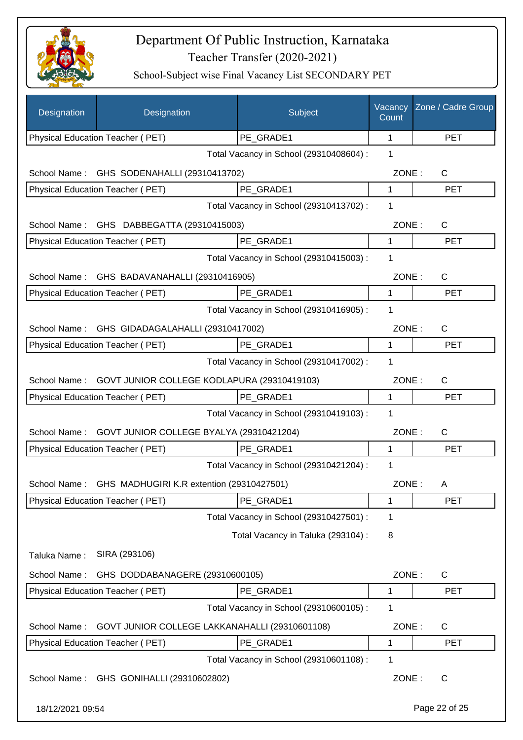# Department Of Public Instruction, Karnataka

## Teacher Transfer (2020-2021)

### School-Subject wise Final Vacancy List SECONDARY PET

| Designation | Designation | Subject | Vacancy Count | Zone / Cadre Group |
|---|---|---|---|---|
| Physical Education Teacher ( PET) | | PE_GRADE1 | 1 | PET |

Total Vacancy in School (29310408604) : 1

School Name : GHS SODENAHALLI (29310413702) ZONE : C

| Physical Education Teacher ( PET) | PE_GRADE1 | 1 | PET |
|---|---|---|---|

Total Vacancy in School (29310413702) : 1

School Name : GHS DABBEGATTA (29310415003) ZONE : C

| Physical Education Teacher ( PET) | PE_GRADE1 | 1 | PET |
|---|---|---|---|

Total Vacancy in School (29310415003) : 1

School Name : GHS BADAVANAHALLI (29310416905) ZONE : C

| Physical Education Teacher ( PET) | PE_GRADE1 | 1 | PET |
|---|---|---|---|

Total Vacancy in School (29310416905) : 1

School Name : GHS GIDADAGALAHALLI (29310417002) ZONE : C

| Physical Education Teacher ( PET) | PE_GRADE1 | 1 | PET |
|---|---|---|---|

Total Vacancy in School (29310417002) : 1

School Name : GOVT JUNIOR COLLEGE KODLAPURA (29310419103) ZONE : C

| Physical Education Teacher ( PET) | PE_GRADE1 | 1 | PET |
|---|---|---|---|

Total Vacancy in School (29310419103) : 1

School Name : GOVT JUNIOR COLLEGE BYALYA (29310421204) ZONE : C

| Physical Education Teacher ( PET) | PE_GRADE1 | 1 | PET |
|---|---|---|---|

Total Vacancy in School (29310421204) : 1

School Name : GHS MADHUGIRI K.R extention (29310427501) ZONE : A

| Physical Education Teacher ( PET) | PE_GRADE1 | 1 | PET |
|---|---|---|---|

Total Vacancy in School (29310427501) : 1

Total Vacancy in Taluka (293104) : 8

Taluka Name : SIRA (293106)

School Name : GHS DODDABANAGERE (29310600105) ZONE : C

| Physical Education Teacher ( PET) | PE_GRADE1 | 1 | PET |
|---|---|---|---|

Total Vacancy in School (29310600105) : 1

School Name : GOVT JUNIOR COLLEGE LAKKANAHALLI (29310601108) ZONE : C

| Physical Education Teacher ( PET) | PE_GRADE1 | 1 | PET |
|---|---|---|---|

Total Vacancy in School (29310601108) : 1

School Name : GHS GONIHALLI (29310602802) ZONE : C

18/12/2021 09:54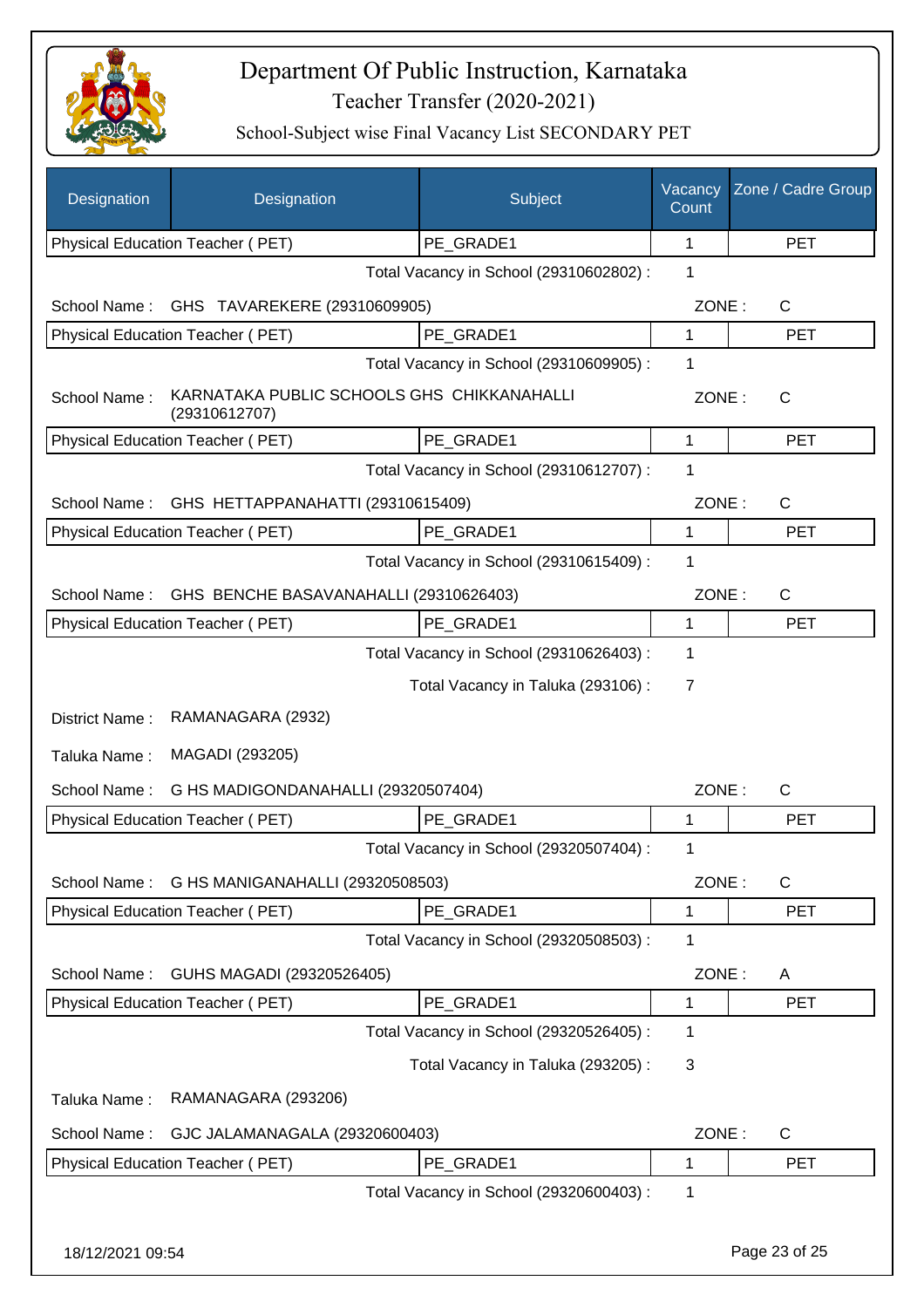# Department Of Public Instruction, Karnataka

## Teacher Transfer (2020-2021)

### School-Subject wise Final Vacancy List SECONDARY PET

| Designation | Designation | Subject | Vacancy Count | Zone / Cadre Group |
|---|---|---|---|---|
| Physical Education Teacher ( PET) | | PE_GRADE1 | 1 | PET |

Total Vacancy in School (29310602802) : 1

School Name : GHS TAVAREKERE (29310609905) ZONE : C

| Designation | Subject | Vacancy Count | Zone / Cadre Group |
|---|---|---|---|
| Physical Education Teacher ( PET) | PE_GRADE1 | 1 | PET |

Total Vacancy in School (29310609905) : 1

School Name : KARNATAKA PUBLIC SCHOOLS GHS CHIKKANAHALLI (29310612707) ZONE : C

| Designation | Subject | Vacancy Count | Zone / Cadre Group |
|---|---|---|---|
| Physical Education Teacher ( PET) | PE_GRADE1 | 1 | PET |

Total Vacancy in School (29310612707) : 1

School Name : GHS HETTAPPANAHATTI (29310615409) ZONE : C

| Designation | Subject | Vacancy Count | Zone / Cadre Group |
|---|---|---|---|
| Physical Education Teacher ( PET) | PE_GRADE1 | 1 | PET |

Total Vacancy in School (29310615409) : 1

School Name : GHS BENCHE BASAVANAHALLI (29310626403) ZONE : C

| Designation | Subject | Vacancy Count | Zone / Cadre Group |
|---|---|---|---|
| Physical Education Teacher ( PET) | PE_GRADE1 | 1 | PET |

Total Vacancy in School (29310626403) : 1

Total Vacancy in Taluka (293106) : 7

District Name : RAMANAGARA (2932)

Taluka Name : MAGADI (293205)

School Name : G HS MADIGONDANAHALLI (29320507404) ZONE : C

| Designation | Subject | Vacancy Count | Zone / Cadre Group |
|---|---|---|---|
| Physical Education Teacher ( PET) | PE_GRADE1 | 1 | PET |

Total Vacancy in School (29320507404) : 1

School Name : G HS MANIGANAHALLI (29320508503) ZONE : C

| Designation | Subject | Vacancy Count | Zone / Cadre Group |
|---|---|---|---|
| Physical Education Teacher ( PET) | PE_GRADE1 | 1 | PET |

Total Vacancy in School (29320508503) : 1

School Name : GUHS MAGADI (29320526405) ZONE : A

| Designation | Subject | Vacancy Count | Zone / Cadre Group |
|---|---|---|---|
| Physical Education Teacher ( PET) | PE_GRADE1 | 1 | PET |

Total Vacancy in School (29320526405) : 1

Total Vacancy in Taluka (293205) : 3

Taluka Name : RAMANAGARA (293206)

School Name : GJC JALAMANAGALA (29320600403) ZONE : C

| Designation | Subject | Vacancy Count | Zone / Cadre Group |
|---|---|---|---|
| Physical Education Teacher ( PET) | PE_GRADE1 | 1 | PET |

Total Vacancy in School (29320600403) : 1

18/12/2021 09:54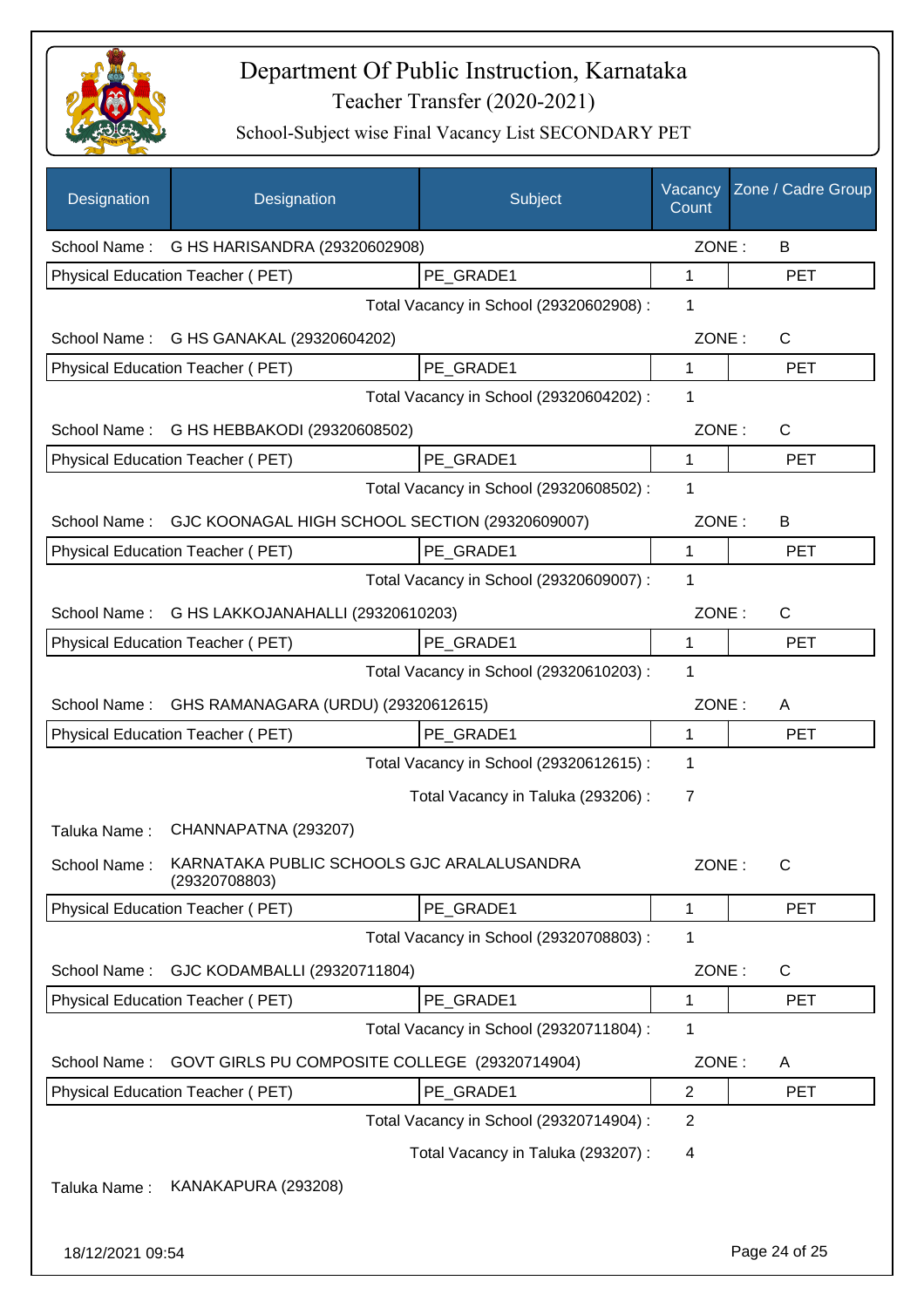# Department Of Public Instruction, Karnataka

## Teacher Transfer (2020-2021)

### School-Subject wise Final Vacancy List SECONDARY PET

| Designation | Designation | Subject | Vacancy Count | Zone / Cadre Group |
|---|---|---|---|---|
| School Name : | G HS HARISANDRA (29320602908) | | ZONE : | B |
| Physical Education Teacher ( PET) | | PE_GRADE1 | 1 | PET |
| | | Total Vacancy in School (29320602908) : | 1 | |
| School Name : | G HS GANAKAL (29320604202) | | ZONE : | C |
| Physical Education Teacher ( PET) | | PE_GRADE1 | 1 | PET |
| | | Total Vacancy in School (29320604202) : | 1 | |
| School Name : | G HS HEBBAKODI (29320608502) | | ZONE : | C |
| Physical Education Teacher ( PET) | | PE_GRADE1 | 1 | PET |
| | | Total Vacancy in School (29320608502) : | 1 | |
| School Name : | GJC KOONAGAL HIGH SCHOOL SECTION (29320609007) | | ZONE : | B |
| Physical Education Teacher ( PET) | | PE_GRADE1 | 1 | PET |
| | | Total Vacancy in School (29320609007) : | 1 | |
| School Name : | G HS LAKKOJANAHALLI (29320610203) | | ZONE : | C |
| Physical Education Teacher ( PET) | | PE_GRADE1 | 1 | PET |
| | | Total Vacancy in School (29320610203) : | 1 | |
| School Name : | GHS RAMANAGARA (URDU) (29320612615) | | ZONE : | A |
| Physical Education Teacher ( PET) | | PE_GRADE1 | 1 | PET |
| | | Total Vacancy in School (29320612615) : | 1 | |
| | | Total Vacancy in Taluka (293206) : | 7 | |
| Taluka Name : | CHANNAPATNA (293207) | | | |
| School Name : | KARNATAKA PUBLIC SCHOOLS GJC ARALALUSANDRA (29320708803) | | ZONE : | C |
| Physical Education Teacher ( PET) | | PE_GRADE1 | 1 | PET |
| | | Total Vacancy in School (29320708803) : | 1 | |
| School Name : | GJC KODAMBALLI (29320711804) | | ZONE : | C |
| Physical Education Teacher ( PET) | | PE_GRADE1 | 1 | PET |
| | | Total Vacancy in School (29320711804) : | 1 | |
| School Name : | GOVT GIRLS PU COMPOSITE COLLEGE (29320714904) | | ZONE : | A |
| Physical Education Teacher ( PET) | | PE_GRADE1 | 2 | PET |
| | | Total Vacancy in School (29320714904) : | 2 | |
| | | Total Vacancy in Taluka (293207) : | 4 | |
| Taluka Name : | KANAKAPURA (293208) | | | |

18/12/2021 09:54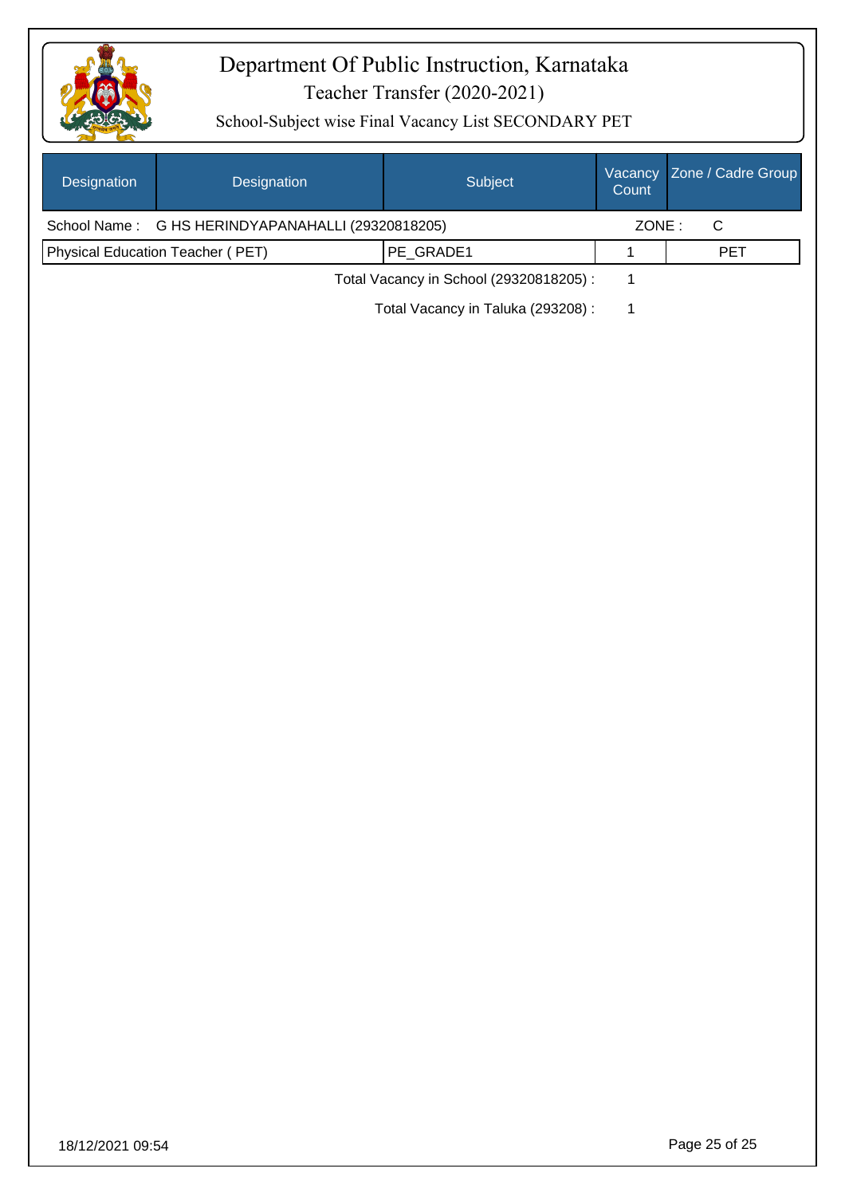# Department Of Public Instruction, Karnataka

## Teacher Transfer (2020-2021)

### School-Subject wise Final Vacancy List SECONDARY PET

| Designation | Designation | Subject | Vacancy Count | Zone / Cadre Group |
|---|---|---|---|---|
| School Name : | G HS HERINDYAPANAHALLI (29320818205) | | ZONE : | C |
| Physical Education Teacher ( PET) | | PE_GRADE1 | 1 | PET |
| | | Total Vacancy in School (29320818205) : | 1 | |
| | | Total Vacancy in Taluka (293208) : | 1 | |

18/12/2021 09:54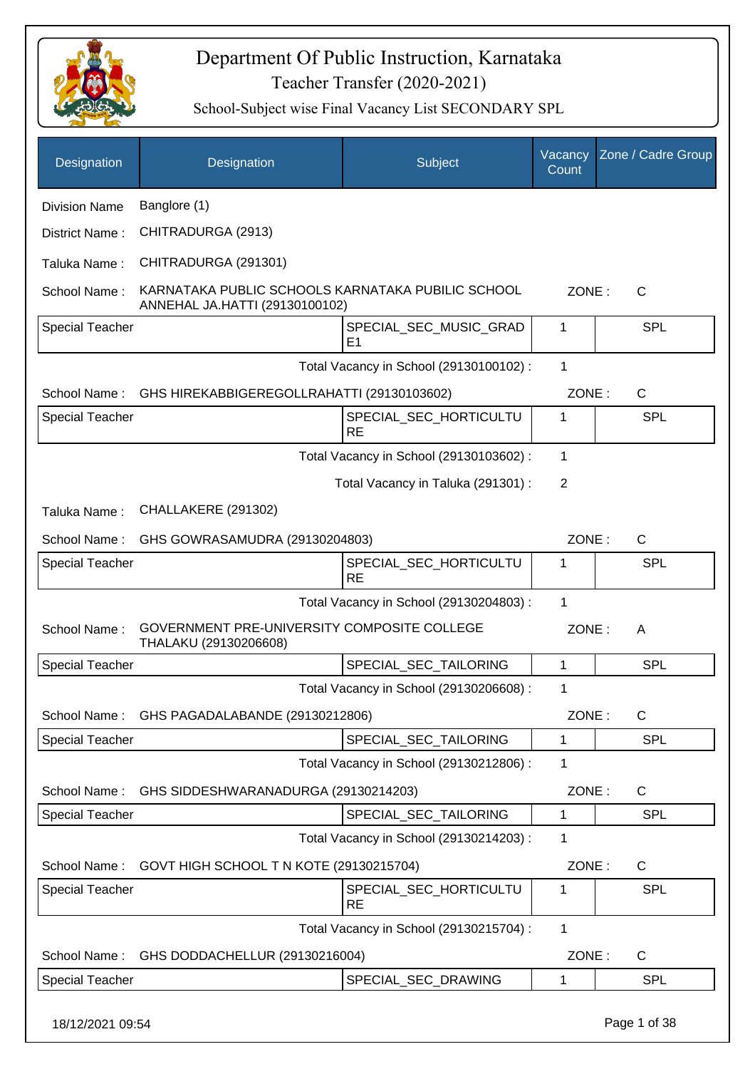# Department Of Public Instruction, Karnataka

## Teacher Transfer (2020-2021)

### School-Subject wise Final Vacancy List SECONDARY SPL

| Designation | Designation | Subject | Vacancy Count | Zone / Cadre Group |
|---|---|---|---|---|

Division Name : Banglore (1)

District Name : CHITRADURGA (2913)

Taluka Name : CHITRADURGA (291301)

School Name : KARNATAKA PUBLIC SCHOOLS KARNATAKA PUBILIC SCHOOL ANNEHAL JA.HATTI (29130100102) ZONE : C

| Special Teacher | | SPECIAL_SEC_MUSIC_GRADE1 | 1 | SPL |
|---|---|---|---|---|

Total Vacancy in School (29130100102) : 1

School Name : GHS HIREKABBIGEREGOLLRAHATTI (29130103602) ZONE : C

| Special Teacher | | SPECIAL_SEC_HORTICULTURE | 1 | SPL |
|---|---|---|---|---|

Total Vacancy in School (29130103602) : 1

Total Vacancy in Taluka (291301) : 2

Taluka Name : CHALLAKERE (291302)

School Name : GHS GOWRASAMUDRA (29130204803) ZONE : C

| Special Teacher | | SPECIAL_SEC_HORTICULTURE | 1 | SPL |
|---|---|---|---|---|

Total Vacancy in School (29130204803) : 1

School Name : GOVERNMENT PRE-UNIVERSITY COMPOSITE COLLEGE THALAKU (29130206608) ZONE : A

| Special Teacher | | SPECIAL_SEC_TAILORING | 1 | SPL |
|---|---|---|---|---|

Total Vacancy in School (29130206608) : 1

School Name : GHS PAGADALABANDE (29130212806) ZONE : C

| Special Teacher | | SPECIAL_SEC_TAILORING | 1 | SPL |
|---|---|---|---|---|

Total Vacancy in School (29130212806) : 1

School Name : GHS SIDDESHWARANADURGA (29130214203) ZONE : C

| Special Teacher | | SPECIAL_SEC_TAILORING | 1 | SPL |
|---|---|---|---|---|

Total Vacancy in School (29130214203) : 1

School Name : GOVT HIGH SCHOOL T N KOTE (29130215704) ZONE : C

| Special Teacher | | SPECIAL_SEC_HORTICULTURE | 1 | SPL |
|---|---|---|---|---|

Total Vacancy in School (29130215704) : 1

School Name : GHS DODDACHELLUR (29130216004) ZONE : C

| Special Teacher | | SPECIAL_SEC_DRAWING | 1 | SPL |
|---|---|---|---|---|

18/12/2021 09:54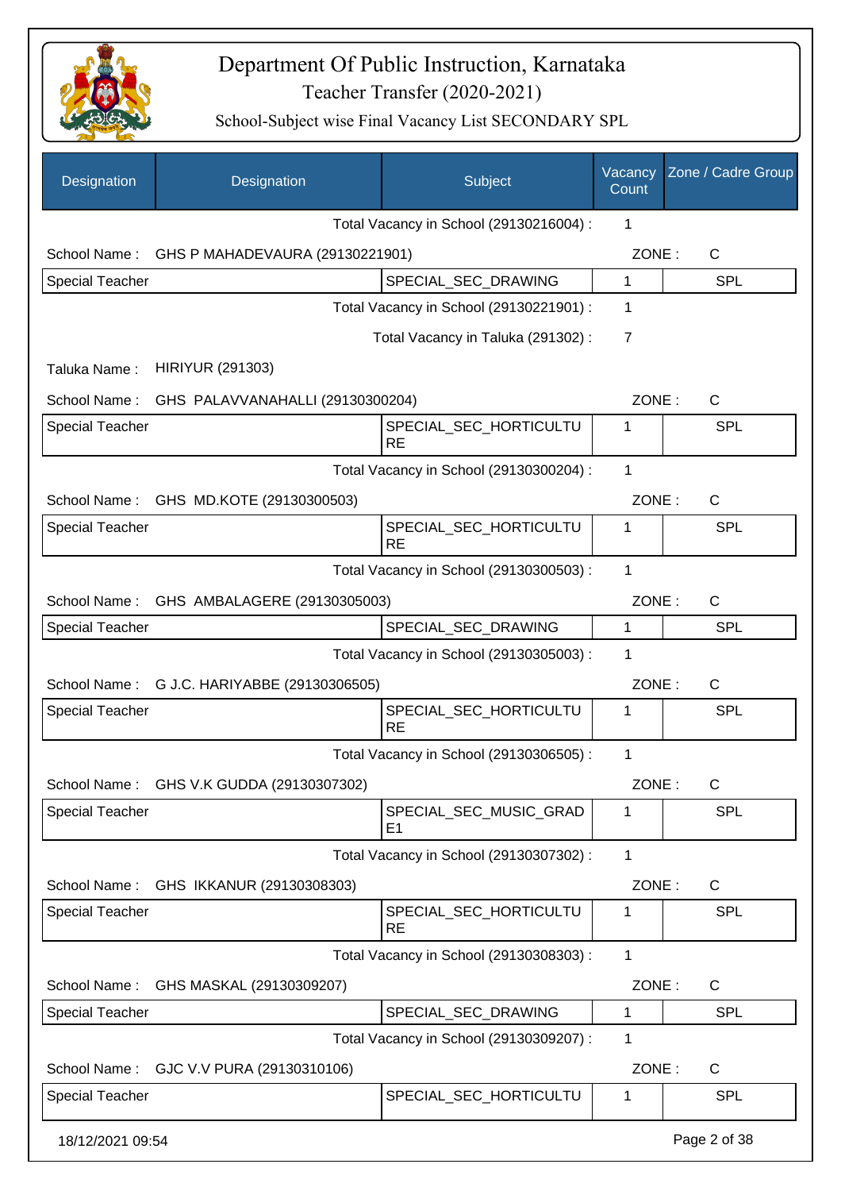# Department Of Public Instruction, Karnataka

## Teacher Transfer (2020-2021)

### School-Subject wise Final Vacancy List SECONDARY SPL

| Designation | Designation | Subject | Vacancy Count | Zone / Cadre Group |
|---|---|---|---|---|
| | | Total Vacancy in School (29130216004) : | 1 | |
| School Name : | GHS P MAHADEVAURA (29130221901) | | ZONE : | C |
| Special Teacher | | SPECIAL_SEC_DRAWING | 1 | SPL |
| | | Total Vacancy in School (29130221901) : | 1 | |
| | | Total Vacancy in Taluka (291302) : | 7 | |
| Taluka Name : | HIRIYUR (291303) | | | |
| School Name : | GHS PALAVVANAHALLI (29130300204) | | ZONE : | C |
| Special Teacher | | SPECIAL_SEC_HORTICULTURE | 1 | SPL |
| | | Total Vacancy in School (29130300204) : | 1 | |
| School Name : | GHS MD.KOTE (29130300503) | | ZONE : | C |
| Special Teacher | | SPECIAL_SEC_HORTICULTURE | 1 | SPL |
| | | Total Vacancy in School (29130300503) : | 1 | |
| School Name : | GHS AMBALAGERE (29130305003) | | ZONE : | C |
| Special Teacher | | SPECIAL_SEC_DRAWING | 1 | SPL |
| | | Total Vacancy in School (29130305003) : | 1 | |
| School Name : | G J.C. HARIYABBE (29130306505) | | ZONE : | C |
| Special Teacher | | SPECIAL_SEC_HORTICULTURE | 1 | SPL |
| | | Total Vacancy in School (29130306505) : | 1 | |
| School Name : | GHS V.K GUDDA (29130307302) | | ZONE : | C |
| Special Teacher | | SPECIAL_SEC_MUSIC_GRADE1 | 1 | SPL |
| | | Total Vacancy in School (29130307302) : | 1 | |
| School Name : | GHS IKKANUR (29130308303) | | ZONE : | C |
| Special Teacher | | SPECIAL_SEC_HORTICULTURE | 1 | SPL |
| | | Total Vacancy in School (29130308303) : | 1 | |
| School Name : | GHS MASKAL (29130309207) | | ZONE : | C |
| Special Teacher | | SPECIAL_SEC_DRAWING | 1 | SPL |
| | | Total Vacancy in School (29130309207) : | 1 | |
| School Name : | GJC V.V PURA (29130310106) | | ZONE : | C |
| Special Teacher | | SPECIAL_SEC_HORTICULTU | 1 | SPL |

18/12/2021 09:54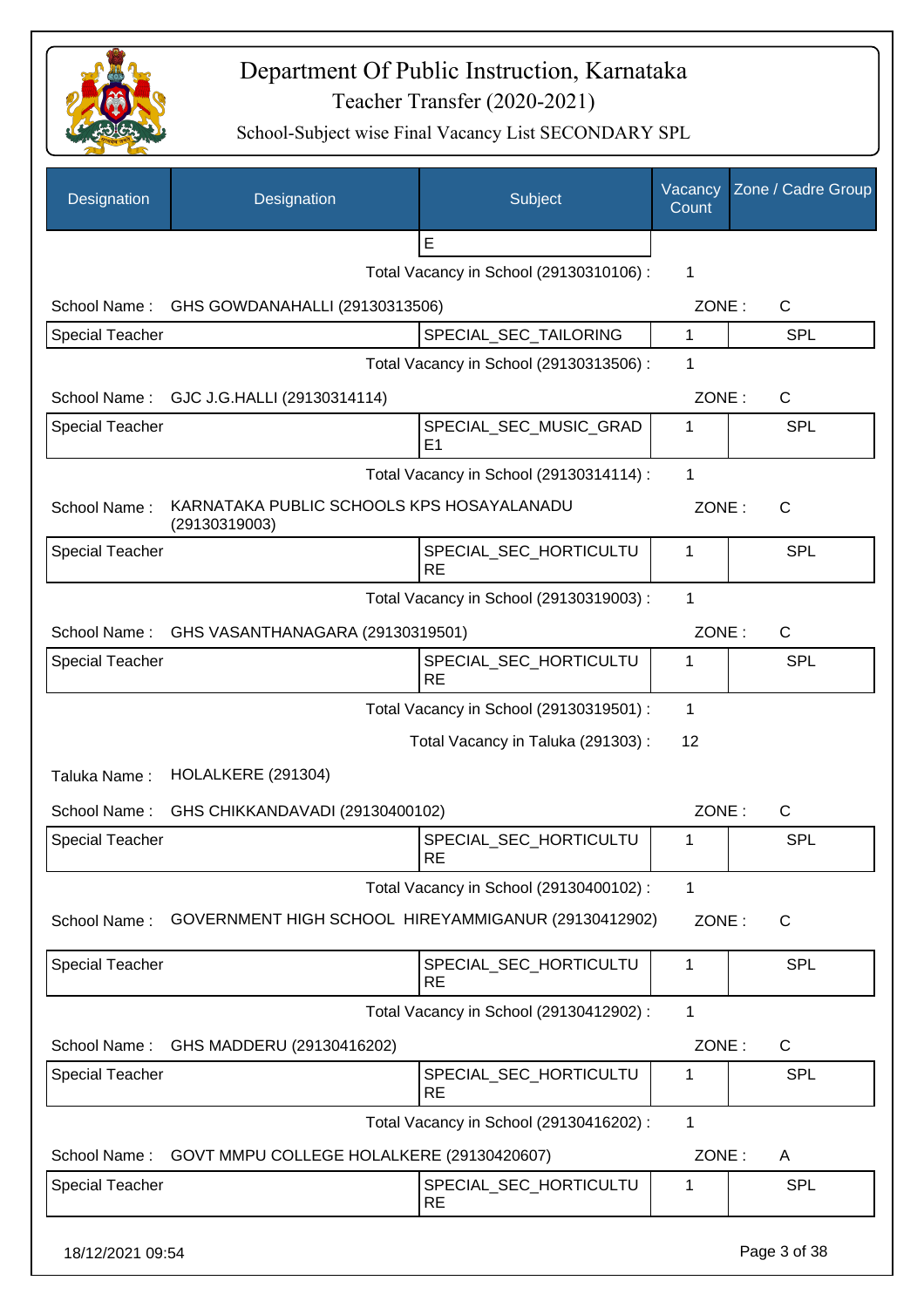# Department Of Public Instruction, Karnataka

Teacher Transfer (2020-2021)

School-Subject wise Final Vacancy List SECONDARY SPL

| Designation | Designation | Subject | Vacancy Count | Zone / Cadre Group |
|---|---|---|---|---|
| | | E | | |
| | | Total Vacancy in School (29130310106) : | 1 | |
| School Name : | GHS GOWDANAHALLI (29130313506) | | ZONE : | C |
| Special Teacher | | SPECIAL_SEC_TAILORING | 1 | SPL |
| | | Total Vacancy in School (29130313506) : | 1 | |
| School Name : | GJC J.G.HALLI (29130314114) | | ZONE : | C |
| Special Teacher | | SPECIAL_SEC_MUSIC_GRADE1 | 1 | SPL |
| | | Total Vacancy in School (29130314114) : | 1 | |
| School Name : | KARNATAKA PUBLIC SCHOOLS KPS HOSAYALANADU (29130319003) | | ZONE : | C |
| Special Teacher | | SPECIAL_SEC_HORTICULTURE | 1 | SPL |
| | | Total Vacancy in School (29130319003) : | 1 | |
| School Name : | GHS VASANTHANAGARA (29130319501) | | ZONE : | C |
| Special Teacher | | SPECIAL_SEC_HORTICULTURE | 1 | SPL |
| | | Total Vacancy in School (29130319501) : | 1 | |
| | | Total Vacancy in Taluka (291303) : | 12 | |
| Taluka Name : | HOLALKERE (291304) | | | |
| School Name : | GHS CHIKKANDAVADI (29130400102) | | ZONE : | C |
| Special Teacher | | SPECIAL_SEC_HORTICULTURE | 1 | SPL |
| | | Total Vacancy in School (29130400102) : | 1 | |
| School Name : | GOVERNMENT HIGH SCHOOL HIREYAMMIGANUR (29130412902) | | ZONE : | C |
| Special Teacher | | SPECIAL_SEC_HORTICULTURE | 1 | SPL |
| | | Total Vacancy in School (29130412902) : | 1 | |
| School Name : | GHS MADDERU (29130416202) | | ZONE : | C |
| Special Teacher | | SPECIAL_SEC_HORTICULTURE | 1 | SPL |
| | | Total Vacancy in School (29130416202) : | 1 | |
| School Name : | GOVT MMPU COLLEGE HOLALKERE (29130420607) | | ZONE : | A |
| Special Teacher | | SPECIAL_SEC_HORTICULTURE | 1 | SPL |

18/12/2021 09:54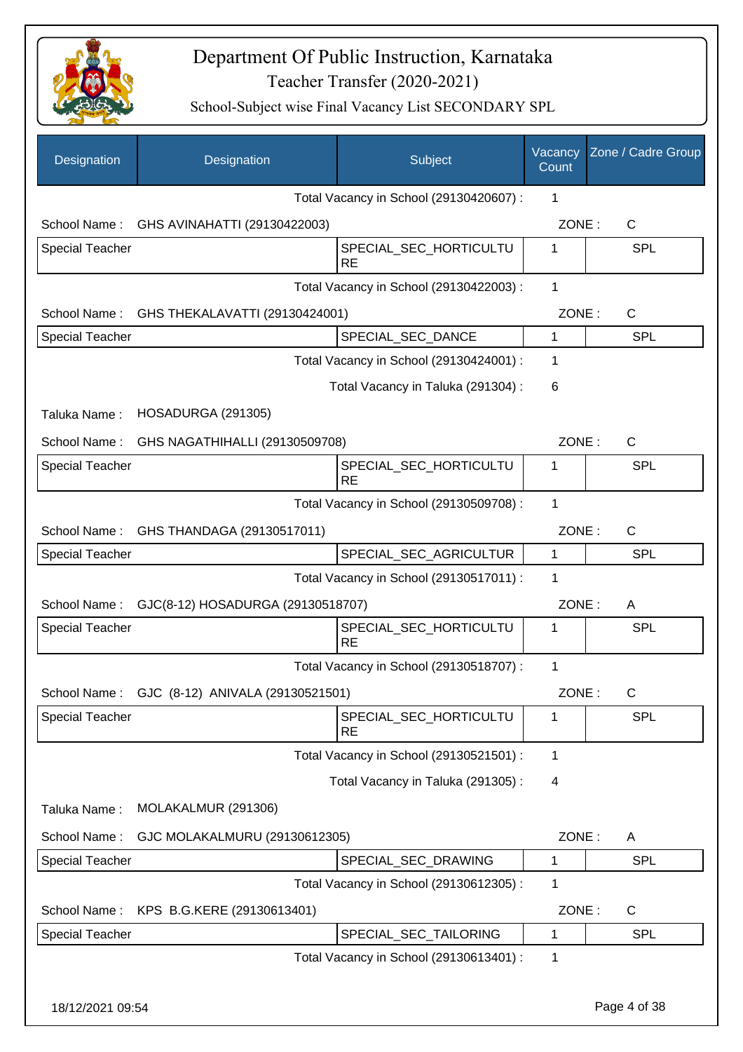# Department Of Public Instruction, Karnataka

Teacher Transfer (2020-2021)

School-Subject wise Final Vacancy List SECONDARY SPL

| Designation | Designation | Subject | Vacancy Count | Zone / Cadre Group |
|---|---|---|---|---|
| | | Total Vacancy in School (29130420607) : | 1 | |
| School Name : | GHS AVINAHATTI (29130422003) | | ZONE : | C |
| Special Teacher | | SPECIAL_SEC_HORTICULTURE | 1 | SPL |
| | | Total Vacancy in School (29130422003) : | 1 | |
| School Name : | GHS THEKALAVATTI (29130424001) | | ZONE : | C |
| Special Teacher | | SPECIAL_SEC_DANCE | 1 | SPL |
| | | Total Vacancy in School (29130424001) : | 1 | |
| | | Total Vacancy in Taluka (291304) : | 6 | |
| Taluka Name : | HOSADURGA (291305) | | | |
| School Name : | GHS NAGATHIHALLI (29130509708) | | ZONE : | C |
| Special Teacher | | SPECIAL_SEC_HORTICULTURE | 1 | SPL |
| | | Total Vacancy in School (29130509708) : | 1 | |
| School Name : | GHS THANDAGA (29130517011) | | ZONE : | C |
| Special Teacher | | SPECIAL_SEC_AGRICULTUR | 1 | SPL |
| | | Total Vacancy in School (29130517011) : | 1 | |
| School Name : | GJC(8-12) HOSADURGA (29130518707) | | ZONE : | A |
| Special Teacher | | SPECIAL_SEC_HORTICULTURE | 1 | SPL |
| | | Total Vacancy in School (29130518707) : | 1 | |
| School Name : | GJC (8-12) ANIVALA (29130521501) | | ZONE : | C |
| Special Teacher | | SPECIAL_SEC_HORTICULTURE | 1 | SPL |
| | | Total Vacancy in School (29130521501) : | 1 | |
| | | Total Vacancy in Taluka (291305) : | 4 | |
| Taluka Name : | MOLAKALMUR (291306) | | | |
| School Name : | GJC MOLAKALMURU (29130612305) | | ZONE : | A |
| Special Teacher | | SPECIAL_SEC_DRAWING | 1 | SPL |
| | | Total Vacancy in School (29130612305) : | 1 | |
| School Name : | KPS B.G.KERE (29130613401) | | ZONE : | C |
| Special Teacher | | SPECIAL_SEC_TAILORING | 1 | SPL |
| | | Total Vacancy in School (29130613401) : | 1 | |

18/12/2021 09:54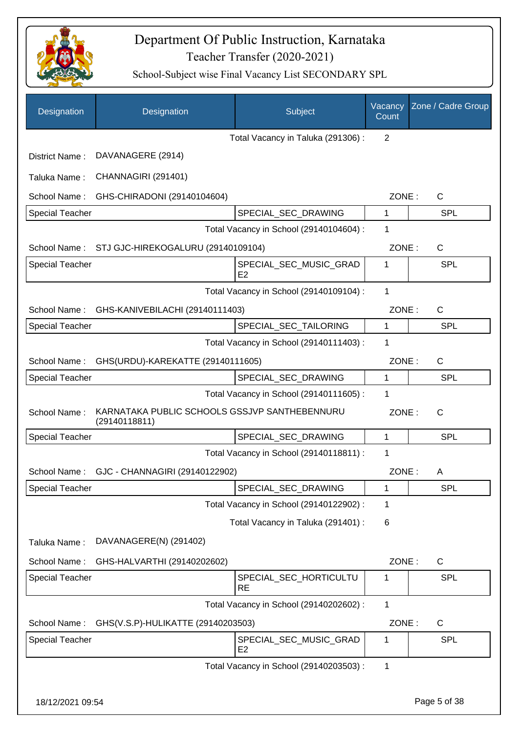# Department Of Public Instruction, Karnataka

Teacher Transfer (2020-2021)

School-Subject wise Final Vacancy List SECONDARY SPL

| Designation | Designation | Subject | Vacancy Count | Zone / Cadre Group |
|---|---|---|---|---|

Total Vacancy in Taluka (291306) : 2

District Name : DAVANAGERE (2914)

Taluka Name : CHANNAGIRI (291401)

School Name : GHS-CHIRADONI (29140104604) ZONE : C

| Special Teacher | SPECIAL_SEC_DRAWING | 1 | SPL |
|---|---|---|---|

Total Vacancy in School (29140104604) : 1

School Name : STJ GJC-HIREKOGALURU (29140109104) ZONE : C

| Special Teacher | SPECIAL_SEC_MUSIC_GRADE2 | 1 | SPL |
|---|---|---|---|

Total Vacancy in School (29140109104) : 1

School Name : GHS-KANIVEBILACHI (29140111403) ZONE : C

| Special Teacher | SPECIAL_SEC_TAILORING | 1 | SPL |
|---|---|---|---|

Total Vacancy in School (29140111403) : 1

School Name : GHS(URDU)-KAREKATTE (29140111605) ZONE : C

| Special Teacher | SPECIAL_SEC_DRAWING | 1 | SPL |
|---|---|---|---|

Total Vacancy in School (29140111605) : 1

School Name : KARNATAKA PUBLIC SCHOOLS GSSJVP SANTHEBENNURU (29140118811) ZONE : C

| Special Teacher | SPECIAL_SEC_DRAWING | 1 | SPL |
|---|---|---|---|

Total Vacancy in School (29140118811) : 1

School Name : GJC - CHANNAGIRI (29140122902) ZONE : A

| Special Teacher | SPECIAL_SEC_DRAWING | 1 | SPL |
|---|---|---|---|

Total Vacancy in School (29140122902) : 1

Total Vacancy in Taluka (291401) : 6

Taluka Name : DAVANAGERE(N) (291402)

School Name : GHS-HALVARTHI (29140202602) ZONE : C

| Special Teacher | SPECIAL_SEC_HORTICULTURE | 1 | SPL |
|---|---|---|---|

Total Vacancy in School (29140202602) : 1

School Name : GHS(V.S.P)-HULIKATTE (29140203503) ZONE : C

| Special Teacher | SPECIAL_SEC_MUSIC_GRADE2 | 1 | SPL |
|---|---|---|---|

Total Vacancy in School (29140203503) : 1

18/12/2021 09:54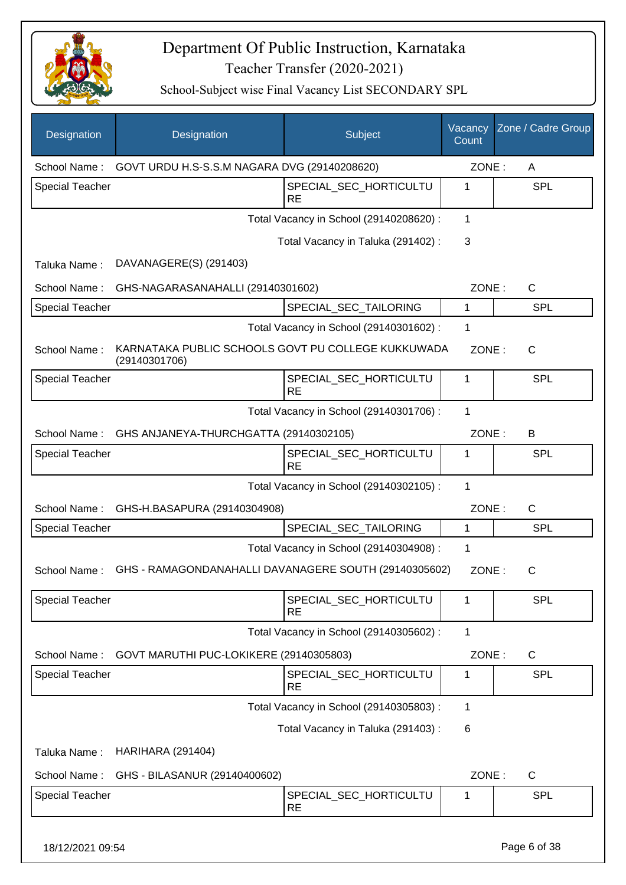# Department Of Public Instruction, Karnataka

## Teacher Transfer (2020-2021)

### School-Subject wise Final Vacancy List SECONDARY SPL

| Designation | Designation | Subject | Vacancy Count | Zone / Cadre Group |
|---|---|---|---|---|
| School Name : | GOVT URDU H.S-S.S.M NAGARA DVG (29140208620) | | ZONE : | A |
| Special Teacher | | SPECIAL_SEC_HORTICULTURE | 1 | SPL |
| | | Total Vacancy in School (29140208620) : | 1 | |
| | | Total Vacancy in Taluka (291402) : | 3 | |
| Taluka Name : | DAVANAGERE(S) (291403) | | | |
| School Name : | GHS-NAGARASANAHALLI (29140301602) | | ZONE : | C |
| Special Teacher | | SPECIAL_SEC_TAILORING | 1 | SPL |
| | | Total Vacancy in School (29140301602) : | 1 | |
| School Name : | KARNATAKA PUBLIC SCHOOLS GOVT PU COLLEGE KUKKUWADA (29140301706) | | ZONE : | C |
| Special Teacher | | SPECIAL_SEC_HORTICULTURE | 1 | SPL |
| | | Total Vacancy in School (29140301706) : | 1 | |
| School Name : | GHS ANJANEYA-THURCHGATTA (29140302105) | | ZONE : | B |
| Special Teacher | | SPECIAL_SEC_HORTICULTURE | 1 | SPL |
| | | Total Vacancy in School (29140302105) : | 1 | |
| School Name : | GHS-H.BASAPURA (29140304908) | | ZONE : | C |
| Special Teacher | | SPECIAL_SEC_TAILORING | 1 | SPL |
| | | Total Vacancy in School (29140304908) : | 1 | |
| School Name : | GHS - RAMAGONDANAHALLI DAVANAGERE SOUTH (29140305602) | | ZONE : | C |
| Special Teacher | | SPECIAL_SEC_HORTICULTURE | 1 | SPL |
| | | Total Vacancy in School (29140305602) : | 1 | |
| School Name : | GOVT MARUTHI PUC-LOKIKERE (29140305803) | | ZONE : | C |
| Special Teacher | | SPECIAL_SEC_HORTICULTURE | 1 | SPL |
| | | Total Vacancy in School (29140305803) : | 1 | |
| | | Total Vacancy in Taluka (291403) : | 6 | |
| Taluka Name : | HARIHARA (291404) | | | |
| School Name : | GHS - BILASANUR (29140400602) | | ZONE : | C |
| Special Teacher | | SPECIAL_SEC_HORTICULTURE | 1 | SPL |

18/12/2021 09:54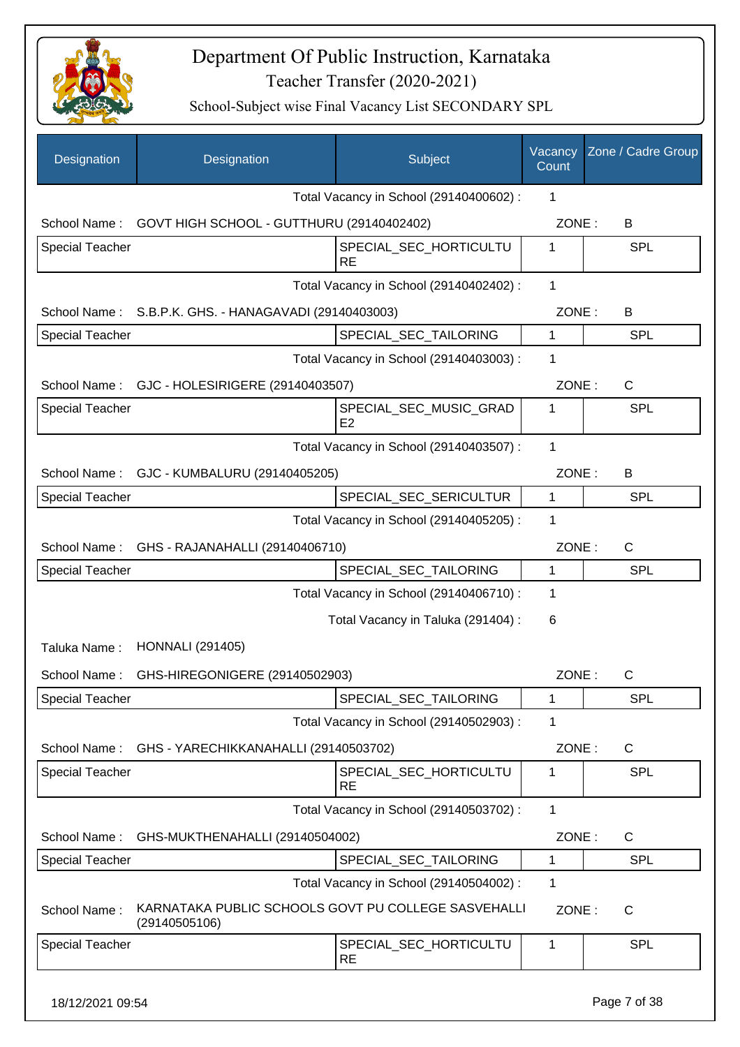# Department Of Public Instruction, Karnataka

Teacher Transfer (2020-2021)

School-Subject wise Final Vacancy List SECONDARY SPL

| Designation | Designation | Subject | Vacancy Count | Zone / Cadre Group |
|---|---|---|---|---|
| | | Total Vacancy in School (29140400602) : | 1 | |
| School Name : | GOVT HIGH SCHOOL - GUTTHURU (29140402402) | | ZONE : | B |
| Special Teacher | | SPECIAL_SEC_HORTICULTURE | 1 | SPL |
| | | Total Vacancy in School (29140402402) : | 1 | |
| School Name : | S.B.P.K. GHS. - HANAGAVADI (29140403003) | | ZONE : | B |
| Special Teacher | | SPECIAL_SEC_TAILORING | 1 | SPL |
| | | Total Vacancy in School (29140403003) : | 1 | |
| School Name : | GJC - HOLESIRIGERE (29140403507) | | ZONE : | C |
| Special Teacher | | SPECIAL_SEC_MUSIC_GRADE2 | 1 | SPL |
| | | Total Vacancy in School (29140403507) : | 1 | |
| School Name : | GJC - KUMBALURU (29140405205) | | ZONE : | B |
| Special Teacher | | SPECIAL_SEC_SERICULTUR | 1 | SPL |
| | | Total Vacancy in School (29140405205) : | 1 | |
| School Name : | GHS - RAJANAHALLI (29140406710) | | ZONE : | C |
| Special Teacher | | SPECIAL_SEC_TAILORING | 1 | SPL |
| | | Total Vacancy in School (29140406710) : | 1 | |
| | | Total Vacancy in Taluka (291404) : | 6 | |
| Taluka Name : | HONNALI (291405) | | | |
| School Name : | GHS-HIREGONIGERE (29140502903) | | ZONE : | C |
| Special Teacher | | SPECIAL_SEC_TAILORING | 1 | SPL |
| | | Total Vacancy in School (29140502903) : | 1 | |
| School Name : | GHS - YARECHIKKANAHALLI (29140503702) | | ZONE : | C |
| Special Teacher | | SPECIAL_SEC_HORTICULTURE | 1 | SPL |
| | | Total Vacancy in School (29140503702) : | 1 | |
| School Name : | GHS-MUKTHENAHALLI (29140504002) | | ZONE : | C |
| Special Teacher | | SPECIAL_SEC_TAILORING | 1 | SPL |
| | | Total Vacancy in School (29140504002) : | 1 | |
| School Name : | KARNATAKA PUBLIC SCHOOLS GOVT PU COLLEGE SASVEHALLI (29140505106) | | ZONE : | C |
| Special Teacher | | SPECIAL_SEC_HORTICULTURE | 1 | SPL |

18/12/2021 09:54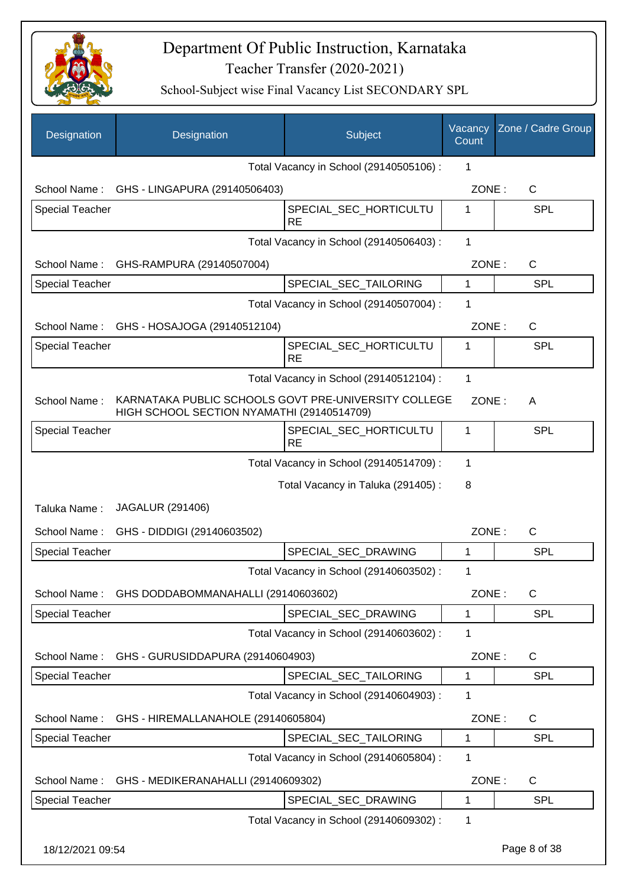# Department Of Public Instruction, Karnataka

## Teacher Transfer (2020-2021)

### School-Subject wise Final Vacancy List SECONDARY SPL

| Designation | Designation | Subject | Vacancy Count | Zone / Cadre Group |
|---|---|---|---|---|
| | | Total Vacancy in School (29140505106) : | 1 | |
| School Name : | GHS - LINGAPURA (29140506403) | | ZONE : | C |
| Special Teacher | | SPECIAL_SEC_HORTICULTURE | 1 | SPL |
| | | Total Vacancy in School (29140506403) : | 1 | |
| School Name : | GHS-RAMPURA (29140507004) | | ZONE : | C |
| Special Teacher | | SPECIAL_SEC_TAILORING | 1 | SPL |
| | | Total Vacancy in School (29140507004) : | 1 | |
| School Name : | GHS - HOSAJOGA (29140512104) | | ZONE : | C |
| Special Teacher | | SPECIAL_SEC_HORTICULTURE | 1 | SPL |
| | | Total Vacancy in School (29140512104) : | 1 | |
| School Name : | KARNATAKA PUBLIC SCHOOLS GOVT PRE-UNIVERSITY COLLEGE HIGH SCHOOL SECTION NYAMATHI (29140514709) | | ZONE : | A |
| Special Teacher | | SPECIAL_SEC_HORTICULTURE | 1 | SPL |
| | | Total Vacancy in School (29140514709) : | 1 | |
| | | Total Vacancy in Taluka (291405) : | 8 | |
| Taluka Name : | JAGALUR (291406) | | | |
| School Name : | GHS - DIDDIGI (29140603502) | | ZONE : | C |
| Special Teacher | | SPECIAL_SEC_DRAWING | 1 | SPL |
| | | Total Vacancy in School (29140603502) : | 1 | |
| School Name : | GHS DODDABOMMANAHALLI (29140603602) | | ZONE : | C |
| Special Teacher | | SPECIAL_SEC_DRAWING | 1 | SPL |
| | | Total Vacancy in School (29140603602) : | 1 | |
| School Name : | GHS - GURUSIDDAPURA (29140604903) | | ZONE : | C |
| Special Teacher | | SPECIAL_SEC_TAILORING | 1 | SPL |
| | | Total Vacancy in School (29140604903) : | 1 | |
| School Name : | GHS - HIREMALLANAHOLE (29140605804) | | ZONE : | C |
| Special Teacher | | SPECIAL_SEC_TAILORING | 1 | SPL |
| | | Total Vacancy in School (29140605804) : | 1 | |
| School Name : | GHS - MEDIKERANAHALLI (29140609302) | | ZONE : | C |
| Special Teacher | | SPECIAL_SEC_DRAWING | 1 | SPL |
| | | Total Vacancy in School (29140609302) : | 1 | |

18/12/2021 09:54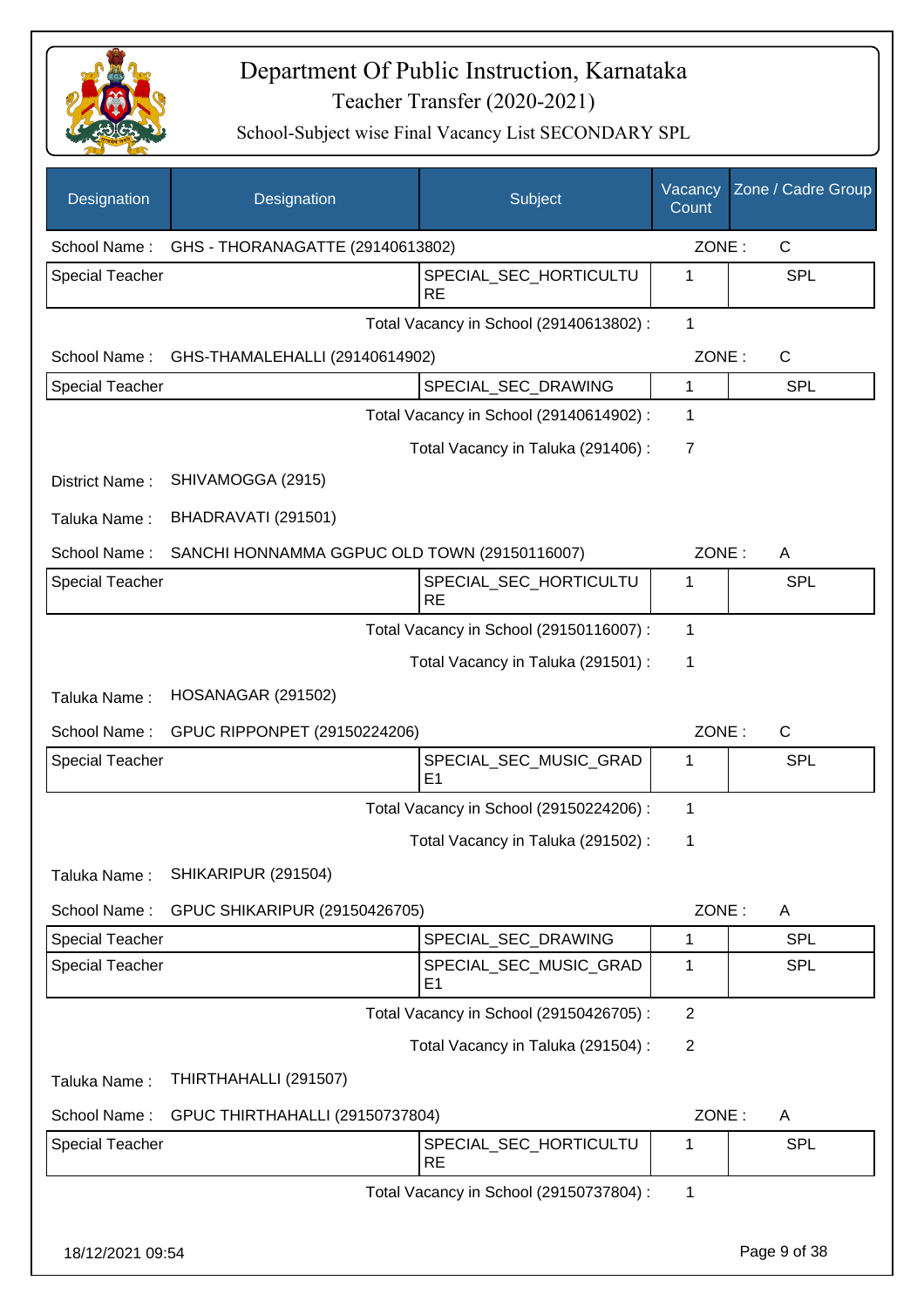# Department Of Public Instruction, Karnataka

## Teacher Transfer (2020-2021)

### School-Subject wise Final Vacancy List SECONDARY SPL

| Designation | Designation | Subject | Vacancy Count | Zone / Cadre Group |
|---|---|---|---|---|
| School Name : | GHS - THORANAGATTE (29140613802) | | ZONE : | C |
| Special Teacher | | SPECIAL_SEC_HORTICULTURE | 1 | SPL |
| | | Total Vacancy in School (29140613802) : | 1 | |
| School Name : | GHS-THAMALEHALLI (29140614902) | | ZONE : | C |
| Special Teacher | | SPECIAL_SEC_DRAWING | 1 | SPL |
| | | Total Vacancy in School (29140614902) : | 1 | |
| | | Total Vacancy in Taluka (291406) : | 7 | |
| District Name : | SHIVAMOGGA (2915) | | | |
| Taluka Name : | BHADRAVATI (291501) | | | |
| School Name : | SANCHI HONNAMMA GGPUC OLD TOWN (29150116007) | | ZONE : | A |
| Special Teacher | | SPECIAL_SEC_HORTICULTURE | 1 | SPL |
| | | Total Vacancy in School (29150116007) : | 1 | |
| | | Total Vacancy in Taluka (291501) : | 1 | |
| Taluka Name : | HOSANAGAR (291502) | | | |
| School Name : | GPUC RIPPONPET (29150224206) | | ZONE : | C |
| Special Teacher | | SPECIAL_SEC_MUSIC_GRADE1 | 1 | SPL |
| | | Total Vacancy in School (29150224206) : | 1 | |
| | | Total Vacancy in Taluka (291502) : | 1 | |
| Taluka Name : | SHIKARIPUR (291504) | | | |
| School Name : | GPUC SHIKARIPUR (29150426705) | | ZONE : | A |
| Special Teacher | | SPECIAL_SEC_DRAWING | 1 | SPL |
| Special Teacher | | SPECIAL_SEC_MUSIC_GRADE1 | 1 | SPL |
| | | Total Vacancy in School (29150426705) : | 2 | |
| | | Total Vacancy in Taluka (291504) : | 2 | |
| Taluka Name : | THIRTHAHALLI (291507) | | | |
| School Name : | GPUC THIRTHAHALLI (29150737804) | | ZONE : | A |
| Special Teacher | | SPECIAL_SEC_HORTICULTURE | 1 | SPL |
| | | Total Vacancy in School (29150737804) : | 1 | |

18/12/2021 09:54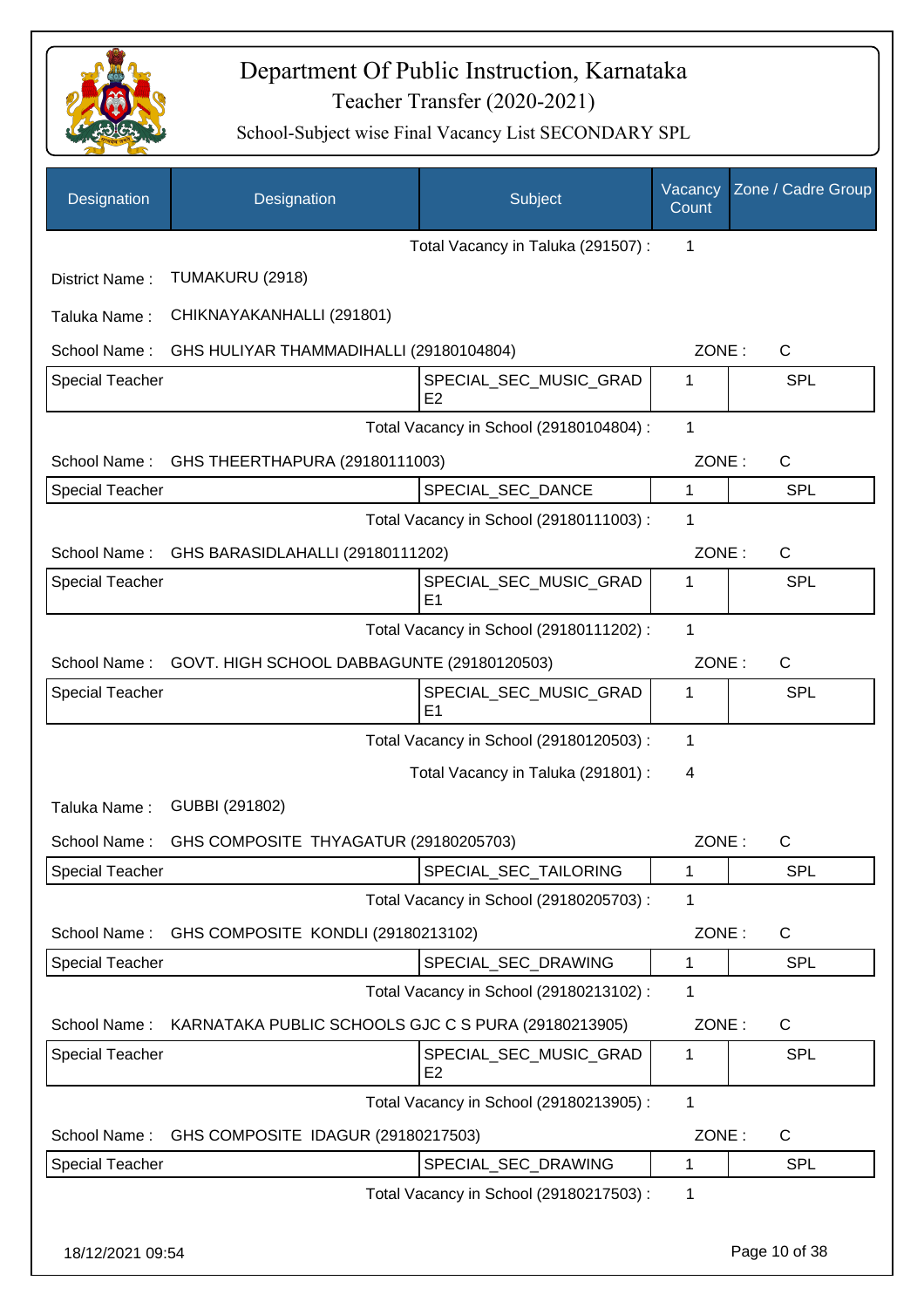# Department Of Public Instruction, Karnataka

## Teacher Transfer (2020-2021)

### School-Subject wise Final Vacancy List SECONDARY SPL

| Designation | Designation | Subject | Vacancy Count | Zone / Cadre Group |
|---|---|---|---|---|
| | | Total Vacancy in Taluka (291507) : | 1 | |

District Name : TUMAKURU (2918)

Taluka Name : CHIKNAYAKANHALLI (291801)

School Name : GHS HULIYAR THAMMADIHALLI (29180104804) ZONE : C

| Designation | Subject | Vacancy Count | Zone / Cadre Group |
|---|---|---|---|
| Special Teacher | SPECIAL_SEC_MUSIC_GRADE2 | 1 | SPL |
| | Total Vacancy in School (29180104804) : | 1 | |

School Name : GHS THEERTHAPURA (29180111003) ZONE : C

| Designation | Subject | Vacancy Count | Zone / Cadre Group |
|---|---|---|---|
| Special Teacher | SPECIAL_SEC_DANCE | 1 | SPL |
| | Total Vacancy in School (29180111003) : | 1 | |

School Name : GHS BARASIDLAHALLI (29180111202) ZONE : C

| Designation | Subject | Vacancy Count | Zone / Cadre Group |
|---|---|---|---|
| Special Teacher | SPECIAL_SEC_MUSIC_GRADE1 | 1 | SPL |
| | Total Vacancy in School (29180111202) : | 1 | |

School Name : GOVT. HIGH SCHOOL DABBAGUNTE (29180120503) ZONE : C

| Designation | Subject | Vacancy Count | Zone / Cadre Group |
|---|---|---|---|
| Special Teacher | SPECIAL_SEC_MUSIC_GRADE1 | 1 | SPL |
| | Total Vacancy in School (29180120503) : | 1 | |
| | Total Vacancy in Taluka (291801) : | 4 | |

Taluka Name : GUBBI (291802)

School Name : GHS COMPOSITE THYAGATUR (29180205703) ZONE : C

| Designation | Subject | Vacancy Count | Zone / Cadre Group |
|---|---|---|---|
| Special Teacher | SPECIAL_SEC_TAILORING | 1 | SPL |
| | Total Vacancy in School (29180205703) : | 1 | |

School Name : GHS COMPOSITE KONDLI (29180213102) ZONE : C

| Designation | Subject | Vacancy Count | Zone / Cadre Group |
|---|---|---|---|
| Special Teacher | SPECIAL_SEC_DRAWING | 1 | SPL |
| | Total Vacancy in School (29180213102) : | 1 | |

School Name : KARNATAKA PUBLIC SCHOOLS GJC C S PURA (29180213905) ZONE : C

| Designation | Subject | Vacancy Count | Zone / Cadre Group |
|---|---|---|---|
| Special Teacher | SPECIAL_SEC_MUSIC_GRADE2 | 1 | SPL |
| | Total Vacancy in School (29180213905) : | 1 | |

School Name : GHS COMPOSITE IDAGUR (29180217503) ZONE : C

| Designation | Subject | Vacancy Count | Zone / Cadre Group |
|---|---|---|---|
| Special Teacher | SPECIAL_SEC_DRAWING | 1 | SPL |
| | Total Vacancy in School (29180217503) : | 1 | |

18/12/2021 09:54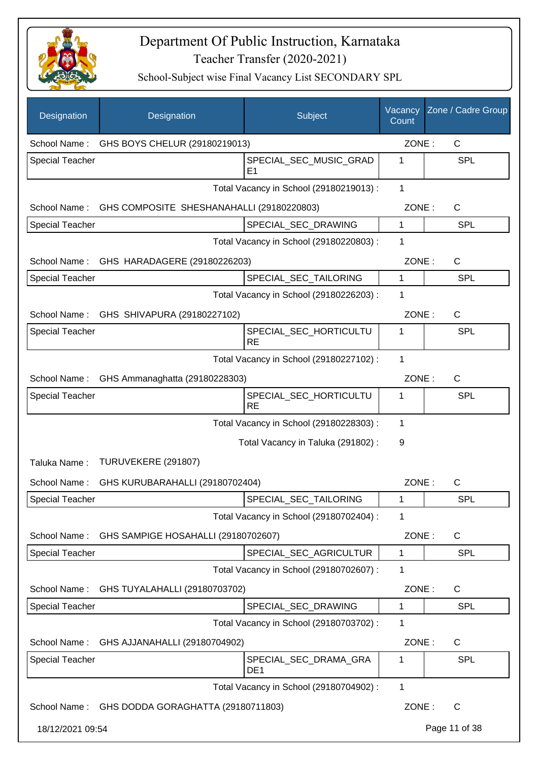# Department Of Public Instruction, Karnataka

## Teacher Transfer (2020-2021)

### School-Subject wise Final Vacancy List SECONDARY SPL

| Designation | Designation | Subject | Vacancy Count | Zone / Cadre Group |
|---|---|---|---|---|
| School Name : | GHS BOYS CHELUR (29180219013) | | ZONE : | C |
| Special Teacher | | SPECIAL_SEC_MUSIC_GRADE1 | 1 | SPL |
| | | Total Vacancy in School (29180219013) : | 1 | |
| School Name : | GHS COMPOSITE SHESHANAHALLI (29180220803) | | ZONE : | C |
| Special Teacher | | SPECIAL_SEC_DRAWING | 1 | SPL |
| | | Total Vacancy in School (29180220803) : | 1 | |
| School Name : | GHS HARADAGERE (29180226203) | | ZONE : | C |
| Special Teacher | | SPECIAL_SEC_TAILORING | 1 | SPL |
| | | Total Vacancy in School (29180226203) : | 1 | |
| School Name : | GHS SHIVAPURA (29180227102) | | ZONE : | C |
| Special Teacher | | SPECIAL_SEC_HORTICULTURE | 1 | SPL |
| | | Total Vacancy in School (29180227102) : | 1 | |
| School Name : | GHS Ammanaghatta (29180228303) | | ZONE : | C |
| Special Teacher | | SPECIAL_SEC_HORTICULTURE | 1 | SPL |
| | | Total Vacancy in School (29180228303) : | 1 | |
| | | Total Vacancy in Taluka (291802) : | 9 | |
| Taluka Name : | TURUVEKERE (291807) | | | |
| School Name : | GHS KURUBARAHALLI (29180702404) | | ZONE : | C |
| Special Teacher | | SPECIAL_SEC_TAILORING | 1 | SPL |
| | | Total Vacancy in School (29180702404) : | 1 | |
| School Name : | GHS SAMPIGE HOSAHALLI (29180702607) | | ZONE : | C |
| Special Teacher | | SPECIAL_SEC_AGRICULTUR | 1 | SPL |
| | | Total Vacancy in School (29180702607) : | 1 | |
| School Name : | GHS TUYALAHALLI (29180703702) | | ZONE : | C |
| Special Teacher | | SPECIAL_SEC_DRAWING | 1 | SPL |
| | | Total Vacancy in School (29180703702) : | 1 | |
| School Name : | GHS AJJANAHALLI (29180704902) | | ZONE : | C |
| Special Teacher | | SPECIAL_SEC_DRAMA_GRADE1 | 1 | SPL |
| | | Total Vacancy in School (29180704902) : | 1 | |
| School Name : | GHS DODDA GORAGHATTA (29180711803) | | ZONE : | C |

18/12/2021 09:54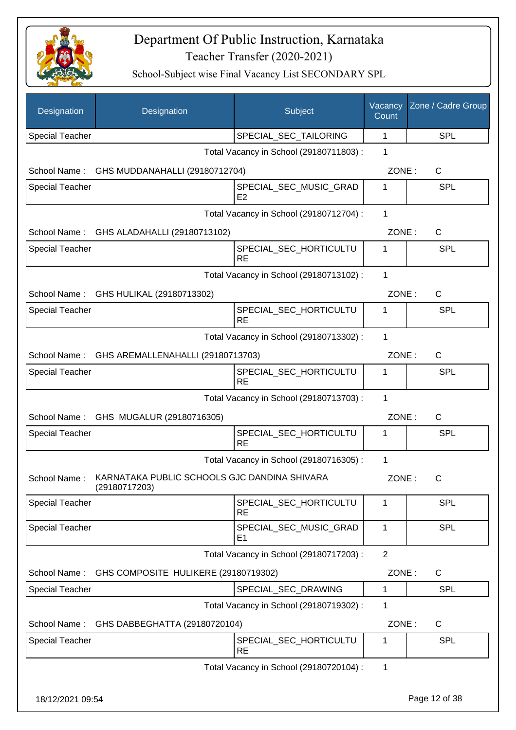# Department Of Public Instruction, Karnataka

## Teacher Transfer (2020-2021)

### School-Subject wise Final Vacancy List SECONDARY SPL

| Designation | Designation | Subject | Vacancy Count | Zone / Cadre Group |
|---|---|---|---|---|
| Special Teacher | | SPECIAL_SEC_TAILORING | 1 | SPL |

Total Vacancy in School (29180711803) : 1

School Name : GHS MUDDANAHALLI (29180712704) ZONE : C

| Designation | Designation | Subject | Vacancy Count | Zone / Cadre Group |
|---|---|---|---|---|
| Special Teacher | | SPECIAL_SEC_MUSIC_GRADE2 | 1 | SPL |

Total Vacancy in School (29180712704) : 1

School Name : GHS ALADAHALLI (29180713102) ZONE : C

| Designation | Designation | Subject | Vacancy Count | Zone / Cadre Group |
|---|---|---|---|---|
| Special Teacher | | SPECIAL_SEC_HORTICULTURE | 1 | SPL |

Total Vacancy in School (29180713102) : 1

School Name : GHS HULIKAL (29180713302) ZONE : C

| Designation | Designation | Subject | Vacancy Count | Zone / Cadre Group |
|---|---|---|---|---|
| Special Teacher | | SPECIAL_SEC_HORTICULTURE | 1 | SPL |

Total Vacancy in School (29180713302) : 1

School Name : GHS AREMALLENAHALLI (29180713703) ZONE : C

| Designation | Designation | Subject | Vacancy Count | Zone / Cadre Group |
|---|---|---|---|---|
| Special Teacher | | SPECIAL_SEC_HORTICULTURE | 1 | SPL |

Total Vacancy in School (29180713703) : 1

School Name : GHS MUGALUR (29180716305) ZONE : C

| Designation | Designation | Subject | Vacancy Count | Zone / Cadre Group |
|---|---|---|---|---|
| Special Teacher | | SPECIAL_SEC_HORTICULTURE | 1 | SPL |

Total Vacancy in School (29180716305) : 1

School Name : KARNATAKA PUBLIC SCHOOLS GJC DANDINA SHIVARA (29180717203) ZONE : C

| Designation | Designation | Subject | Vacancy Count | Zone / Cadre Group |
|---|---|---|---|---|
| Special Teacher | | SPECIAL_SEC_HORTICULTURE | 1 | SPL |
| Special Teacher | | SPECIAL_SEC_MUSIC_GRADE1 | 1 | SPL |

Total Vacancy in School (29180717203) : 2

School Name : GHS COMPOSITE HULIKERE (29180719302) ZONE : C

| Designation | Designation | Subject | Vacancy Count | Zone / Cadre Group |
|---|---|---|---|---|
| Special Teacher | | SPECIAL_SEC_DRAWING | 1 | SPL |

Total Vacancy in School (29180719302) : 1

School Name : GHS DABBEGHATTA (29180720104) ZONE : C

| Designation | Designation | Subject | Vacancy Count | Zone / Cadre Group |
|---|---|---|---|---|
| Special Teacher | | SPECIAL_SEC_HORTICULTURE | 1 | SPL |

Total Vacancy in School (29180720104) : 1

18/12/2021 09:54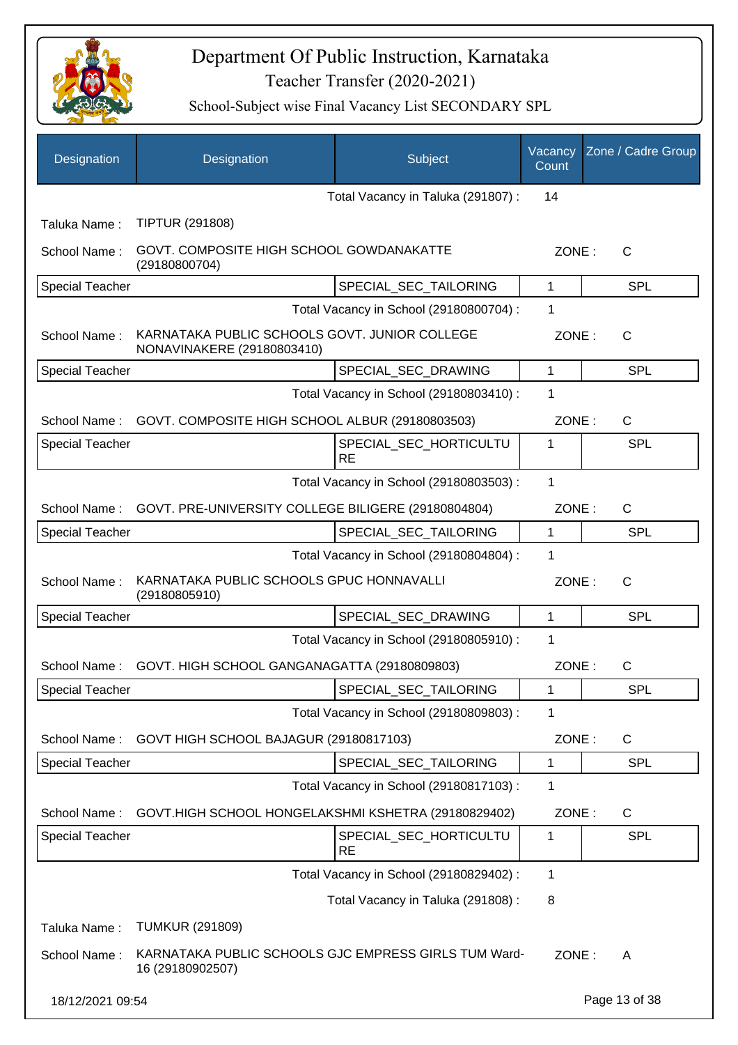# Department Of Public Instruction, Karnataka

## Teacher Transfer (2020-2021)

### School-Subject wise Final Vacancy List SECONDARY SPL

| Designation | Designation | Subject | Vacancy Count | Zone / Cadre Group |
|---|---|---|---|---|
| | | Total Vacancy in Taluka (291807) : | 14 | |
| Taluka Name : | TIPTUR (291808) | | | |
| School Name : | GOVT. COMPOSITE HIGH SCHOOL GOWDANAKATTE (29180800704) | | ZONE : | C |
| Special Teacher | | SPECIAL_SEC_TAILORING | 1 | SPL |
| | | Total Vacancy in School (29180800704) : | 1 | |
| School Name : | KARNATAKA PUBLIC SCHOOLS GOVT. JUNIOR COLLEGE NONAVINAKERE (29180803410) | | ZONE : | C |
| Special Teacher | | SPECIAL_SEC_DRAWING | 1 | SPL |
| | | Total Vacancy in School (29180803410) : | 1 | |
| School Name : | GOVT. COMPOSITE HIGH SCHOOL ALBUR (29180803503) | | ZONE : | C |
| Special Teacher | | SPECIAL_SEC_HORTICULTURE | 1 | SPL |
| | | Total Vacancy in School (29180803503) : | 1 | |
| School Name : | GOVT. PRE-UNIVERSITY COLLEGE BILIGERE (29180804804) | | ZONE : | C |
| Special Teacher | | SPECIAL_SEC_TAILORING | 1 | SPL |
| | | Total Vacancy in School (29180804804) : | 1 | |
| School Name : | KARNATAKA PUBLIC SCHOOLS GPUC HONNAVALLI (29180805910) | | ZONE : | C |
| Special Teacher | | SPECIAL_SEC_DRAWING | 1 | SPL |
| | | Total Vacancy in School (29180805910) : | 1 | |
| School Name : | GOVT. HIGH SCHOOL GANGANAGATTA (29180809803) | | ZONE : | C |
| Special Teacher | | SPECIAL_SEC_TAILORING | 1 | SPL |
| | | Total Vacancy in School (29180809803) : | 1 | |
| School Name : | GOVT HIGH SCHOOL BAJAGUR (29180817103) | | ZONE : | C |
| Special Teacher | | SPECIAL_SEC_TAILORING | 1 | SPL |
| | | Total Vacancy in School (29180817103) : | 1 | |
| School Name : | GOVT.HIGH SCHOOL HONGELAKSHMI KSHETRA (29180829402) | | ZONE : | C |
| Special Teacher | | SPECIAL_SEC_HORTICULTURE | 1 | SPL |
| | | Total Vacancy in School (29180829402) : | 1 | |
| | | Total Vacancy in Taluka (291808) : | 8 | |
| Taluka Name : | TUMKUR (291809) | | | |
| School Name : | KARNATAKA PUBLIC SCHOOLS GJC EMPRESS GIRLS TUM Ward-16 (29180902507) | | ZONE : | A |

18/12/2021 09:54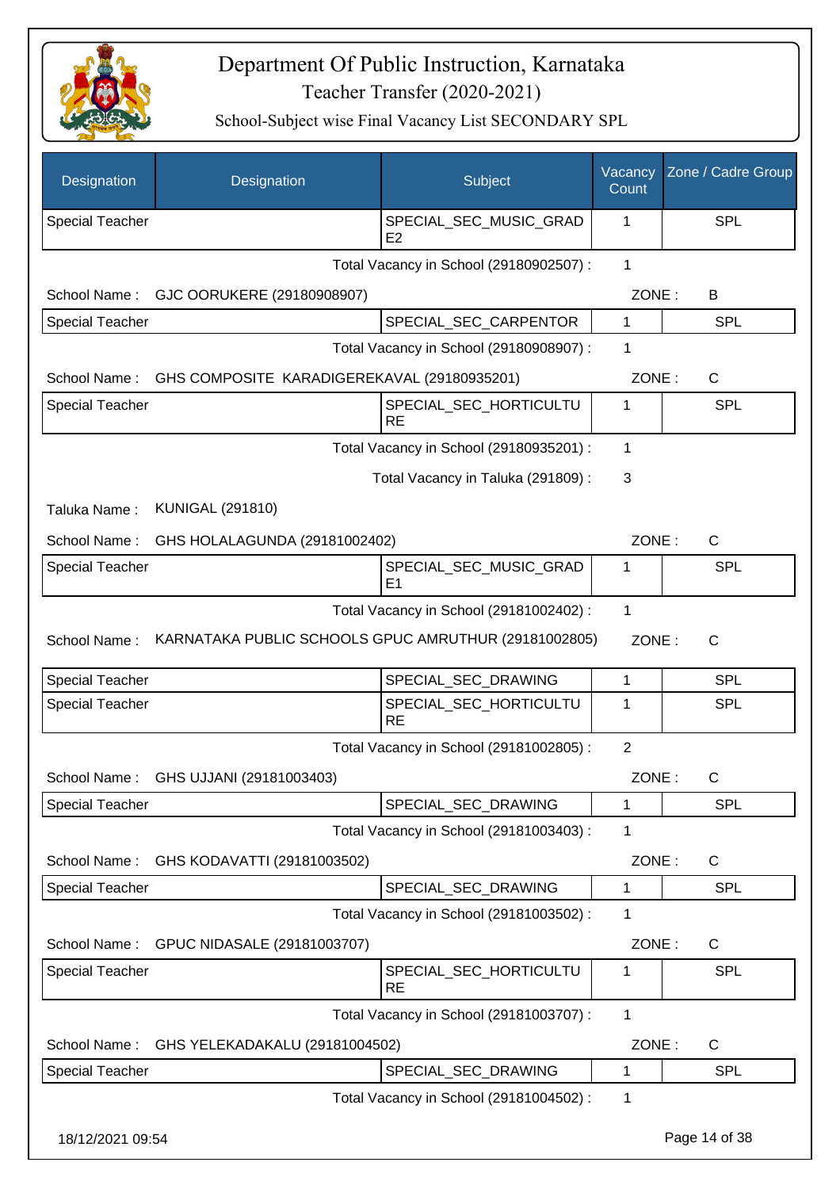# Department Of Public Instruction, Karnataka

## Teacher Transfer (2020-2021)

### School-Subject wise Final Vacancy List SECONDARY SPL

| Designation | Designation | Subject | Vacancy Count | Zone / Cadre Group |
|---|---|---|---|---|
| Special Teacher | | SPECIAL_SEC_MUSIC_GRADE2 | 1 | SPL |

Total Vacancy in School (29180902507) : 1

School Name : GJC OORUKERE (29180908907) ZONE : B

| Designation | Designation | Subject | Vacancy Count | Zone / Cadre Group |
|---|---|---|---|---|
| Special Teacher | | SPECIAL_SEC_CARPENTOR | 1 | SPL |

Total Vacancy in School (29180908907) : 1

School Name : GHS COMPOSITE KARADIGEREKAVAL (29180935201) ZONE : C

| Designation | Designation | Subject | Vacancy Count | Zone / Cadre Group |
|---|---|---|---|---|
| Special Teacher | | SPECIAL_SEC_HORTICULTURE | 1 | SPL |

Total Vacancy in School (29180935201) : 1

Total Vacancy in Taluka (291809) : 3

Taluka Name : KUNIGAL (291810)

School Name : GHS HOLALAGUNDA (29181002402) ZONE : C

| Designation | Designation | Subject | Vacancy Count | Zone / Cadre Group |
|---|---|---|---|---|
| Special Teacher | | SPECIAL_SEC_MUSIC_GRADE1 | 1 | SPL |

Total Vacancy in School (29181002402) : 1

School Name : KARNATAKA PUBLIC SCHOOLS GPUC AMRUTHUR (29181002805) ZONE : C

| Designation | Designation | Subject | Vacancy Count | Zone / Cadre Group |
|---|---|---|---|---|
| Special Teacher | | SPECIAL_SEC_DRAWING | 1 | SPL |
| Special Teacher | | SPECIAL_SEC_HORTICULTURE | 1 | SPL |

Total Vacancy in School (29181002805) : 2

School Name : GHS UJJANI (29181003403) ZONE : C

| Designation | Designation | Subject | Vacancy Count | Zone / Cadre Group |
|---|---|---|---|---|
| Special Teacher | | SPECIAL_SEC_DRAWING | 1 | SPL |

Total Vacancy in School (29181003403) : 1

School Name : GHS KODAVATTI (29181003502) ZONE : C

| Designation | Designation | Subject | Vacancy Count | Zone / Cadre Group |
|---|---|---|---|---|
| Special Teacher | | SPECIAL_SEC_DRAWING | 1 | SPL |

Total Vacancy in School (29181003502) : 1

School Name : GPUC NIDASALE (29181003707) ZONE : C

| Designation | Designation | Subject | Vacancy Count | Zone / Cadre Group |
|---|---|---|---|---|
| Special Teacher | | SPECIAL_SEC_HORTICULTURE | 1 | SPL |

Total Vacancy in School (29181003707) : 1

School Name : GHS YELEKADAKALU (29181004502) ZONE : C

| Designation | Designation | Subject | Vacancy Count | Zone / Cadre Group |
|---|---|---|---|---|
| Special Teacher | | SPECIAL_SEC_DRAWING | 1 | SPL |

Total Vacancy in School (29181004502) : 1

18/12/2021 09:54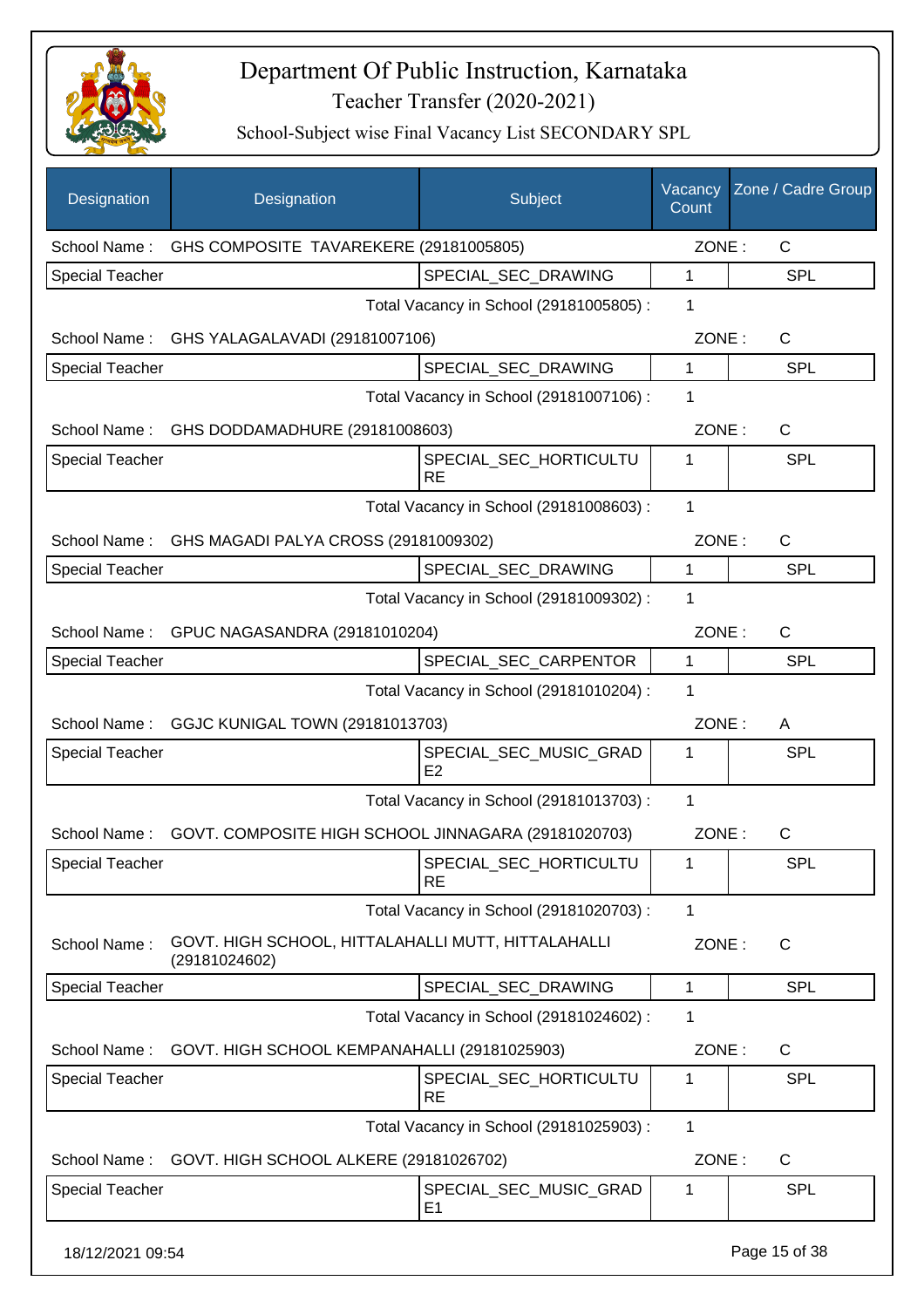# Department Of Public Instruction, Karnataka

## Teacher Transfer (2020-2021)

### School-Subject wise Final Vacancy List SECONDARY SPL

| Designation | Designation | Subject | Vacancy Count | Zone / Cadre Group |
|---|---|---|---|---|
| School Name : | GHS COMPOSITE TAVAREKERE (29181005805) | | ZONE : | C |
| Special Teacher | | SPECIAL_SEC_DRAWING | 1 | SPL |
| | | Total Vacancy in School (29181005805) : | 1 | |
| School Name : | GHS YALAGALAVADI (29181007106) | | ZONE : | C |
| Special Teacher | | SPECIAL_SEC_DRAWING | 1 | SPL |
| | | Total Vacancy in School (29181007106) : | 1 | |
| School Name : | GHS DODDAMADHURE (29181008603) | | ZONE : | C |
| Special Teacher | | SPECIAL_SEC_HORTICULTURE | 1 | SPL |
| | | Total Vacancy in School (29181008603) : | 1 | |
| School Name : | GHS MAGADI PALYA CROSS (29181009302) | | ZONE : | C |
| Special Teacher | | SPECIAL_SEC_DRAWING | 1 | SPL |
| | | Total Vacancy in School (29181009302) : | 1 | |
| School Name : | GPUC NAGASANDRA (29181010204) | | ZONE : | C |
| Special Teacher | | SPECIAL_SEC_CARPENTOR | 1 | SPL |
| | | Total Vacancy in School (29181010204) : | 1 | |
| School Name : | GGJC KUNIGAL TOWN (29181013703) | | ZONE : | A |
| Special Teacher | | SPECIAL_SEC_MUSIC_GRADE2 | 1 | SPL |
| | | Total Vacancy in School (29181013703) : | 1 | |
| School Name : | GOVT. COMPOSITE HIGH SCHOOL JINNAGARA (29181020703) | | ZONE : | C |
| Special Teacher | | SPECIAL_SEC_HORTICULTURE | 1 | SPL |
| | | Total Vacancy in School (29181020703) : | 1 | |
| School Name : | GOVT. HIGH SCHOOL, HITTALAHALLI MUTT, HITTALAHALLI (29181024602) | | ZONE : | C |
| Special Teacher | | SPECIAL_SEC_DRAWING | 1 | SPL |
| | | Total Vacancy in School (29181024602) : | 1 | |
| School Name : | GOVT. HIGH SCHOOL KEMPANAHALLI (29181025903) | | ZONE : | C |
| Special Teacher | | SPECIAL_SEC_HORTICULTURE | 1 | SPL |
| | | Total Vacancy in School (29181025903) : | 1 | |
| School Name : | GOVT. HIGH SCHOOL ALKERE (29181026702) | | ZONE : | C |
| Special Teacher | | SPECIAL_SEC_MUSIC_GRADE1 | 1 | SPL |

18/12/2021 09:54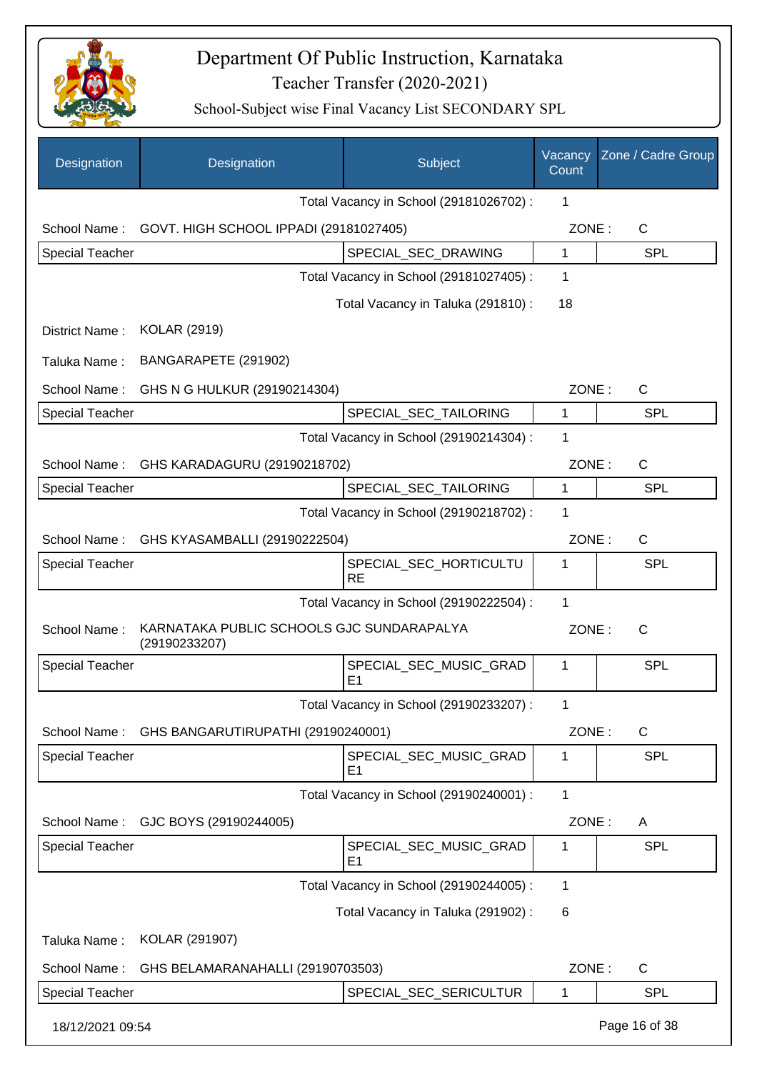# Department Of Public Instruction, Karnataka

## Teacher Transfer (2020-2021)

### School-Subject wise Final Vacancy List SECONDARY SPL

| Designation | Designation | Subject | Vacancy Count | Zone / Cadre Group |
|---|---|---|---|---|
| | | Total Vacancy in School (29181026702) : | 1 | |
| School Name : | GOVT. HIGH SCHOOL IPPADI (29181027405) | | ZONE : | C |
| Special Teacher | | SPECIAL_SEC_DRAWING | 1 | SPL |
| | | Total Vacancy in School (29181027405) : | 1 | |
| | | Total Vacancy in Taluka (291810) : | 18 | |
| District Name : | KOLAR (2919) | | | |
| Taluka Name : | BANGARAPETE (291902) | | | |
| School Name : | GHS N G HULKUR (29190214304) | | ZONE : | C |
| Special Teacher | | SPECIAL_SEC_TAILORING | 1 | SPL |
| | | Total Vacancy in School (29190214304) : | 1 | |
| School Name : | GHS KARADAGURU (29190218702) | | ZONE : | C |
| Special Teacher | | SPECIAL_SEC_TAILORING | 1 | SPL |
| | | Total Vacancy in School (29190218702) : | 1 | |
| School Name : | GHS KYASAMBALLI (29190222504) | | ZONE : | C |
| Special Teacher | | SPECIAL_SEC_HORTICULTURE | 1 | SPL |
| | | Total Vacancy in School (29190222504) : | 1 | |
| School Name : | KARNATAKA PUBLIC SCHOOLS GJC SUNDARAPALYA (29190233207) | | ZONE : | C |
| Special Teacher | | SPECIAL_SEC_MUSIC_GRADE1 | 1 | SPL |
| | | Total Vacancy in School (29190233207) : | 1 | |
| School Name : | GHS BANGARUTIRUPATHI (29190240001) | | ZONE : | C |
| Special Teacher | | SPECIAL_SEC_MUSIC_GRADE1 | 1 | SPL |
| | | Total Vacancy in School (29190240001) : | 1 | |
| School Name : | GJC BOYS (29190244005) | | ZONE : | A |
| Special Teacher | | SPECIAL_SEC_MUSIC_GRADE1 | 1 | SPL |
| | | Total Vacancy in School (29190244005) : | 1 | |
| | | Total Vacancy in Taluka (291902) : | 6 | |
| Taluka Name : | KOLAR (291907) | | | |
| School Name : | GHS BELAMARANAHALLI (29190703503) | | ZONE : | C |
| Special Teacher | | SPECIAL_SEC_SERICULTUR | 1 | SPL |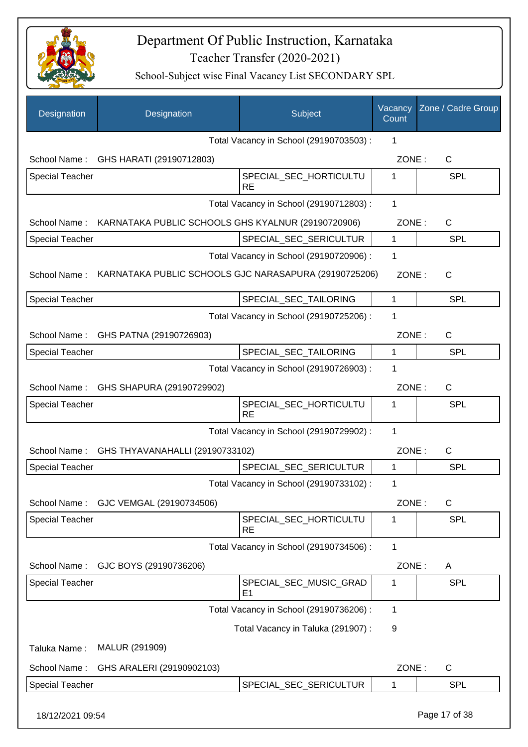# Department Of Public Instruction, Karnataka

## Teacher Transfer (2020-2021)

### School-Subject wise Final Vacancy List SECONDARY SPL

| Designation | Designation | Subject | Vacancy Count | Zone / Cadre Group |
|---|---|---|---|---|
| | | Total Vacancy in School (29190703503) : | 1 | |
| School Name : | GHS HARATI (29190712803) | | ZONE : | C |
| Special Teacher | | SPECIAL_SEC_HORTICULTURE | 1 | SPL |
| | | Total Vacancy in School (29190712803) : | 1 | |
| School Name : | KARNATAKA PUBLIC SCHOOLS GHS KYALNUR (29190720906) | | ZONE : | C |
| Special Teacher | | SPECIAL_SEC_SERICULTUR | 1 | SPL |
| | | Total Vacancy in School (29190720906) : | 1 | |
| School Name : | KARNATAKA PUBLIC SCHOOLS GJC NARASAPURA (29190725206) | | ZONE : | C |
| Special Teacher | | SPECIAL_SEC_TAILORING | 1 | SPL |
| | | Total Vacancy in School (29190725206) : | 1 | |
| School Name : | GHS PATNA (29190726903) | | ZONE : | C |
| Special Teacher | | SPECIAL_SEC_TAILORING | 1 | SPL |
| | | Total Vacancy in School (29190726903) : | 1 | |
| School Name : | GHS SHAPURA (29190729902) | | ZONE : | C |
| Special Teacher | | SPECIAL_SEC_HORTICULTURE | 1 | SPL |
| | | Total Vacancy in School (29190729902) : | 1 | |
| School Name : | GHS THYAVANAHALLI (29190733102) | | ZONE : | C |
| Special Teacher | | SPECIAL_SEC_SERICULTUR | 1 | SPL |
| | | Total Vacancy in School (29190733102) : | 1 | |
| School Name : | GJC VEMGAL (29190734506) | | ZONE : | C |
| Special Teacher | | SPECIAL_SEC_HORTICULTURE | 1 | SPL |
| | | Total Vacancy in School (29190734506) : | 1 | |
| School Name : | GJC BOYS (29190736206) | | ZONE : | A |
| Special Teacher | | SPECIAL_SEC_MUSIC_GRADE1 | 1 | SPL |
| | | Total Vacancy in School (29190736206) : | 1 | |
| | | Total Vacancy in Taluka (291907) : | 9 | |
| Taluka Name : | MALUR (291909) | | | |
| School Name : | GHS ARALERI (29190902103) | | ZONE : | C |
| Special Teacher | | SPECIAL_SEC_SERICULTUR | 1 | SPL |

18/12/2021 09:54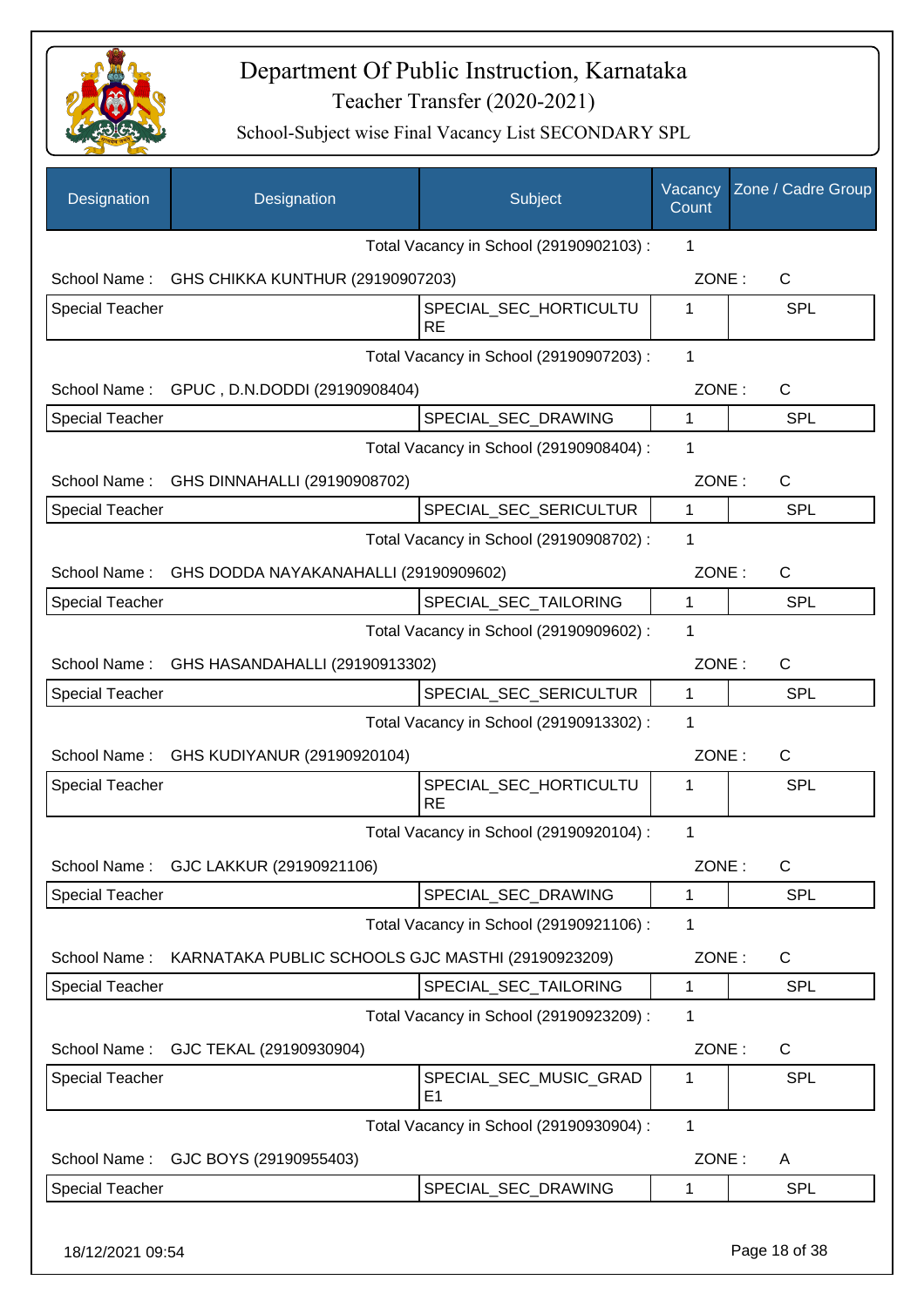# Department Of Public Instruction, Karnataka

## Teacher Transfer (2020-2021)

### School-Subject wise Final Vacancy List SECONDARY SPL

| Designation | Designation | Subject | Vacancy Count | Zone / Cadre Group |
|---|---|---|---|---|
| | | Total Vacancy in School (29190902103) : | 1 | |
| School Name : | GHS CHIKKA KUNTHUR (29190907203) | | ZONE : | C |
| Special Teacher | | SPECIAL_SEC_HORTICULTURE | 1 | SPL |
| | | Total Vacancy in School (29190907203) : | 1 | |
| School Name : | GPUC , D.N.DODDI (29190908404) | | ZONE : | C |
| Special Teacher | | SPECIAL_SEC_DRAWING | 1 | SPL |
| | | Total Vacancy in School (29190908404) : | 1 | |
| School Name : | GHS DINNAHALLI (29190908702) | | ZONE : | C |
| Special Teacher | | SPECIAL_SEC_SERICULTUR | 1 | SPL |
| | | Total Vacancy in School (29190908702) : | 1 | |
| School Name : | GHS DODDA NAYAKANAHALLI (29190909602) | | ZONE : | C |
| Special Teacher | | SPECIAL_SEC_TAILORING | 1 | SPL |
| | | Total Vacancy in School (29190909602) : | 1 | |
| School Name : | GHS HASANDAHALLI (29190913302) | | ZONE : | C |
| Special Teacher | | SPECIAL_SEC_SERICULTUR | 1 | SPL |
| | | Total Vacancy in School (29190913302) : | 1 | |
| School Name : | GHS KUDIYANUR (29190920104) | | ZONE : | C |
| Special Teacher | | SPECIAL_SEC_HORTICULTURE | 1 | SPL |
| | | Total Vacancy in School (29190920104) : | 1 | |
| School Name : | GJC LAKKUR (29190921106) | | ZONE : | C |
| Special Teacher | | SPECIAL_SEC_DRAWING | 1 | SPL |
| | | Total Vacancy in School (29190921106) : | 1 | |
| School Name : | KARNATAKA PUBLIC SCHOOLS GJC MASTHI (29190923209) | | ZONE : | C |
| Special Teacher | | SPECIAL_SEC_TAILORING | 1 | SPL |
| | | Total Vacancy in School (29190923209) : | 1 | |
| School Name : | GJC TEKAL (29190930904) | | ZONE : | C |
| Special Teacher | | SPECIAL_SEC_MUSIC_GRADE1 | 1 | SPL |
| | | Total Vacancy in School (29190930904) : | 1 | |
| School Name : | GJC BOYS (29190955403) | | ZONE : | A |
| Special Teacher | | SPECIAL_SEC_DRAWING | 1 | SPL |

18/12/2021 09:54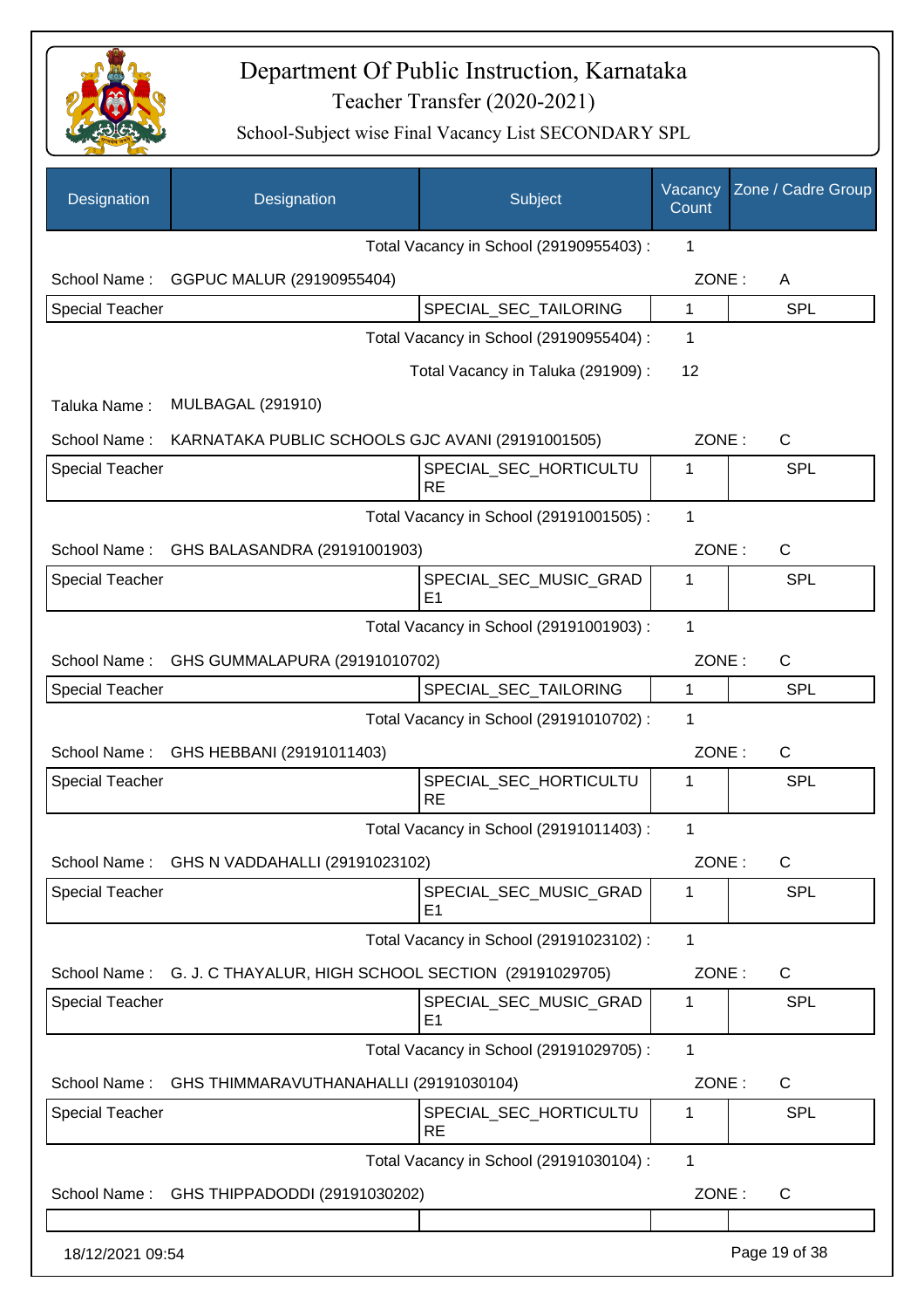# Department Of Public Instruction, Karnataka

## Teacher Transfer (2020-2021)

### School-Subject wise Final Vacancy List SECONDARY SPL

| Designation | Designation | Subject | Vacancy Count | Zone / Cadre Group |
|---|---|---|---|---|
| | | Total Vacancy in School (29190955403) : | 1 | |
| School Name : | GGPUC MALUR (29190955404) | | ZONE : | A |
| Special Teacher | | SPECIAL_SEC_TAILORING | 1 | SPL |
| | | Total Vacancy in School (29190955404) : | 1 | |
| | | Total Vacancy in Taluka (291909) : | 12 | |
| Taluka Name : | MULBAGAL (291910) | | | |
| School Name : | KARNATAKA PUBLIC SCHOOLS GJC AVANI (29191001505) | | ZONE : | C |
| Special Teacher | | SPECIAL_SEC_HORTICULTURE | 1 | SPL |
| | | Total Vacancy in School (29191001505) : | 1 | |
| School Name : | GHS BALASANDRA (29191001903) | | ZONE : | C |
| Special Teacher | | SPECIAL_SEC_MUSIC_GRADE1 | 1 | SPL |
| | | Total Vacancy in School (29191001903) : | 1 | |
| School Name : | GHS GUMMALAPURA (29191010702) | | ZONE : | C |
| Special Teacher | | SPECIAL_SEC_TAILORING | 1 | SPL |
| | | Total Vacancy in School (29191010702) : | 1 | |
| School Name : | GHS HEBBANI (29191011403) | | ZONE : | C |
| Special Teacher | | SPECIAL_SEC_HORTICULTURE | 1 | SPL |
| | | Total Vacancy in School (29191011403) : | 1 | |
| School Name : | GHS N VADDAHALLI (29191023102) | | ZONE : | C |
| Special Teacher | | SPECIAL_SEC_MUSIC_GRADE1 | 1 | SPL |
| | | Total Vacancy in School (29191023102) : | 1 | |
| School Name : | G. J. C THAYALUR, HIGH SCHOOL SECTION (29191029705) | | ZONE : | C |
| Special Teacher | | SPECIAL_SEC_MUSIC_GRADE1 | 1 | SPL |
| | | Total Vacancy in School (29191029705) : | 1 | |
| School Name : | GHS THIMMARAVUTHANAHALLI (29191030104) | | ZONE : | C |
| Special Teacher | | SPECIAL_SEC_HORTICULTURE | 1 | SPL |
| | | Total Vacancy in School (29191030104) : | 1 | |
| School Name : | GHS THIPPADODDI (29191030202) | | ZONE : | C |

18/12/2021 09:54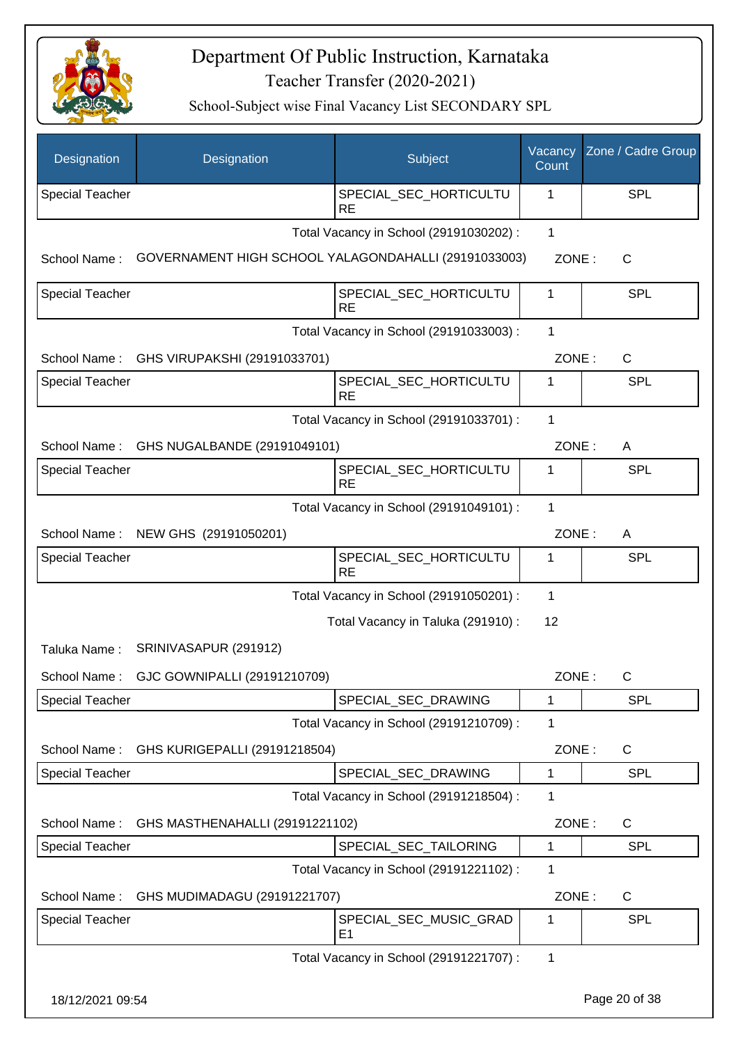# Department Of Public Instruction, Karnataka

## Teacher Transfer (2020-2021)

### School-Subject wise Final Vacancy List SECONDARY SPL

| Designation | Designation | Subject | Vacancy Count | Zone / Cadre Group |
|---|---|---|---|---|
| Special Teacher | | SPECIAL_SEC_HORTICULTURE | 1 | SPL |

Total Vacancy in School (29191030202) : 1

School Name : GOVERNAMENT HIGH SCHOOL YALAGONDAHALLI (29191033003) ZONE : C

| Designation | Designation | Subject | Vacancy Count | Zone / Cadre Group |
|---|---|---|---|---|
| Special Teacher | | SPECIAL_SEC_HORTICULTURE | 1 | SPL |

Total Vacancy in School (29191033003) : 1

School Name : GHS VIRUPAKSHI (29191033701) ZONE : C

| Designation | Designation | Subject | Vacancy Count | Zone / Cadre Group |
|---|---|---|---|---|
| Special Teacher | | SPECIAL_SEC_HORTICULTURE | 1 | SPL |

Total Vacancy in School (29191033701) : 1

School Name : GHS NUGALBANDE (29191049101) ZONE : A

| Designation | Designation | Subject | Vacancy Count | Zone / Cadre Group |
|---|---|---|---|---|
| Special Teacher | | SPECIAL_SEC_HORTICULTURE | 1 | SPL |

Total Vacancy in School (29191049101) : 1

School Name : NEW GHS (29191050201) ZONE : A

| Designation | Designation | Subject | Vacancy Count | Zone / Cadre Group |
|---|---|---|---|---|
| Special Teacher | | SPECIAL_SEC_HORTICULTURE | 1 | SPL |

Total Vacancy in School (29191050201) : 1

Total Vacancy in Taluka (291910) : 12

Taluka Name : SRINIVASAPUR (291912)

School Name : GJC GOWNIPALLI (29191210709) ZONE : C

| Designation | Designation | Subject | Vacancy Count | Zone / Cadre Group |
|---|---|---|---|---|
| Special Teacher | | SPECIAL_SEC_DRAWING | 1 | SPL |

Total Vacancy in School (29191210709) : 1

School Name : GHS KURIGEPALLI (29191218504) ZONE : C

| Designation | Designation | Subject | Vacancy Count | Zone / Cadre Group |
|---|---|---|---|---|
| Special Teacher | | SPECIAL_SEC_DRAWING | 1 | SPL |

Total Vacancy in School (29191218504) : 1

School Name : GHS MASTHENAHALLI (29191221102) ZONE : C

| Designation | Designation | Subject | Vacancy Count | Zone / Cadre Group |
|---|---|---|---|---|
| Special Teacher | | SPECIAL_SEC_TAILORING | 1 | SPL |

Total Vacancy in School (29191221102) : 1

School Name : GHS MUDIMADAGU (29191221707) ZONE : C

| Designation | Designation | Subject | Vacancy Count | Zone / Cadre Group |
|---|---|---|---|---|
| Special Teacher | | SPECIAL_SEC_MUSIC_GRADE1 | 1 | SPL |

Total Vacancy in School (29191221707) : 1

18/12/2021 09:54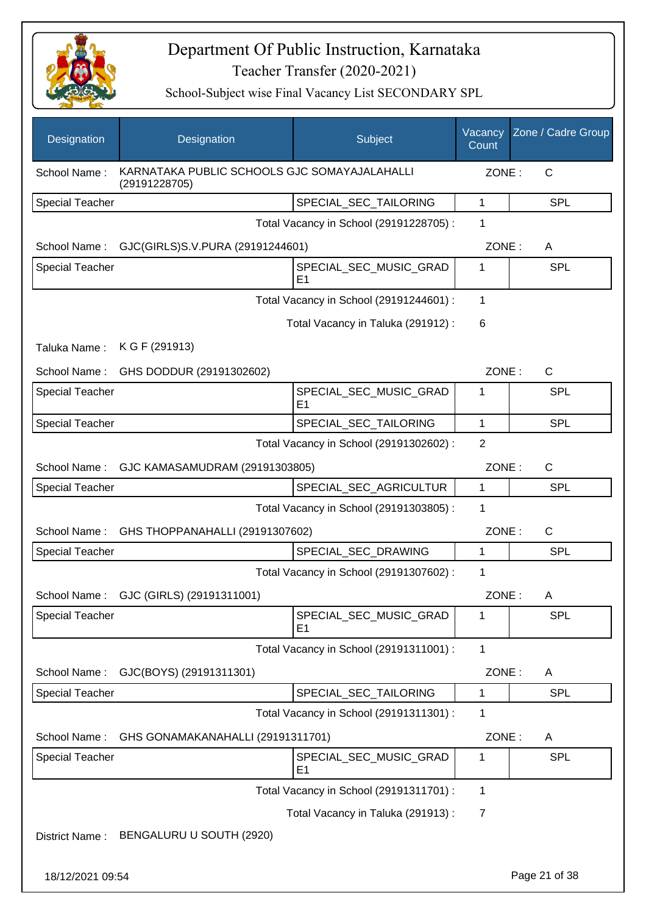# Department Of Public Instruction, Karnataka

## Teacher Transfer (2020-2021)

### School-Subject wise Final Vacancy List SECONDARY SPL

| Designation | Designation | Subject | Vacancy Count | Zone / Cadre Group |
|---|---|---|---|---|
| School Name : | KARNATAKA PUBLIC SCHOOLS GJC SOMAYAJALAHALLI (29191228705) | | ZONE : | C |
| Special Teacher | | SPECIAL_SEC_TAILORING | 1 | SPL |
| | | Total Vacancy in School (29191228705) : | 1 | |
| School Name : | GJC(GIRLS)S.V.PURA (29191244601) | | ZONE : | A |
| Special Teacher | | SPECIAL_SEC_MUSIC_GRADE1 | 1 | SPL |
| | | Total Vacancy in School (29191244601) : | 1 | |
| | | Total Vacancy in Taluka (291912) : | 6 | |
| Taluka Name : | K G F (291913) | | | |
| School Name : | GHS DODDUR (29191302602) | | ZONE : | C |
| Special Teacher | | SPECIAL_SEC_MUSIC_GRADE1 | 1 | SPL |
| Special Teacher | | SPECIAL_SEC_TAILORING | 1 | SPL |
| | | Total Vacancy in School (29191302602) : | 2 | |
| School Name : | GJC KAMASAMUDRAM (29191303805) | | ZONE : | C |
| Special Teacher | | SPECIAL_SEC_AGRICULTUR | 1 | SPL |
| | | Total Vacancy in School (29191303805) : | 1 | |
| School Name : | GHS THOPPANAHALLI (29191307602) | | ZONE : | C |
| Special Teacher | | SPECIAL_SEC_DRAWING | 1 | SPL |
| | | Total Vacancy in School (29191307602) : | 1 | |
| School Name : | GJC (GIRLS) (29191311001) | | ZONE : | A |
| Special Teacher | | SPECIAL_SEC_MUSIC_GRADE1 | 1 | SPL |
| | | Total Vacancy in School (29191311001) : | 1 | |
| School Name : | GJC(BOYS) (29191311301) | | ZONE : | A |
| Special Teacher | | SPECIAL_SEC_TAILORING | 1 | SPL |
| | | Total Vacancy in School (29191311301) : | 1 | |
| School Name : | GHS GONAMAKANAHALLI (29191311701) | | ZONE : | A |
| Special Teacher | | SPECIAL_SEC_MUSIC_GRADE1 | 1 | SPL |
| | | Total Vacancy in School (29191311701) : | 1 | |
| | | Total Vacancy in Taluka (291913) : | 7 | |
| District Name : | BENGALURU U SOUTH (2920) | | | |

18/12/2021 09:54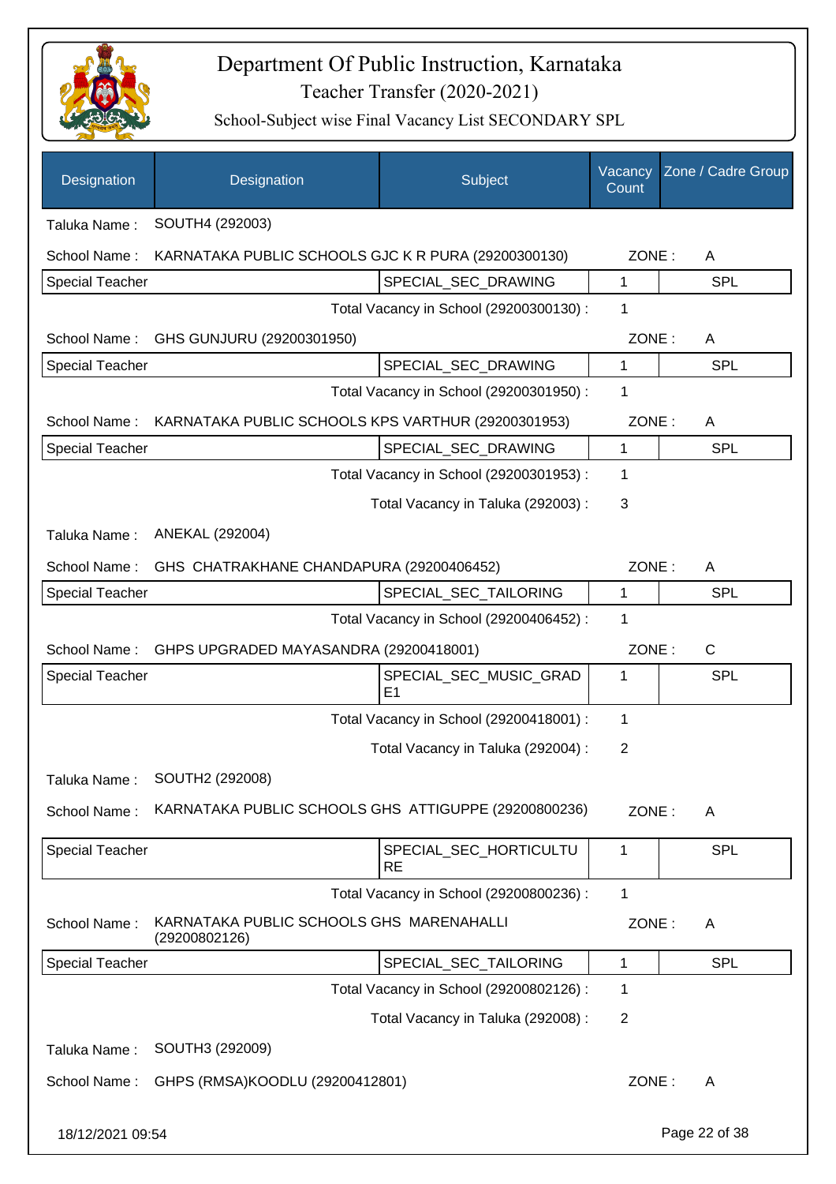# Department Of Public Instruction, Karnataka

## Teacher Transfer (2020-2021)

### School-Subject wise Final Vacancy List SECONDARY SPL

| Designation | Designation | Subject | Vacancy Count | Zone / Cadre Group |
|---|---|---|---|---|
| Taluka Name : | SOUTH4 (292003) | | | |
| School Name : | KARNATAKA PUBLIC SCHOOLS GJC K R PURA (29200300130) | | ZONE : | A |
| Special Teacher | | SPECIAL_SEC_DRAWING | 1 | SPL |
| | | Total Vacancy in School (29200300130) : | 1 | |
| School Name : | GHS GUNJURU (29200301950) | | ZONE : | A |
| Special Teacher | | SPECIAL_SEC_DRAWING | 1 | SPL |
| | | Total Vacancy in School (29200301950) : | 1 | |
| School Name : | KARNATAKA PUBLIC SCHOOLS KPS VARTHUR (29200301953) | | ZONE : | A |
| Special Teacher | | SPECIAL_SEC_DRAWING | 1 | SPL |
| | | Total Vacancy in School (29200301953) : | 1 | |
| | | Total Vacancy in Taluka (292003) : | 3 | |
| Taluka Name : | ANEKAL (292004) | | | |
| School Name : | GHS CHATRAKHANE CHANDAPURA (29200406452) | | ZONE : | A |
| Special Teacher | | SPECIAL_SEC_TAILORING | 1 | SPL |
| | | Total Vacancy in School (29200406452) : | 1 | |
| School Name : | GHPS UPGRADED MAYASANDRA (29200418001) | | ZONE : | C |
| Special Teacher | | SPECIAL_SEC_MUSIC_GRADE1 | 1 | SPL |
| | | Total Vacancy in School (29200418001) : | 1 | |
| | | Total Vacancy in Taluka (292004) : | 2 | |
| Taluka Name : | SOUTH2 (292008) | | | |
| School Name : | KARNATAKA PUBLIC SCHOOLS GHS ATTIGUPPE (29200800236) | | ZONE : | A |
| Special Teacher | | SPECIAL_SEC_HORTICULTURE | 1 | SPL |
| | | Total Vacancy in School (29200800236) : | 1 | |
| School Name : | KARNATAKA PUBLIC SCHOOLS GHS MARENAHALLI (29200802126) | | ZONE : | A |
| Special Teacher | | SPECIAL_SEC_TAILORING | 1 | SPL |
| | | Total Vacancy in School (29200802126) : | 1 | |
| | | Total Vacancy in Taluka (292008) : | 2 | |
| Taluka Name : | SOUTH3 (292009) | | | |
| School Name : | GHPS (RMSA)KOODLU (29200412801) | | ZONE : | A |

18/12/2021 09:54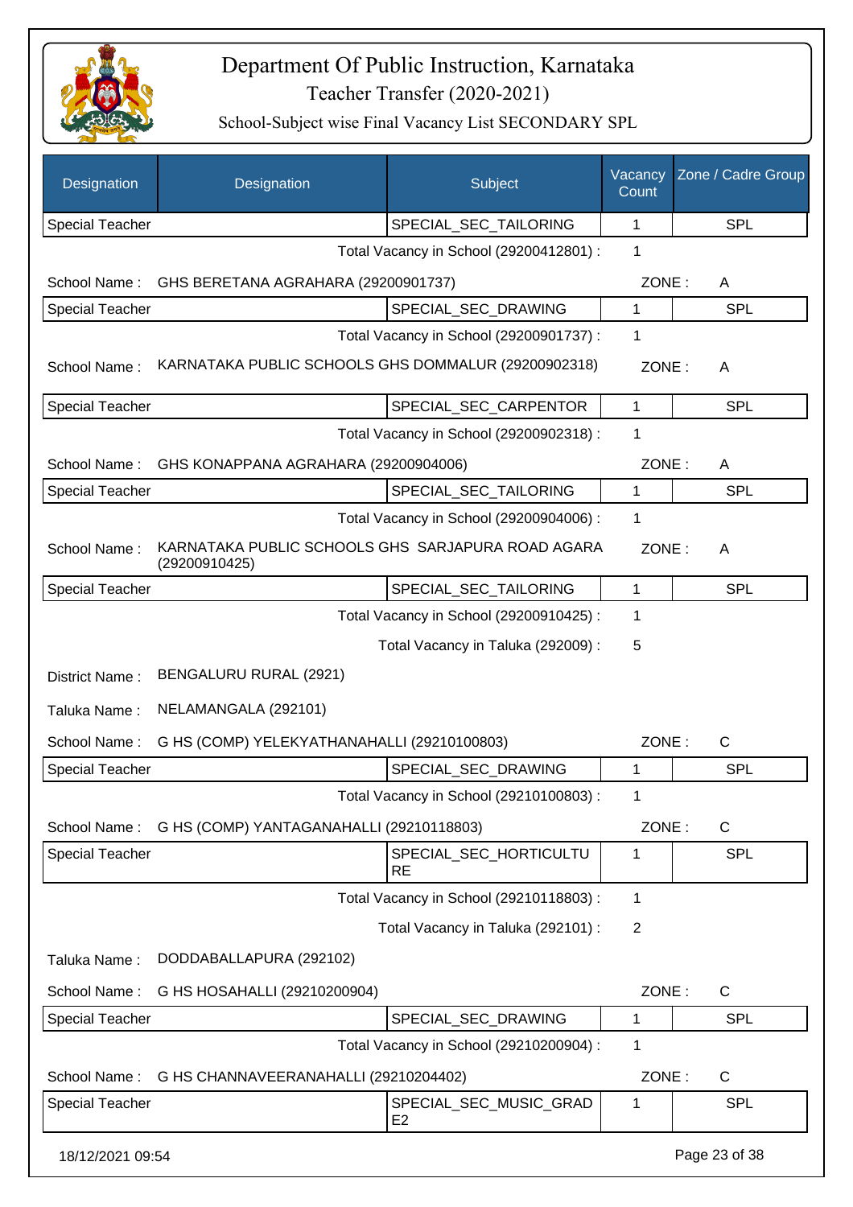# Department Of Public Instruction, Karnataka

Teacher Transfer (2020-2021)

School-Subject wise Final Vacancy List SECONDARY SPL

| Designation | Designation | Subject | Vacancy Count | Zone / Cadre Group |
|---|---|---|---|---|
| Special Teacher | | SPECIAL_SEC_TAILORING | 1 | SPL |

Total Vacancy in School (29200412801) : 1

School Name : GHS BERETANA AGRAHARA (29200901737) ZONE : A

| Special Teacher | | SPECIAL_SEC_DRAWING | 1 | SPL |
|---|---|---|---|---|

Total Vacancy in School (29200901737) : 1

School Name : KARNATAKA PUBLIC SCHOOLS GHS DOMMALUR (29200902318) ZONE : A

| Special Teacher | | SPECIAL_SEC_CARPENTOR | 1 | SPL |
|---|---|---|---|---|

Total Vacancy in School (29200902318) : 1

School Name : GHS KONAPPANA AGRAHARA (29200904006) ZONE : A

| Special Teacher | | SPECIAL_SEC_TAILORING | 1 | SPL |
|---|---|---|---|---|

Total Vacancy in School (29200904006) : 1

School Name : KARNATAKA PUBLIC SCHOOLS GHS SARJAPURA ROAD AGARA (29200910425) ZONE : A

| Special Teacher | | SPECIAL_SEC_TAILORING | 1 | SPL |
|---|---|---|---|---|

Total Vacancy in School (29200910425) : 1

Total Vacancy in Taluka (292009) : 5

District Name : BENGALURU RURAL (2921)

Taluka Name : NELAMANGALA (292101)

School Name : G HS (COMP) YELEKYATHANAHALLI (29210100803) ZONE : C

| Special Teacher | | SPECIAL_SEC_DRAWING | 1 | SPL |
|---|---|---|---|---|

Total Vacancy in School (29210100803) : 1

School Name : G HS (COMP) YANTAGANAHALLI (29210118803) ZONE : C

| Special Teacher | | SPECIAL_SEC_HORTICULTURE | 1 | SPL |
|---|---|---|---|---|

Total Vacancy in School (29210118803) : 1

Total Vacancy in Taluka (292101) : 2

Taluka Name : DODDABALLAPURA (292102)

School Name : G HS HOSAHALLI (29210200904) ZONE : C

| Special Teacher | | SPECIAL_SEC_DRAWING | 1 | SPL |
|---|---|---|---|---|

Total Vacancy in School (29210200904) : 1

School Name : G HS CHANNAVEERANAHALLI (29210204402) ZONE : C

| Special Teacher | | SPECIAL_SEC_MUSIC_GRADE2 | 1 | SPL |
|---|---|---|---|---|

18/12/2021 09:54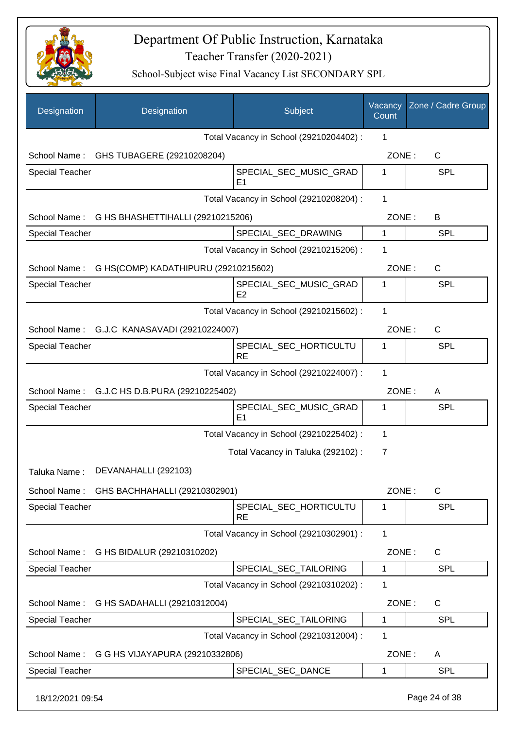# Department Of Public Instruction, Karnataka

## Teacher Transfer (2020-2021)

### School-Subject wise Final Vacancy List SECONDARY SPL

| Designation | Designation | Subject | Vacancy Count | Zone / Cadre Group |
|---|---|---|---|---|
| | | Total Vacancy in School (29210204402) : | 1 | |
| School Name : | GHS TUBAGERE (29210208204) | | ZONE : | C |
| Special Teacher | | SPECIAL_SEC_MUSIC_GRADE1 | 1 | SPL |
| | | Total Vacancy in School (29210208204) : | 1 | |
| School Name : | G HS BHASHETTIHALLI (29210215206) | | ZONE : | B |
| Special Teacher | | SPECIAL_SEC_DRAWING | 1 | SPL |
| | | Total Vacancy in School (29210215206) : | 1 | |
| School Name : | G HS(COMP) KADATHIPURU (29210215602) | | ZONE : | C |
| Special Teacher | | SPECIAL_SEC_MUSIC_GRADE2 | 1 | SPL |
| | | Total Vacancy in School (29210215602) : | 1 | |
| School Name : | G.J.C KANASAVADI (29210224007) | | ZONE : | C |
| Special Teacher | | SPECIAL_SEC_HORTICULTURE | 1 | SPL |
| | | Total Vacancy in School (29210224007) : | 1 | |
| School Name : | G.J.C HS D.B.PURA (29210225402) | | ZONE : | A |
| Special Teacher | | SPECIAL_SEC_MUSIC_GRADE1 | 1 | SPL |
| | | Total Vacancy in School (29210225402) : | 1 | |
| | | Total Vacancy in Taluka (292102) : | 7 | |
| Taluka Name : | DEVANAHALLI (292103) | | | |
| School Name : | GHS BACHHAHALLI (29210302901) | | ZONE : | C |
| Special Teacher | | SPECIAL_SEC_HORTICULTURE | 1 | SPL |
| | | Total Vacancy in School (29210302901) : | 1 | |
| School Name : | G HS BIDALUR (29210310202) | | ZONE : | C |
| Special Teacher | | SPECIAL_SEC_TAILORING | 1 | SPL |
| | | Total Vacancy in School (29210310202) : | 1 | |
| School Name : | G HS SADAHALLI (29210312004) | | ZONE : | C |
| Special Teacher | | SPECIAL_SEC_TAILORING | 1 | SPL |
| | | Total Vacancy in School (29210312004) : | 1 | |
| School Name : | G G HS VIJAYAPURA (29210332806) | | ZONE : | A |
| Special Teacher | | SPECIAL_SEC_DANCE | 1 | SPL |

18/12/2021 09:54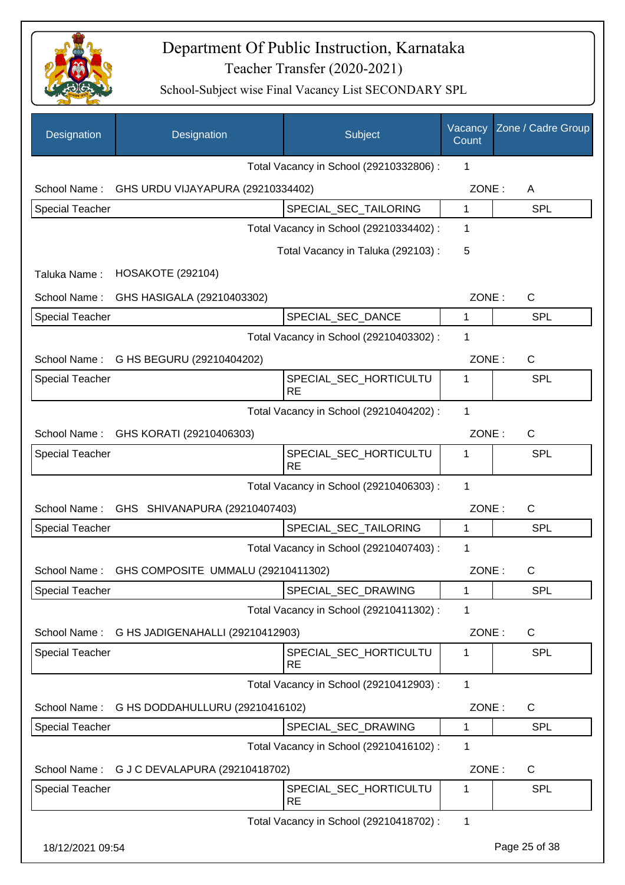# Department Of Public Instruction, Karnataka

## Teacher Transfer (2020-2021)

### School-Subject wise Final Vacancy List SECONDARY SPL

| Designation | Designation | Subject | Vacancy Count | Zone / Cadre Group |
|---|---|---|---|---|
| | | Total Vacancy in School (29210332806) : | 1 | |
| School Name : | GHS URDU VIJAYAPURA (29210334402) | | ZONE : | A |
| Special Teacher | | SPECIAL_SEC_TAILORING | 1 | SPL |
| | | Total Vacancy in School (29210334402) : | 1 | |
| | | Total Vacancy in Taluka (292103) : | 5 | |
| Taluka Name : | HOSAKOTE (292104) | | | |
| School Name : | GHS HASIGALA (29210403302) | | ZONE : | C |
| Special Teacher | | SPECIAL_SEC_DANCE | 1 | SPL |
| | | Total Vacancy in School (29210403302) : | 1 | |
| School Name : | G HS BEGURU (29210404202) | | ZONE : | C |
| Special Teacher | | SPECIAL_SEC_HORTICULTURE | 1 | SPL |
| | | Total Vacancy in School (29210404202) : | 1 | |
| School Name : | GHS KORATI (29210406303) | | ZONE : | C |
| Special Teacher | | SPECIAL_SEC_HORTICULTURE | 1 | SPL |
| | | Total Vacancy in School (29210406303) : | 1 | |
| School Name : | GHS SHIVANAPURA (29210407403) | | ZONE : | C |
| Special Teacher | | SPECIAL_SEC_TAILORING | 1 | SPL |
| | | Total Vacancy in School (29210407403) : | 1 | |
| School Name : | GHS COMPOSITE UMMALU (29210411302) | | ZONE : | C |
| Special Teacher | | SPECIAL_SEC_DRAWING | 1 | SPL |
| | | Total Vacancy in School (29210411302) : | 1 | |
| School Name : | G HS JADIGENAHALLI (29210412903) | | ZONE : | C |
| Special Teacher | | SPECIAL_SEC_HORTICULTURE | 1 | SPL |
| | | Total Vacancy in School (29210412903) : | 1 | |
| School Name : | G HS DODDAHULLURU (29210416102) | | ZONE : | C |
| Special Teacher | | SPECIAL_SEC_DRAWING | 1 | SPL |
| | | Total Vacancy in School (29210416102) : | 1 | |
| School Name : | G J C DEVALAPURA (29210418702) | | ZONE : | C |
| Special Teacher | | SPECIAL_SEC_HORTICULTURE | 1 | SPL |
| | | Total Vacancy in School (29210418702) : | 1 | |

18/12/2021 09:54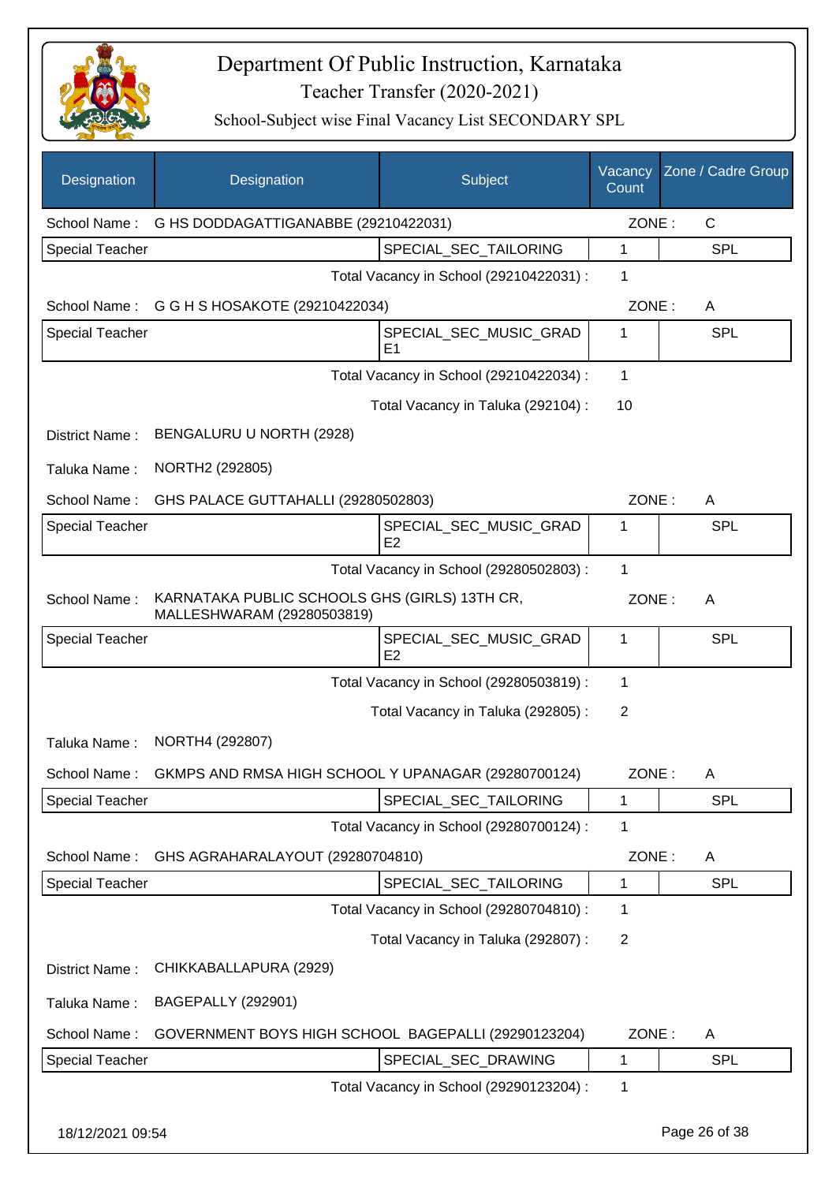# Department Of Public Instruction, Karnataka

Teacher Transfer (2020-2021)

School-Subject wise Final Vacancy List SECONDARY SPL

| Designation | Designation | Subject | Vacancy Count | Zone / Cadre Group |
|---|---|---|---|---|
| School Name : | G HS DODDAGATTIGANABBE (29210422031) | | ZONE : | C |
| Special Teacher | | SPECIAL_SEC_TAILORING | 1 | SPL |
| | | Total Vacancy in School (29210422031) : | 1 | |
| School Name : | G G H S HOSAKOTE (29210422034) | | ZONE : | A |
| Special Teacher | | SPECIAL_SEC_MUSIC_GRADE1 | 1 | SPL |
| | | Total Vacancy in School (29210422034) : | 1 | |
| | | Total Vacancy in Taluka (292104) : | 10 | |
| District Name : | BENGALURU U NORTH (2928) | | | |
| Taluka Name : | NORTH2 (292805) | | | |
| School Name : | GHS PALACE GUTTAHALLI (29280502803) | | ZONE : | A |
| Special Teacher | | SPECIAL_SEC_MUSIC_GRADE2 | 1 | SPL |
| | | Total Vacancy in School (29280502803) : | 1 | |
| School Name : | KARNATAKA PUBLIC SCHOOLS GHS (GIRLS) 13TH CR, MALLESHWARAM (29280503819) | | ZONE : | A |
| Special Teacher | | SPECIAL_SEC_MUSIC_GRADE2 | 1 | SPL |
| | | Total Vacancy in School (29280503819) : | 1 | |
| | | Total Vacancy in Taluka (292805) : | 2 | |
| Taluka Name : | NORTH4 (292807) | | | |
| School Name : | GKMPS AND RMSA HIGH SCHOOL Y UPANAGAR (29280700124) | | ZONE : | A |
| Special Teacher | | SPECIAL_SEC_TAILORING | 1 | SPL |
| | | Total Vacancy in School (29280700124) : | 1 | |
| School Name : | GHS AGRAHARALAYOUT (29280704810) | | ZONE : | A |
| Special Teacher | | SPECIAL_SEC_TAILORING | 1 | SPL |
| | | Total Vacancy in School (29280704810) : | 1 | |
| | | Total Vacancy in Taluka (292807) : | 2 | |
| District Name : | CHIKKABALLAPURA (2929) | | | |
| Taluka Name : | BAGEPALLY (292901) | | | |
| School Name : | GOVERNMENT BOYS HIGH SCHOOL BAGEPALLI (29290123204) | | ZONE : | A |
| Special Teacher | | SPECIAL_SEC_DRAWING | 1 | SPL |
| | | Total Vacancy in School (29290123204) : | 1 | |

18/12/2021 09:54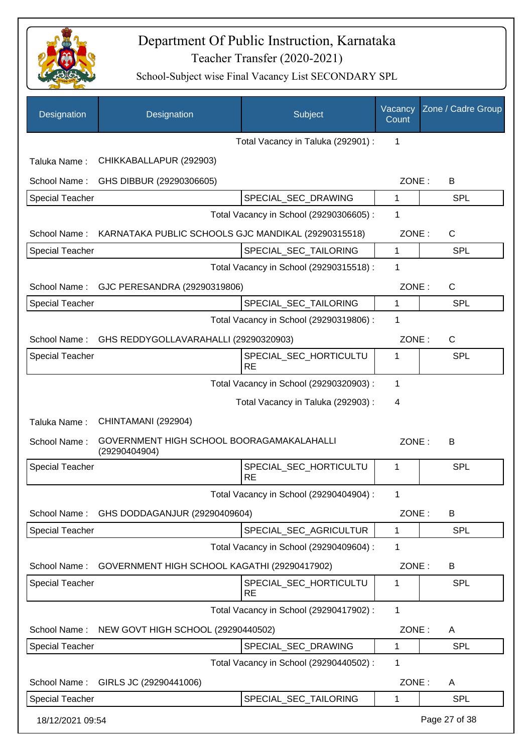# Department Of Public Instruction, Karnataka

## Teacher Transfer (2020-2021)

### School-Subject wise Final Vacancy List SECONDARY SPL

| Designation | Designation | Subject | Vacancy Count | Zone / Cadre Group |
|---|---|---|---|---|
| | | Total Vacancy in Taluka (292901) : | 1 | |
| Taluka Name : | CHIKKABALLAPUR (292903) | | | |
| School Name : | GHS DIBBUR (29290306605) | | ZONE : | B |
| Special Teacher | | SPECIAL_SEC_DRAWING | 1 | SPL |
| | | Total Vacancy in School (29290306605) : | 1 | |
| School Name : | KARNATAKA PUBLIC SCHOOLS GJC MANDIKAL (29290315518) | | ZONE : | C |
| Special Teacher | | SPECIAL_SEC_TAILORING | 1 | SPL |
| | | Total Vacancy in School (29290315518) : | 1 | |
| School Name : | GJC PERESANDRA (29290319806) | | ZONE : | C |
| Special Teacher | | SPECIAL_SEC_TAILORING | 1 | SPL |
| | | Total Vacancy in School (29290319806) : | 1 | |
| School Name : | GHS REDDYGOLLAVARAHALLI (29290320903) | | ZONE : | C |
| Special Teacher | | SPECIAL_SEC_HORTICULTURE | 1 | SPL |
| | | Total Vacancy in School (29290320903) : | 1 | |
| | | Total Vacancy in Taluka (292903) : | 4 | |
| Taluka Name : | CHINTAMANI (292904) | | | |
| School Name : | GOVERNMENT HIGH SCHOOL BOORAGAMAKALAHALLI (29290404904) | | ZONE : | B |
| Special Teacher | | SPECIAL_SEC_HORTICULTURE | 1 | SPL |
| | | Total Vacancy in School (29290404904) : | 1 | |
| School Name : | GHS DODDAGANJUR (29290409604) | | ZONE : | B |
| Special Teacher | | SPECIAL_SEC_AGRICULTUR | 1 | SPL |
| | | Total Vacancy in School (29290409604) : | 1 | |
| School Name : | GOVERNMENT HIGH SCHOOL KAGATHI (29290417902) | | ZONE : | B |
| Special Teacher | | SPECIAL_SEC_HORTICULTURE | 1 | SPL |
| | | Total Vacancy in School (29290417902) : | 1 | |
| School Name : | NEW GOVT HIGH SCHOOL (29290440502) | | ZONE : | A |
| Special Teacher | | SPECIAL_SEC_DRAWING | 1 | SPL |
| | | Total Vacancy in School (29290440502) : | 1 | |
| School Name : | GIRLS JC (29290441006) | | ZONE : | A |
| Special Teacher | | SPECIAL_SEC_TAILORING | 1 | SPL |

18/12/2021 09:54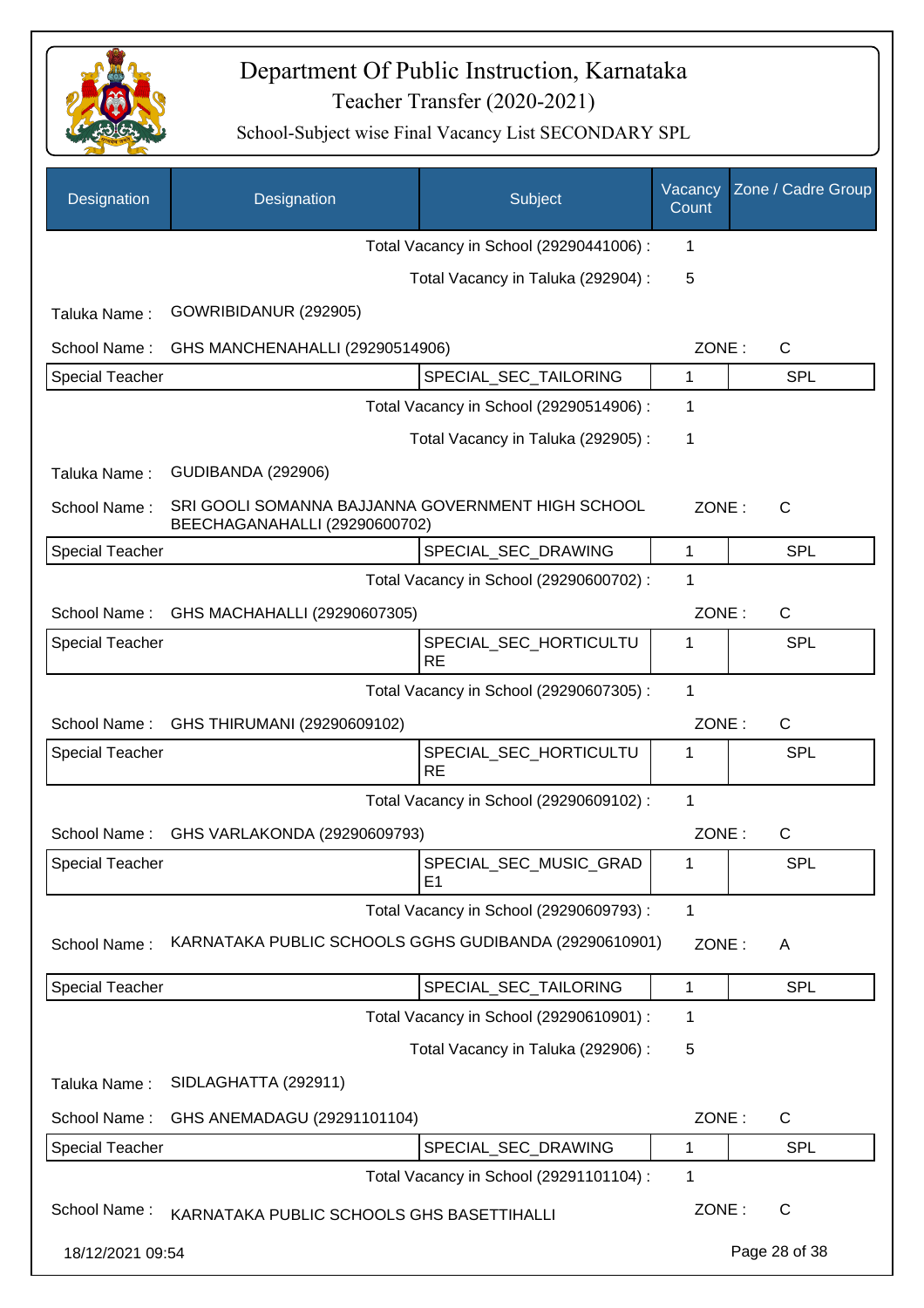# Department Of Public Instruction, Karnataka

## Teacher Transfer (2020-2021)

### School-Subject wise Final Vacancy List SECONDARY SPL

| Designation | Designation | Subject | Vacancy Count | Zone / Cadre Group |
|---|---|---|---|---|
| | | Total Vacancy in School (29290441006) : | 1 | |
| | | Total Vacancy in Taluka (292904) : | 5 | |
| Taluka Name : | GOWRIBIDANUR (292905) | | | |
| School Name : | GHS MANCHENAHALLI (29290514906) | | ZONE : | C |
| Special Teacher | | SPECIAL_SEC_TAILORING | 1 | SPL |
| | | Total Vacancy in School (29290514906) : | 1 | |
| | | Total Vacancy in Taluka (292905) : | 1 | |
| Taluka Name : | GUDIBANDA (292906) | | | |
| School Name : | SRI GOOLI SOMANNA BAJJANNA GOVERNMENT HIGH SCHOOL BEECHAGANAHALLI (29290600702) | | ZONE : | C |
| Special Teacher | | SPECIAL_SEC_DRAWING | 1 | SPL |
| | | Total Vacancy in School (29290600702) : | 1 | |
| School Name : | GHS MACHAHALLI (29290607305) | | ZONE : | C |
| Special Teacher | | SPECIAL_SEC_HORTICULTURE | 1 | SPL |
| | | Total Vacancy in School (29290607305) : | 1 | |
| School Name : | GHS THIRUMANI (29290609102) | | ZONE : | C |
| Special Teacher | | SPECIAL_SEC_HORTICULTURE | 1 | SPL |
| | | Total Vacancy in School (29290609102) : | 1 | |
| School Name : | GHS VARLAKONDA (29290609793) | | ZONE : | C |
| Special Teacher | | SPECIAL_SEC_MUSIC_GRADE1 | 1 | SPL |
| | | Total Vacancy in School (29290609793) : | 1 | |
| School Name : | KARNATAKA PUBLIC SCHOOLS GGHS GUDIBANDA (29290610901) | | ZONE : | A |
| Special Teacher | | SPECIAL_SEC_TAILORING | 1 | SPL |
| | | Total Vacancy in School (29290610901) : | 1 | |
| | | Total Vacancy in Taluka (292906) : | 5 | |
| Taluka Name : | SIDLAGHATTA (292911) | | | |
| School Name : | GHS ANEMADAGU (29291101104) | | ZONE : | C |
| Special Teacher | | SPECIAL_SEC_DRAWING | 1 | SPL |
| | | Total Vacancy in School (29291101104) : | 1 | |
| School Name : | KARNATAKA PUBLIC SCHOOLS GHS BASETTIHALLI | | ZONE : | C |

18/12/2021 09:54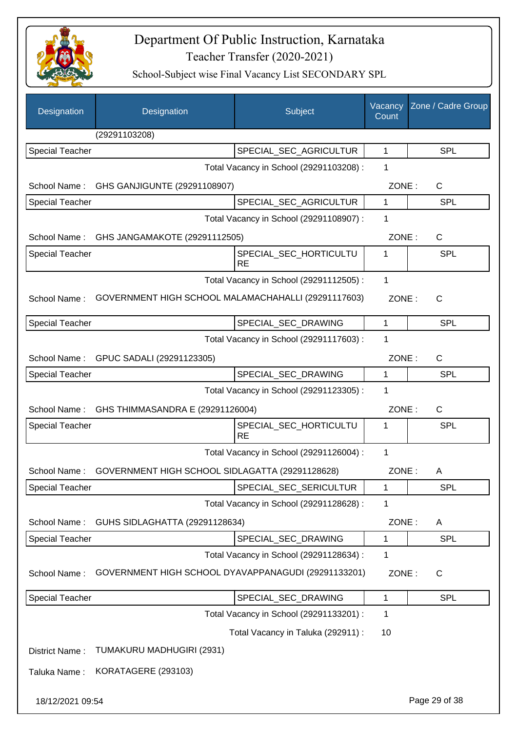# Department Of Public Instruction, Karnataka

## Teacher Transfer (2020-2021)

### School-Subject wise Final Vacancy List SECONDARY SPL

| Designation | Designation | Subject | Vacancy Count | Zone / Cadre Group |
|---|---|---|---|---|
| | (29291103208) | | | |
| Special Teacher | | SPECIAL_SEC_AGRICULTUR | 1 | SPL |

Total Vacancy in School (29291103208) : 1

School Name : GHS GANJIGUNTE (29291108907) ZONE : C

| Designation | Designation | Subject | Vacancy Count | Zone / Cadre Group |
|---|---|---|---|---|
| Special Teacher | | SPECIAL_SEC_AGRICULTUR | 1 | SPL |

Total Vacancy in School (29291108907) : 1

School Name : GHS JANGAMAKOTE (29291112505) ZONE : C

| Designation | Designation | Subject | Vacancy Count | Zone / Cadre Group |
|---|---|---|---|---|
| Special Teacher | | SPECIAL_SEC_HORTICULTURE | 1 | SPL |

Total Vacancy in School (29291112505) : 1

School Name : GOVERNMENT HIGH SCHOOL MALAMACHAHALLI (29291117603) ZONE : C

| Designation | Designation | Subject | Vacancy Count | Zone / Cadre Group |
|---|---|---|---|---|
| Special Teacher | | SPECIAL_SEC_DRAWING | 1 | SPL |

Total Vacancy in School (29291117603) : 1

School Name : GPUC SADALI (29291123305) ZONE : C

| Designation | Designation | Subject | Vacancy Count | Zone / Cadre Group |
|---|---|---|---|---|
| Special Teacher | | SPECIAL_SEC_DRAWING | 1 | SPL |

Total Vacancy in School (29291123305) : 1

School Name : GHS THIMMASANDRA E (29291126004) ZONE : C

| Designation | Designation | Subject | Vacancy Count | Zone / Cadre Group |
|---|---|---|---|---|
| Special Teacher | | SPECIAL_SEC_HORTICULTURE | 1 | SPL |

Total Vacancy in School (29291126004) : 1

School Name : GOVERNMENT HIGH SCHOOL SIDLAGATTA (29291128628) ZONE : A

| Designation | Designation | Subject | Vacancy Count | Zone / Cadre Group |
|---|---|---|---|---|
| Special Teacher | | SPECIAL_SEC_SERICULTUR | 1 | SPL |

Total Vacancy in School (29291128628) : 1

School Name : GUHS SIDLAGHATTA (29291128634) ZONE : A

| Designation | Designation | Subject | Vacancy Count | Zone / Cadre Group |
|---|---|---|---|---|
| Special Teacher | | SPECIAL_SEC_DRAWING | 1 | SPL |

Total Vacancy in School (29291128634) : 1

School Name : GOVERNMENT HIGH SCHOOL DYAVAPPANAGUDI (29291133201) ZONE : C

| Designation | Designation | Subject | Vacancy Count | Zone / Cadre Group |
|---|---|---|---|---|
| Special Teacher | | SPECIAL_SEC_DRAWING | 1 | SPL |

Total Vacancy in School (29291133201) : 1

Total Vacancy in Taluka (292911) : 10

District Name : TUMAKURU MADHUGIRI (2931)

Taluka Name : KORATAGERE (293103)

18/12/2021 09:54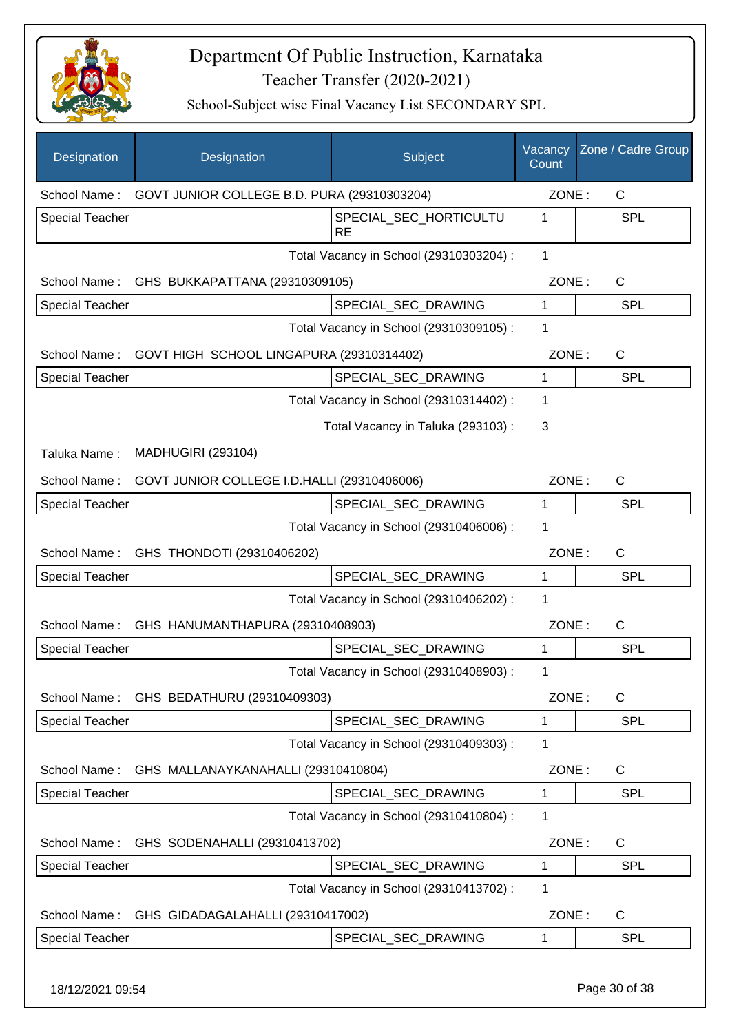# Department Of Public Instruction, Karnataka

## Teacher Transfer (2020-2021)

### School-Subject wise Final Vacancy List SECONDARY SPL

| Designation | Designation | Subject | Vacancy Count | Zone / Cadre Group |
|---|---|---|---|---|
| School Name : | GOVT JUNIOR COLLEGE B.D. PURA (29310303204) | | ZONE : | C |
| Special Teacher | | SPECIAL_SEC_HORTICULTURE | 1 | SPL |
| | | Total Vacancy in School (29310303204) : | 1 | |
| School Name : | GHS BUKKAPATTANA (29310309105) | | ZONE : | C |
| Special Teacher | | SPECIAL_SEC_DRAWING | 1 | SPL |
| | | Total Vacancy in School (29310309105) : | 1 | |
| School Name : | GOVT HIGH SCHOOL LINGAPURA (29310314402) | | ZONE : | C |
| Special Teacher | | SPECIAL_SEC_DRAWING | 1 | SPL |
| | | Total Vacancy in School (29310314402) : | 1 | |
| | | Total Vacancy in Taluka (293103) : | 3 | |
| Taluka Name : | MADHUGIRI (293104) | | | |
| School Name : | GOVT JUNIOR COLLEGE I.D.HALLI (29310406006) | | ZONE : | C |
| Special Teacher | | SPECIAL_SEC_DRAWING | 1 | SPL |
| | | Total Vacancy in School (29310406006) : | 1 | |
| School Name : | GHS THONDOTI (29310406202) | | ZONE : | C |
| Special Teacher | | SPECIAL_SEC_DRAWING | 1 | SPL |
| | | Total Vacancy in School (29310406202) : | 1 | |
| School Name : | GHS HANUMANTHAPURA (29310408903) | | ZONE : | C |
| Special Teacher | | SPECIAL_SEC_DRAWING | 1 | SPL |
| | | Total Vacancy in School (29310408903) : | 1 | |
| School Name : | GHS BEDATHURU (29310409303) | | ZONE : | C |
| Special Teacher | | SPECIAL_SEC_DRAWING | 1 | SPL |
| | | Total Vacancy in School (29310409303) : | 1 | |
| School Name : | GHS MALLANAYKANAHALLI (29310410804) | | ZONE : | C |
| Special Teacher | | SPECIAL_SEC_DRAWING | 1 | SPL |
| | | Total Vacancy in School (29310410804) : | 1 | |
| School Name : | GHS SODENAHALLI (29310413702) | | ZONE : | C |
| Special Teacher | | SPECIAL_SEC_DRAWING | 1 | SPL |
| | | Total Vacancy in School (29310413702) : | 1 | |
| School Name : | GHS GIDADAGALAHALLI (29310417002) | | ZONE : | C |
| Special Teacher | | SPECIAL_SEC_DRAWING | 1 | SPL |

18/12/2021 09:54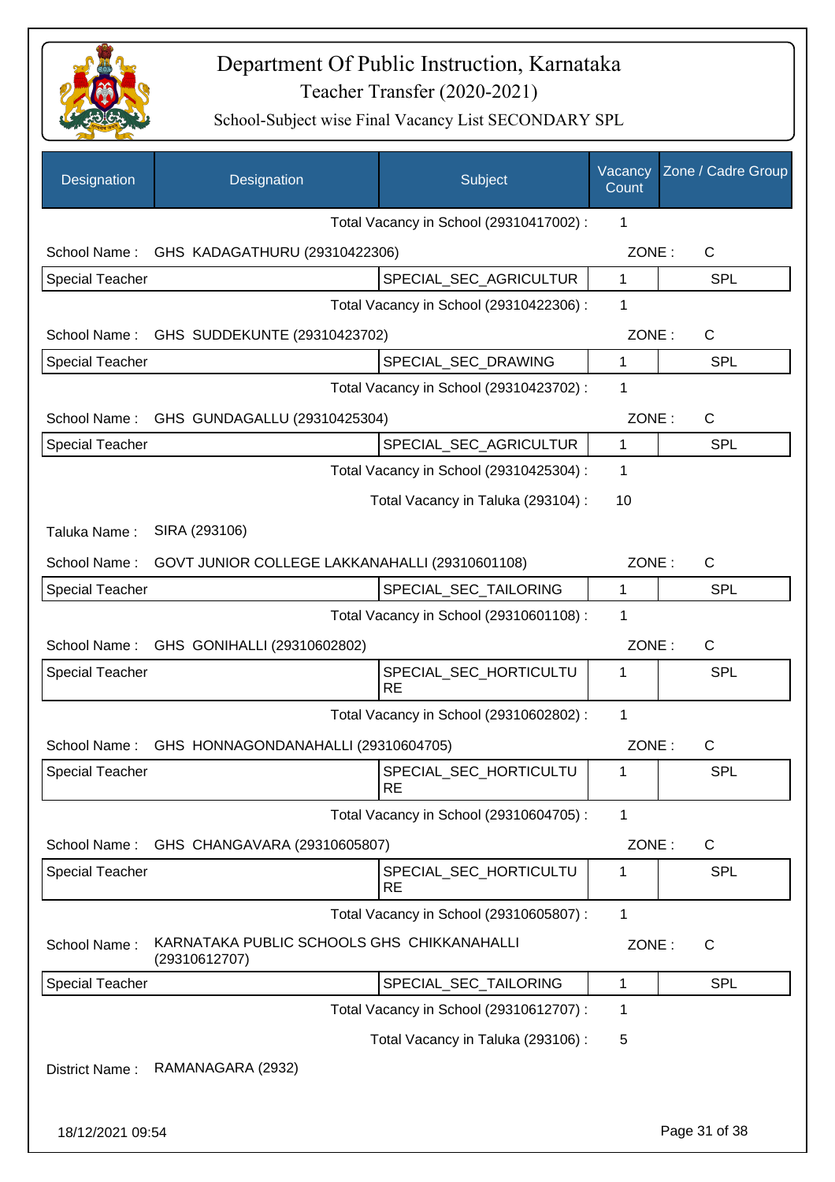# Department Of Public Instruction, Karnataka

## Teacher Transfer (2020-2021)

### School-Subject wise Final Vacancy List SECONDARY SPL

| Designation | Designation | Subject | Vacancy Count | Zone / Cadre Group |
|---|---|---|---|---|
| | | Total Vacancy in School (29310417002) : | 1 | |
| School Name : | GHS KADAGATHURU (29310422306) | | ZONE : | C |
| Special Teacher | | SPECIAL_SEC_AGRICULTUR | 1 | SPL |
| | | Total Vacancy in School (29310422306) : | 1 | |
| School Name : | GHS SUDDEKUNTE (29310423702) | | ZONE : | C |
| Special Teacher | | SPECIAL_SEC_DRAWING | 1 | SPL |
| | | Total Vacancy in School (29310423702) : | 1 | |
| School Name : | GHS GUNDAGALLU (29310425304) | | ZONE : | C |
| Special Teacher | | SPECIAL_SEC_AGRICULTUR | 1 | SPL |
| | | Total Vacancy in School (29310425304) : | 1 | |
| | | Total Vacancy in Taluka (293104) : | 10 | |
| Taluka Name : | SIRA (293106) | | | |
| School Name : | GOVT JUNIOR COLLEGE LAKKANAHALLI (29310601108) | | ZONE : | C |
| Special Teacher | | SPECIAL_SEC_TAILORING | 1 | SPL |
| | | Total Vacancy in School (29310601108) : | 1 | |
| School Name : | GHS GONIHALLI (29310602802) | | ZONE : | C |
| Special Teacher | | SPECIAL_SEC_HORTICULTURE | 1 | SPL |
| | | Total Vacancy in School (29310602802) : | 1 | |
| School Name : | GHS HONNAGONDANAHALLI (29310604705) | | ZONE : | C |
| Special Teacher | | SPECIAL_SEC_HORTICULTURE | 1 | SPL |
| | | Total Vacancy in School (29310604705) : | 1 | |
| School Name : | GHS CHANGAVARA (29310605807) | | ZONE : | C |
| Special Teacher | | SPECIAL_SEC_HORTICULTURE | 1 | SPL |
| | | Total Vacancy in School (29310605807) : | 1 | |
| School Name : | KARNATAKA PUBLIC SCHOOLS GHS CHIKKANAHALLI (29310612707) | | ZONE : | C |
| Special Teacher | | SPECIAL_SEC_TAILORING | 1 | SPL |
| | | Total Vacancy in School (29310612707) : | 1 | |
| | | Total Vacancy in Taluka (293106) : | 5 | |
| District Name : | RAMANAGARA (2932) | | | |

18/12/2021 09:54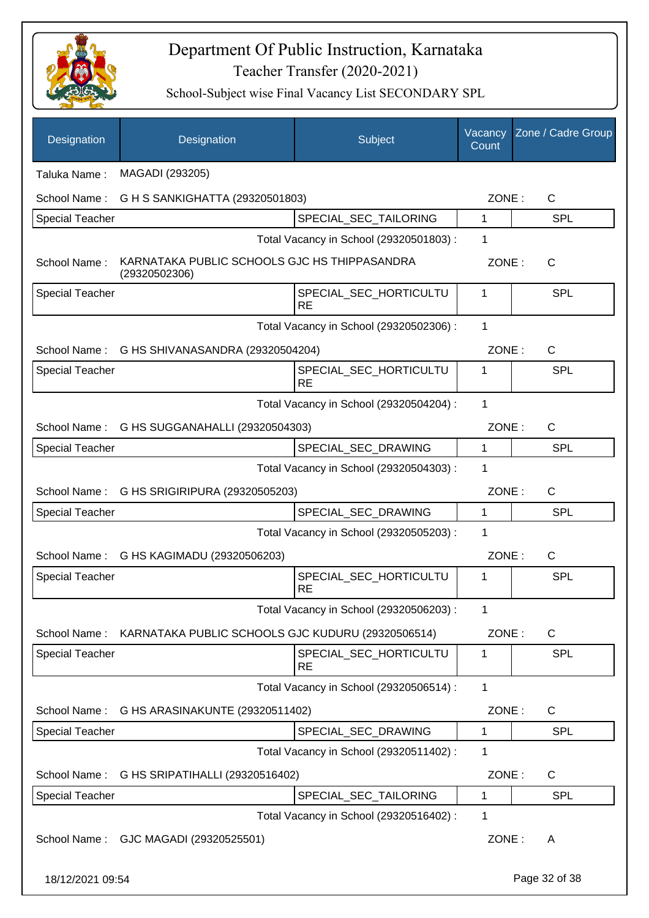# Department Of Public Instruction, Karnataka

## Teacher Transfer (2020-2021)

### School-Subject wise Final Vacancy List SECONDARY SPL

| Designation | Designation | Subject | Vacancy Count | Zone / Cadre Group |
|---|---|---|---|---|
| Taluka Name : | MAGADI (293205) | | | |
| School Name : | G H S SANKIGHATTA (29320501803) | | ZONE : | C |
| Special Teacher | | SPECIAL_SEC_TAILORING | 1 | SPL |
| | | Total Vacancy in School (29320501803) : | 1 | |
| School Name : | KARNATAKA PUBLIC SCHOOLS GJC HS THIPPASANDRA (29320502306) | | ZONE : | C |
| Special Teacher | | SPECIAL_SEC_HORTICULTURE | 1 | SPL |
| | | Total Vacancy in School (29320502306) : | 1 | |
| School Name : | G HS SHIVANASANDRA (29320504204) | | ZONE : | C |
| Special Teacher | | SPECIAL_SEC_HORTICULTURE | 1 | SPL |
| | | Total Vacancy in School (29320504204) : | 1 | |
| School Name : | G HS SUGGANAHALLI (29320504303) | | ZONE : | C |
| Special Teacher | | SPECIAL_SEC_DRAWING | 1 | SPL |
| | | Total Vacancy in School (29320504303) : | 1 | |
| School Name : | G HS SRIGIRIPURA (29320505203) | | ZONE : | C |
| Special Teacher | | SPECIAL_SEC_DRAWING | 1 | SPL |
| | | Total Vacancy in School (29320505203) : | 1 | |
| School Name : | G HS KAGIMADU (29320506203) | | ZONE : | C |
| Special Teacher | | SPECIAL_SEC_HORTICULTURE | 1 | SPL |
| | | Total Vacancy in School (29320506203) : | 1 | |
| School Name : | KARNATAKA PUBLIC SCHOOLS GJC KUDURU (29320506514) | | ZONE : | C |
| Special Teacher | | SPECIAL_SEC_HORTICULTURE | 1 | SPL |
| | | Total Vacancy in School (29320506514) : | 1 | |
| School Name : | G HS ARASINAKUNTE (29320511402) | | ZONE : | C |
| Special Teacher | | SPECIAL_SEC_DRAWING | 1 | SPL |
| | | Total Vacancy in School (29320511402) : | 1 | |
| School Name : | G HS SRIPATIHALLI (29320516402) | | ZONE : | C |
| Special Teacher | | SPECIAL_SEC_TAILORING | 1 | SPL |
| | | Total Vacancy in School (29320516402) : | 1 | |
| School Name : | GJC MAGADI (29320525501) | | ZONE : | A |

18/12/2021 09:54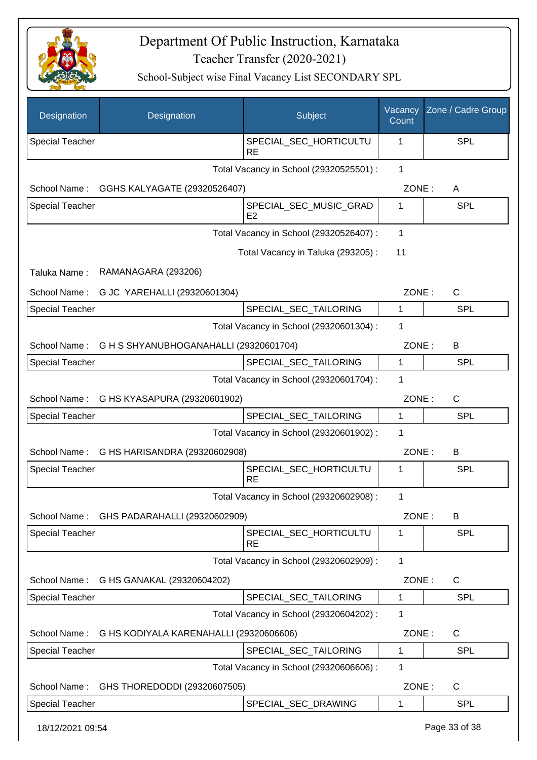# Department Of Public Instruction, Karnataka
## Teacher Transfer (2020-2021)
### School-Subject wise Final Vacancy List SECONDARY SPL

| Designation | Designation | Subject | Vacancy Count | Zone / Cadre Group |
|---|---|---|---|---|
| Special Teacher | | SPECIAL_SEC_HORTICULTURE | 1 | SPL |

Total Vacancy in School (29320525501) : 1

School Name : GGHS KALYAGATE (29320526407) ZONE : A

| Designation | Designation | Subject | Vacancy Count | Zone / Cadre Group |
|---|---|---|---|---|
| Special Teacher | | SPECIAL_SEC_MUSIC_GRADE2 | 1 | SPL |

Total Vacancy in School (29320526407) : 1

Total Vacancy in Taluka (293205) : 11

Taluka Name : RAMANAGARA (293206)

School Name : G JC YAREHALLI (29320601304) ZONE : C

| Designation | Designation | Subject | Vacancy Count | Zone / Cadre Group |
|---|---|---|---|---|
| Special Teacher | | SPECIAL_SEC_TAILORING | 1 | SPL |

Total Vacancy in School (29320601304) : 1

School Name : G H S SHYANUBHOGANAHALLI (29320601704) ZONE : B

| Designation | Designation | Subject | Vacancy Count | Zone / Cadre Group |
|---|---|---|---|---|
| Special Teacher | | SPECIAL_SEC_TAILORING | 1 | SPL |

Total Vacancy in School (29320601704) : 1

School Name : G HS KYASAPURA (29320601902) ZONE : C

| Designation | Designation | Subject | Vacancy Count | Zone / Cadre Group |
|---|---|---|---|---|
| Special Teacher | | SPECIAL_SEC_TAILORING | 1 | SPL |

Total Vacancy in School (29320601902) : 1

School Name : G HS HARISANDRA (29320602908) ZONE : B

| Designation | Designation | Subject | Vacancy Count | Zone / Cadre Group |
|---|---|---|---|---|
| Special Teacher | | SPECIAL_SEC_HORTICULTURE | 1 | SPL |

Total Vacancy in School (29320602908) : 1

School Name : GHS PADARAHALLI (29320602909) ZONE : B

| Designation | Designation | Subject | Vacancy Count | Zone / Cadre Group |
|---|---|---|---|---|
| Special Teacher | | SPECIAL_SEC_HORTICULTURE | 1 | SPL |

Total Vacancy in School (29320602909) : 1

School Name : G HS GANAKAL (29320604202) ZONE : C

| Designation | Designation | Subject | Vacancy Count | Zone / Cadre Group |
|---|---|---|---|---|
| Special Teacher | | SPECIAL_SEC_TAILORING | 1 | SPL |

Total Vacancy in School (29320604202) : 1

School Name : G HS KODIYALA KARENAHALLI (29320606606) ZONE : C

| Designation | Designation | Subject | Vacancy Count | Zone / Cadre Group |
|---|---|---|---|---|
| Special Teacher | | SPECIAL_SEC_TAILORING | 1 | SPL |

Total Vacancy in School (29320606606) : 1

School Name : GHS THOREDODDI (29320607505) ZONE : C

| Designation | Designation | Subject | Vacancy Count | Zone / Cadre Group |
|---|---|---|---|---|
| Special Teacher | | SPECIAL_SEC_DRAWING | 1 | SPL |

18/12/2021 09:54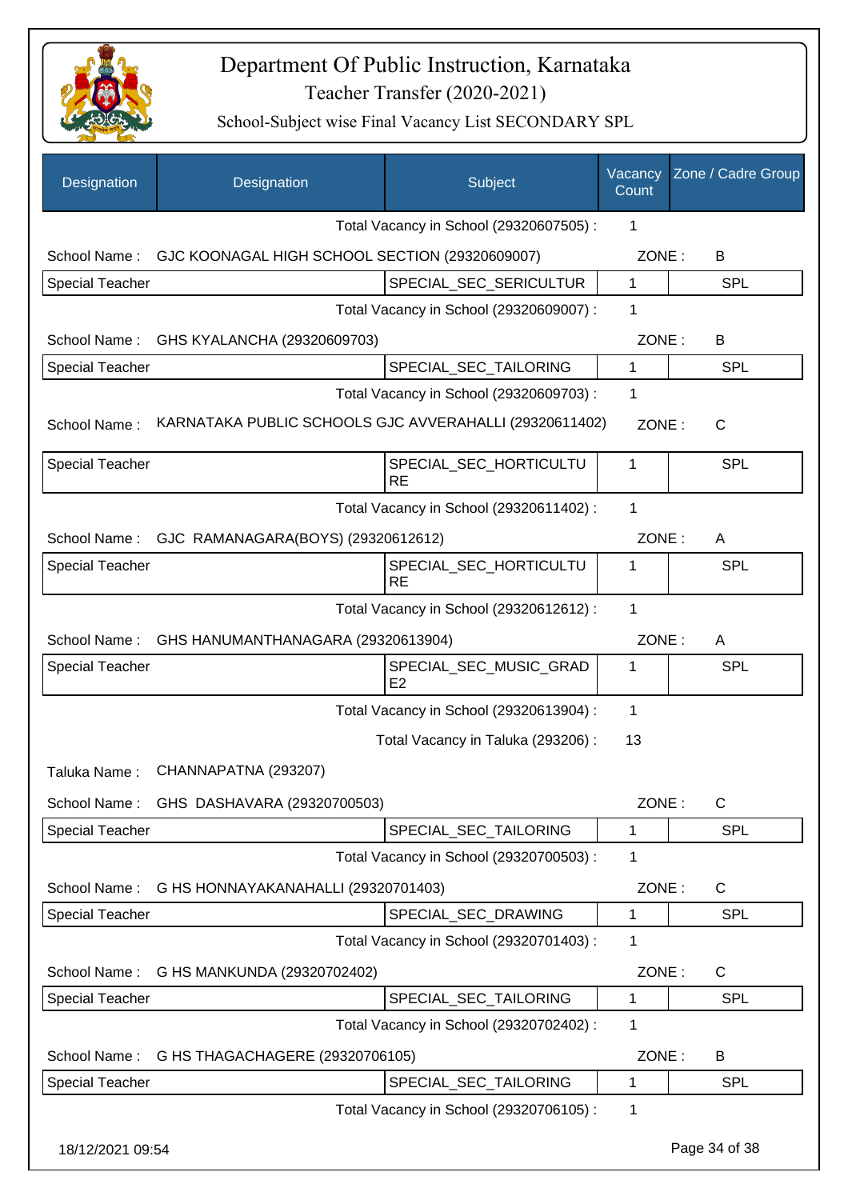# Department Of Public Instruction, Karnataka

Teacher Transfer (2020-2021)

School-Subject wise Final Vacancy List SECONDARY SPL

| Designation | Designation | Subject | Vacancy Count | Zone / Cadre Group |
|---|---|---|---|---|
| | | Total Vacancy in School (29320607505) : | 1 | |
| School Name : | GJC KOONAGAL HIGH SCHOOL SECTION (29320609007) | | ZONE : | B |
| Special Teacher | | SPECIAL_SEC_SERICULTUR | 1 | SPL |
| | | Total Vacancy in School (29320609007) : | 1 | |
| School Name : | GHS KYALANCHA (29320609703) | | ZONE : | B |
| Special Teacher | | SPECIAL_SEC_TAILORING | 1 | SPL |
| | | Total Vacancy in School (29320609703) : | 1 | |
| School Name : | KARNATAKA PUBLIC SCHOOLS GJC AVVERAHALLI (29320611402) | | ZONE : | C |
| Special Teacher | | SPECIAL_SEC_HORTICULTURE | 1 | SPL |
| | | Total Vacancy in School (29320611402) : | 1 | |
| School Name : | GJC RAMANAGARA(BOYS) (29320612612) | | ZONE : | A |
| Special Teacher | | SPECIAL_SEC_HORTICULTURE | 1 | SPL |
| | | Total Vacancy in School (29320612612) : | 1 | |
| School Name : | GHS HANUMANTHANAGARA (29320613904) | | ZONE : | A |
| Special Teacher | | SPECIAL_SEC_MUSIC_GRADE2 | 1 | SPL |
| | | Total Vacancy in School (29320613904) : | 1 | |
| | | Total Vacancy in Taluka (293206) : | 13 | |
| Taluka Name : | CHANNAPATNA (293207) | | | |
| School Name : | GHS DASHAVARA (29320700503) | | ZONE : | C |
| Special Teacher | | SPECIAL_SEC_TAILORING | 1 | SPL |
| | | Total Vacancy in School (29320700503) : | 1 | |
| School Name : | G HS HONNAYAKANAHALLI (29320701403) | | ZONE : | C |
| Special Teacher | | SPECIAL_SEC_DRAWING | 1 | SPL |
| | | Total Vacancy in School (29320701403) : | 1 | |
| School Name : | G HS MANKUNDA (29320702402) | | ZONE : | C |
| Special Teacher | | SPECIAL_SEC_TAILORING | 1 | SPL |
| | | Total Vacancy in School (29320702402) : | 1 | |
| School Name : | G HS THAGACHAGERE (29320706105) | | ZONE : | B |
| Special Teacher | | SPECIAL_SEC_TAILORING | 1 | SPL |
| | | Total Vacancy in School (29320706105) : | 1 | |

18/12/2021 09:54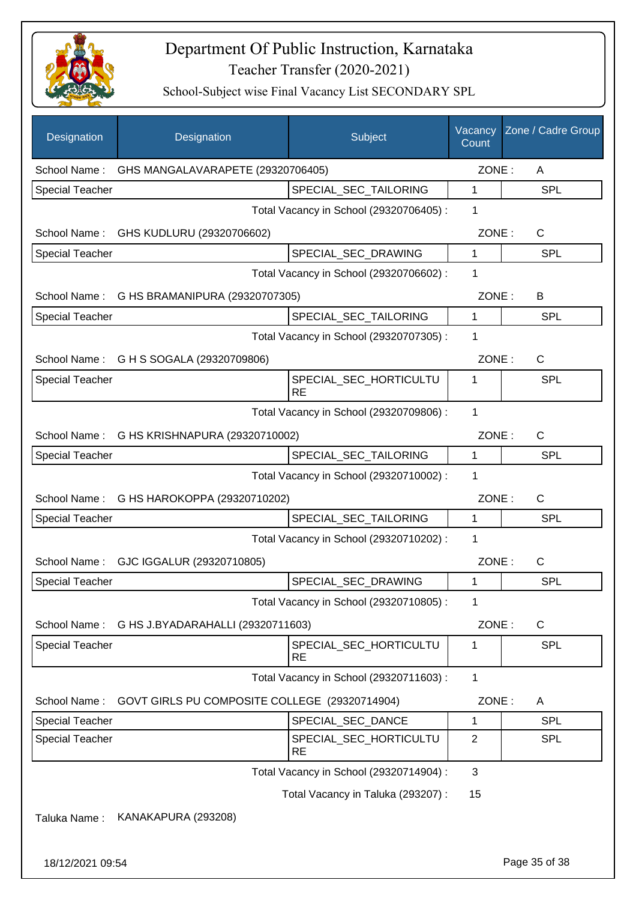# Department Of Public Instruction, Karnataka

## Teacher Transfer (2020-2021)

### School-Subject wise Final Vacancy List SECONDARY SPL

| Designation | Designation | Subject | Vacancy Count | Zone / Cadre Group |
|---|---|---|---|---|
| School Name : | GHS MANGALAVARAPETE (29320706405) | | ZONE : | A |
| Special Teacher | | SPECIAL_SEC_TAILORING | 1 | SPL |
| | | Total Vacancy in School (29320706405) : | 1 | |
| School Name : | GHS KUDLURU (29320706602) | | ZONE : | C |
| Special Teacher | | SPECIAL_SEC_DRAWING | 1 | SPL |
| | | Total Vacancy in School (29320706602) : | 1 | |
| School Name : | G HS BRAMANIPURA (29320707305) | | ZONE : | B |
| Special Teacher | | SPECIAL_SEC_TAILORING | 1 | SPL |
| | | Total Vacancy in School (29320707305) : | 1 | |
| School Name : | G H S SOGALA (29320709806) | | ZONE : | C |
| Special Teacher | | SPECIAL_SEC_HORTICULTURE | 1 | SPL |
| | | Total Vacancy in School (29320709806) : | 1 | |
| School Name : | G HS KRISHNAPURA (29320710002) | | ZONE : | C |
| Special Teacher | | SPECIAL_SEC_TAILORING | 1 | SPL |
| | | Total Vacancy in School (29320710002) : | 1 | |
| School Name : | G HS HAROKOPPA (29320710202) | | ZONE : | C |
| Special Teacher | | SPECIAL_SEC_TAILORING | 1 | SPL |
| | | Total Vacancy in School (29320710202) : | 1 | |
| School Name : | GJC IGGALUR (29320710805) | | ZONE : | C |
| Special Teacher | | SPECIAL_SEC_DRAWING | 1 | SPL |
| | | Total Vacancy in School (29320710805) : | 1 | |
| School Name : | G HS J.BYADARAHALLI (29320711603) | | ZONE : | C |
| Special Teacher | | SPECIAL_SEC_HORTICULTURE | 1 | SPL |
| | | Total Vacancy in School (29320711603) : | 1 | |
| School Name : | GOVT GIRLS PU COMPOSITE COLLEGE (29320714904) | | ZONE : | A |
| Special Teacher | | SPECIAL_SEC_DANCE | 1 | SPL |
| Special Teacher | | SPECIAL_SEC_HORTICULTURE | 2 | SPL |
| | | Total Vacancy in School (29320714904) : | 3 | |
| | | Total Vacancy in Taluka (293207) : | 15 | |

Taluka Name : KANAKAPURA (293208)

18/12/2021 09:54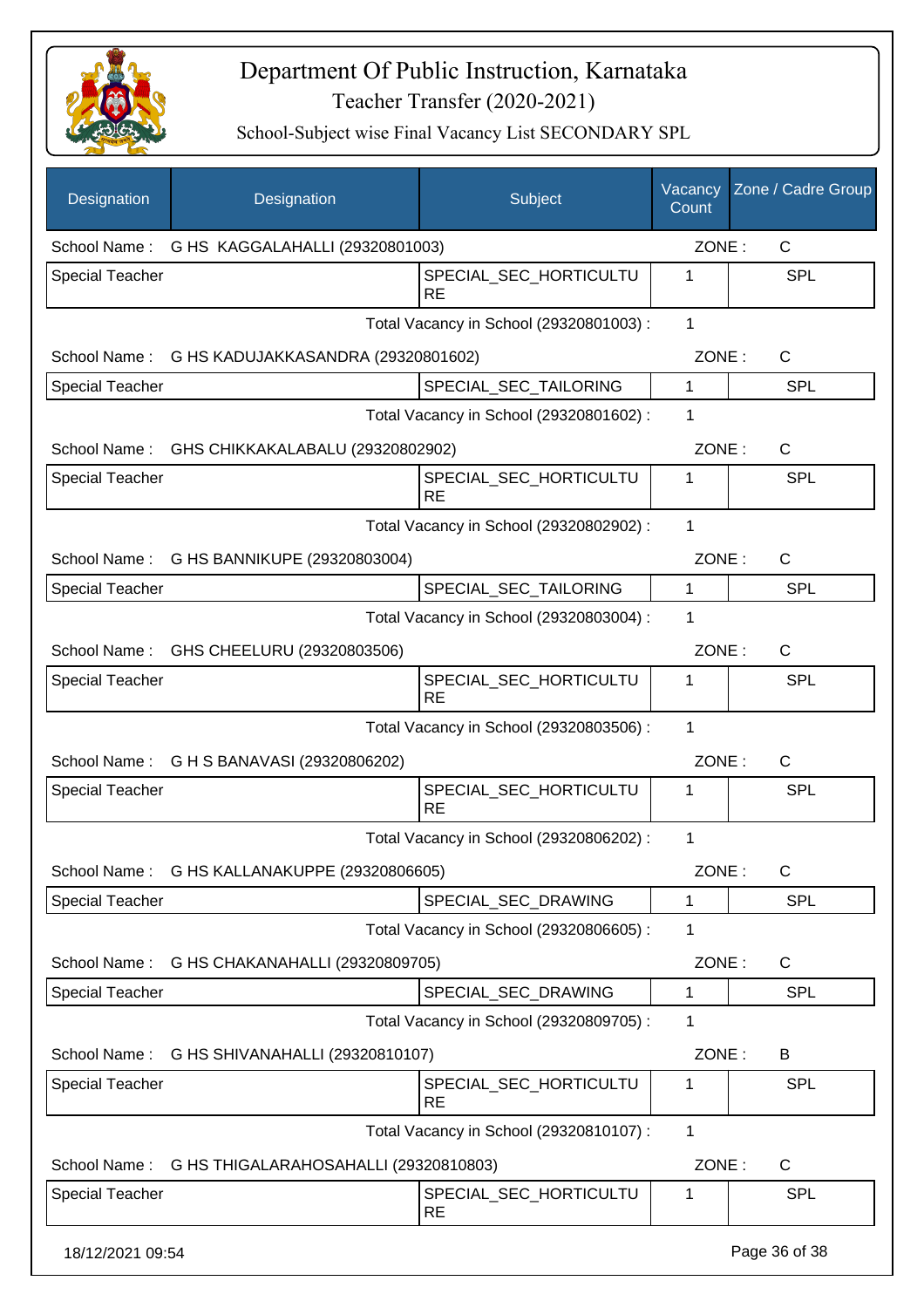# Department Of Public Instruction, Karnataka

## Teacher Transfer (2020-2021)

### School-Subject wise Final Vacancy List SECONDARY SPL

| Designation | Designation | Subject | Vacancy Count | Zone / Cadre Group |
|---|---|---|---|---|
| School Name : | G HS KAGGALAHALLI (29320801003) | | ZONE : | C |
| Special Teacher | | SPECIAL_SEC_HORTICULTURE | 1 | SPL |
| | | Total Vacancy in School (29320801003) : | 1 | |
| School Name : | G HS KADUJAKKASANDRA (29320801602) | | ZONE : | C |
| Special Teacher | | SPECIAL_SEC_TAILORING | 1 | SPL |
| | | Total Vacancy in School (29320801602) : | 1 | |
| School Name : | GHS CHIKKAKALABALU (29320802902) | | ZONE : | C |
| Special Teacher | | SPECIAL_SEC_HORTICULTURE | 1 | SPL |
| | | Total Vacancy in School (29320802902) : | 1 | |
| School Name : | G HS BANNIKUPE (29320803004) | | ZONE : | C |
| Special Teacher | | SPECIAL_SEC_TAILORING | 1 | SPL |
| | | Total Vacancy in School (29320803004) : | 1 | |
| School Name : | GHS CHEELURU (29320803506) | | ZONE : | C |
| Special Teacher | | SPECIAL_SEC_HORTICULTURE | 1 | SPL |
| | | Total Vacancy in School (29320803506) : | 1 | |
| School Name : | G H S BANAVASI (29320806202) | | ZONE : | C |
| Special Teacher | | SPECIAL_SEC_HORTICULTURE | 1 | SPL |
| | | Total Vacancy in School (29320806202) : | 1 | |
| School Name : | G HS KALLANAKUPPE (29320806605) | | ZONE : | C |
| Special Teacher | | SPECIAL_SEC_DRAWING | 1 | SPL |
| | | Total Vacancy in School (29320806605) : | 1 | |
| School Name : | G HS CHAKANAHALLI (29320809705) | | ZONE : | C |
| Special Teacher | | SPECIAL_SEC_DRAWING | 1 | SPL |
| | | Total Vacancy in School (29320809705) : | 1 | |
| School Name : | G HS SHIVANAHALLI (29320810107) | | ZONE : | B |
| Special Teacher | | SPECIAL_SEC_HORTICULTURE | 1 | SPL |
| | | Total Vacancy in School (29320810107) : | 1 | |
| School Name : | G HS THIGALARAHOSAHALLI (29320810803) | | ZONE : | C |
| Special Teacher | | SPECIAL_SEC_HORTICULTURE | 1 | SPL |

18/12/2021 09:54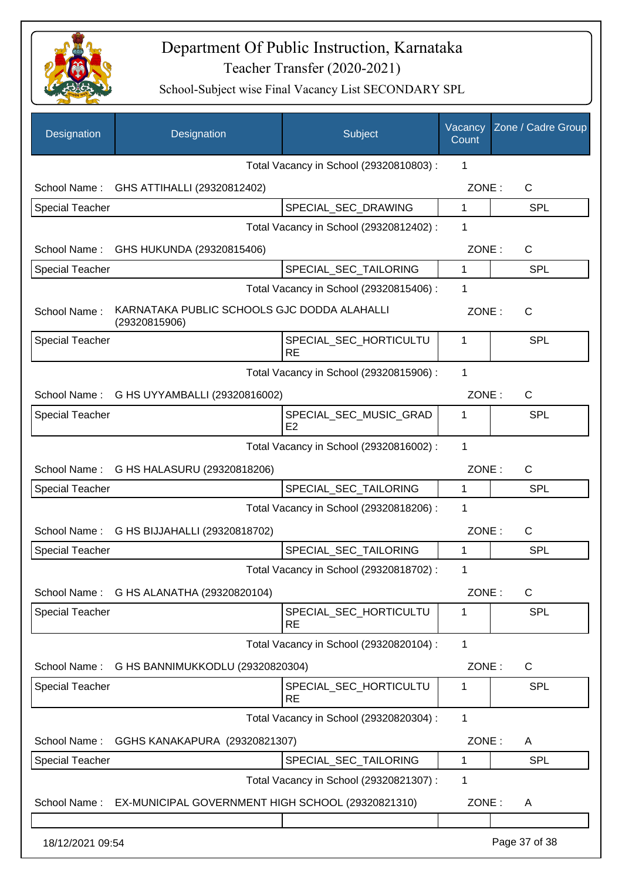# Department Of Public Instruction, Karnataka

## Teacher Transfer (2020-2021)

### School-Subject wise Final Vacancy List SECONDARY SPL

| Designation | Designation | Subject | Vacancy Count | Zone / Cadre Group |
|---|---|---|---|---|
| | | Total Vacancy in School (29320810803) : | 1 | |
| School Name : | GHS ATTIHALLI (29320812402) | | ZONE : | C |
| Special Teacher | | SPECIAL_SEC_DRAWING | 1 | SPL |
| | | Total Vacancy in School (29320812402) : | 1 | |
| School Name : | GHS HUKUNDA (29320815406) | | ZONE : | C |
| Special Teacher | | SPECIAL_SEC_TAILORING | 1 | SPL |
| | | Total Vacancy in School (29320815406) : | 1 | |
| School Name : | KARNATAKA PUBLIC SCHOOLS GJC DODDA ALAHALLI (29320815906) | | ZONE : | C |
| Special Teacher | | SPECIAL_SEC_HORTICULTURE | 1 | SPL |
| | | Total Vacancy in School (29320815906) : | 1 | |
| School Name : | G HS UYYAMBALLI (29320816002) | | ZONE : | C |
| Special Teacher | | SPECIAL_SEC_MUSIC_GRADE2 | 1 | SPL |
| | | Total Vacancy in School (29320816002) : | 1 | |
| School Name : | G HS HALASURU (29320818206) | | ZONE : | C |
| Special Teacher | | SPECIAL_SEC_TAILORING | 1 | SPL |
| | | Total Vacancy in School (29320818206) : | 1 | |
| School Name : | G HS BIJJAHALLI (29320818702) | | ZONE : | C |
| Special Teacher | | SPECIAL_SEC_TAILORING | 1 | SPL |
| | | Total Vacancy in School (29320818702) : | 1 | |
| School Name : | G HS ALANATHA (29320820104) | | ZONE : | C |
| Special Teacher | | SPECIAL_SEC_HORTICULTURE | 1 | SPL |
| | | Total Vacancy in School (29320820104) : | 1 | |
| School Name : | G HS BANNIMUKKODLU (29320820304) | | ZONE : | C |
| Special Teacher | | SPECIAL_SEC_HORTICULTURE | 1 | SPL |
| | | Total Vacancy in School (29320820304) : | 1 | |
| School Name : | GGHS KANAKAPURA (29320821307) | | ZONE : | A |
| Special Teacher | | SPECIAL_SEC_TAILORING | 1 | SPL |
| | | Total Vacancy in School (29320821307) : | 1 | |
| School Name : | EX-MUNICIPAL GOVERNMENT HIGH SCHOOL (29320821310) | | ZONE : | A |

18/12/2021 09:54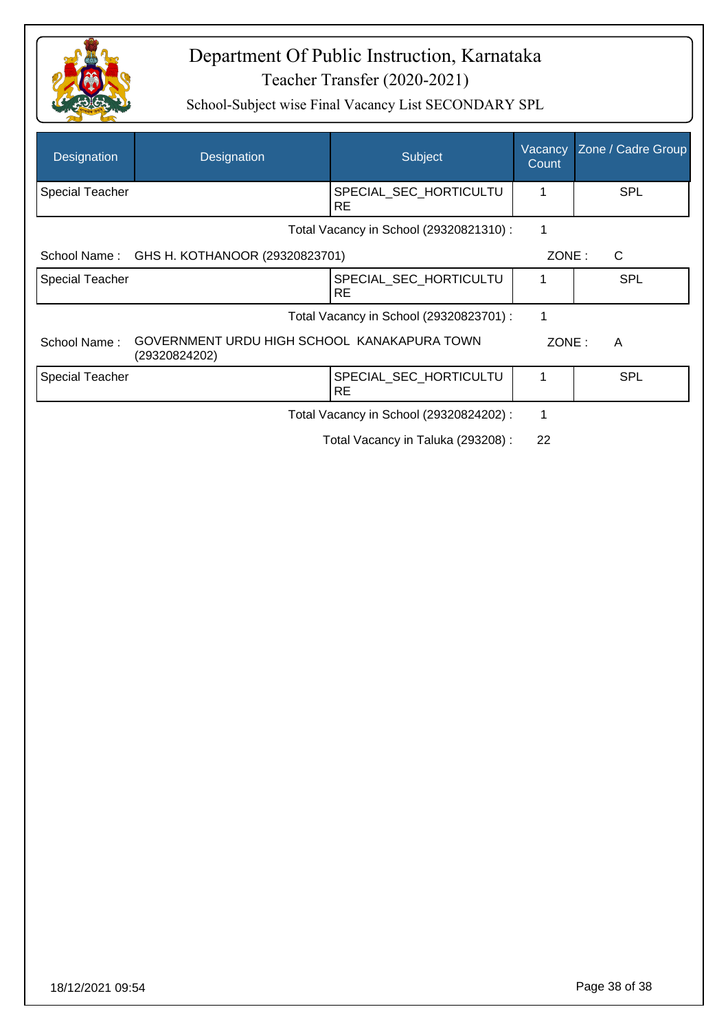# Department Of Public Instruction, Karnataka

Teacher Transfer (2020-2021)

School-Subject wise Final Vacancy List SECONDARY SPL

| Designation | Designation | Subject | Vacancy Count | Zone / Cadre Group |
|---|---|---|---|---|
| Special Teacher | | SPECIAL_SEC_HORTICULTURE | 1 | SPL |

Total Vacancy in School (29320821310) : 1

School Name : GHS H. KOTHANOOR (29320823701) ZONE : C

| Designation | Designation | Subject | Vacancy Count | Zone / Cadre Group |
|---|---|---|---|---|
| Special Teacher | | SPECIAL_SEC_HORTICULTURE | 1 | SPL |

Total Vacancy in School (29320823701) : 1

School Name : GOVERNMENT URDU HIGH SCHOOL KANAKAPURA TOWN (29320824202) ZONE : A

| Designation | Designation | Subject | Vacancy Count | Zone / Cadre Group |
|---|---|---|---|---|
| Special Teacher | | SPECIAL_SEC_HORTICULTURE | 1 | SPL |

Total Vacancy in School (29320824202) : 1

Total Vacancy in Taluka (293208) : 22

18/12/2021 09:54